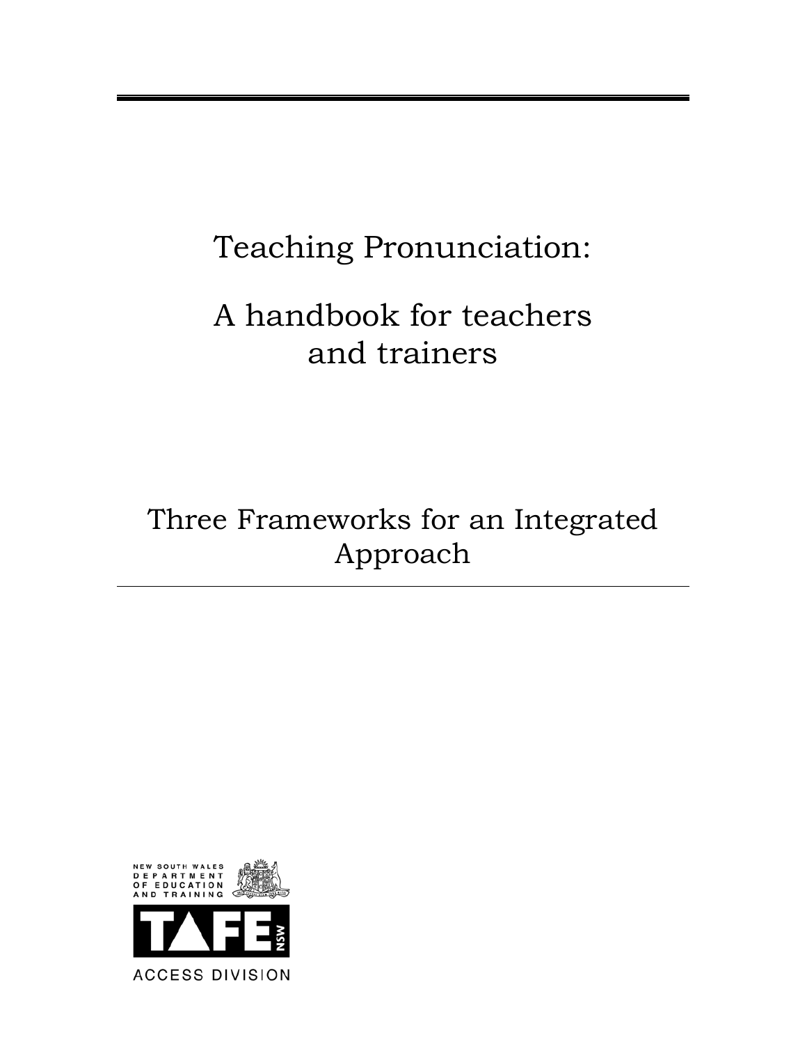# Teaching Pronunciation:

# A handbook for teachers and trainers

## Three Frameworks for an Integrated Approach

NEW SOUTH WALES DEPARTMENT OF EDUCATION AND TRAINING

TAFE NSW

ACCESS DIVISION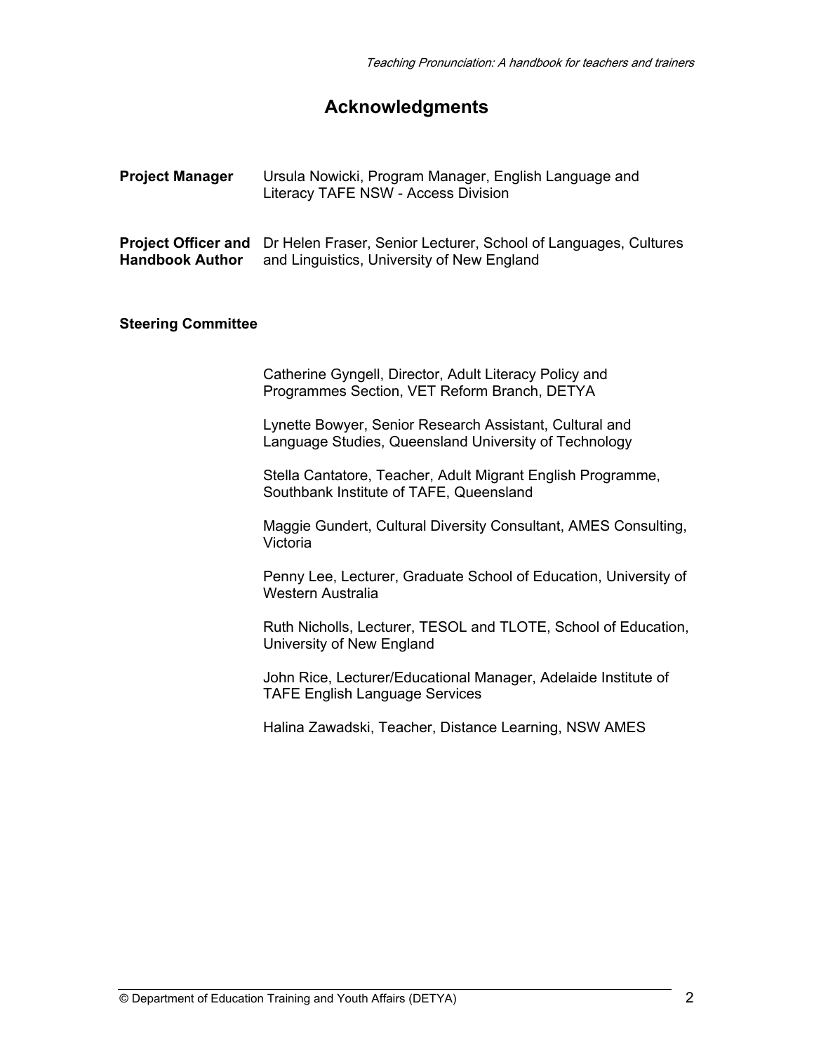# Acknowledgments

**Project Manager** Ursula Nowicki, Program Manager, English Language and Literacy TAFE NSW - Access Division

**Project Officer and Handbook Author** Dr Helen Fraser, Senior Lecturer, School of Languages, Cultures and Linguistics, University of New England

**Steering Committee**

Catherine Gyngell, Director, Adult Literacy Policy and Programmes Section, VET Reform Branch, DETYA

Lynette Bowyer, Senior Research Assistant, Cultural and Language Studies, Queensland University of Technology

Stella Cantatore, Teacher, Adult Migrant English Programme, Southbank Institute of TAFE, Queensland

Maggie Gundert, Cultural Diversity Consultant, AMES Consulting, Victoria

Penny Lee, Lecturer, Graduate School of Education, University of Western Australia

Ruth Nicholls, Lecturer, TESOL and TLOTE, School of Education, University of New England

John Rice, Lecturer/Educational Manager, Adelaide Institute of TAFE English Language Services

Halina Zawadski, Teacher, Distance Learning, NSW AMES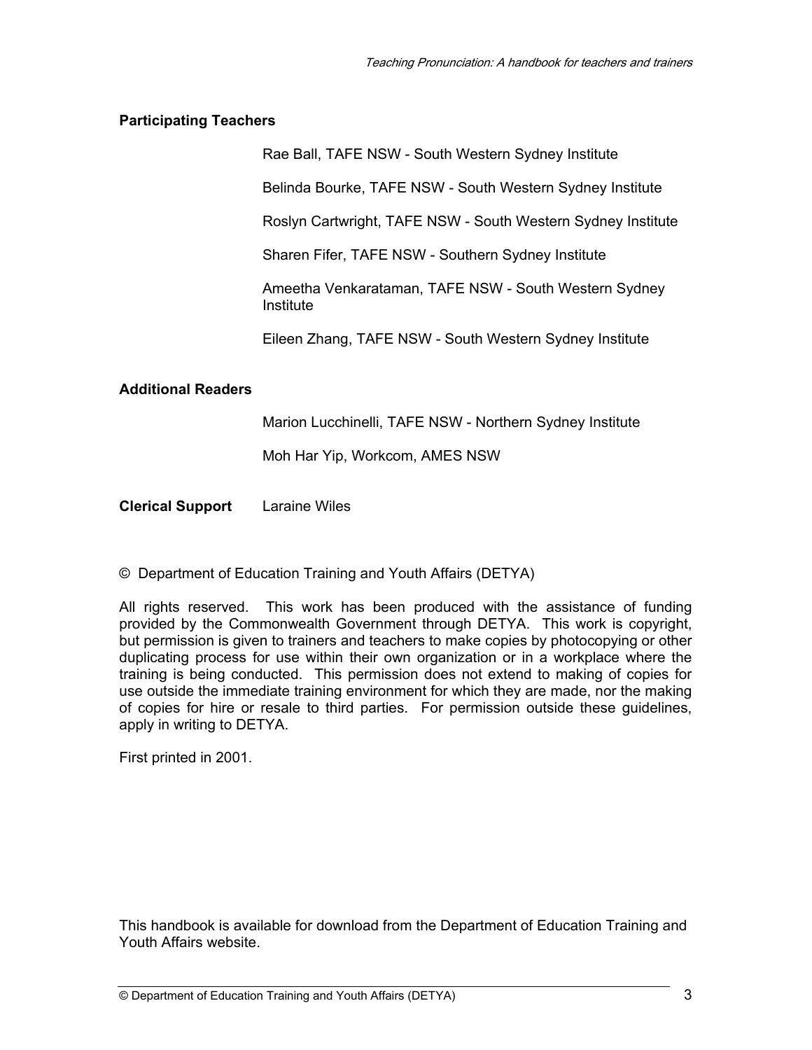**Participating Teachers**

Rae Ball, TAFE NSW - South Western Sydney Institute

Belinda Bourke, TAFE NSW - South Western Sydney Institute

Roslyn Cartwright, TAFE NSW - South Western Sydney Institute

Sharen Fifer, TAFE NSW - Southern Sydney Institute

Ameetha Venkarataman, TAFE NSW - South Western Sydney Institute

Eileen Zhang, TAFE NSW - South Western Sydney Institute

**Additional Readers**

Marion Lucchinelli, TAFE NSW - Northern Sydney Institute

Moh Har Yip, Workcom, AMES NSW

**Clerical Support** Laraine Wiles

© Department of Education Training and Youth Affairs (DETYA)

All rights reserved. This work has been produced with the assistance of funding provided by the Commonwealth Government through DETYA. This work is copyright, but permission is given to trainers and teachers to make copies by photocopying or other duplicating process for use within their own organization or in a workplace where the training is being conducted. This permission does not extend to making of copies for use outside the immediate training environment for which they are made, nor the making of copies for hire or resale to third parties. For permission outside these guidelines, apply in writing to DETYA.

First printed in 2001.

This handbook is available for download from the Department of Education Training and Youth Affairs website.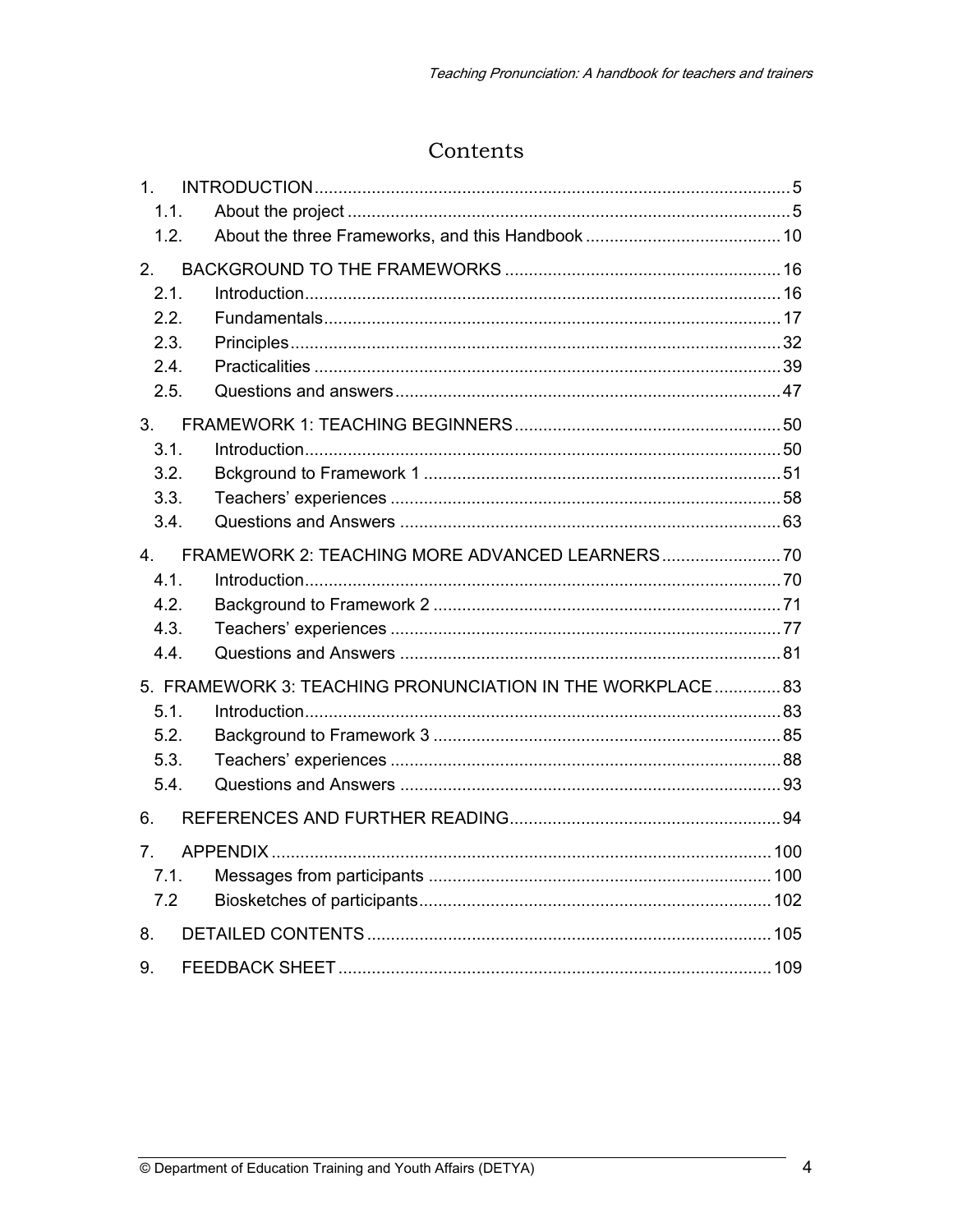# Contents

1. INTRODUCTION ........ 5
   - 1.1. About the project ........ 5
   - 1.2. About the three Frameworks, and this Handbook ........ 10
2. BACKGROUND TO THE FRAMEWORKS ........ 16
   - 2.1. Introduction ........ 16
   - 2.2. Fundamentals ........ 17
   - 2.3. Principles ........ 32
   - 2.4. Practicalities ........ 39
   - 2.5. Questions and answers ........ 47
3. FRAMEWORK 1: TEACHING BEGINNERS ........ 50
   - 3.1. Introduction ........ 50
   - 3.2. Bckground to Framework 1 ........ 51
   - 3.3. Teachers' experiences ........ 58
   - 3.4. Questions and Answers ........ 63
4. FRAMEWORK 2: TEACHING MORE ADVANCED LEARNERS ........ 70
   - 4.1. Introduction ........ 70
   - 4.2. Background to Framework 2 ........ 71
   - 4.3. Teachers' experiences ........ 77
   - 4.4. Questions and Answers ........ 81
5. FRAMEWORK 3: TEACHING PRONUNCIATION IN THE WORKPLACE ........ 83
   - 5.1. Introduction ........ 83
   - 5.2. Background to Framework 3 ........ 85
   - 5.3. Teachers' experiences ........ 88
   - 5.4. Questions and Answers ........ 93
6. REFERENCES AND FURTHER READING ........ 94
7. APPENDIX ........ 100
   - 7.1. Messages from participants ........ 100
   - 7.2 Biosketches of participants ........ 102
8. DETAILED CONTENTS ........ 105
9. FEEDBACK SHEET ........ 109

© Department of Education Training and Youth Affairs (DETYA)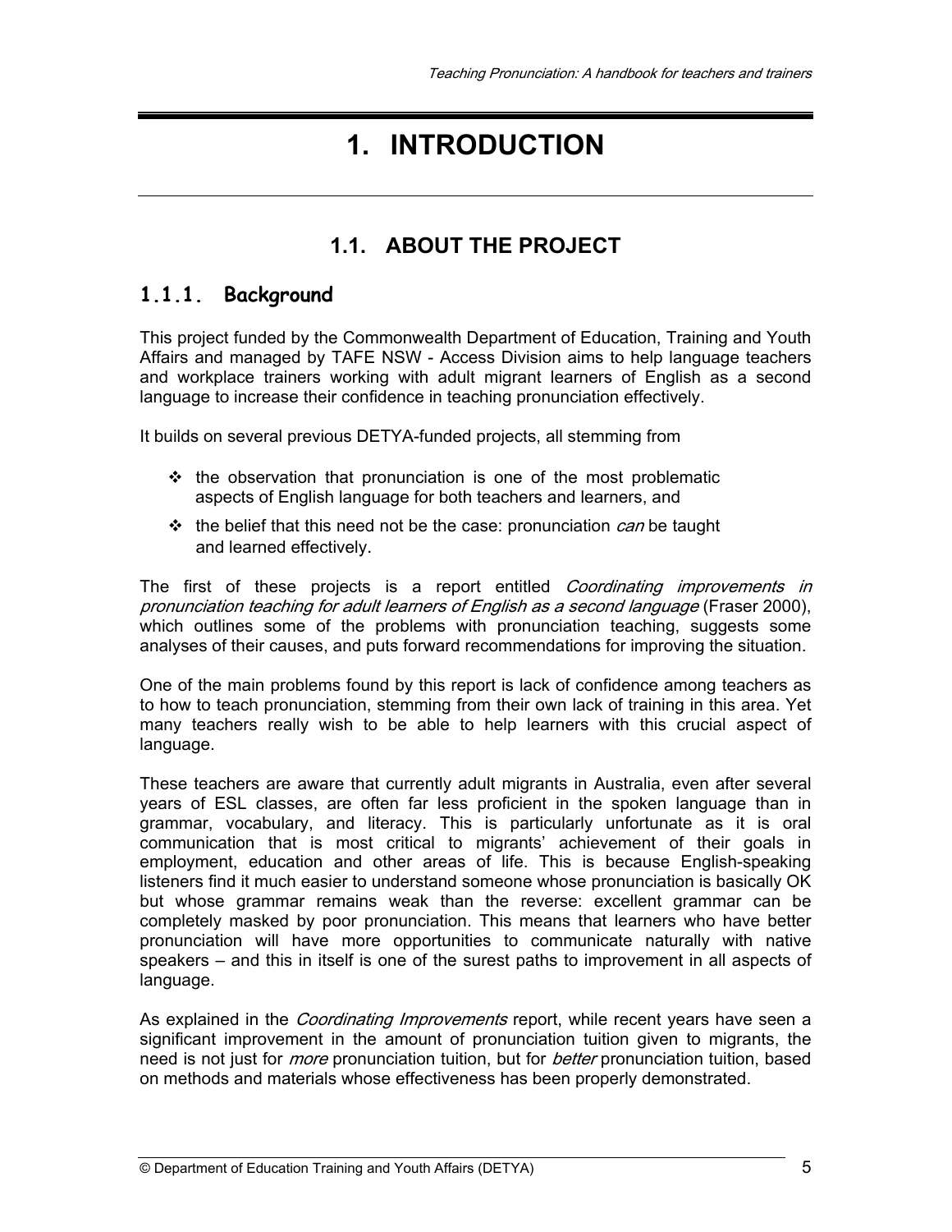# 1. INTRODUCTION

## 1.1. ABOUT THE PROJECT

### 1.1.1. Background

This project funded by the Commonwealth Department of Education, Training and Youth Affairs and managed by TAFE NSW - Access Division aims to help language teachers and workplace trainers working with adult migrant learners of English as a second language to increase their confidence in teaching pronunciation effectively.

It builds on several previous DETYA-funded projects, all stemming from

- the observation that pronunciation is one of the most problematic aspects of English language for both teachers and learners, and
- the belief that this need not be the case: pronunciation *can* be taught and learned effectively.

The first of these projects is a report entitled *Coordinating improvements in pronunciation teaching for adult learners of English as a second language* (Fraser 2000), which outlines some of the problems with pronunciation teaching, suggests some analyses of their causes, and puts forward recommendations for improving the situation.

One of the main problems found by this report is lack of confidence among teachers as to how to teach pronunciation, stemming from their own lack of training in this area. Yet many teachers really wish to be able to help learners with this crucial aspect of language.

These teachers are aware that currently adult migrants in Australia, even after several years of ESL classes, are often far less proficient in the spoken language than in grammar, vocabulary, and literacy. This is particularly unfortunate as it is oral communication that is most critical to migrants' achievement of their goals in employment, education and other areas of life. This is because English-speaking listeners find it much easier to understand someone whose pronunciation is basically OK but whose grammar remains weak than the reverse: excellent grammar can be completely masked by poor pronunciation. This means that learners who have better pronunciation will have more opportunities to communicate naturally with native speakers – and this in itself is one of the surest paths to improvement in all aspects of language.

As explained in the *Coordinating Improvements* report, while recent years have seen a significant improvement in the amount of pronunciation tuition given to migrants, the need is not just for *more* pronunciation tuition, but for *better* pronunciation tuition, based on methods and materials whose effectiveness has been properly demonstrated.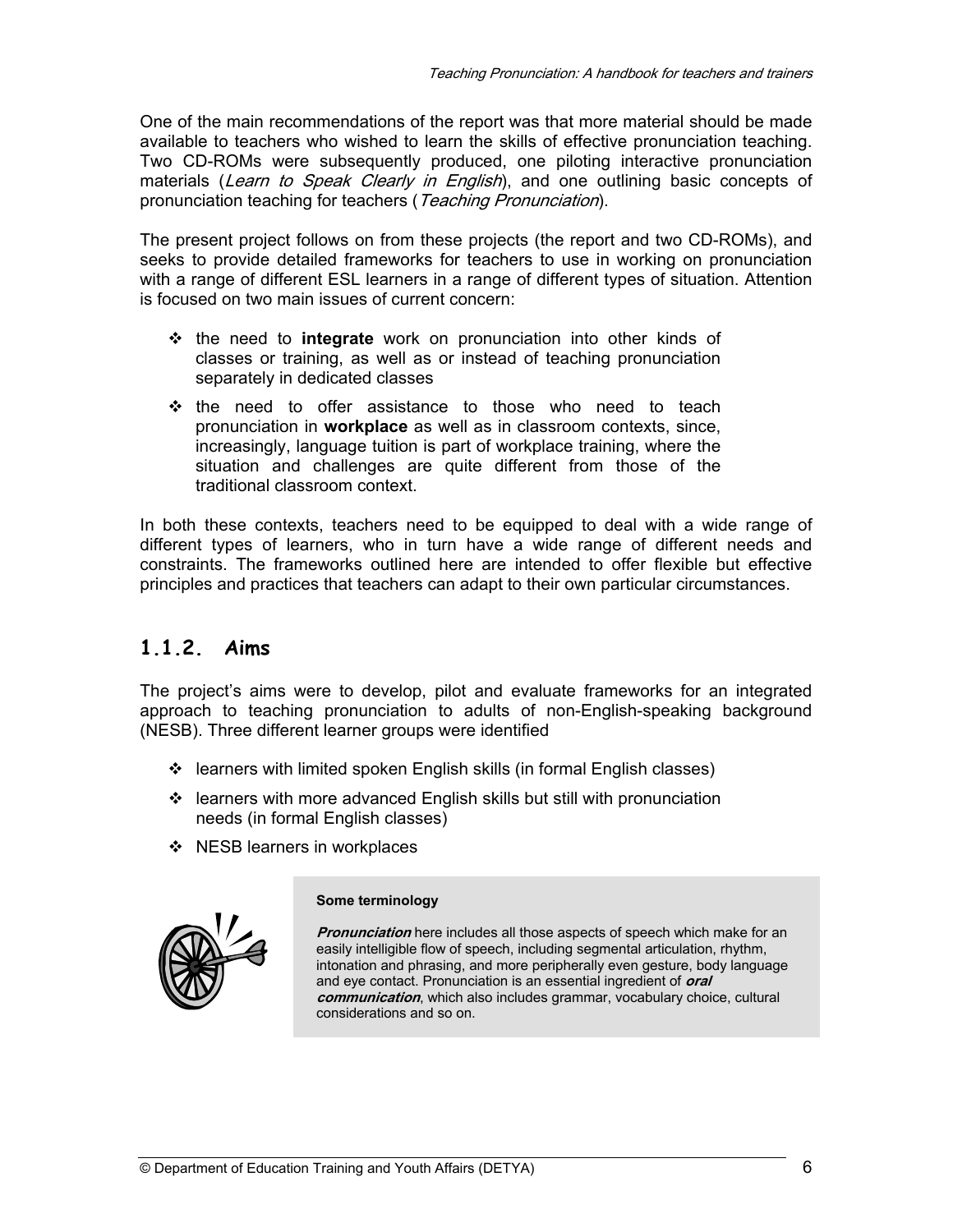One of the main recommendations of the report was that more material should be made available to teachers who wished to learn the skills of effective pronunciation teaching. Two CD-ROMs were subsequently produced, one piloting interactive pronunciation materials (*Learn to Speak Clearly in English*), and one outlining basic concepts of pronunciation teaching for teachers (*Teaching Pronunciation*).

The present project follows on from these projects (the report and two CD-ROMs), and seeks to provide detailed frameworks for teachers to use in working on pronunciation with a range of different ESL learners in a range of different types of situation. Attention is focused on two main issues of current concern:

- the need to **integrate** work on pronunciation into other kinds of classes or training, as well as or instead of teaching pronunciation separately in dedicated classes
- the need to offer assistance to those who need to teach pronunciation in **workplace** as well as in classroom contexts, since, increasingly, language tuition is part of workplace training, where the situation and challenges are quite different from those of the traditional classroom context.

In both these contexts, teachers need to be equipped to deal with a wide range of different types of learners, who in turn have a wide range of different needs and constraints. The frameworks outlined here are intended to offer flexible but effective principles and practices that teachers can adapt to their own particular circumstances.

### 1.1.2. Aims

The project's aims were to develop, pilot and evaluate frameworks for an integrated approach to teaching pronunciation to adults of non-English-speaking background (NESB). Three different learner groups were identified

- learners with limited spoken English skills (in formal English classes)
- learners with more advanced English skills but still with pronunciation needs (in formal English classes)
- NESB learners in workplaces

**Some terminology**

***Pronunciation*** here includes all those aspects of speech which make for an easily intelligible flow of speech, including segmental articulation, rhythm, intonation and phrasing, and more peripherally even gesture, body language and eye contact. Pronunciation is an essential ingredient of ***oral communication***, which also includes grammar, vocabulary choice, cultural considerations and so on.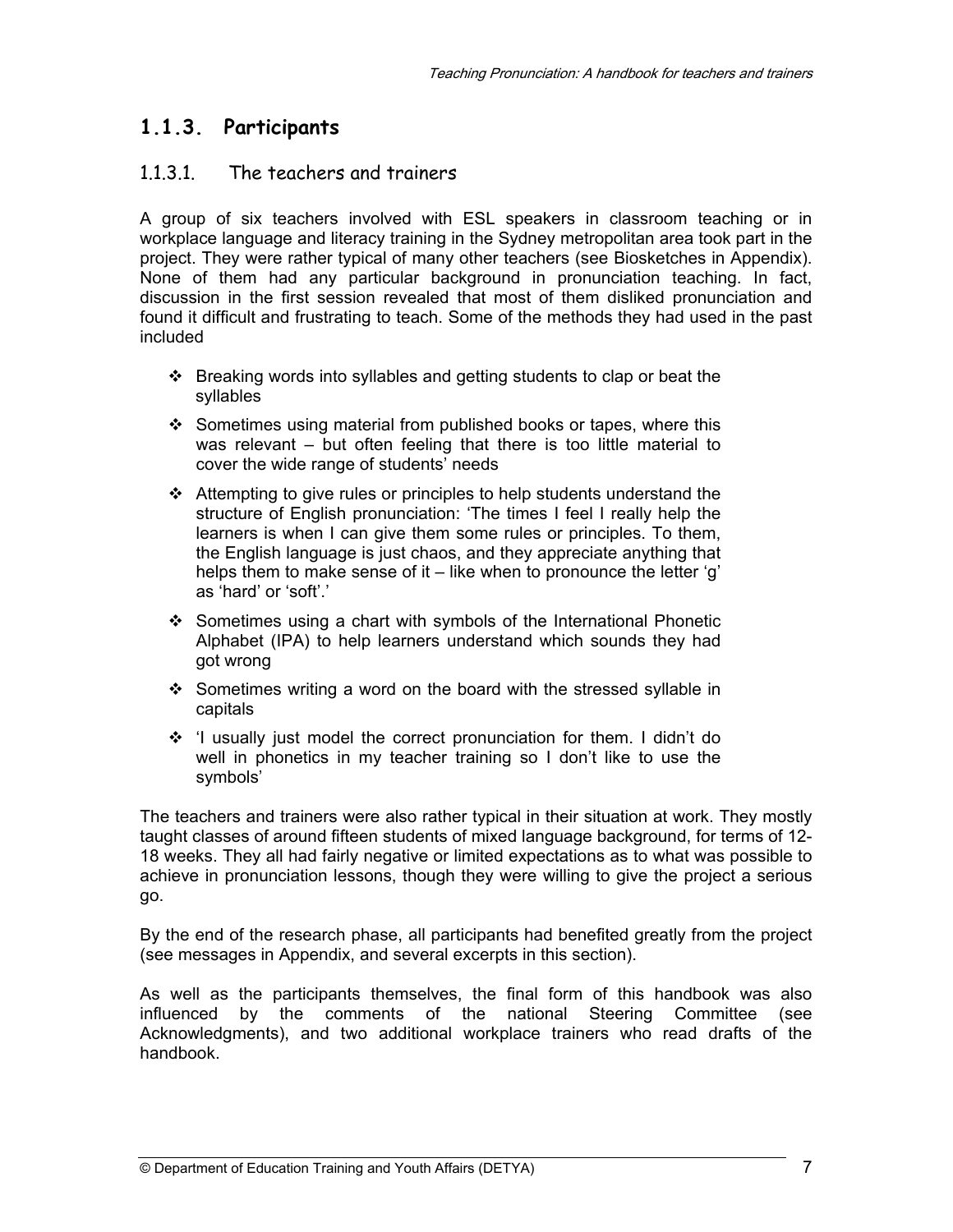### 1.1.3. Participants

#### 1.1.3.1. The teachers and trainers

A group of six teachers involved with ESL speakers in classroom teaching or in workplace language and literacy training in the Sydney metropolitan area took part in the project. They were rather typical of many other teachers (see Biosketches in Appendix). None of them had any particular background in pronunciation teaching. In fact, discussion in the first session revealed that most of them disliked pronunciation and found it difficult and frustrating to teach. Some of the methods they had used in the past included

- Breaking words into syllables and getting students to clap or beat the syllables
- Sometimes using material from published books or tapes, where this was relevant – but often feeling that there is too little material to cover the wide range of students' needs
- Attempting to give rules or principles to help students understand the structure of English pronunciation: 'The times I feel I really help the learners is when I can give them some rules or principles. To them, the English language is just chaos, and they appreciate anything that helps them to make sense of it – like when to pronounce the letter 'g' as 'hard' or 'soft'.'
- Sometimes using a chart with symbols of the International Phonetic Alphabet (IPA) to help learners understand which sounds they had got wrong
- Sometimes writing a word on the board with the stressed syllable in capitals
- 'I usually just model the correct pronunciation for them. I didn't do well in phonetics in my teacher training so I don't like to use the symbols'

The teachers and trainers were also rather typical in their situation at work. They mostly taught classes of around fifteen students of mixed language background, for terms of 12-18 weeks. They all had fairly negative or limited expectations as to what was possible to achieve in pronunciation lessons, though they were willing to give the project a serious go.

By the end of the research phase, all participants had benefited greatly from the project (see messages in Appendix, and several excerpts in this section).

As well as the participants themselves, the final form of this handbook was also influenced by the comments of the national Steering Committee (see Acknowledgments), and two additional workplace trainers who read drafts of the handbook.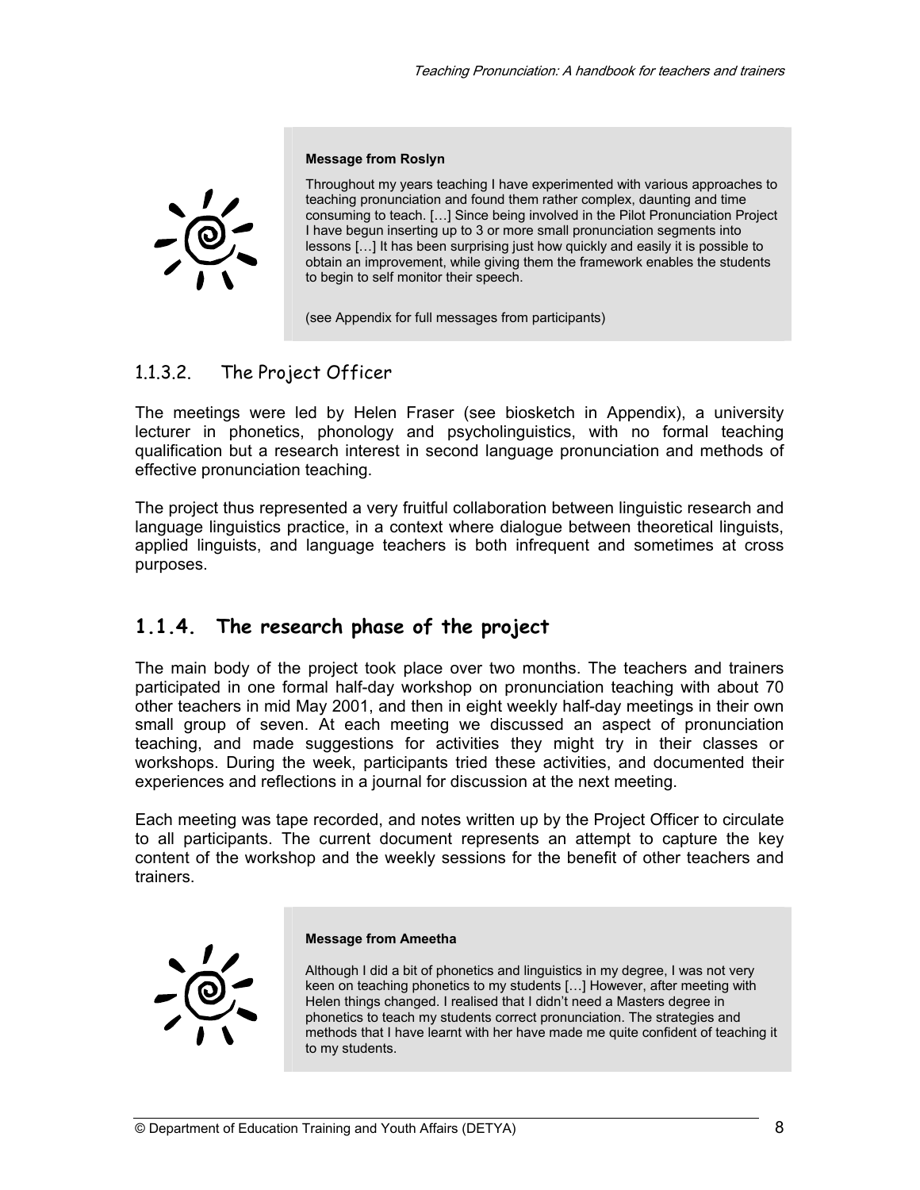> **Message from Roslyn**
>
> Throughout my years teaching I have experimented with various approaches to teaching pronunciation and found them rather complex, daunting and time consuming to teach. […] Since being involved in the Pilot Pronunciation Project I have begun inserting up to 3 or more small pronunciation segments into lessons […] It has been surprising just how quickly and easily it is possible to obtain an improvement, while giving them the framework enables the students to begin to self monitor their speech.
>
> (see Appendix for full messages from participants)

#### 1.1.3.2. The Project Officer

The meetings were led by Helen Fraser (see biosketch in Appendix), a university lecturer in phonetics, phonology and psycholinguistics, with no formal teaching qualification but a research interest in second language pronunciation and methods of effective pronunciation teaching.

The project thus represented a very fruitful collaboration between linguistic research and language linguistics practice, in a context where dialogue between theoretical linguists, applied linguists, and language teachers is both infrequent and sometimes at cross purposes.

### 1.1.4. The research phase of the project

The main body of the project took place over two months. The teachers and trainers participated in one formal half-day workshop on pronunciation teaching with about 70 other teachers in mid May 2001, and then in eight weekly half-day meetings in their own small group of seven. At each meeting we discussed an aspect of pronunciation teaching, and made suggestions for activities they might try in their classes or workshops. During the week, participants tried these activities, and documented their experiences and reflections in a journal for discussion at the next meeting.

Each meeting was tape recorded, and notes written up by the Project Officer to circulate to all participants. The current document represents an attempt to capture the key content of the workshop and the weekly sessions for the benefit of other teachers and trainers.

> **Message from Ameetha**
>
> Although I did a bit of phonetics and linguistics in my degree, I was not very keen on teaching phonetics to my students […] However, after meeting with Helen things changed. I realised that I didn't need a Masters degree in phonetics to teach my students correct pronunciation. The strategies and methods that I have learnt with her have made me quite confident of teaching it to my students.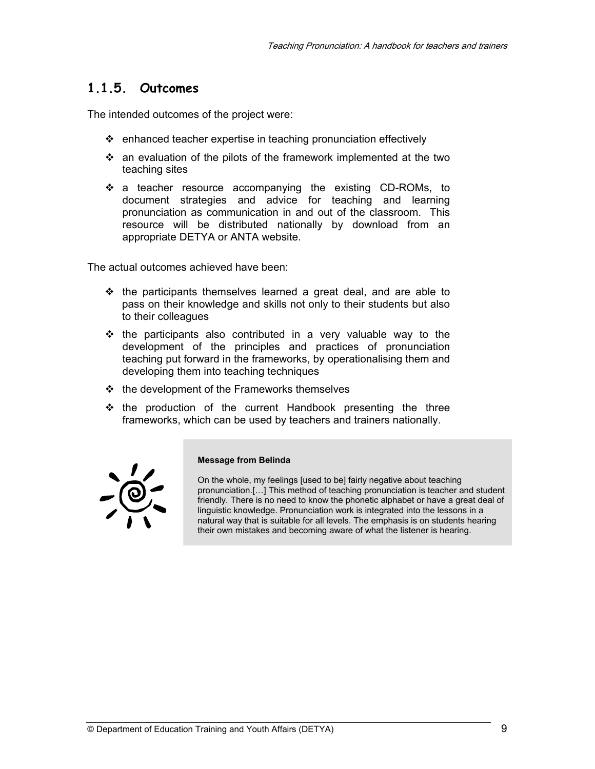### 1.1.5. Outcomes

The intended outcomes of the project were:

- enhanced teacher expertise in teaching pronunciation effectively
- an evaluation of the pilots of the framework implemented at the two teaching sites
- a teacher resource accompanying the existing CD-ROMs, to document strategies and advice for teaching and learning pronunciation as communication in and out of the classroom. This resource will be distributed nationally by download from an appropriate DETYA or ANTA website.

The actual outcomes achieved have been:

- the participants themselves learned a great deal, and are able to pass on their knowledge and skills not only to their students but also to their colleagues
- the participants also contributed in a very valuable way to the development of the principles and practices of pronunciation teaching put forward in the frameworks, by operationalising them and developing them into teaching techniques
- the development of the Frameworks themselves
- the production of the current Handbook presenting the three frameworks, which can be used by teachers and trainers nationally.

**Message from Belinda**

On the whole, my feelings [used to be] fairly negative about teaching pronunciation.[…] This method of teaching pronunciation is teacher and student friendly. There is no need to know the phonetic alphabet or have a great deal of linguistic knowledge. Pronunciation work is integrated into the lessons in a natural way that is suitable for all levels. The emphasis is on students hearing their own mistakes and becoming aware of what the listener is hearing.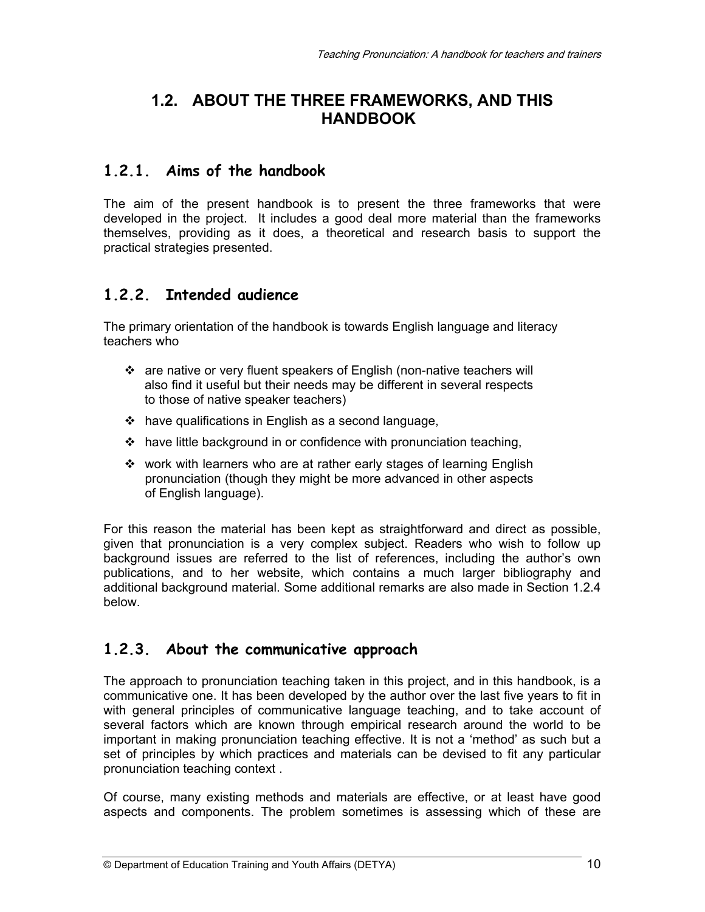## 1.2. ABOUT THE THREE FRAMEWORKS, AND THIS HANDBOOK

### 1.2.1. Aims of the handbook

The aim of the present handbook is to present the three frameworks that were developed in the project. It includes a good deal more material than the frameworks themselves, providing as it does, a theoretical and research basis to support the practical strategies presented.

### 1.2.2. Intended audience

The primary orientation of the handbook is towards English language and literacy teachers who

- are native or very fluent speakers of English (non-native teachers will also find it useful but their needs may be different in several respects to those of native speaker teachers)
- have qualifications in English as a second language,
- have little background in or confidence with pronunciation teaching,
- work with learners who are at rather early stages of learning English pronunciation (though they might be more advanced in other aspects of English language).

For this reason the material has been kept as straightforward and direct as possible, given that pronunciation is a very complex subject. Readers who wish to follow up background issues are referred to the list of references, including the author's own publications, and to her website, which contains a much larger bibliography and additional background material. Some additional remarks are also made in Section 1.2.4 below.

### 1.2.3. About the communicative approach

The approach to pronunciation teaching taken in this project, and in this handbook, is a communicative one. It has been developed by the author over the last five years to fit in with general principles of communicative language teaching, and to take account of several factors which are known through empirical research around the world to be important in making pronunciation teaching effective. It is not a 'method' as such but a set of principles by which practices and materials can be devised to fit any particular pronunciation teaching context .

Of course, many existing methods and materials are effective, or at least have good aspects and components. The problem sometimes is assessing which of these are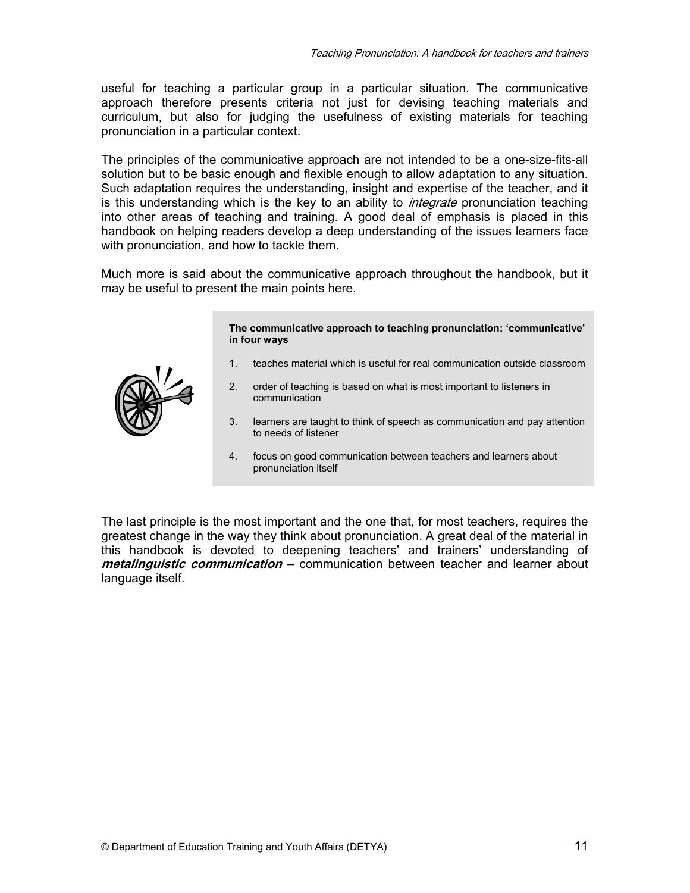useful for teaching a particular group in a particular situation. The communicative approach therefore presents criteria not just for devising teaching materials and curriculum, but also for judging the usefulness of existing materials for teaching pronunciation in a particular context.

The principles of the communicative approach are not intended to be a one-size-fits-all solution but to be basic enough and flexible enough to allow adaptation to any situation. Such adaptation requires the understanding, insight and expertise of the teacher, and it is this understanding which is the key to an ability to *integrate* pronunciation teaching into other areas of teaching and training. A good deal of emphasis is placed in this handbook on helping readers develop a deep understanding of the issues learners face with pronunciation, and how to tackle them.

Much more is said about the communicative approach throughout the handbook, but it may be useful to present the main points here.

**The communicative approach to teaching pronunciation: 'communicative' in four ways**

1. teaches material which is useful for real communication outside classroom
2. order of teaching is based on what is most important to listeners in communication
3. learners are taught to think of speech as communication and pay attention to needs of listener
4. focus on good communication between teachers and learners about pronunciation itself

The last principle is the most important and the one that, for most teachers, requires the greatest change in the way they think about pronunciation. A great deal of the material in this handbook is devoted to deepening teachers' and trainers' understanding of ***metalinguistic communication*** – communication between teacher and learner about language itself.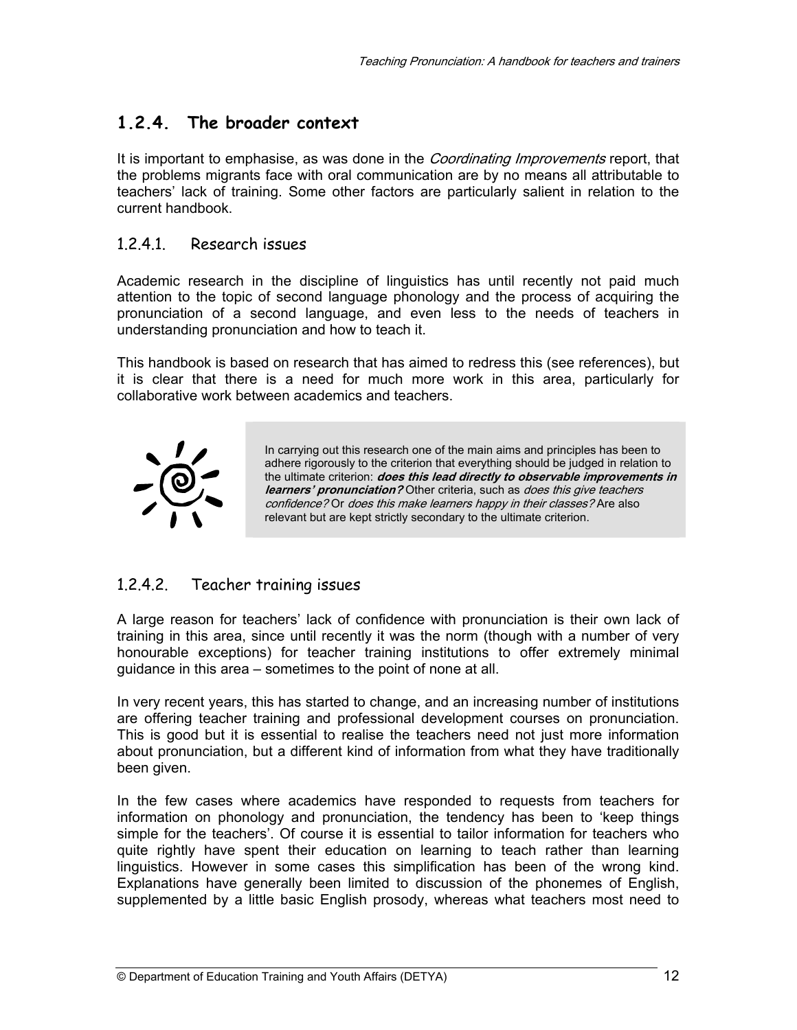## 1.2.4. The broader context

It is important to emphasise, as was done in the *Coordinating Improvements* report, that the problems migrants face with oral communication are by no means all attributable to teachers' lack of training. Some other factors are particularly salient in relation to the current handbook.

### 1.2.4.1. Research issues

Academic research in the discipline of linguistics has until recently not paid much attention to the topic of second language phonology and the process of acquiring the pronunciation of a second language, and even less to the needs of teachers in understanding pronunciation and how to teach it.

This handbook is based on research that has aimed to redress this (see references), but it is clear that there is a need for much more work in this area, particularly for collaborative work between academics and teachers.

> In carrying out this research one of the main aims and principles has been to adhere rigorously to the criterion that everything should be judged in relation to the ultimate criterion: ***does this lead directly to observable improvements in learners' pronunciation?*** Other criteria, such as *does this give teachers confidence?* Or *does this make learners happy in their classes?* Are also relevant but are kept strictly secondary to the ultimate criterion.

### 1.2.4.2. Teacher training issues

A large reason for teachers' lack of confidence with pronunciation is their own lack of training in this area, since until recently it was the norm (though with a number of very honourable exceptions) for teacher training institutions to offer extremely minimal guidance in this area – sometimes to the point of none at all.

In very recent years, this has started to change, and an increasing number of institutions are offering teacher training and professional development courses on pronunciation. This is good but it is essential to realise the teachers need not just more information about pronunciation, but a different kind of information from what they have traditionally been given.

In the few cases where academics have responded to requests from teachers for information on phonology and pronunciation, the tendency has been to 'keep things simple for the teachers'. Of course it is essential to tailor information for teachers who quite rightly have spent their education on learning to teach rather than learning linguistics. However in some cases this simplification has been of the wrong kind. Explanations have generally been limited to discussion of the phonemes of English, supplemented by a little basic English prosody, whereas what teachers most need to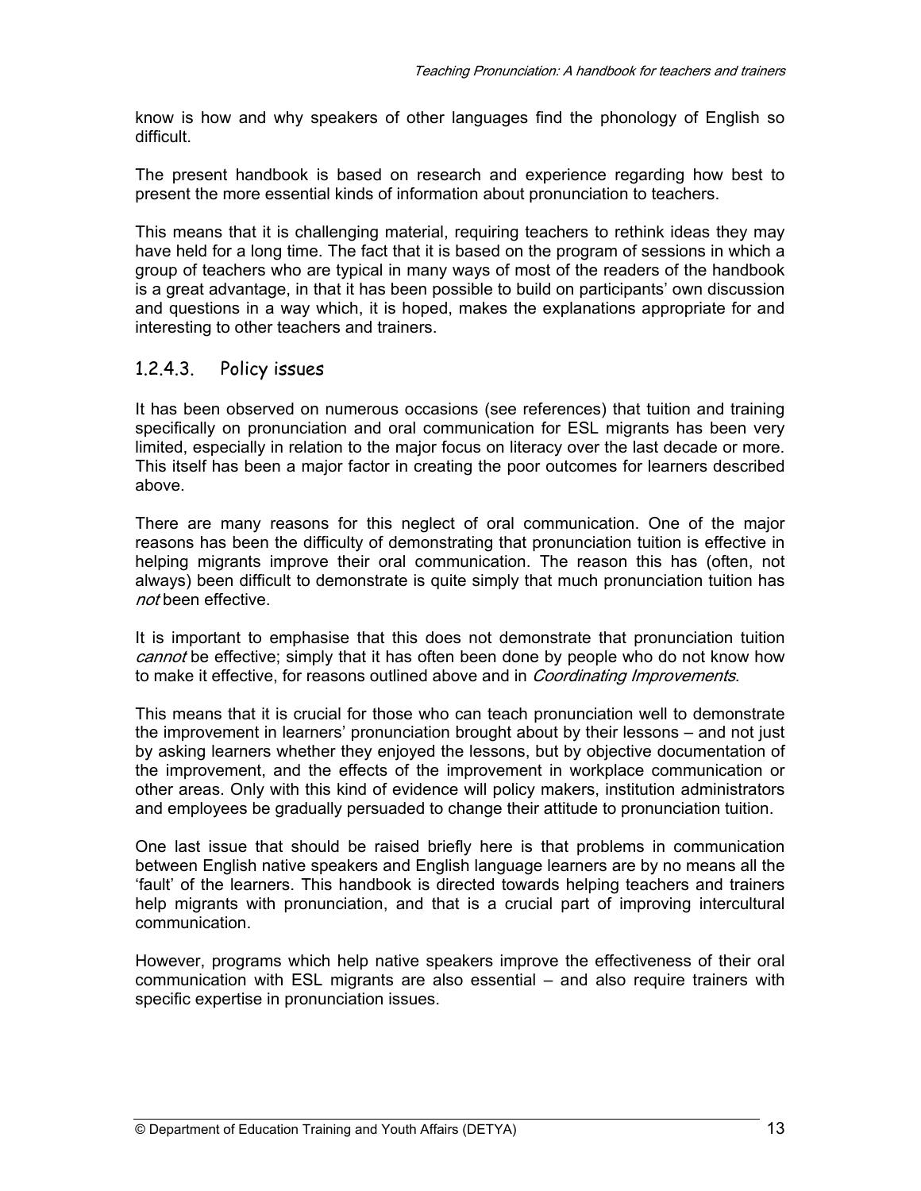know is how and why speakers of other languages find the phonology of English so difficult.

The present handbook is based on research and experience regarding how best to present the more essential kinds of information about pronunciation to teachers.

This means that it is challenging material, requiring teachers to rethink ideas they may have held for a long time. The fact that it is based on the program of sessions in which a group of teachers who are typical in many ways of most of the readers of the handbook is a great advantage, in that it has been possible to build on participants' own discussion and questions in a way which, it is hoped, makes the explanations appropriate for and interesting to other teachers and trainers.

#### 1.2.4.3. Policy issues

It has been observed on numerous occasions (see references) that tuition and training specifically on pronunciation and oral communication for ESL migrants has been very limited, especially in relation to the major focus on literacy over the last decade or more. This itself has been a major factor in creating the poor outcomes for learners described above.

There are many reasons for this neglect of oral communication. One of the major reasons has been the difficulty of demonstrating that pronunciation tuition is effective in helping migrants improve their oral communication. The reason this has (often, not always) been difficult to demonstrate is quite simply that much pronunciation tuition has *not* been effective.

It is important to emphasise that this does not demonstrate that pronunciation tuition *cannot* be effective; simply that it has often been done by people who do not know how to make it effective, for reasons outlined above and in *Coordinating Improvements*.

This means that it is crucial for those who can teach pronunciation well to demonstrate the improvement in learners' pronunciation brought about by their lessons – and not just by asking learners whether they enjoyed the lessons, but by objective documentation of the improvement, and the effects of the improvement in workplace communication or other areas. Only with this kind of evidence will policy makers, institution administrators and employees be gradually persuaded to change their attitude to pronunciation tuition.

One last issue that should be raised briefly here is that problems in communication between English native speakers and English language learners are by no means all the 'fault' of the learners. This handbook is directed towards helping teachers and trainers help migrants with pronunciation, and that is a crucial part of improving intercultural communication.

However, programs which help native speakers improve the effectiveness of their oral communication with ESL migrants are also essential – and also require trainers with specific expertise in pronunciation issues.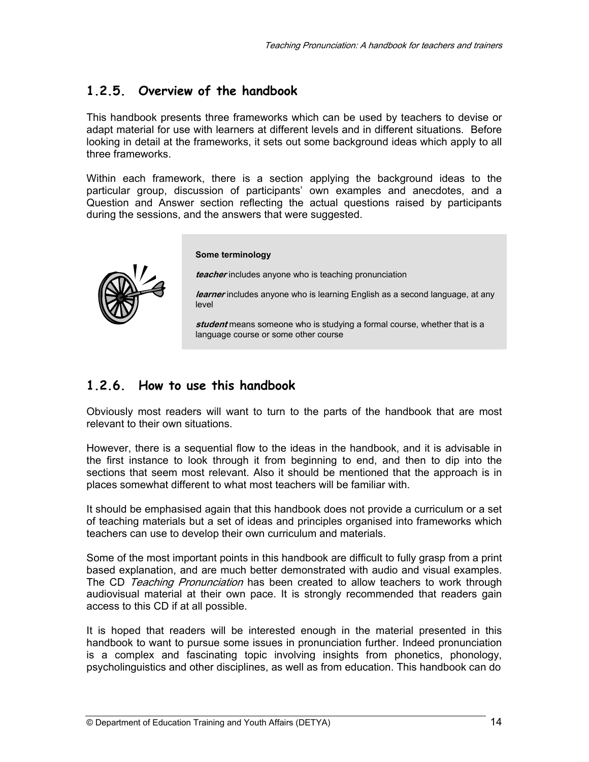## 1.2.5. Overview of the handbook

This handbook presents three frameworks which can be used by teachers to devise or adapt material for use with learners at different levels and in different situations. Before looking in detail at the frameworks, it sets out some background ideas which apply to all three frameworks.

Within each framework, there is a section applying the background ideas to the particular group, discussion of participants' own examples and anecdotes, and a Question and Answer section reflecting the actual questions raised by participants during the sessions, and the answers that were suggested.

**Some terminology**

***teacher*** includes anyone who is teaching pronunciation

***learner*** includes anyone who is learning English as a second language, at any level

***student*** means someone who is studying a formal course, whether that is a language course or some other course

## 1.2.6. How to use this handbook

Obviously most readers will want to turn to the parts of the handbook that are most relevant to their own situations.

However, there is a sequential flow to the ideas in the handbook, and it is advisable in the first instance to look through it from beginning to end, and then to dip into the sections that seem most relevant. Also it should be mentioned that the approach is in places somewhat different to what most teachers will be familiar with.

It should be emphasised again that this handbook does not provide a curriculum or a set of teaching materials but a set of ideas and principles organised into frameworks which teachers can use to develop their own curriculum and materials.

Some of the most important points in this handbook are difficult to fully grasp from a print based explanation, and are much better demonstrated with audio and visual examples. The CD *Teaching Pronunciation* has been created to allow teachers to work through audiovisual material at their own pace. It is strongly recommended that readers gain access to this CD if at all possible.

It is hoped that readers will be interested enough in the material presented in this handbook to want to pursue some issues in pronunciation further. Indeed pronunciation is a complex and fascinating topic involving insights from phonetics, phonology, psycholinguistics and other disciplines, as well as from education. This handbook can do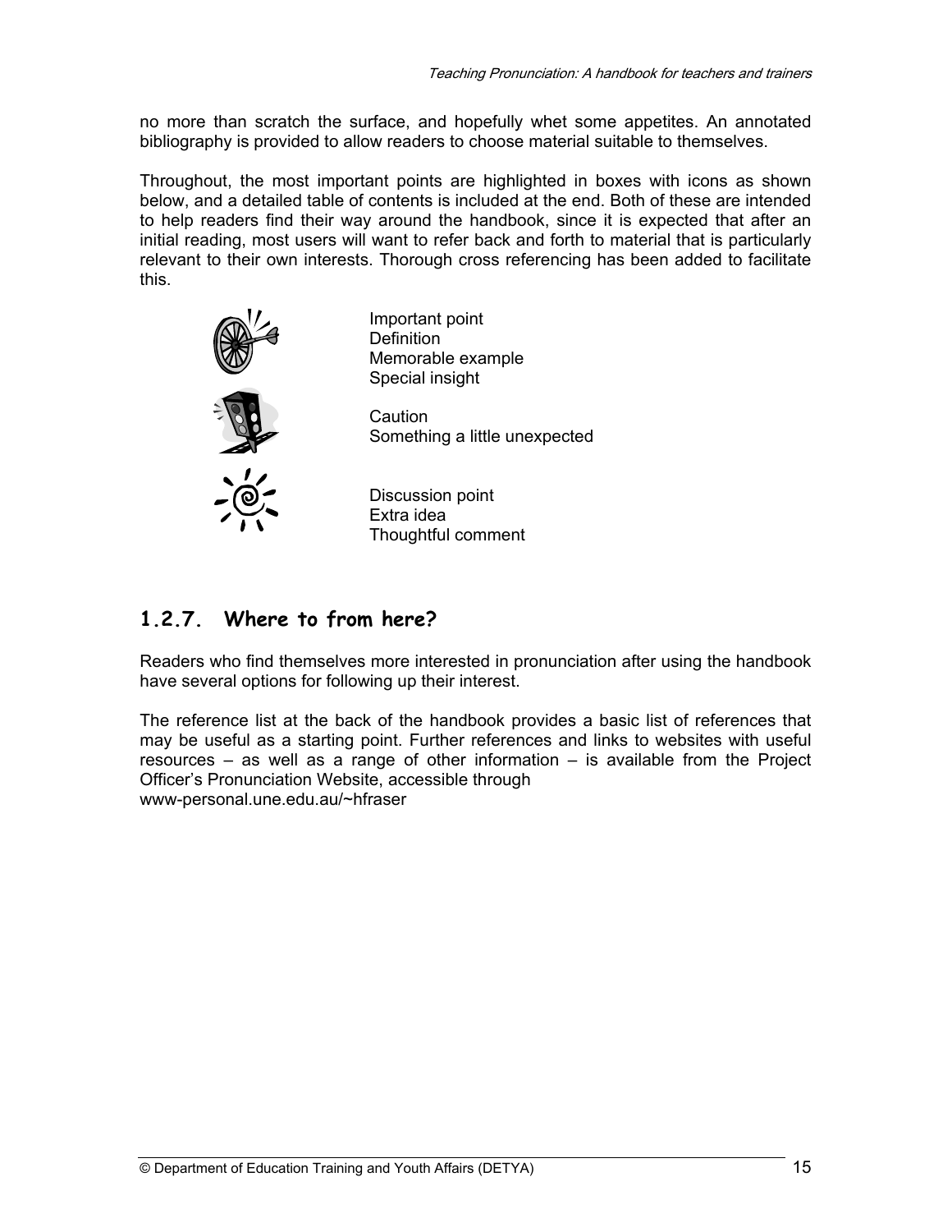no more than scratch the surface, and hopefully whet some appetites. An annotated bibliography is provided to allow readers to choose material suitable to themselves.

Throughout, the most important points are highlighted in boxes with icons as shown below, and a detailed table of contents is included at the end. Both of these are intended to help readers find their way around the handbook, since it is expected that after an initial reading, most users will want to refer back and forth to material that is particularly relevant to their own interests. Thorough cross referencing has been added to facilitate this.

Important point
Definition
Memorable example
Special insight

Caution
Something a little unexpected

Discussion point
Extra idea
Thoughtful comment

### 1.2.7. Where to from here?

Readers who find themselves more interested in pronunciation after using the handbook have several options for following up their interest.

The reference list at the back of the handbook provides a basic list of references that may be useful as a starting point. Further references and links to websites with useful resources – as well as a range of other information – is available from the Project Officer's Pronunciation Website, accessible through
www-personal.une.edu.au/~hfraser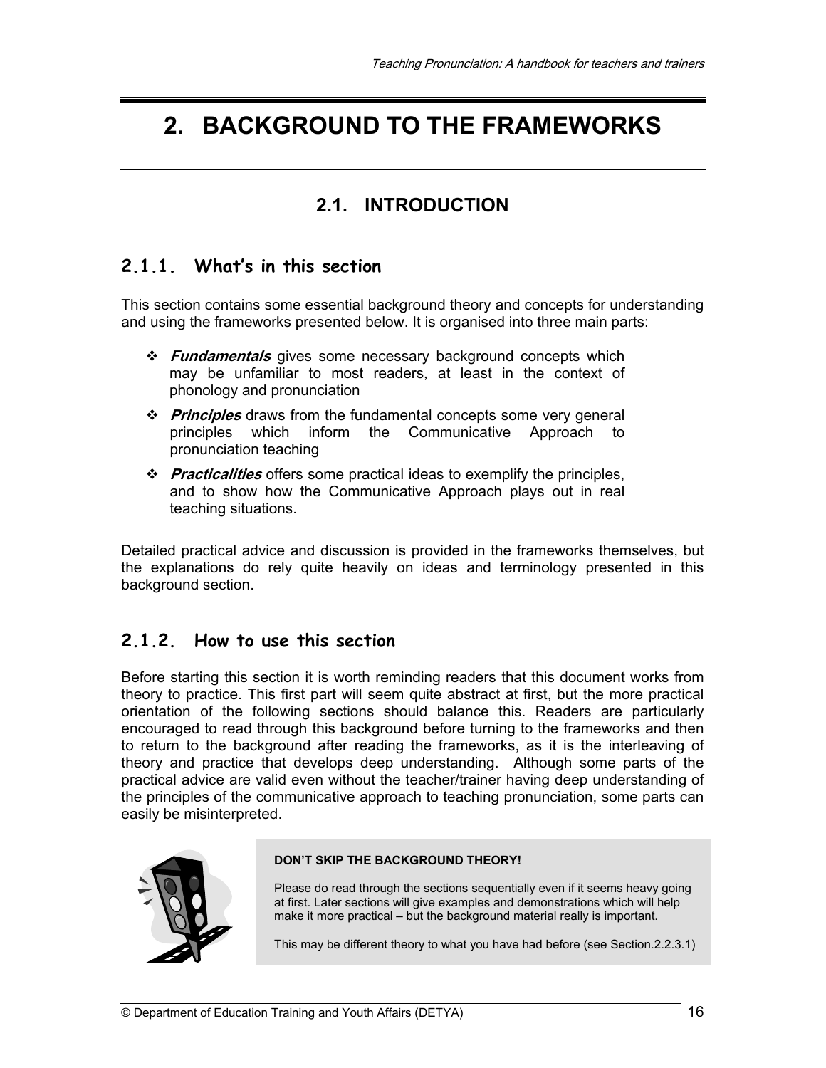# 2. BACKGROUND TO THE FRAMEWORKS

## 2.1. INTRODUCTION

### 2.1.1. What's in this section

This section contains some essential background theory and concepts for understanding and using the frameworks presented below. It is organised into three main parts:

- ***Fundamentals*** gives some necessary background concepts which may be unfamiliar to most readers, at least in the context of phonology and pronunciation
- ***Principles*** draws from the fundamental concepts some very general principles which inform the Communicative Approach to pronunciation teaching
- ***Practicalities*** offers some practical ideas to exemplify the principles, and to show how the Communicative Approach plays out in real teaching situations.

Detailed practical advice and discussion is provided in the frameworks themselves, but the explanations do rely quite heavily on ideas and terminology presented in this background section.

### 2.1.2. How to use this section

Before starting this section it is worth reminding readers that this document works from theory to practice. This first part will seem quite abstract at first, but the more practical orientation of the following sections should balance this. Readers are particularly encouraged to read through this background before turning to the frameworks and then to return to the background after reading the frameworks, as it is the interleaving of theory and practice that develops deep understanding. Although some parts of the practical advice are valid even without the teacher/trainer having deep understanding of the principles of the communicative approach to teaching pronunciation, some parts can easily be misinterpreted.

**DON'T SKIP THE BACKGROUND THEORY!**

Please do read through the sections sequentially even if it seems heavy going at first. Later sections will give examples and demonstrations which will help make it more practical – but the background material really is important.

This may be different theory to what you have had before (see Section.2.2.3.1)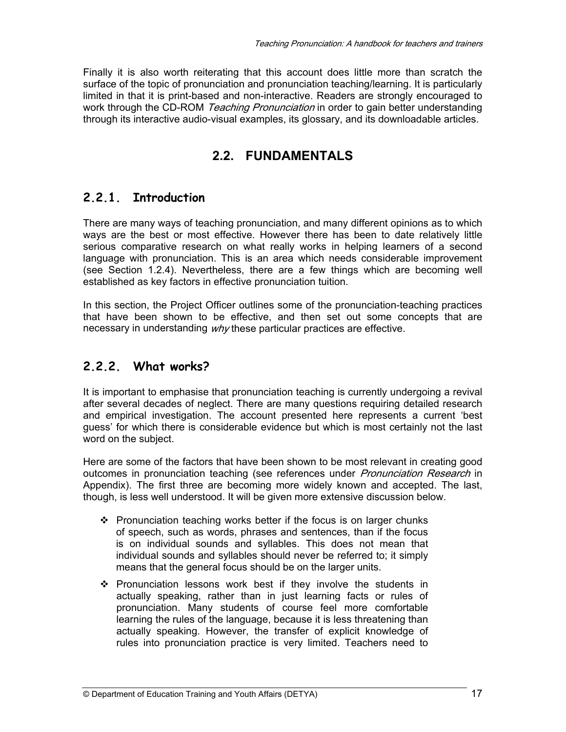Finally it is also worth reiterating that this account does little more than scratch the surface of the topic of pronunciation and pronunciation teaching/learning. It is particularly limited in that it is print-based and non-interactive. Readers are strongly encouraged to work through the CD-ROM *Teaching Pronunciation* in order to gain better understanding through its interactive audio-visual examples, its glossary, and its downloadable articles.

## 2.2. FUNDAMENTALS

### 2.2.1. Introduction

There are many ways of teaching pronunciation, and many different opinions as to which ways are the best or most effective. However there has been to date relatively little serious comparative research on what really works in helping learners of a second language with pronunciation. This is an area which needs considerable improvement (see Section 1.2.4). Nevertheless, there are a few things which are becoming well established as key factors in effective pronunciation tuition.

In this section, the Project Officer outlines some of the pronunciation-teaching practices that have been shown to be effective, and then set out some concepts that are necessary in understanding *why* these particular practices are effective.

### 2.2.2. What works?

It is important to emphasise that pronunciation teaching is currently undergoing a revival after several decades of neglect. There are many questions requiring detailed research and empirical investigation. The account presented here represents a current 'best guess' for which there is considerable evidence but which is most certainly not the last word on the subject.

Here are some of the factors that have been shown to be most relevant in creating good outcomes in pronunciation teaching (see references under *Pronunciation Research* in Appendix). The first three are becoming more widely known and accepted. The last, though, is less well understood. It will be given more extensive discussion below.

- Pronunciation teaching works better if the focus is on larger chunks of speech, such as words, phrases and sentences, than if the focus is on individual sounds and syllables. This does not mean that individual sounds and syllables should never be referred to; it simply means that the general focus should be on the larger units.
- Pronunciation lessons work best if they involve the students in actually speaking, rather than in just learning facts or rules of pronunciation. Many students of course feel more comfortable learning the rules of the language, because it is less threatening than actually speaking. However, the transfer of explicit knowledge of rules into pronunciation practice is very limited. Teachers need to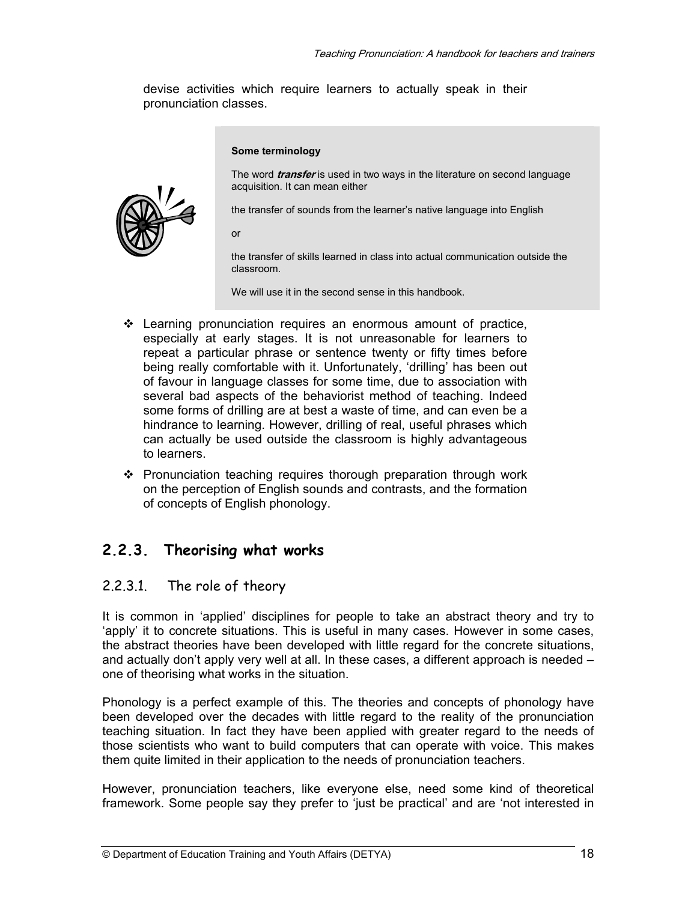devise activities which require learners to actually speak in their pronunciation classes.

> **Some terminology**
>
> The word ***transfer*** is used in two ways in the literature on second language acquisition. It can mean either
>
> the transfer of sounds from the learner's native language into English
>
> or
>
> the transfer of skills learned in class into actual communication outside the classroom.
>
> We will use it in the second sense in this handbook.

- Learning pronunciation requires an enormous amount of practice, especially at early stages. It is not unreasonable for learners to repeat a particular phrase or sentence twenty or fifty times before being really comfortable with it. Unfortunately, 'drilling' has been out of favour in language classes for some time, due to association with several bad aspects of the behaviorist method of teaching. Indeed some forms of drilling are at best a waste of time, and can even be a hindrance to learning. However, drilling of real, useful phrases which can actually be used outside the classroom is highly advantageous to learners.
- Pronunciation teaching requires thorough preparation through work on the perception of English sounds and contrasts, and the formation of concepts of English phonology.

## 2.2.3. Theorising what works

### 2.2.3.1. The role of theory

It is common in 'applied' disciplines for people to take an abstract theory and try to 'apply' it to concrete situations. This is useful in many cases. However in some cases, the abstract theories have been developed with little regard for the concrete situations, and actually don't apply very well at all. In these cases, a different approach is needed – one of theorising what works in the situation.

Phonology is a perfect example of this. The theories and concepts of phonology have been developed over the decades with little regard to the reality of the pronunciation teaching situation. In fact they have been applied with greater regard to the needs of those scientists who want to build computers that can operate with voice. This makes them quite limited in their application to the needs of pronunciation teachers.

However, pronunciation teachers, like everyone else, need some kind of theoretical framework. Some people say they prefer to 'just be practical' and are 'not interested in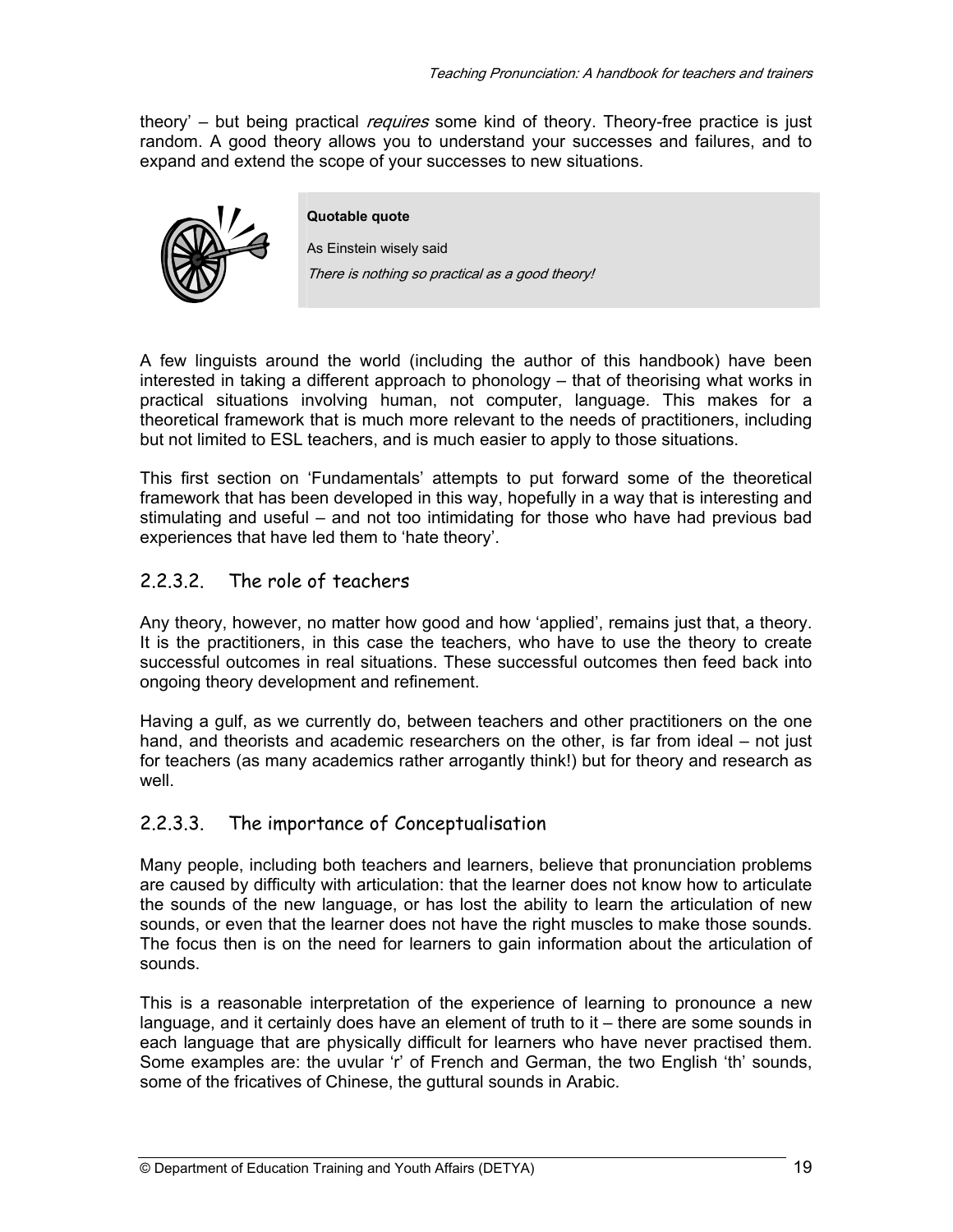theory' – but being practical *requires* some kind of theory. Theory-free practice is just random. A good theory allows you to understand your successes and failures, and to expand and extend the scope of your successes to new situations.

**Quotable quote**

As Einstein wisely said

*There is nothing so practical as a good theory!*

A few linguists around the world (including the author of this handbook) have been interested in taking a different approach to phonology – that of theorising what works in practical situations involving human, not computer, language. This makes for a theoretical framework that is much more relevant to the needs of practitioners, including but not limited to ESL teachers, and is much easier to apply to those situations.

This first section on 'Fundamentals' attempts to put forward some of the theoretical framework that has been developed in this way, hopefully in a way that is interesting and stimulating and useful – and not too intimidating for those who have had previous bad experiences that have led them to 'hate theory'.

### 2.2.3.2. The role of teachers

Any theory, however, no matter how good and how 'applied', remains just that, a theory. It is the practitioners, in this case the teachers, who have to use the theory to create successful outcomes in real situations. These successful outcomes then feed back into ongoing theory development and refinement.

Having a gulf, as we currently do, between teachers and other practitioners on the one hand, and theorists and academic researchers on the other, is far from ideal – not just for teachers (as many academics rather arrogantly think!) but for theory and research as well.

### 2.2.3.3. The importance of Conceptualisation

Many people, including both teachers and learners, believe that pronunciation problems are caused by difficulty with articulation: that the learner does not know how to articulate the sounds of the new language, or has lost the ability to learn the articulation of new sounds, or even that the learner does not have the right muscles to make those sounds. The focus then is on the need for learners to gain information about the articulation of sounds.

This is a reasonable interpretation of the experience of learning to pronounce a new language, and it certainly does have an element of truth to it – there are some sounds in each language that are physically difficult for learners who have never practised them. Some examples are: the uvular 'r' of French and German, the two English 'th' sounds, some of the fricatives of Chinese, the guttural sounds in Arabic.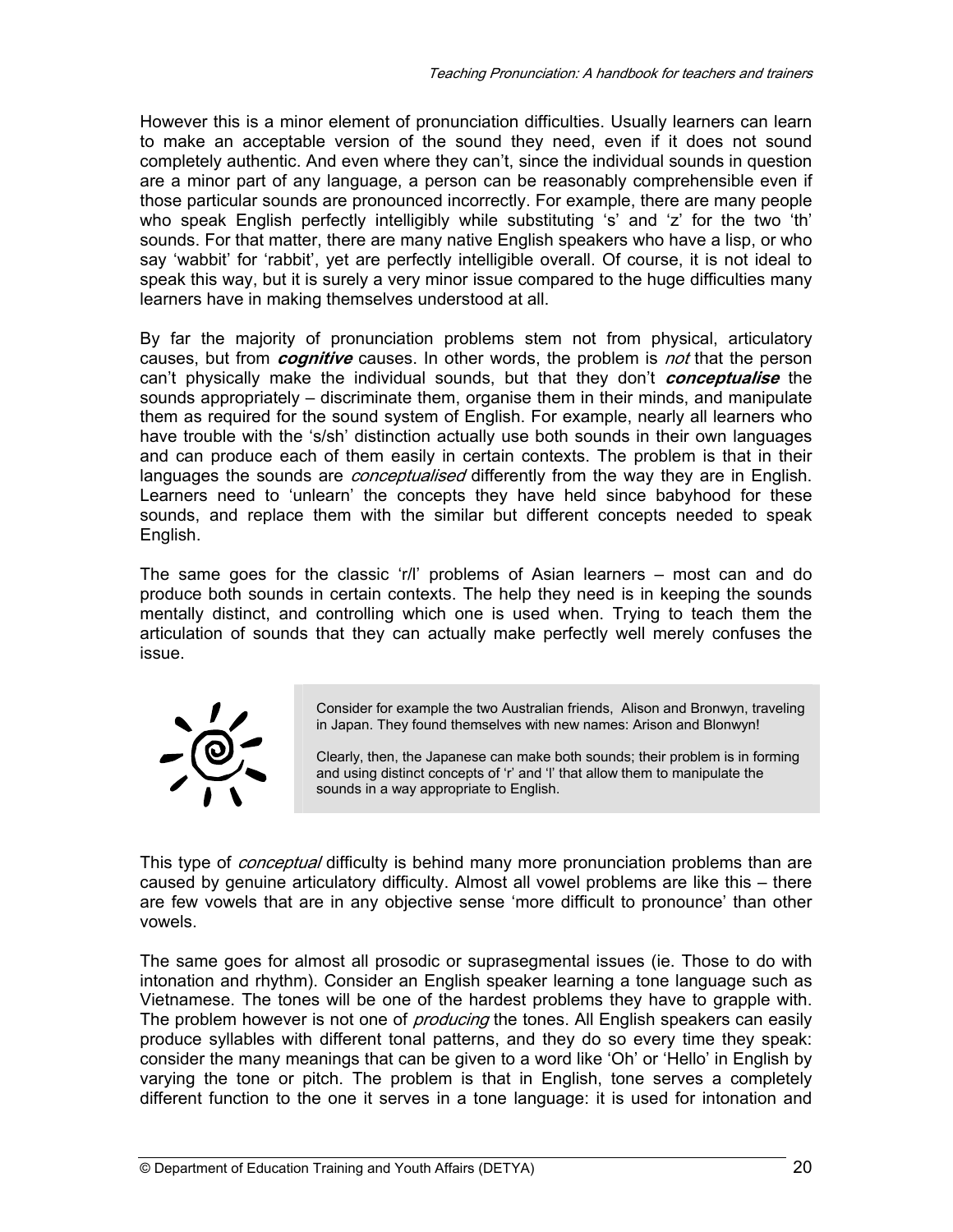However this is a minor element of pronunciation difficulties. Usually learners can learn to make an acceptable version of the sound they need, even if it does not sound completely authentic. And even where they can't, since the individual sounds in question are a minor part of any language, a person can be reasonably comprehensible even if those particular sounds are pronounced incorrectly. For example, there are many people who speak English perfectly intelligibly while substituting 's' and 'z' for the two 'th' sounds. For that matter, there are many native English speakers who have a lisp, or who say 'wabbit' for 'rabbit', yet are perfectly intelligible overall. Of course, it is not ideal to speak this way, but it is surely a very minor issue compared to the huge difficulties many learners have in making themselves understood at all.

By far the majority of pronunciation problems stem not from physical, articulatory causes, but from ***cognitive*** causes. In other words, the problem is *not* that the person can't physically make the individual sounds, but that they don't ***conceptualise*** the sounds appropriately – discriminate them, organise them in their minds, and manipulate them as required for the sound system of English. For example, nearly all learners who have trouble with the 's/sh' distinction actually use both sounds in their own languages and can produce each of them easily in certain contexts. The problem is that in their languages the sounds are *conceptualised* differently from the way they are in English. Learners need to 'unlearn' the concepts they have held since babyhood for these sounds, and replace them with the similar but different concepts needed to speak English.

The same goes for the classic 'r/l' problems of Asian learners – most can and do produce both sounds in certain contexts. The help they need is in keeping the sounds mentally distinct, and controlling which one is used when. Trying to teach them the articulation of sounds that they can actually make perfectly well merely confuses the issue.

> Consider for example the two Australian friends, Alison and Bronwyn, traveling in Japan. They found themselves with new names: Arison and Blonwyn!
>
> Clearly, then, the Japanese can make both sounds; their problem is in forming and using distinct concepts of 'r' and 'l' that allow them to manipulate the sounds in a way appropriate to English.

This type of *conceptual* difficulty is behind many more pronunciation problems than are caused by genuine articulatory difficulty. Almost all vowel problems are like this – there are few vowels that are in any objective sense 'more difficult to pronounce' than other vowels.

The same goes for almost all prosodic or suprasegmental issues (ie. Those to do with intonation and rhythm). Consider an English speaker learning a tone language such as Vietnamese. The tones will be one of the hardest problems they have to grapple with. The problem however is not one of *producing* the tones. All English speakers can easily produce syllables with different tonal patterns, and they do so every time they speak: consider the many meanings that can be given to a word like 'Oh' or 'Hello' in English by varying the tone or pitch. The problem is that in English, tone serves a completely different function to the one it serves in a tone language: it is used for intonation and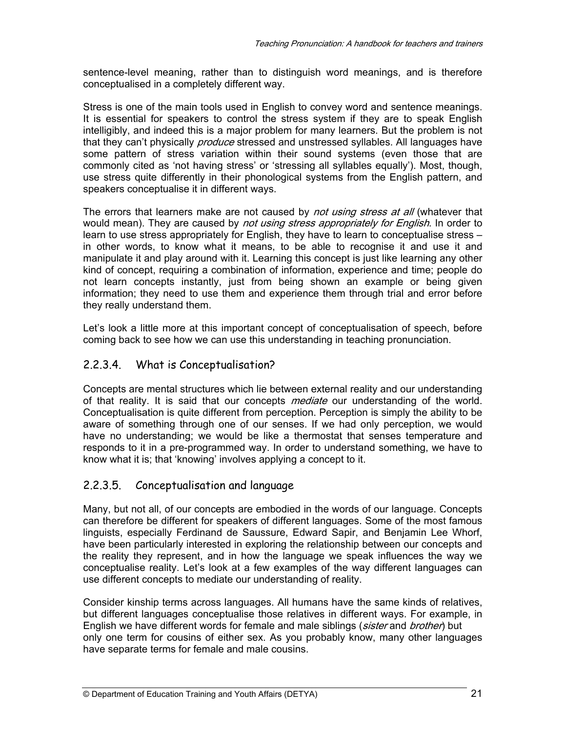sentence-level meaning, rather than to distinguish word meanings, and is therefore conceptualised in a completely different way.

Stress is one of the main tools used in English to convey word and sentence meanings. It is essential for speakers to control the stress system if they are to speak English intelligibly, and indeed this is a major problem for many learners. But the problem is not that they can't physically *produce* stressed and unstressed syllables. All languages have some pattern of stress variation within their sound systems (even those that are commonly cited as 'not having stress' or 'stressing all syllables equally'). Most, though, use stress quite differently in their phonological systems from the English pattern, and speakers conceptualise it in different ways.

The errors that learners make are not caused by *not using stress at all* (whatever that would mean). They are caused by *not using stress appropriately for English*. In order to learn to use stress appropriately for English, they have to learn to conceptualise stress – in other words, to know what it means, to be able to recognise it and use it and manipulate it and play around with it. Learning this concept is just like learning any other kind of concept, requiring a combination of information, experience and time; people do not learn concepts instantly, just from being shown an example or being given information; they need to use them and experience them through trial and error before they really understand them.

Let's look a little more at this important concept of conceptualisation of speech, before coming back to see how we can use this understanding in teaching pronunciation.

### 2.2.3.4. What is Conceptualisation?

Concepts are mental structures which lie between external reality and our understanding of that reality. It is said that our concepts *mediate* our understanding of the world. Conceptualisation is quite different from perception. Perception is simply the ability to be aware of something through one of our senses. If we had only perception, we would have no understanding; we would be like a thermostat that senses temperature and responds to it in a pre-programmed way. In order to understand something, we have to know what it is; that 'knowing' involves applying a concept to it.

### 2.2.3.5. Conceptualisation and language

Many, but not all, of our concepts are embodied in the words of our language. Concepts can therefore be different for speakers of different languages. Some of the most famous linguists, especially Ferdinand de Saussure, Edward Sapir, and Benjamin Lee Whorf, have been particularly interested in exploring the relationship between our concepts and the reality they represent, and in how the language we speak influences the way we conceptualise reality. Let's look at a few examples of the way different languages can use different concepts to mediate our understanding of reality.

Consider kinship terms across languages. All humans have the same kinds of relatives, but different languages conceptualise those relatives in different ways. For example, in English we have different words for female and male siblings (*sister* and *brother*) but only one term for cousins of either sex. As you probably know, many other languages have separate terms for female and male cousins.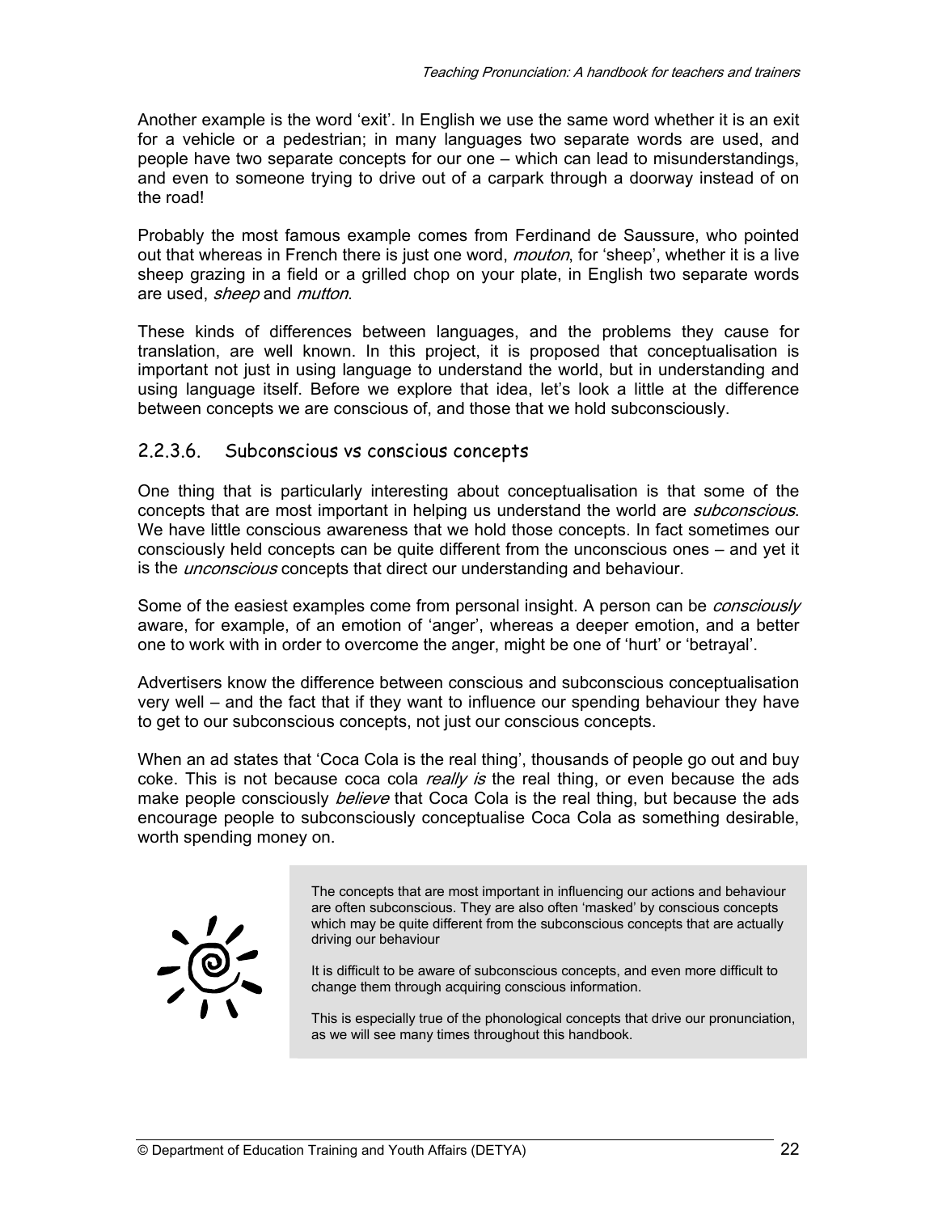Another example is the word 'exit'. In English we use the same word whether it is an exit for a vehicle or a pedestrian; in many languages two separate words are used, and people have two separate concepts for our one – which can lead to misunderstandings, and even to someone trying to drive out of a carpark through a doorway instead of on the road!

Probably the most famous example comes from Ferdinand de Saussure, who pointed out that whereas in French there is just one word, *mouton*, for 'sheep', whether it is a live sheep grazing in a field or a grilled chop on your plate, in English two separate words are used, *sheep* and *mutton*.

These kinds of differences between languages, and the problems they cause for translation, are well known. In this project, it is proposed that conceptualisation is important not just in using language to understand the world, but in understanding and using language itself. Before we explore that idea, let's look a little at the difference between concepts we are conscious of, and those that we hold subconsciously.

#### 2.2.3.6. Subconscious vs conscious concepts

One thing that is particularly interesting about conceptualisation is that some of the concepts that are most important in helping us understand the world are *subconscious*. We have little conscious awareness that we hold those concepts. In fact sometimes our consciously held concepts can be quite different from the unconscious ones – and yet it is the *unconscious* concepts that direct our understanding and behaviour.

Some of the easiest examples come from personal insight. A person can be *consciously* aware, for example, of an emotion of 'anger', whereas a deeper emotion, and a better one to work with in order to overcome the anger, might be one of 'hurt' or 'betrayal'.

Advertisers know the difference between conscious and subconscious conceptualisation very well – and the fact that if they want to influence our spending behaviour they have to get to our subconscious concepts, not just our conscious concepts.

When an ad states that 'Coca Cola is the real thing', thousands of people go out and buy coke. This is not because coca cola *really is* the real thing, or even because the ads make people consciously *believe* that Coca Cola is the real thing, but because the ads encourage people to subconsciously conceptualise Coca Cola as something desirable, worth spending money on.

> The concepts that are most important in influencing our actions and behaviour are often subconscious. They are also often 'masked' by conscious concepts which may be quite different from the subconscious concepts that are actually driving our behaviour
>
> It is difficult to be aware of subconscious concepts, and even more difficult to change them through acquiring conscious information.
>
> This is especially true of the phonological concepts that drive our pronunciation, as we will see many times throughout this handbook.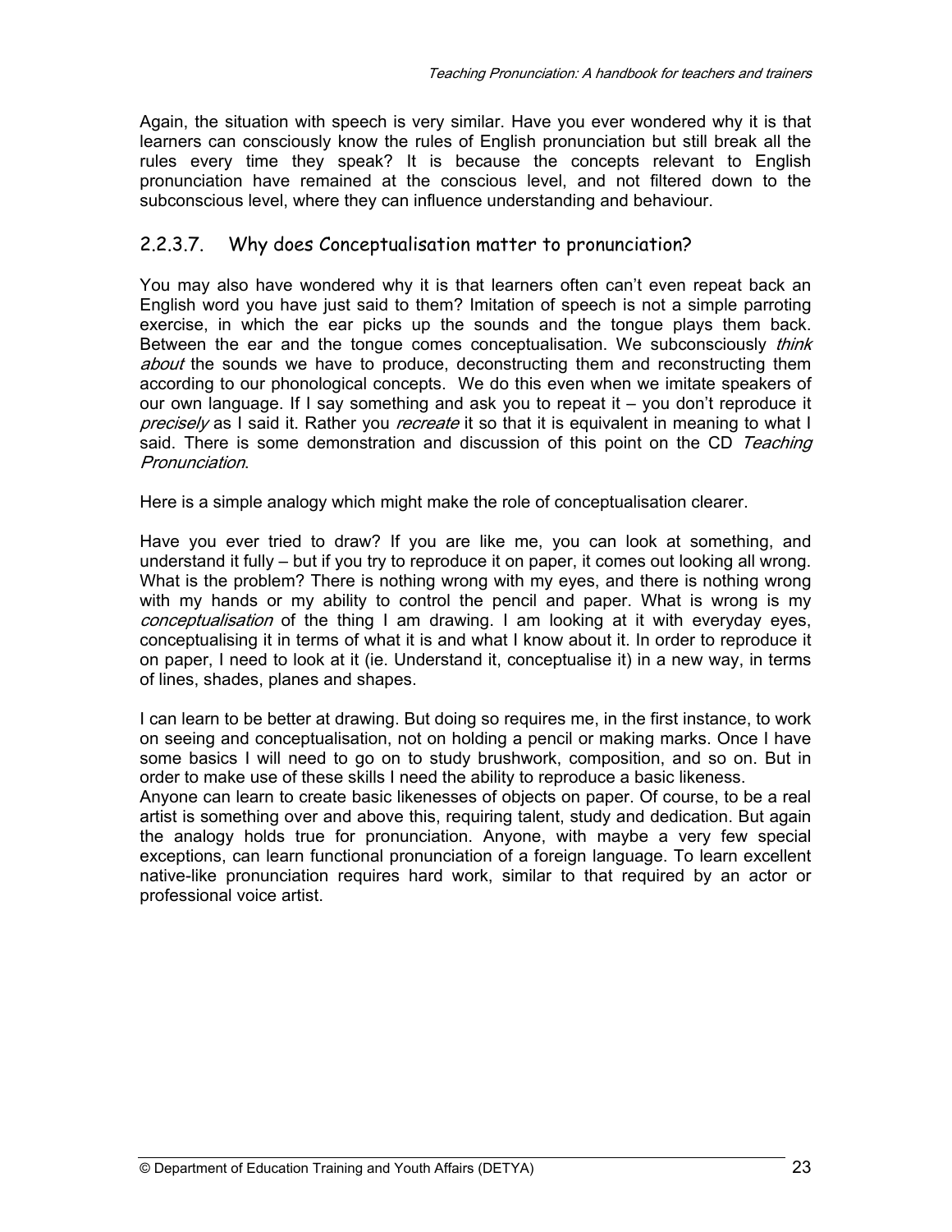Again, the situation with speech is very similar. Have you ever wondered why it is that learners can consciously know the rules of English pronunciation but still break all the rules every time they speak? It is because the concepts relevant to English pronunciation have remained at the conscious level, and not filtered down to the subconscious level, where they can influence understanding and behaviour.

### 2.2.3.7. Why does Conceptualisation matter to pronunciation?

You may also have wondered why it is that learners often can't even repeat back an English word you have just said to them? Imitation of speech is not a simple parroting exercise, in which the ear picks up the sounds and the tongue plays them back. Between the ear and the tongue comes conceptualisation. We subconsciously *think about* the sounds we have to produce, deconstructing them and reconstructing them according to our phonological concepts. We do this even when we imitate speakers of our own language. If I say something and ask you to repeat it – you don't reproduce it *precisely* as I said it. Rather you *recreate* it so that it is equivalent in meaning to what I said. There is some demonstration and discussion of this point on the CD *Teaching Pronunciation*.

Here is a simple analogy which might make the role of conceptualisation clearer.

Have you ever tried to draw? If you are like me, you can look at something, and understand it fully – but if you try to reproduce it on paper, it comes out looking all wrong. What is the problem? There is nothing wrong with my eyes, and there is nothing wrong with my hands or my ability to control the pencil and paper. What is wrong is my *conceptualisation* of the thing I am drawing. I am looking at it with everyday eyes, conceptualising it in terms of what it is and what I know about it. In order to reproduce it on paper, I need to look at it (ie. Understand it, conceptualise it) in a new way, in terms of lines, shades, planes and shapes.

I can learn to be better at drawing. But doing so requires me, in the first instance, to work on seeing and conceptualisation, not on holding a pencil or making marks. Once I have some basics I will need to go on to study brushwork, composition, and so on. But in order to make use of these skills I need the ability to reproduce a basic likeness.

Anyone can learn to create basic likenesses of objects on paper. Of course, to be a real artist is something over and above this, requiring talent, study and dedication. But again the analogy holds true for pronunciation. Anyone, with maybe a very few special exceptions, can learn functional pronunciation of a foreign language. To learn excellent native-like pronunciation requires hard work, similar to that required by an actor or professional voice artist.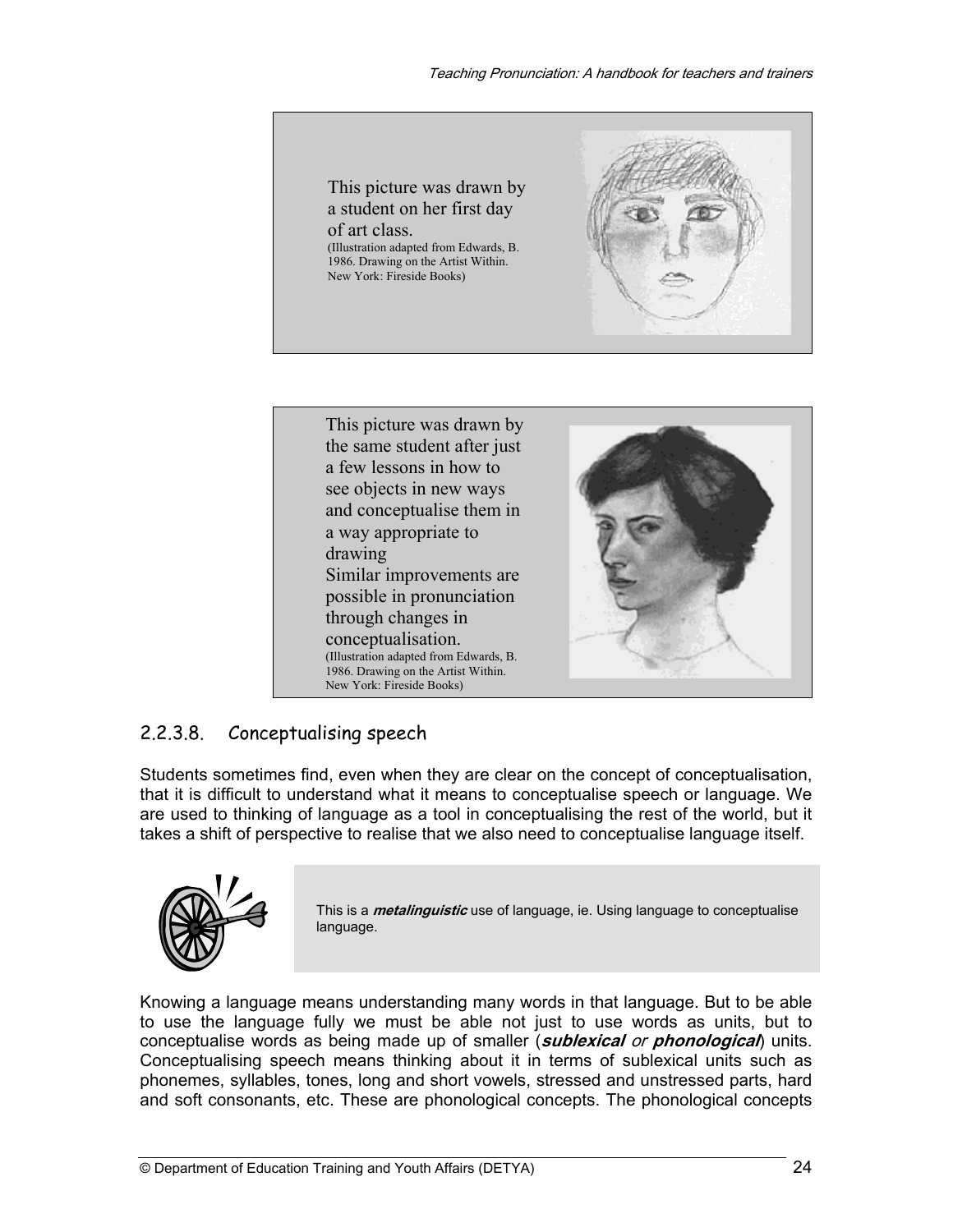This picture was drawn by a student on her first day of art class.
(Illustration adapted from Edwards, B. 1986. Drawing on the Artist Within. New York: Fireside Books)

This picture was drawn by the same student after just a few lessons in how to see objects in new ways and conceptualise them in a way appropriate to drawing
Similar improvements are possible in pronunciation through changes in conceptualisation.
(Illustration adapted from Edwards, B. 1986. Drawing on the Artist Within. New York: Fireside Books)

### 2.2.3.8. Conceptualising speech

Students sometimes find, even when they are clear on the concept of conceptualisation, that it is difficult to understand what it means to conceptualise speech or language. We are used to thinking of language as a tool in conceptualising the rest of the world, but it takes a shift of perspective to realise that we also need to conceptualise language itself.

> This is a ***metalinguistic*** use of language, ie. Using language to conceptualise language.

Knowing a language means understanding many words in that language. But to be able to use the language fully we must be able not just to use words as units, but to conceptualise words as being made up of smaller (***sublexical*** *or* ***phonological***) units. Conceptualising speech means thinking about it in terms of sublexical units such as phonemes, syllables, tones, long and short vowels, stressed and unstressed parts, hard and soft consonants, etc. These are phonological concepts. The phonological concepts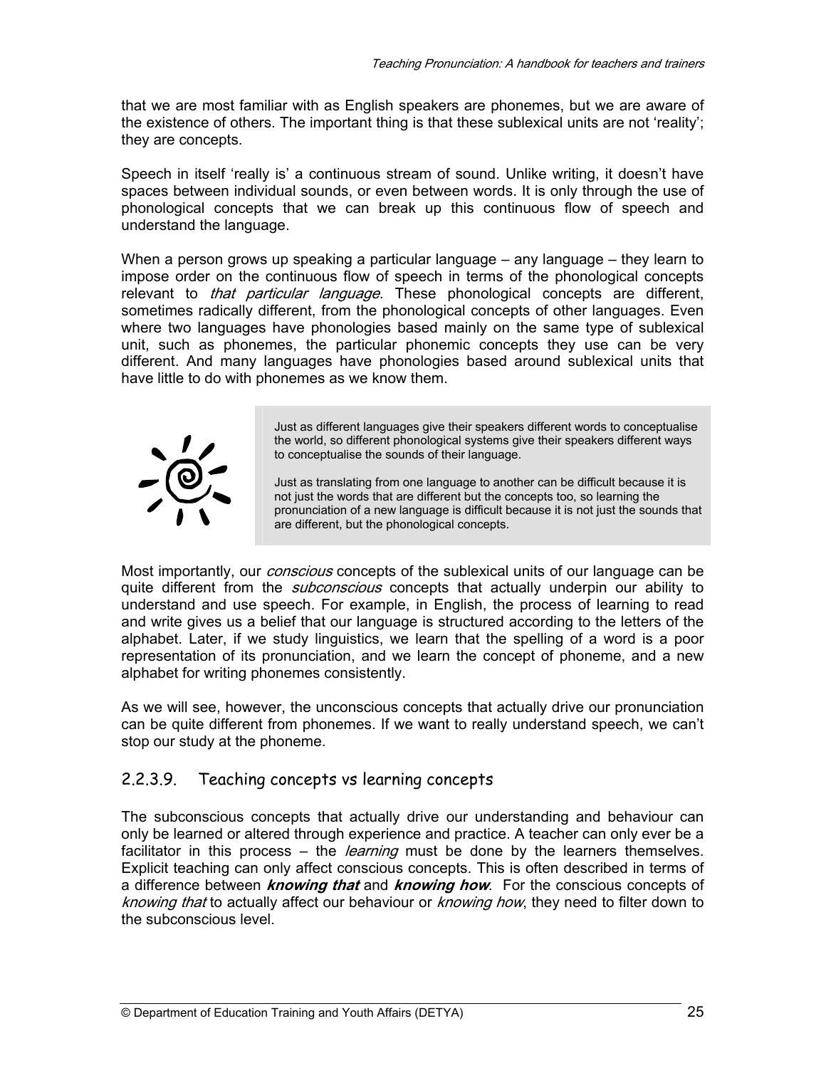that we are most familiar with as English speakers are phonemes, but we are aware of the existence of others. The important thing is that these sublexical units are not 'reality'; they are concepts.

Speech in itself 'really is' a continuous stream of sound. Unlike writing, it doesn't have spaces between individual sounds, or even between words. It is only through the use of phonological concepts that we can break up this continuous flow of speech and understand the language.

When a person grows up speaking a particular language – any language – they learn to impose order on the continuous flow of speech in terms of the phonological concepts relevant to *that particular language*. These phonological concepts are different, sometimes radically different, from the phonological concepts of other languages. Even where two languages have phonologies based mainly on the same type of sublexical unit, such as phonemes, the particular phonemic concepts they use can be very different. And many languages have phonologies based around sublexical units that have little to do with phonemes as we know them.

> Just as different languages give their speakers different words to conceptualise the world, so different phonological systems give their speakers different ways to conceptualise the sounds of their language.
>
> Just as translating from one language to another can be difficult because it is not just the words that are different but the concepts too, so learning the pronunciation of a new language is difficult because it is not just the sounds that are different, but the phonological concepts.

Most importantly, our *conscious* concepts of the sublexical units of our language can be quite different from the *subconscious* concepts that actually underpin our ability to understand and use speech. For example, in English, the process of learning to read and write gives us a belief that our language is structured according to the letters of the alphabet. Later, if we study linguistics, we learn that the spelling of a word is a poor representation of its pronunciation, and we learn the concept of phoneme, and a new alphabet for writing phonemes consistently.

As we will see, however, the unconscious concepts that actually drive our pronunciation can be quite different from phonemes. If we want to really understand speech, we can't stop our study at the phoneme.

### 2.2.3.9. Teaching concepts vs learning concepts

The subconscious concepts that actually drive our understanding and behaviour can only be learned or altered through experience and practice. A teacher can only ever be a facilitator in this process – the *learning* must be done by the learners themselves. Explicit teaching can only affect conscious concepts. This is often described in terms of a difference between ***knowing that*** and ***knowing how***. For the conscious concepts of *knowing that* to actually affect our behaviour or *knowing how*, they need to filter down to the subconscious level.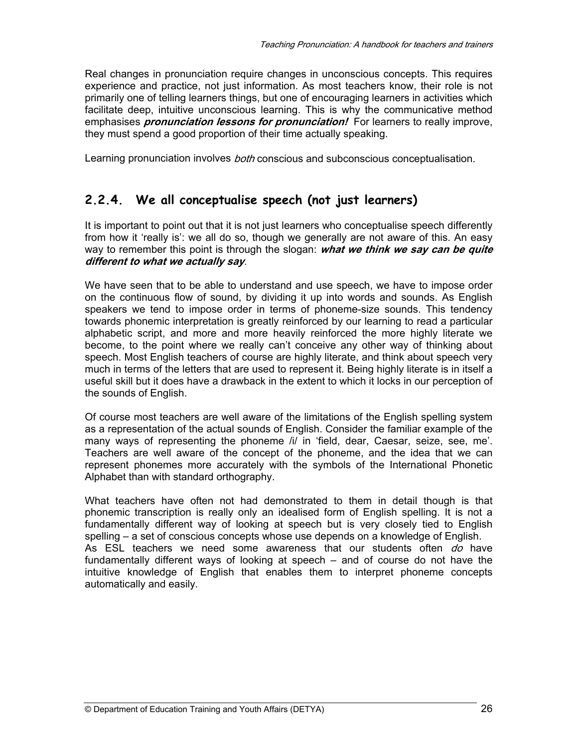Real changes in pronunciation require changes in unconscious concepts. This requires experience and practice, not just information. As most teachers know, their role is not primarily one of telling learners things, but one of encouraging learners in activities which facilitate deep, intuitive unconscious learning. This is why the communicative method emphasises ***pronunciation lessons for pronunciation!*** For learners to really improve, they must spend a good proportion of their time actually speaking.

Learning pronunciation involves *both* conscious and subconscious conceptualisation.

## 2.2.4. We all conceptualise speech (not just learners)

It is important to point out that it is not just learners who conceptualise speech differently from how it 'really is': we all do so, though we generally are not aware of this. An easy way to remember this point is through the slogan: ***what we think we say can be quite different to what we actually say***.

We have seen that to be able to understand and use speech, we have to impose order on the continuous flow of sound, by dividing it up into words and sounds. As English speakers we tend to impose order in terms of phoneme-size sounds. This tendency towards phonemic interpretation is greatly reinforced by our learning to read a particular alphabetic script, and more and more heavily reinforced the more highly literate we become, to the point where we really can't conceive any other way of thinking about speech. Most English teachers of course are highly literate, and think about speech very much in terms of the letters that are used to represent it. Being highly literate is in itself a useful skill but it does have a drawback in the extent to which it locks in our perception of the sounds of English.

Of course most teachers are well aware of the limitations of the English spelling system as a representation of the actual sounds of English. Consider the familiar example of the many ways of representing the phoneme /i/ in 'field, dear, Caesar, seize, see, me'. Teachers are well aware of the concept of the phoneme, and the idea that we can represent phonemes more accurately with the symbols of the International Phonetic Alphabet than with standard orthography.

What teachers have often not had demonstrated to them in detail though is that phonemic transcription is really only an idealised form of English spelling. It is not a fundamentally different way of looking at speech but is very closely tied to English spelling – a set of conscious concepts whose use depends on a knowledge of English. As ESL teachers we need some awareness that our students often *do* have fundamentally different ways of looking at speech – and of course do not have the intuitive knowledge of English that enables them to interpret phoneme concepts automatically and easily.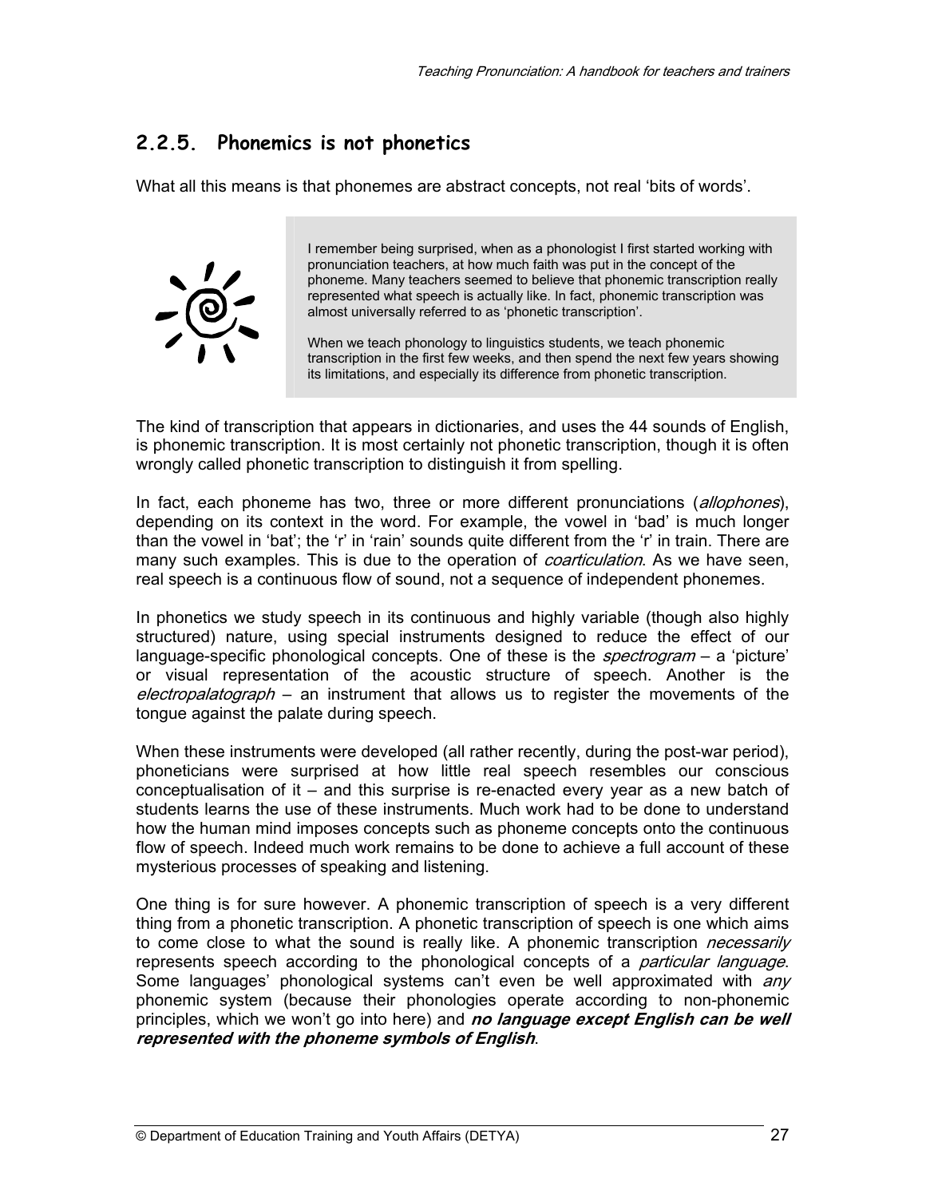## 2.2.5. Phonemics is not phonetics

What all this means is that phonemes are abstract concepts, not real 'bits of words'.

> I remember being surprised, when as a phonologist I first started working with pronunciation teachers, at how much faith was put in the concept of the phoneme. Many teachers seemed to believe that phonemic transcription really represented what speech is actually like. In fact, phonemic transcription was almost universally referred to as 'phonetic transcription'.
>
> When we teach phonology to linguistics students, we teach phonemic transcription in the first few weeks, and then spend the next few years showing its limitations, and especially its difference from phonetic transcription.

The kind of transcription that appears in dictionaries, and uses the 44 sounds of English, is phonemic transcription. It is most certainly not phonetic transcription, though it is often wrongly called phonetic transcription to distinguish it from spelling.

In fact, each phoneme has two, three or more different pronunciations (*allophones*), depending on its context in the word. For example, the vowel in 'bad' is much longer than the vowel in 'bat'; the 'r' in 'rain' sounds quite different from the 'r' in train. There are many such examples. This is due to the operation of *coarticulation*. As we have seen, real speech is a continuous flow of sound, not a sequence of independent phonemes.

In phonetics we study speech in its continuous and highly variable (though also highly structured) nature, using special instruments designed to reduce the effect of our language-specific phonological concepts. One of these is the *spectrogram* – a 'picture' or visual representation of the acoustic structure of speech. Another is the *electropalatograph* – an instrument that allows us to register the movements of the tongue against the palate during speech.

When these instruments were developed (all rather recently, during the post-war period), phoneticians were surprised at how little real speech resembles our conscious conceptualisation of it – and this surprise is re-enacted every year as a new batch of students learns the use of these instruments. Much work had to be done to understand how the human mind imposes concepts such as phoneme concepts onto the continuous flow of speech. Indeed much work remains to be done to achieve a full account of these mysterious processes of speaking and listening.

One thing is for sure however. A phonemic transcription of speech is a very different thing from a phonetic transcription. A phonetic transcription of speech is one which aims to come close to what the sound is really like. A phonemic transcription *necessarily* represents speech according to the phonological concepts of a *particular language*. Some languages' phonological systems can't even be well approximated with *any* phonemic system (because their phonologies operate according to non-phonemic principles, which we won't go into here) and ***no language except English can be well represented with the phoneme symbols of English***.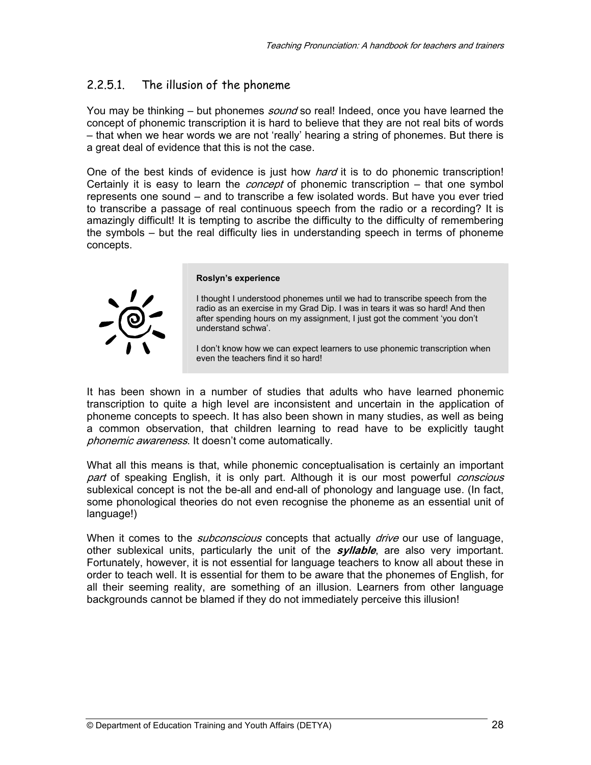### 2.2.5.1. The illusion of the phoneme

You may be thinking – but phonemes *sound* so real! Indeed, once you have learned the concept of phonemic transcription it is hard to believe that they are not real bits of words – that when we hear words we are not 'really' hearing a string of phonemes. But there is a great deal of evidence that this is not the case.

One of the best kinds of evidence is just how *hard* it is to do phonemic transcription! Certainly it is easy to learn the *concept* of phonemic transcription – that one symbol represents one sound – and to transcribe a few isolated words. But have you ever tried to transcribe a passage of real continuous speech from the radio or a recording? It is amazingly difficult! It is tempting to ascribe the difficulty to the difficulty of remembering the symbols – but the real difficulty lies in understanding speech in terms of phoneme concepts.

> **Roslyn's experience**
>
> I thought I understood phonemes until we had to transcribe speech from the radio as an exercise in my Grad Dip. I was in tears it was so hard! And then after spending hours on my assignment, I just got the comment 'you don't understand schwa'.
>
> I don't know how we can expect learners to use phonemic transcription when even the teachers find it so hard!

It has been shown in a number of studies that adults who have learned phonemic transcription to quite a high level are inconsistent and uncertain in the application of phoneme concepts to speech. It has also been shown in many studies, as well as being a common observation, that children learning to read have to be explicitly taught *phonemic awareness*. It doesn't come automatically.

What all this means is that, while phonemic conceptualisation is certainly an important *part* of speaking English, it is only part. Although it is our most powerful *conscious* sublexical concept is not the be-all and end-all of phonology and language use. (In fact, some phonological theories do not even recognise the phoneme as an essential unit of language!)

When it comes to the *subconscious* concepts that actually *drive* our use of language, other sublexical units, particularly the unit of the ***syllable***, are also very important. Fortunately, however, it is not essential for language teachers to know all about these in order to teach well. It is essential for them to be aware that the phonemes of English, for all their seeming reality, are something of an illusion. Learners from other language backgrounds cannot be blamed if they do not immediately perceive this illusion!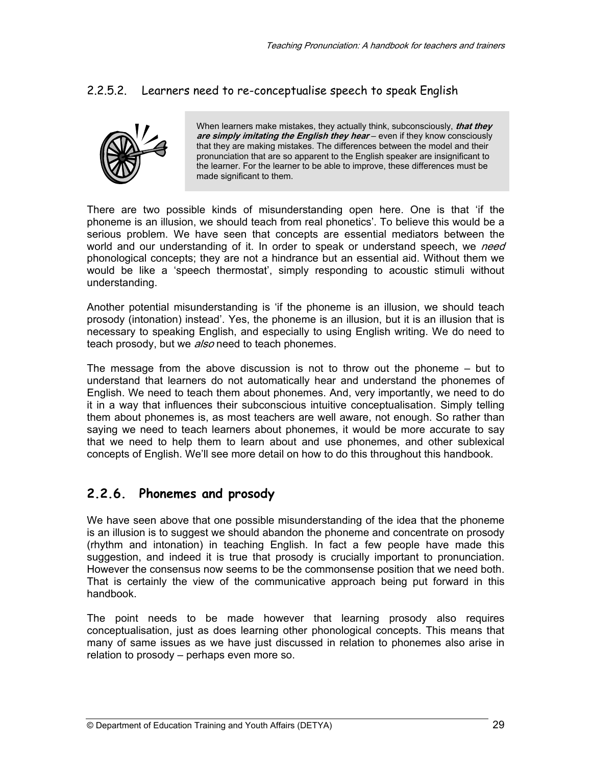### 2.2.5.2. Learners need to re-conceptualise speech to speak English

> When learners make mistakes, they actually think, subconsciously, ***that they are simply imitating the English they hear*** – even if they know consciously that they are making mistakes. The differences between the model and their pronunciation that are so apparent to the English speaker are insignificant to the learner. For the learner to be able to improve, these differences must be made significant to them.

There are two possible kinds of misunderstanding open here. One is that 'if the phoneme is an illusion, we should teach from real phonetics'. To believe this would be a serious problem. We have seen that concepts are essential mediators between the world and our understanding of it. In order to speak or understand speech, we *need* phonological concepts; they are not a hindrance but an essential aid. Without them we would be like a 'speech thermostat', simply responding to acoustic stimuli without understanding.

Another potential misunderstanding is 'if the phoneme is an illusion, we should teach prosody (intonation) instead'. Yes, the phoneme is an illusion, but it is an illusion that is necessary to speaking English, and especially to using English writing. We do need to teach prosody, but we *also* need to teach phonemes.

The message from the above discussion is not to throw out the phoneme – but to understand that learners do not automatically hear and understand the phonemes of English. We need to teach them about phonemes. And, very importantly, we need to do it in a way that influences their subconscious intuitive conceptualisation. Simply telling them about phonemes is, as most teachers are well aware, not enough. So rather than saying we need to teach learners about phonemes, it would be more accurate to say that we need to help them to learn about and use phonemes, and other sublexical concepts of English. We'll see more detail on how to do this throughout this handbook.

## 2.2.6. Phonemes and prosody

We have seen above that one possible misunderstanding of the idea that the phoneme is an illusion is to suggest we should abandon the phoneme and concentrate on prosody (rhythm and intonation) in teaching English. In fact a few people have made this suggestion, and indeed it is true that prosody is crucially important to pronunciation. However the consensus now seems to be the commonsense position that we need both. That is certainly the view of the communicative approach being put forward in this handbook.

The point needs to be made however that learning prosody also requires conceptualisation, just as does learning other phonological concepts. This means that many of same issues as we have just discussed in relation to phonemes also arise in relation to prosody – perhaps even more so.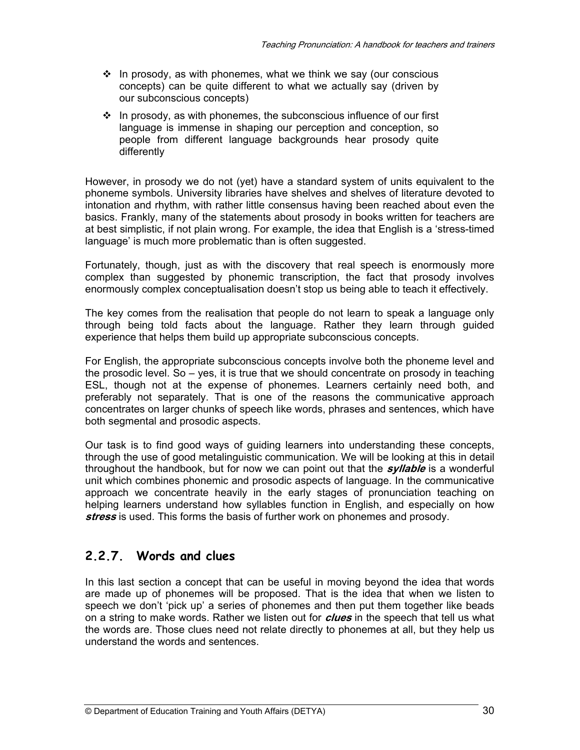- In prosody, as with phonemes, what we think we say (our conscious concepts) can be quite different to what we actually say (driven by our subconscious concepts)
- In prosody, as with phonemes, the subconscious influence of our first language is immense in shaping our perception and conception, so people from different language backgrounds hear prosody quite differently

However, in prosody we do not (yet) have a standard system of units equivalent to the phoneme symbols. University libraries have shelves and shelves of literature devoted to intonation and rhythm, with rather little consensus having been reached about even the basics. Frankly, many of the statements about prosody in books written for teachers are at best simplistic, if not plain wrong. For example, the idea that English is a 'stress-timed language' is much more problematic than is often suggested.

Fortunately, though, just as with the discovery that real speech is enormously more complex than suggested by phonemic transcription, the fact that prosody involves enormously complex conceptualisation doesn't stop us being able to teach it effectively.

The key comes from the realisation that people do not learn to speak a language only through being told facts about the language. Rather they learn through guided experience that helps them build up appropriate subconscious concepts.

For English, the appropriate subconscious concepts involve both the phoneme level and the prosodic level. So – yes, it is true that we should concentrate on prosody in teaching ESL, though not at the expense of phonemes. Learners certainly need both, and preferably not separately. That is one of the reasons the communicative approach concentrates on larger chunks of speech like words, phrases and sentences, which have both segmental and prosodic aspects.

Our task is to find good ways of guiding learners into understanding these concepts, through the use of good metalinguistic communication. We will be looking at this in detail throughout the handbook, but for now we can point out that the ***syllable*** is a wonderful unit which combines phonemic and prosodic aspects of language. In the communicative approach we concentrate heavily in the early stages of pronunciation teaching on helping learners understand how syllables function in English, and especially on how ***stress*** is used. This forms the basis of further work on phonemes and prosody.

## 2.2.7. Words and clues

In this last section a concept that can be useful in moving beyond the idea that words are made up of phonemes will be proposed. That is the idea that when we listen to speech we don't 'pick up' a series of phonemes and then put them together like beads on a string to make words. Rather we listen out for ***clues*** in the speech that tell us what the words are. Those clues need not relate directly to phonemes at all, but they help us understand the words and sentences.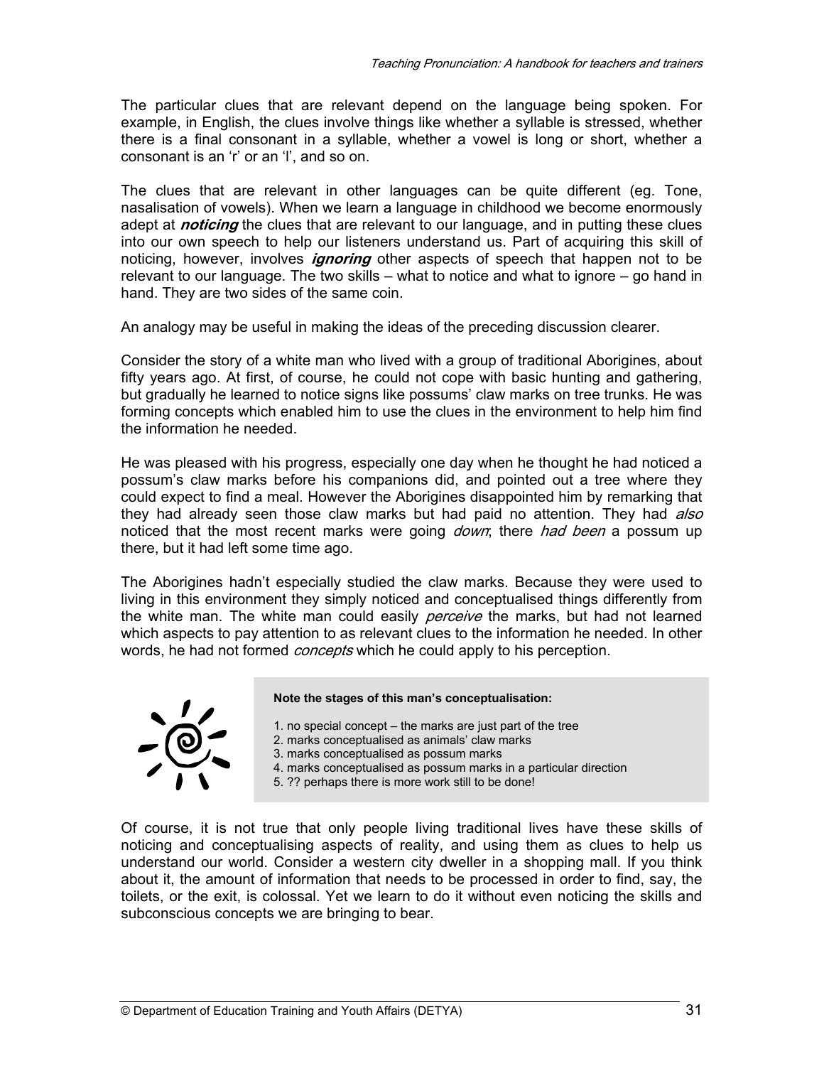The particular clues that are relevant depend on the language being spoken. For example, in English, the clues involve things like whether a syllable is stressed, whether there is a final consonant in a syllable, whether a vowel is long or short, whether a consonant is an 'r' or an 'l', and so on.

The clues that are relevant in other languages can be quite different (eg. Tone, nasalisation of vowels). When we learn a language in childhood we become enormously adept at ***noticing*** the clues that are relevant to our language, and in putting these clues into our own speech to help our listeners understand us. Part of acquiring this skill of noticing, however, involves ***ignoring*** other aspects of speech that happen not to be relevant to our language. The two skills – what to notice and what to ignore – go hand in hand. They are two sides of the same coin.

An analogy may be useful in making the ideas of the preceding discussion clearer.

Consider the story of a white man who lived with a group of traditional Aborigines, about fifty years ago. At first, of course, he could not cope with basic hunting and gathering, but gradually he learned to notice signs like possums' claw marks on tree trunks. He was forming concepts which enabled him to use the clues in the environment to help him find the information he needed.

He was pleased with his progress, especially one day when he thought he had noticed a possum's claw marks before his companions did, and pointed out a tree where they could expect to find a meal. However the Aborigines disappointed him by remarking that they had already seen those claw marks but had paid no attention. They had *also* noticed that the most recent marks were going *down*; there *had been* a possum up there, but it had left some time ago.

The Aborigines hadn't especially studied the claw marks. Because they were used to living in this environment they simply noticed and conceptualised things differently from the white man. The white man could easily *perceive* the marks, but had not learned which aspects to pay attention to as relevant clues to the information he needed. In other words, he had not formed *concepts* which he could apply to his perception.

**Note the stages of this man's conceptualisation:**

1. no special concept – the marks are just part of the tree
2. marks conceptualised as animals' claw marks
3. marks conceptualised as possum marks
4. marks conceptualised as possum marks in a particular direction
5. ?? perhaps there is more work still to be done!

Of course, it is not true that only people living traditional lives have these skills of noticing and conceptualising aspects of reality, and using them as clues to help us understand our world. Consider a western city dweller in a shopping mall. If you think about it, the amount of information that needs to be processed in order to find, say, the toilets, or the exit, is colossal. Yet we learn to do it without even noticing the skills and subconscious concepts we are bringing to bear.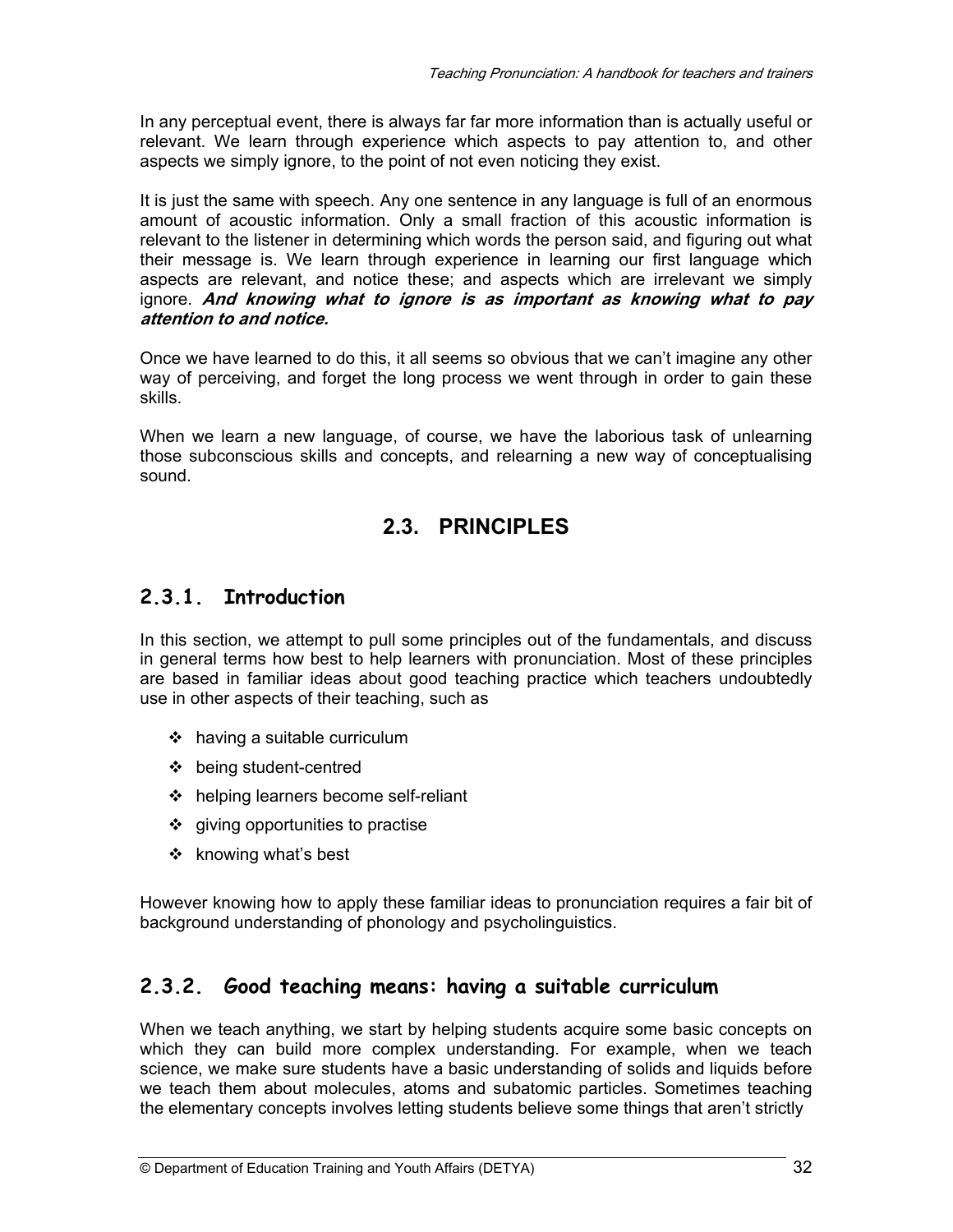In any perceptual event, there is always far far more information than is actually useful or relevant. We learn through experience which aspects to pay attention to, and other aspects we simply ignore, to the point of not even noticing they exist.

It is just the same with speech. Any one sentence in any language is full of an enormous amount of acoustic information. Only a small fraction of this acoustic information is relevant to the listener in determining which words the person said, and figuring out what their message is. We learn through experience in learning our first language which aspects are relevant, and notice these; and aspects which are irrelevant we simply ignore. ***And knowing what to ignore is as important as knowing what to pay attention to and notice.***

Once we have learned to do this, it all seems so obvious that we can't imagine any other way of perceiving, and forget the long process we went through in order to gain these skills.

When we learn a new language, of course, we have the laborious task of unlearning those subconscious skills and concepts, and relearning a new way of conceptualising sound.

## 2.3. PRINCIPLES

### 2.3.1. Introduction

In this section, we attempt to pull some principles out of the fundamentals, and discuss in general terms how best to help learners with pronunciation. Most of these principles are based in familiar ideas about good teaching practice which teachers undoubtedly use in other aspects of their teaching, such as

- having a suitable curriculum
- being student-centred
- helping learners become self-reliant
- giving opportunities to practise
- knowing what's best

However knowing how to apply these familiar ideas to pronunciation requires a fair bit of background understanding of phonology and psycholinguistics.

### 2.3.2. Good teaching means: having a suitable curriculum

When we teach anything, we start by helping students acquire some basic concepts on which they can build more complex understanding. For example, when we teach science, we make sure students have a basic understanding of solids and liquids before we teach them about molecules, atoms and subatomic particles. Sometimes teaching the elementary concepts involves letting students believe some things that aren't strictly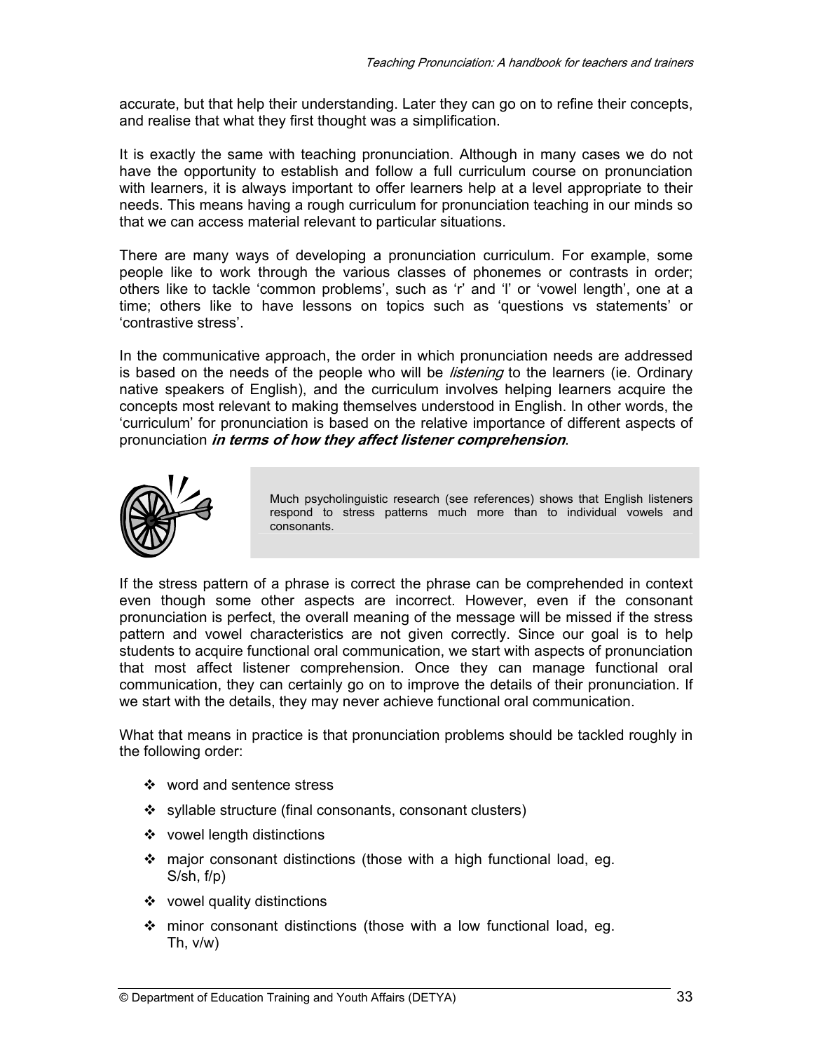accurate, but that help their understanding. Later they can go on to refine their concepts, and realise that what they first thought was a simplification.

It is exactly the same with teaching pronunciation. Although in many cases we do not have the opportunity to establish and follow a full curriculum course on pronunciation with learners, it is always important to offer learners help at a level appropriate to their needs. This means having a rough curriculum for pronunciation teaching in our minds so that we can access material relevant to particular situations.

There are many ways of developing a pronunciation curriculum. For example, some people like to work through the various classes of phonemes or contrasts in order; others like to tackle 'common problems', such as 'r' and 'l' or 'vowel length', one at a time; others like to have lessons on topics such as 'questions vs statements' or 'contrastive stress'.

In the communicative approach, the order in which pronunciation needs are addressed is based on the needs of the people who will be *listening* to the learners (ie. Ordinary native speakers of English), and the curriculum involves helping learners acquire the concepts most relevant to making themselves understood in English. In other words, the 'curriculum' for pronunciation is based on the relative importance of different aspects of pronunciation ***in terms of how they affect listener comprehension***.

> Much psycholinguistic research (see references) shows that English listeners respond to stress patterns much more than to individual vowels and consonants.

If the stress pattern of a phrase is correct the phrase can be comprehended in context even though some other aspects are incorrect. However, even if the consonant pronunciation is perfect, the overall meaning of the message will be missed if the stress pattern and vowel characteristics are not given correctly. Since our goal is to help students to acquire functional oral communication, we start with aspects of pronunciation that most affect listener comprehension. Once they can manage functional oral communication, they can certainly go on to improve the details of their pronunciation. If we start with the details, they may never achieve functional oral communication.

What that means in practice is that pronunciation problems should be tackled roughly in the following order:

- word and sentence stress
- syllable structure (final consonants, consonant clusters)
- vowel length distinctions
- major consonant distinctions (those with a high functional load, eg. S/sh, f/p)
- vowel quality distinctions
- minor consonant distinctions (those with a low functional load, eg. Th, v/w)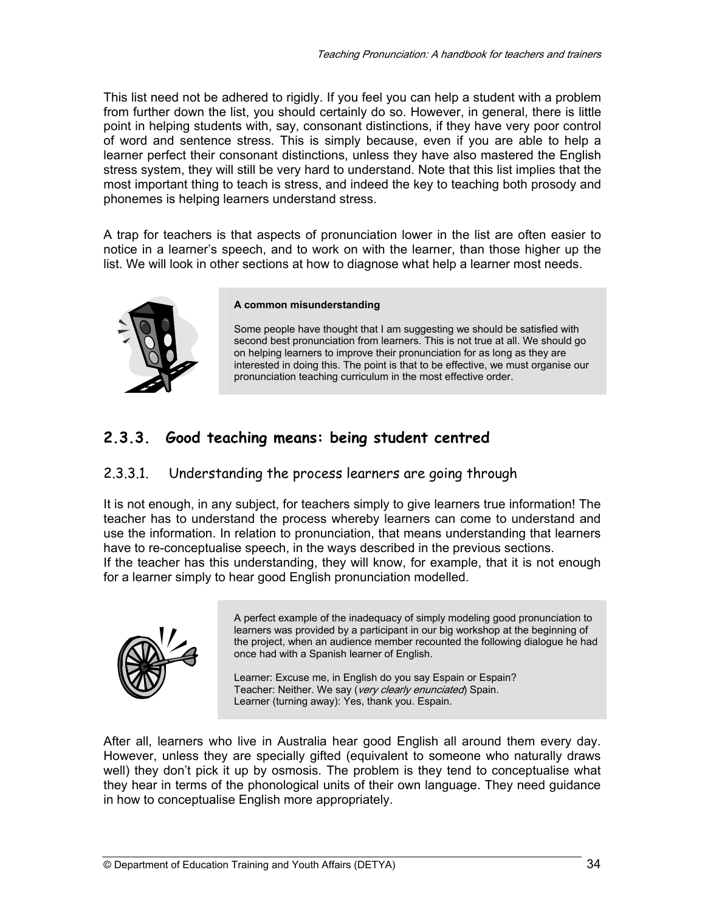This list need not be adhered to rigidly. If you feel you can help a student with a problem from further down the list, you should certainly do so. However, in general, there is little point in helping students with, say, consonant distinctions, if they have very poor control of word and sentence stress. This is simply because, even if you are able to help a learner perfect their consonant distinctions, unless they have also mastered the English stress system, they will still be very hard to understand. Note that this list implies that the most important thing to teach is stress, and indeed the key to teaching both prosody and phonemes is helping learners understand stress.

A trap for teachers is that aspects of pronunciation lower in the list are often easier to notice in a learner's speech, and to work on with the learner, than those higher up the list. We will look in other sections at how to diagnose what help a learner most needs.

> **A common misunderstanding**
>
> Some people have thought that I am suggesting we should be satisfied with second best pronunciation from learners. This is not true at all. We should go on helping learners to improve their pronunciation for as long as they are interested in doing this. The point is that to be effective, we must organise our pronunciation teaching curriculum in the most effective order.

## 2.3.3. Good teaching means: being student centred

### 2.3.3.1. Understanding the process learners are going through

It is not enough, in any subject, for teachers simply to give learners true information! The teacher has to understand the process whereby learners can come to understand and use the information. In relation to pronunciation, that means understanding that learners have to re-conceptualise speech, in the ways described in the previous sections.
If the teacher has this understanding, they will know, for example, that it is not enough for a learner simply to hear good English pronunciation modelled.

> A perfect example of the inadequacy of simply modeling good pronunciation to learners was provided by a participant in our big workshop at the beginning of the project, when an audience member recounted the following dialogue he had once had with a Spanish learner of English.
>
> Learner: Excuse me, in English do you say Espain or Espain?
> Teacher: Neither. We say (*very clearly enunciated*) Spain.
> Learner (turning away): Yes, thank you. Espain.

After all, learners who live in Australia hear good English all around them every day. However, unless they are specially gifted (equivalent to someone who naturally draws well) they don't pick it up by osmosis. The problem is they tend to conceptualise what they hear in terms of the phonological units of their own language. They need guidance in how to conceptualise English more appropriately.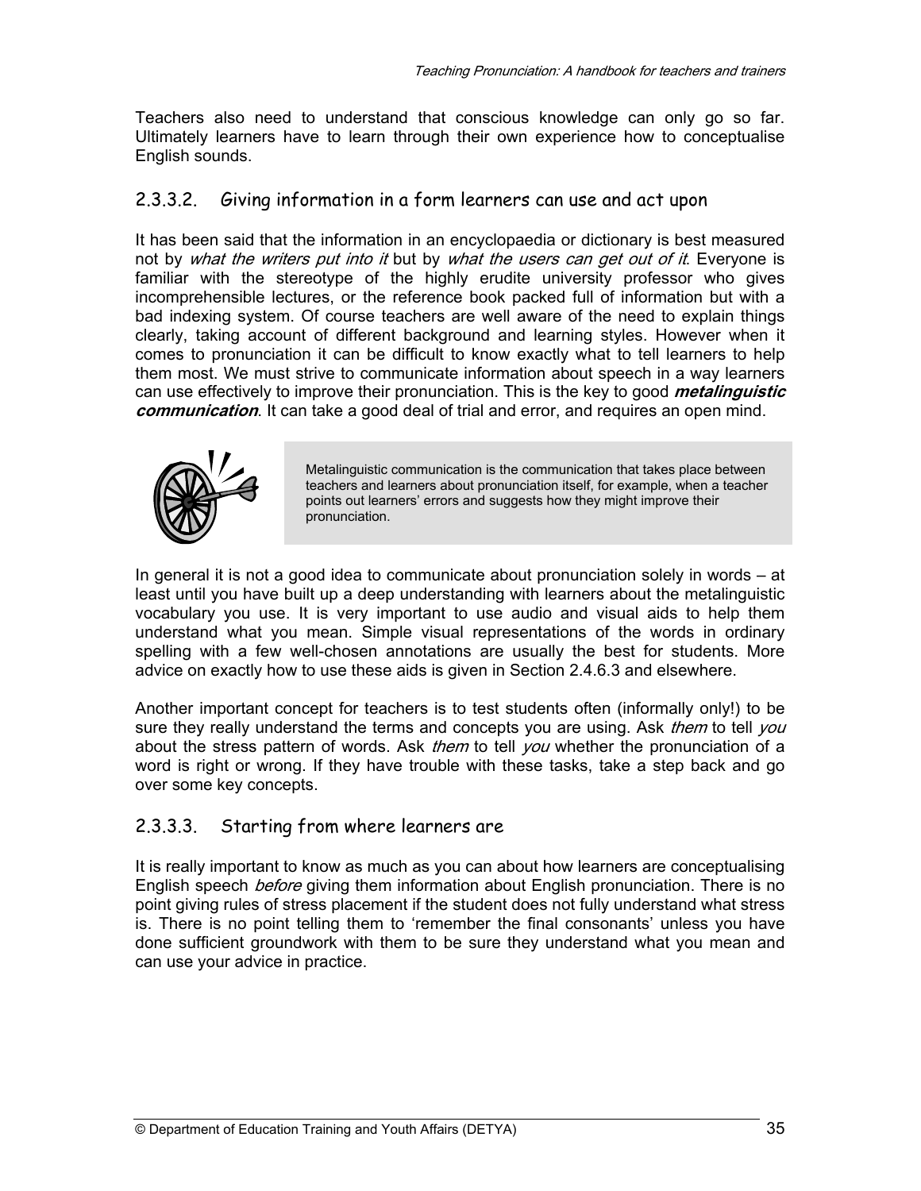Teachers also need to understand that conscious knowledge can only go so far. Ultimately learners have to learn through their own experience how to conceptualise English sounds.

### 2.3.3.2. Giving information in a form learners can use and act upon

It has been said that the information in an encyclopaedia or dictionary is best measured not by *what the writers put into it* but by *what the users can get out of it*. Everyone is familiar with the stereotype of the highly erudite university professor who gives incomprehensible lectures, or the reference book packed full of information but with a bad indexing system. Of course teachers are well aware of the need to explain things clearly, taking account of different background and learning styles. However when it comes to pronunciation it can be difficult to know exactly what to tell learners to help them most. We must strive to communicate information about speech in a way learners can use effectively to improve their pronunciation. This is the key to good ***metalinguistic communication***. It can take a good deal of trial and error, and requires an open mind.

> Metalinguistic communication is the communication that takes place between teachers and learners about pronunciation itself, for example, when a teacher points out learners' errors and suggests how they might improve their pronunciation.

In general it is not a good idea to communicate about pronunciation solely in words – at least until you have built up a deep understanding with learners about the metalinguistic vocabulary you use. It is very important to use audio and visual aids to help them understand what you mean. Simple visual representations of the words in ordinary spelling with a few well-chosen annotations are usually the best for students. More advice on exactly how to use these aids is given in Section 2.4.6.3 and elsewhere.

Another important concept for teachers is to test students often (informally only!) to be sure they really understand the terms and concepts you are using. Ask *them* to tell *you* about the stress pattern of words. Ask *them* to tell *you* whether the pronunciation of a word is right or wrong. If they have trouble with these tasks, take a step back and go over some key concepts.

### 2.3.3.3. Starting from where learners are

It is really important to know as much as you can about how learners are conceptualising English speech *before* giving them information about English pronunciation. There is no point giving rules of stress placement if the student does not fully understand what stress is. There is no point telling them to 'remember the final consonants' unless you have done sufficient groundwork with them to be sure they understand what you mean and can use your advice in practice.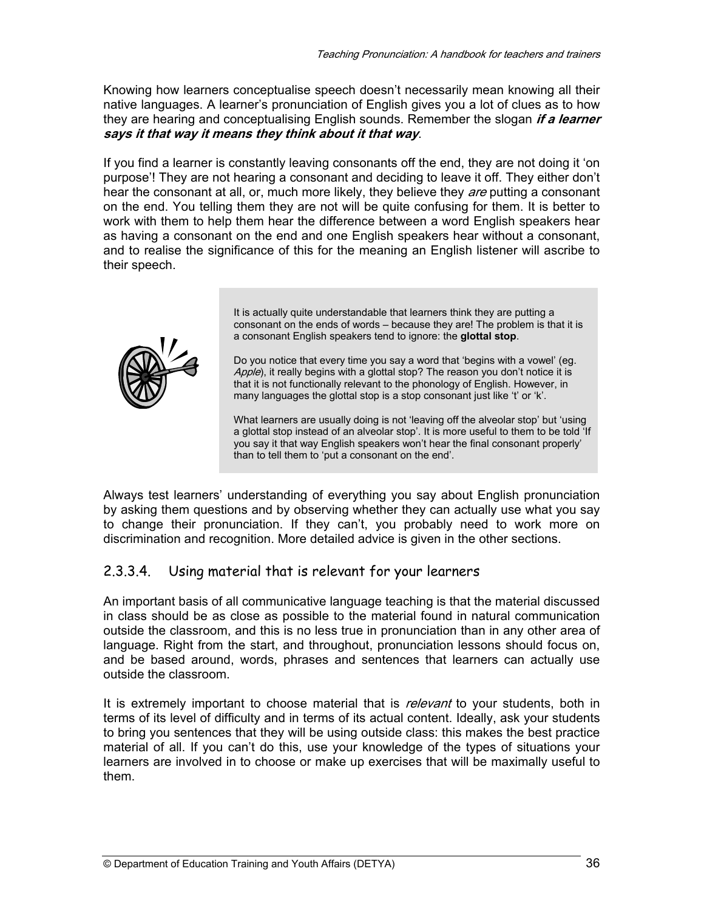Knowing how learners conceptualise speech doesn't necessarily mean knowing all their native languages. A learner's pronunciation of English gives you a lot of clues as to how they are hearing and conceptualising English sounds. Remember the slogan ***if a learner says it that way it means they think about it that way***.

If you find a learner is constantly leaving consonants off the end, they are not doing it 'on purpose'! They are not hearing a consonant and deciding to leave it off. They either don't hear the consonant at all, or, much more likely, they believe they *are* putting a consonant on the end. You telling them they are not will be quite confusing for them. It is better to work with them to help them hear the difference between a word English speakers hear as having a consonant on the end and one English speakers hear without a consonant, and to realise the significance of this for the meaning an English listener will ascribe to their speech.

> It is actually quite understandable that learners think they are putting a consonant on the ends of words – because they are! The problem is that it is a consonant English speakers tend to ignore: the **glottal stop**.
>
> Do you notice that every time you say a word that 'begins with a vowel' (eg. *Apple*), it really begins with a glottal stop? The reason you don't notice it is that it is not functionally relevant to the phonology of English. However, in many languages the glottal stop is a stop consonant just like 't' or 'k'.
>
> What learners are usually doing is not 'leaving off the alveolar stop' but 'using a glottal stop instead of an alveolar stop'. It is more useful to them to be told 'If you say it that way English speakers won't hear the final consonant properly' than to tell them to 'put a consonant on the end'.

Always test learners' understanding of everything you say about English pronunciation by asking them questions and by observing whether they can actually use what you say to change their pronunciation. If they can't, you probably need to work more on discrimination and recognition. More detailed advice is given in the other sections.

### 2.3.3.4. Using material that is relevant for your learners

An important basis of all communicative language teaching is that the material discussed in class should be as close as possible to the material found in natural communication outside the classroom, and this is no less true in pronunciation than in any other area of language. Right from the start, and throughout, pronunciation lessons should focus on, and be based around, words, phrases and sentences that learners can actually use outside the classroom.

It is extremely important to choose material that is *relevant* to your students, both in terms of its level of difficulty and in terms of its actual content. Ideally, ask your students to bring you sentences that they will be using outside class: this makes the best practice material of all. If you can't do this, use your knowledge of the types of situations your learners are involved in to choose or make up exercises that will be maximally useful to them.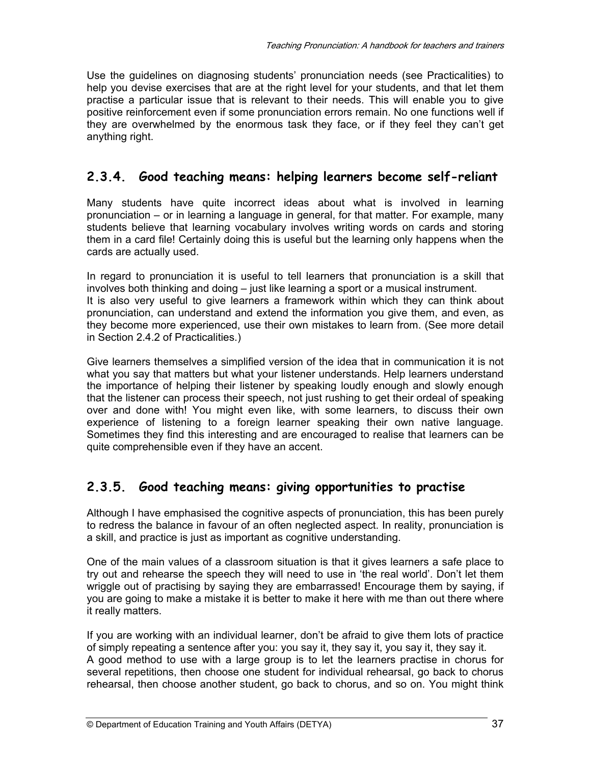Use the guidelines on diagnosing students' pronunciation needs (see Practicalities) to help you devise exercises that are at the right level for your students, and that let them practise a particular issue that is relevant to their needs. This will enable you to give positive reinforcement even if some pronunciation errors remain. No one functions well if they are overwhelmed by the enormous task they face, or if they feel they can't get anything right.

## 2.3.4. Good teaching means: helping learners become self-reliant

Many students have quite incorrect ideas about what is involved in learning pronunciation – or in learning a language in general, for that matter. For example, many students believe that learning vocabulary involves writing words on cards and storing them in a card file! Certainly doing this is useful but the learning only happens when the cards are actually used.

In regard to pronunciation it is useful to tell learners that pronunciation is a skill that involves both thinking and doing – just like learning a sport or a musical instrument.
It is also very useful to give learners a framework within which they can think about pronunciation, can understand and extend the information you give them, and even, as they become more experienced, use their own mistakes to learn from. (See more detail in Section 2.4.2 of Practicalities.)

Give learners themselves a simplified version of the idea that in communication it is not what you say that matters but what your listener understands. Help learners understand the importance of helping their listener by speaking loudly enough and slowly enough that the listener can process their speech, not just rushing to get their ordeal of speaking over and done with! You might even like, with some learners, to discuss their own experience of listening to a foreign learner speaking their own native language. Sometimes they find this interesting and are encouraged to realise that learners can be quite comprehensible even if they have an accent.

## 2.3.5. Good teaching means: giving opportunities to practise

Although I have emphasised the cognitive aspects of pronunciation, this has been purely to redress the balance in favour of an often neglected aspect. In reality, pronunciation is a skill, and practice is just as important as cognitive understanding.

One of the main values of a classroom situation is that it gives learners a safe place to try out and rehearse the speech they will need to use in 'the real world'. Don't let them wriggle out of practising by saying they are embarrassed! Encourage them by saying, if you are going to make a mistake it is better to make it here with me than out there where it really matters.

If you are working with an individual learner, don't be afraid to give them lots of practice of simply repeating a sentence after you: you say it, they say it, you say it, they say it.
A good method to use with a large group is to let the learners practise in chorus for several repetitions, then choose one student for individual rehearsal, go back to chorus rehearsal, then choose another student, go back to chorus, and so on. You might think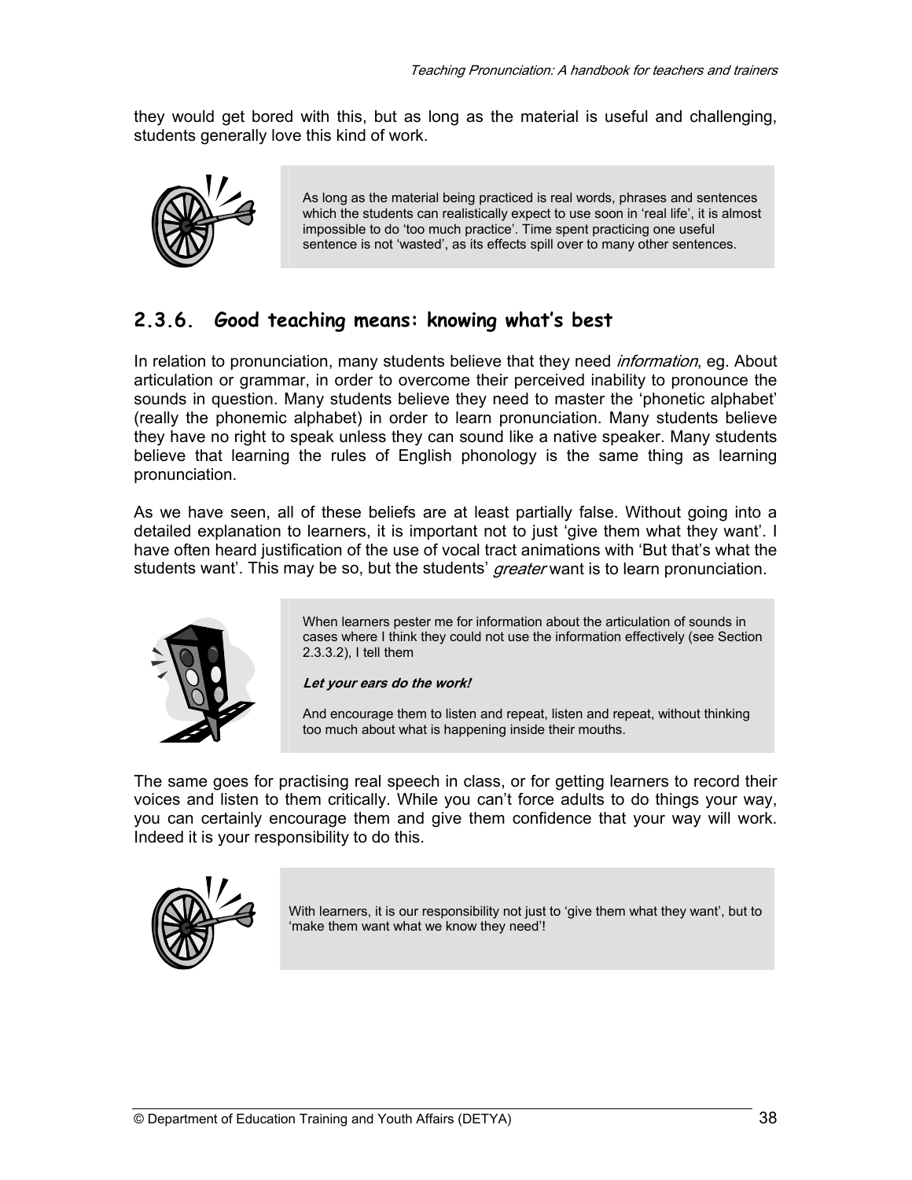they would get bored with this, but as long as the material is useful and challenging, students generally love this kind of work.

> As long as the material being practiced is real words, phrases and sentences which the students can realistically expect to use soon in 'real life', it is almost impossible to do 'too much practice'. Time spent practicing one useful sentence is not 'wasted', as its effects spill over to many other sentences.

### 2.3.6. Good teaching means: knowing what's best

In relation to pronunciation, many students believe that they need *information*, eg. About articulation or grammar, in order to overcome their perceived inability to pronounce the sounds in question. Many students believe they need to master the 'phonetic alphabet' (really the phonemic alphabet) in order to learn pronunciation. Many students believe they have no right to speak unless they can sound like a native speaker. Many students believe that learning the rules of English phonology is the same thing as learning pronunciation.

As we have seen, all of these beliefs are at least partially false. Without going into a detailed explanation to learners, it is important not to just 'give them what they want'. I have often heard justification of the use of vocal tract animations with 'But that's what the students want'. This may be so, but the students' *greater* want is to learn pronunciation.

> When learners pester me for information about the articulation of sounds in cases where I think they could not use the information effectively (see Section 2.3.3.2), I tell them
>
> ***Let your ears do the work!***
>
> And encourage them to listen and repeat, listen and repeat, without thinking too much about what is happening inside their mouths.

The same goes for practising real speech in class, or for getting learners to record their voices and listen to them critically. While you can't force adults to do things your way, you can certainly encourage them and give them confidence that your way will work. Indeed it is your responsibility to do this.

> With learners, it is our responsibility not just to 'give them what they want', but to 'make them want what we know they need'!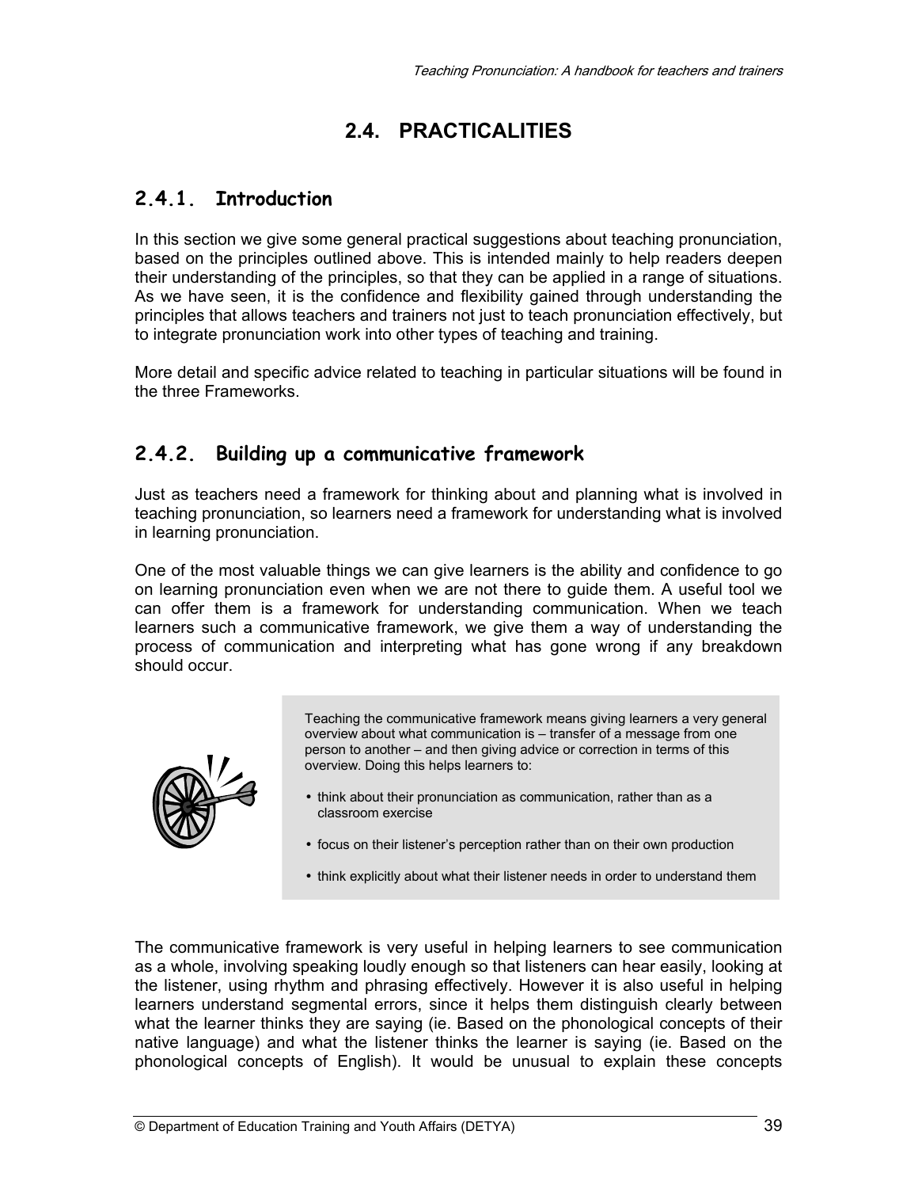## 2.4. PRACTICALITIES

### 2.4.1. Introduction

In this section we give some general practical suggestions about teaching pronunciation, based on the principles outlined above. This is intended mainly to help readers deepen their understanding of the principles, so that they can be applied in a range of situations. As we have seen, it is the confidence and flexibility gained through understanding the principles that allows teachers and trainers not just to teach pronunciation effectively, but to integrate pronunciation work into other types of teaching and training.

More detail and specific advice related to teaching in particular situations will be found in the three Frameworks.

### 2.4.2. Building up a communicative framework

Just as teachers need a framework for thinking about and planning what is involved in teaching pronunciation, so learners need a framework for understanding what is involved in learning pronunciation.

One of the most valuable things we can give learners is the ability and confidence to go on learning pronunciation even when we are not there to guide them. A useful tool we can offer them is a framework for understanding communication. When we teach learners such a communicative framework, we give them a way of understanding the process of communication and interpreting what has gone wrong if any breakdown should occur.

> Teaching the communicative framework means giving learners a very general overview about what communication is – transfer of a message from one person to another – and then giving advice or correction in terms of this overview. Doing this helps learners to:
>
> - think about their pronunciation as communication, rather than as a classroom exercise
> - focus on their listener's perception rather than on their own production
> - think explicitly about what their listener needs in order to understand them

The communicative framework is very useful in helping learners to see communication as a whole, involving speaking loudly enough so that listeners can hear easily, looking at the listener, using rhythm and phrasing effectively. However it is also useful in helping learners understand segmental errors, since it helps them distinguish clearly between what the learner thinks they are saying (ie. Based on the phonological concepts of their native language) and what the listener thinks the learner is saying (ie. Based on the phonological concepts of English). It would be unusual to explain these concepts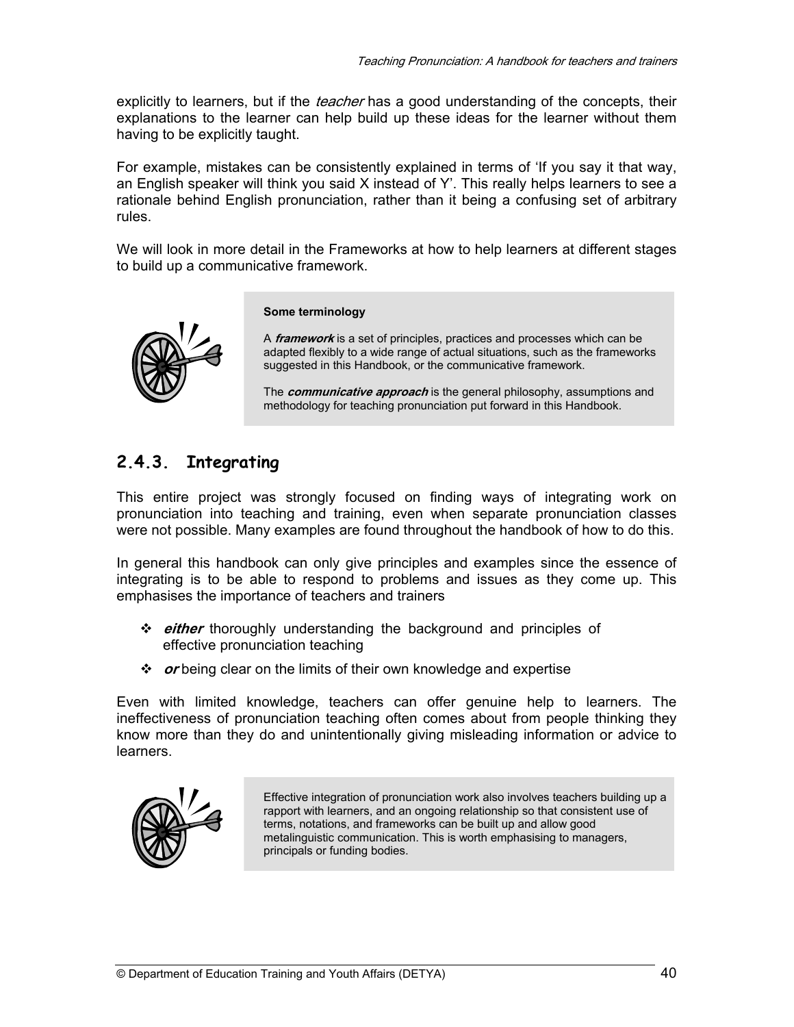explicitly to learners, but if the *teacher* has a good understanding of the concepts, their explanations to the learner can help build up these ideas for the learner without them having to be explicitly taught.

For example, mistakes can be consistently explained in terms of 'If you say it that way, an English speaker will think you said X instead of Y'. This really helps learners to see a rationale behind English pronunciation, rather than it being a confusing set of arbitrary rules.

We will look in more detail in the Frameworks at how to help learners at different stages to build up a communicative framework.

> **Some terminology**
>
> A ***framework*** is a set of principles, practices and processes which can be adapted flexibly to a wide range of actual situations, such as the frameworks suggested in this Handbook, or the communicative framework.
>
> The ***communicative approach*** is the general philosophy, assumptions and methodology for teaching pronunciation put forward in this Handbook.

## 2.4.3. Integrating

This entire project was strongly focused on finding ways of integrating work on pronunciation into teaching and training, even when separate pronunciation classes were not possible. Many examples are found throughout the handbook of how to do this.

In general this handbook can only give principles and examples since the essence of integrating is to be able to respond to problems and issues as they come up. This emphasises the importance of teachers and trainers

- ***either*** thoroughly understanding the background and principles of effective pronunciation teaching
- ***or*** being clear on the limits of their own knowledge and expertise

Even with limited knowledge, teachers can offer genuine help to learners. The ineffectiveness of pronunciation teaching often comes about from people thinking they know more than they do and unintentionally giving misleading information or advice to learners.

> Effective integration of pronunciation work also involves teachers building up a rapport with learners, and an ongoing relationship so that consistent use of terms, notations, and frameworks can be built up and allow good metalinguistic communication. This is worth emphasising to managers, principals or funding bodies.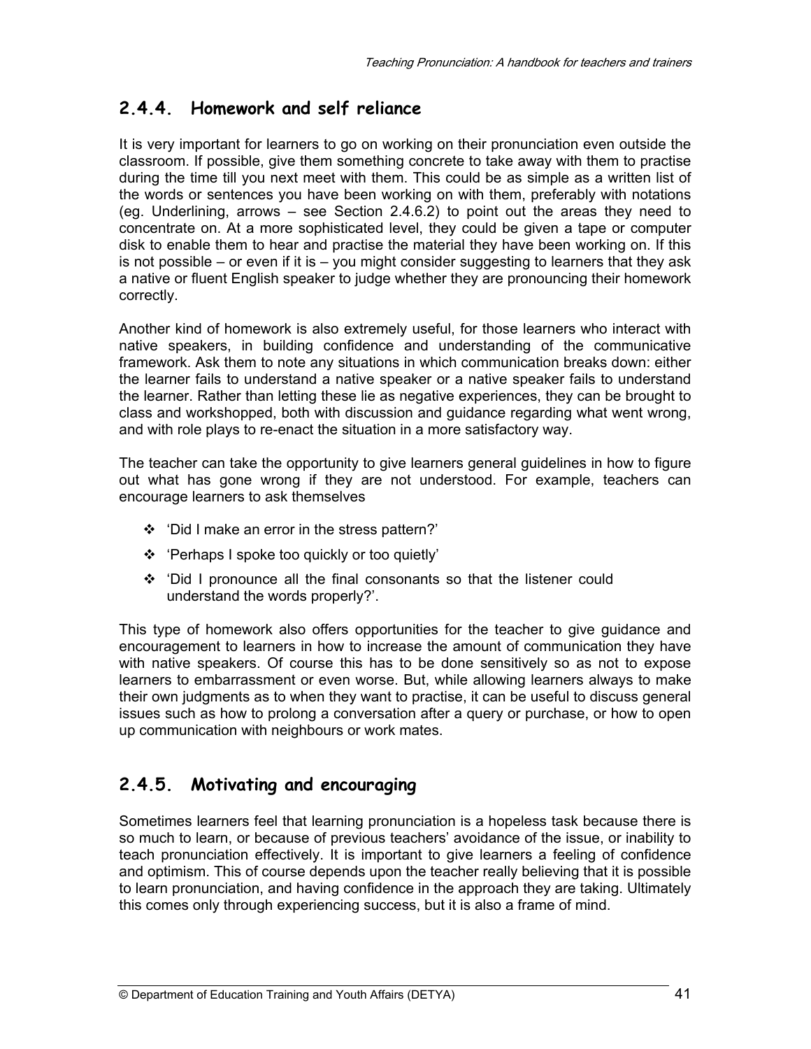## 2.4.4. Homework and self reliance

It is very important for learners to go on working on their pronunciation even outside the classroom. If possible, give them something concrete to take away with them to practise during the time till you next meet with them. This could be as simple as a written list of the words or sentences you have been working on with them, preferably with notations (eg. Underlining, arrows – see Section 2.4.6.2) to point out the areas they need to concentrate on. At a more sophisticated level, they could be given a tape or computer disk to enable them to hear and practise the material they have been working on. If this is not possible – or even if it is – you might consider suggesting to learners that they ask a native or fluent English speaker to judge whether they are pronouncing their homework correctly.

Another kind of homework is also extremely useful, for those learners who interact with native speakers, in building confidence and understanding of the communicative framework. Ask them to note any situations in which communication breaks down: either the learner fails to understand a native speaker or a native speaker fails to understand the learner. Rather than letting these lie as negative experiences, they can be brought to class and workshopped, both with discussion and guidance regarding what went wrong, and with role plays to re-enact the situation in a more satisfactory way.

The teacher can take the opportunity to give learners general guidelines in how to figure out what has gone wrong if they are not understood. For example, teachers can encourage learners to ask themselves

- 'Did I make an error in the stress pattern?'
- 'Perhaps I spoke too quickly or too quietly'
- 'Did I pronounce all the final consonants so that the listener could understand the words properly?'.

This type of homework also offers opportunities for the teacher to give guidance and encouragement to learners in how to increase the amount of communication they have with native speakers. Of course this has to be done sensitively so as not to expose learners to embarrassment or even worse. But, while allowing learners always to make their own judgments as to when they want to practise, it can be useful to discuss general issues such as how to prolong a conversation after a query or purchase, or how to open up communication with neighbours or work mates.

## 2.4.5. Motivating and encouraging

Sometimes learners feel that learning pronunciation is a hopeless task because there is so much to learn, or because of previous teachers' avoidance of the issue, or inability to teach pronunciation effectively. It is important to give learners a feeling of confidence and optimism. This of course depends upon the teacher really believing that it is possible to learn pronunciation, and having confidence in the approach they are taking. Ultimately this comes only through experiencing success, but it is also a frame of mind.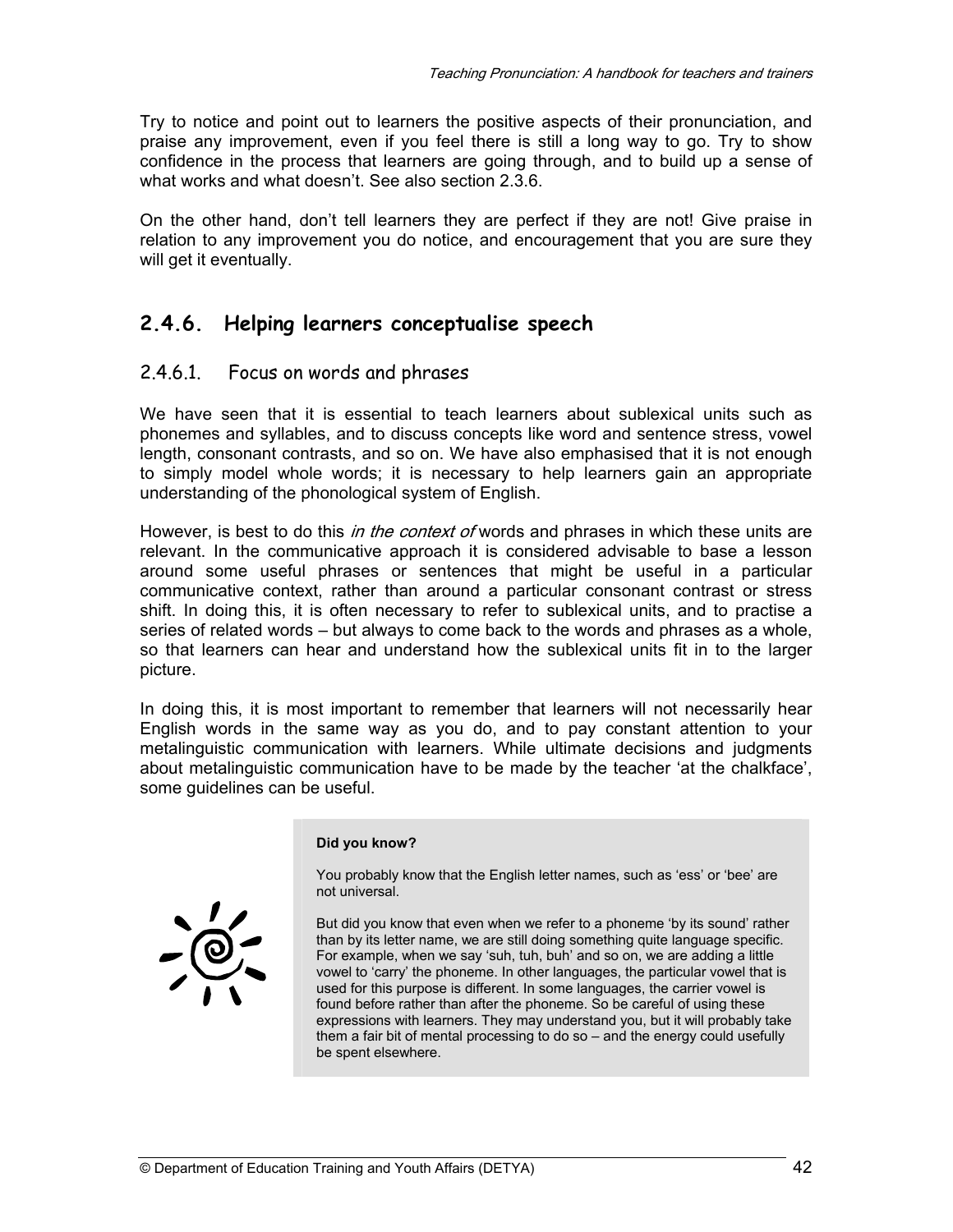Try to notice and point out to learners the positive aspects of their pronunciation, and praise any improvement, even if you feel there is still a long way to go. Try to show confidence in the process that learners are going through, and to build up a sense of what works and what doesn't. See also section 2.3.6.

On the other hand, don't tell learners they are perfect if they are not! Give praise in relation to any improvement you do notice, and encouragement that you are sure they will get it eventually.

## 2.4.6. Helping learners conceptualise speech

### 2.4.6.1. Focus on words and phrases

We have seen that it is essential to teach learners about sublexical units such as phonemes and syllables, and to discuss concepts like word and sentence stress, vowel length, consonant contrasts, and so on. We have also emphasised that it is not enough to simply model whole words; it is necessary to help learners gain an appropriate understanding of the phonological system of English.

However, is best to do this *in the context of* words and phrases in which these units are relevant. In the communicative approach it is considered advisable to base a lesson around some useful phrases or sentences that might be useful in a particular communicative context, rather than around a particular consonant contrast or stress shift. In doing this, it is often necessary to refer to sublexical units, and to practise a series of related words – but always to come back to the words and phrases as a whole, so that learners can hear and understand how the sublexical units fit in to the larger picture.

In doing this, it is most important to remember that learners will not necessarily hear English words in the same way as you do, and to pay constant attention to your metalinguistic communication with learners. While ultimate decisions and judgments about metalinguistic communication have to be made by the teacher 'at the chalkface', some guidelines can be useful.

> **Did you know?**
>
> You probably know that the English letter names, such as 'ess' or 'bee' are not universal.
>
> But did you know that even when we refer to a phoneme 'by its sound' rather than by its letter name, we are still doing something quite language specific. For example, when we say 'suh, tuh, buh' and so on, we are adding a little vowel to 'carry' the phoneme. In other languages, the particular vowel that is used for this purpose is different. In some languages, the carrier vowel is found before rather than after the phoneme. So be careful of using these expressions with learners. They may understand you, but it will probably take them a fair bit of mental processing to do so – and the energy could usefully be spent elsewhere.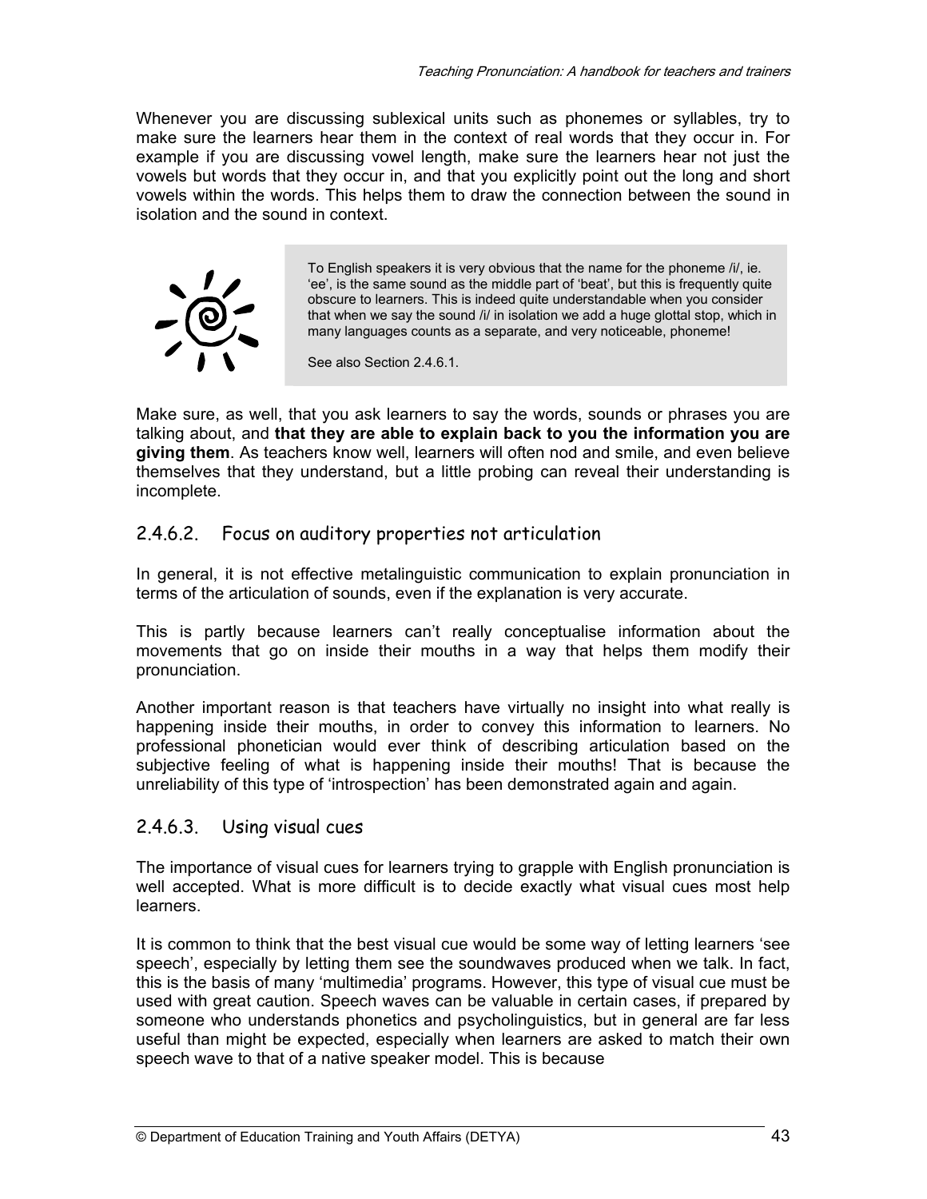Whenever you are discussing sublexical units such as phonemes or syllables, try to make sure the learners hear them in the context of real words that they occur in. For example if you are discussing vowel length, make sure the learners hear not just the vowels but words that they occur in, and that you explicitly point out the long and short vowels within the words. This helps them to draw the connection between the sound in isolation and the sound in context.

> To English speakers it is very obvious that the name for the phoneme /i/, ie. 'ee', is the same sound as the middle part of 'beat', but this is frequently quite obscure to learners. This is indeed quite understandable when you consider that when we say the sound /i/ in isolation we add a huge glottal stop, which in many languages counts as a separate, and very noticeable, phoneme!
>
> See also Section 2.4.6.1.

Make sure, as well, that you ask learners to say the words, sounds or phrases you are talking about, and **that they are able to explain back to you the information you are giving them**. As teachers know well, learners will often nod and smile, and even believe themselves that they understand, but a little probing can reveal their understanding is incomplete.

### 2.4.6.2. Focus on auditory properties not articulation

In general, it is not effective metalinguistic communication to explain pronunciation in terms of the articulation of sounds, even if the explanation is very accurate.

This is partly because learners can't really conceptualise information about the movements that go on inside their mouths in a way that helps them modify their pronunciation.

Another important reason is that teachers have virtually no insight into what really is happening inside their mouths, in order to convey this information to learners. No professional phonetician would ever think of describing articulation based on the subjective feeling of what is happening inside their mouths! That is because the unreliability of this type of 'introspection' has been demonstrated again and again.

### 2.4.6.3. Using visual cues

The importance of visual cues for learners trying to grapple with English pronunciation is well accepted. What is more difficult is to decide exactly what visual cues most help learners.

It is common to think that the best visual cue would be some way of letting learners 'see speech', especially by letting them see the soundwaves produced when we talk. In fact, this is the basis of many 'multimedia' programs. However, this type of visual cue must be used with great caution. Speech waves can be valuable in certain cases, if prepared by someone who understands phonetics and psycholinguistics, but in general are far less useful than might be expected, especially when learners are asked to match their own speech wave to that of a native speaker model. This is because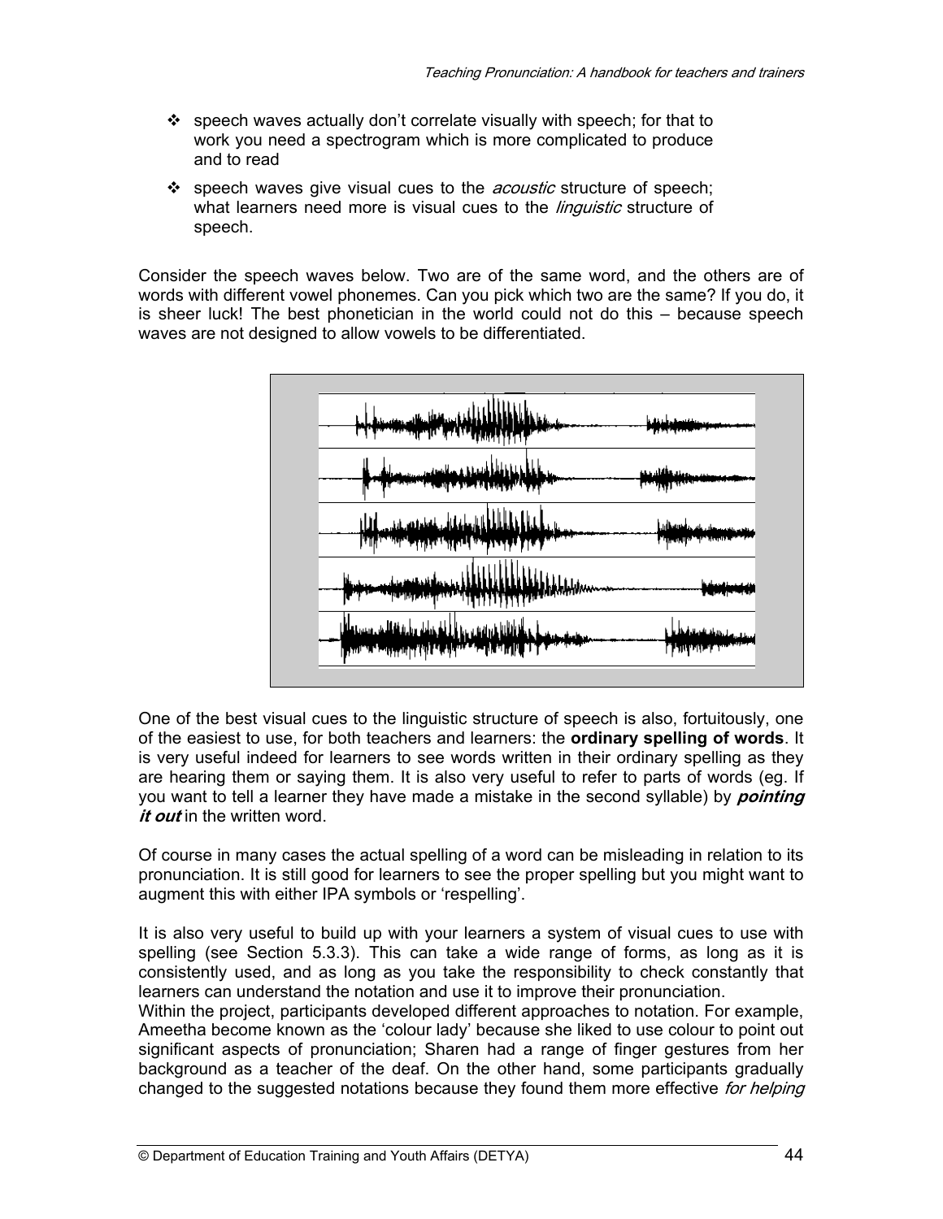- speech waves actually don't correlate visually with speech; for that to work you need a spectrogram which is more complicated to produce and to read
- speech waves give visual cues to the *acoustic* structure of speech; what learners need more is visual cues to the *linguistic* structure of speech.

Consider the speech waves below. Two are of the same word, and the others are of words with different vowel phonemes. Can you pick which two are the same? If you do, it is sheer luck! The best phonetician in the world could not do this – because speech waves are not designed to allow vowels to be differentiated.

One of the best visual cues to the linguistic structure of speech is also, fortuitously, one of the easiest to use, for both teachers and learners: the **ordinary spelling of words**. It is very useful indeed for learners to see words written in their ordinary spelling as they are hearing them or saying them. It is also very useful to refer to parts of words (eg. If you want to tell a learner they have made a mistake in the second syllable) by ***pointing it out*** in the written word.

Of course in many cases the actual spelling of a word can be misleading in relation to its pronunciation. It is still good for learners to see the proper spelling but you might want to augment this with either IPA symbols or 'respelling'.

It is also very useful to build up with your learners a system of visual cues to use with spelling (see Section 5.3.3). This can take a wide range of forms, as long as it is consistently used, and as long as you take the responsibility to check constantly that learners can understand the notation and use it to improve their pronunciation.
Within the project, participants developed different approaches to notation. For example, Ameetha become known as the 'colour lady' because she liked to use colour to point out significant aspects of pronunciation; Sharen had a range of finger gestures from her background as a teacher of the deaf. On the other hand, some participants gradually changed to the suggested notations because they found them more effective *for helping*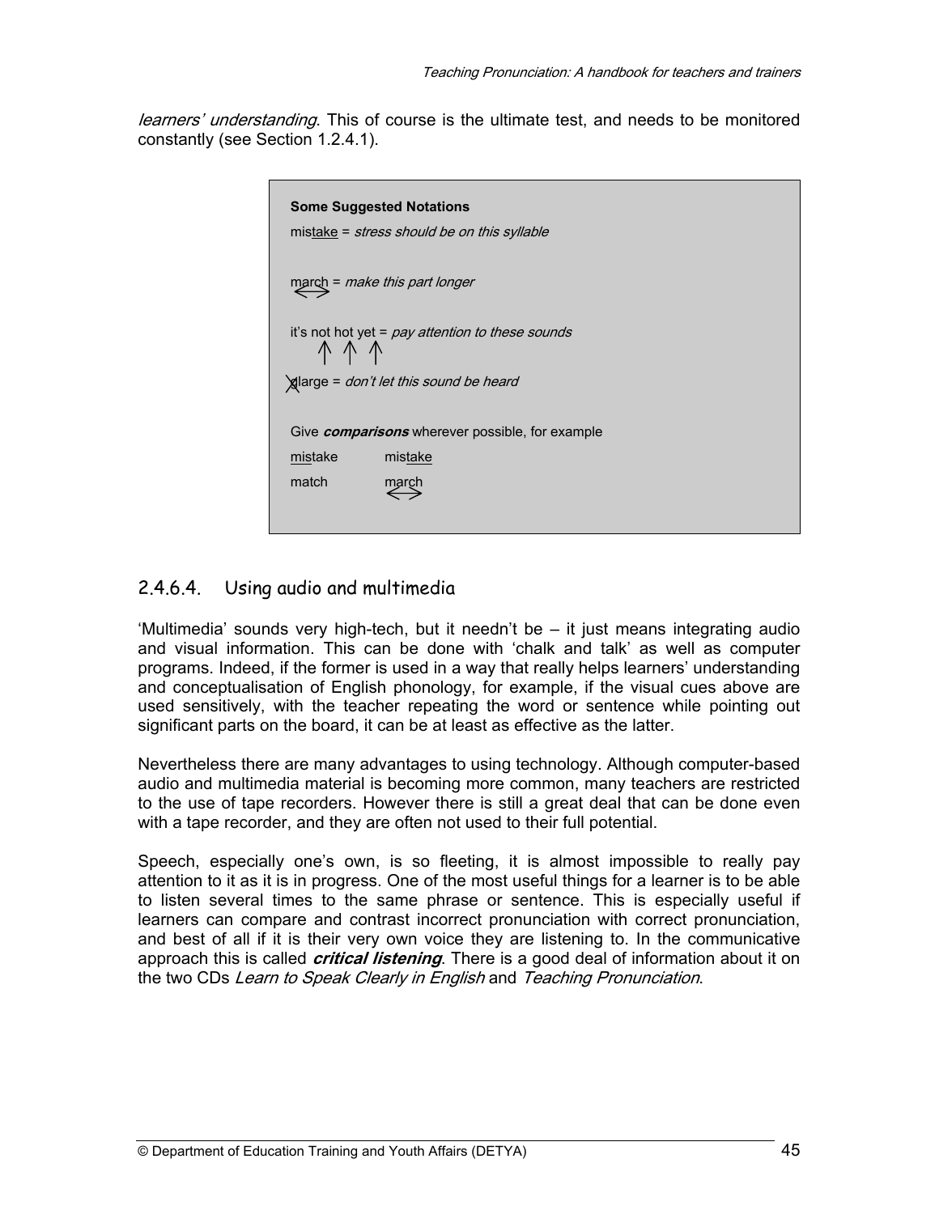*learners' understanding*. This of course is the ultimate test, and needs to be monitored constantly (see Section 1.2.4.1).

> **Some Suggested Notations**
>
> mis<u>take</u> = *stress should be on this syllable*
>
> march (↔ under "ar") = *make this part longer*
>
> it's not hot yet (↑ under each "t") = *pay attention to these sounds*
>
> ~~d~~ large (the "d" is crossed out) = *don't let this sound be heard*
>
> Give ***comparisons*** wherever possible, for example
>
> <u>mis</u>take     mis<u>take</u>
>
> match     march (↔ under "ar")

## 2.4.6.4. Using audio and multimedia

'Multimedia' sounds very high-tech, but it needn't be – it just means integrating audio and visual information. This can be done with 'chalk and talk' as well as computer programs. Indeed, if the former is used in a way that really helps learners' understanding and conceptualisation of English phonology, for example, if the visual cues above are used sensitively, with the teacher repeating the word or sentence while pointing out significant parts on the board, it can be at least as effective as the latter.

Nevertheless there are many advantages to using technology. Although computer-based audio and multimedia material is becoming more common, many teachers are restricted to the use of tape recorders. However there is still a great deal that can be done even with a tape recorder, and they are often not used to their full potential.

Speech, especially one's own, is so fleeting, it is almost impossible to really pay attention to it as it is in progress. One of the most useful things for a learner is to be able to listen several times to the same phrase or sentence. This is especially useful if learners can compare and contrast incorrect pronunciation with correct pronunciation, and best of all if it is their very own voice they are listening to. In the communicative approach this is called ***critical listening***. There is a good deal of information about it on the two CDs *Learn to Speak Clearly in English* and *Teaching Pronunciation*.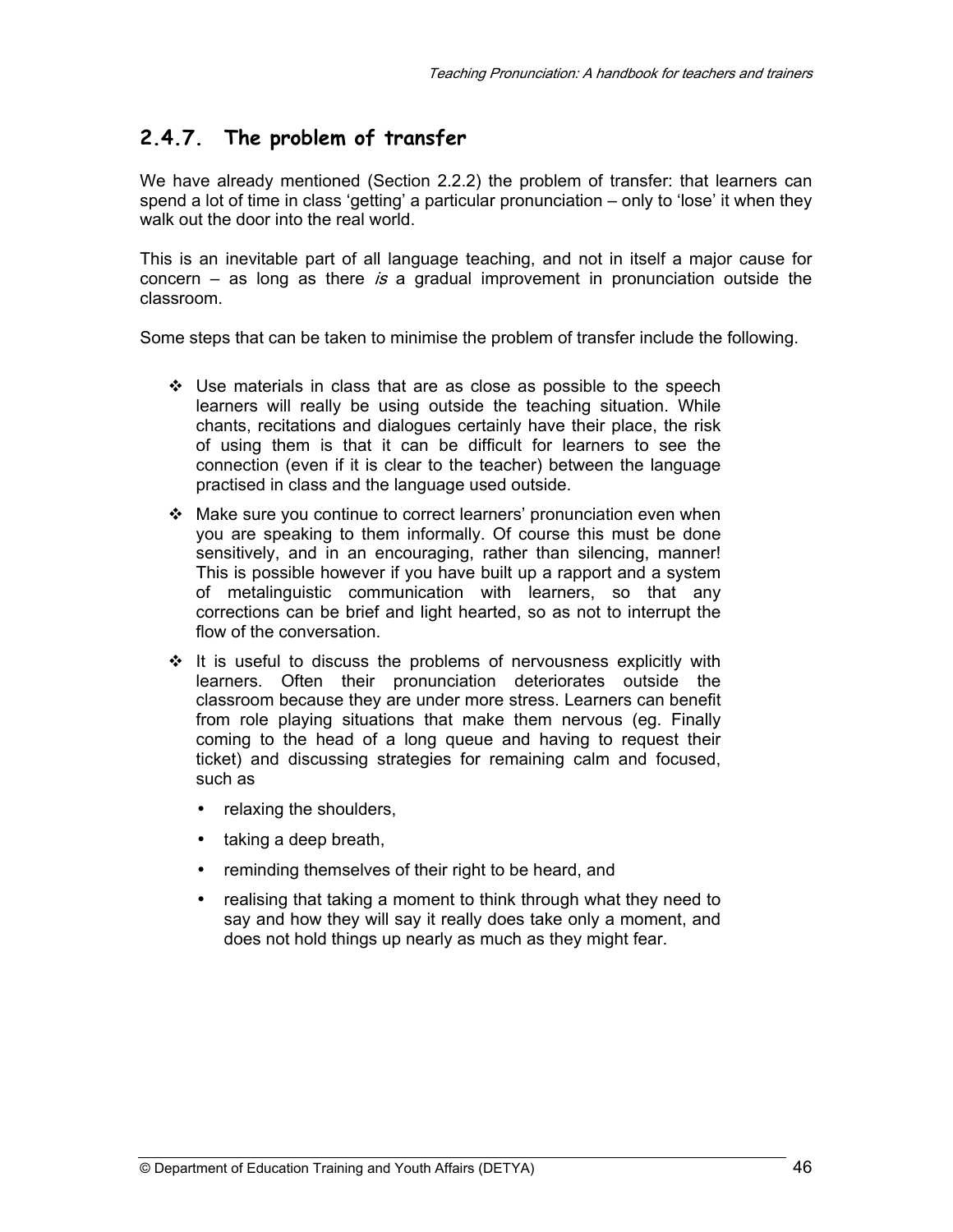## 2.4.7. The problem of transfer

We have already mentioned (Section 2.2.2) the problem of transfer: that learners can spend a lot of time in class 'getting' a particular pronunciation – only to 'lose' it when they walk out the door into the real world.

This is an inevitable part of all language teaching, and not in itself a major cause for concern – as long as there *is* a gradual improvement in pronunciation outside the classroom.

Some steps that can be taken to minimise the problem of transfer include the following.

- Use materials in class that are as close as possible to the speech learners will really be using outside the teaching situation. While chants, recitations and dialogues certainly have their place, the risk of using them is that it can be difficult for learners to see the connection (even if it is clear to the teacher) between the language practised in class and the language used outside.
- Make sure you continue to correct learners' pronunciation even when you are speaking to them informally. Of course this must be done sensitively, and in an encouraging, rather than silencing, manner! This is possible however if you have built up a rapport and a system of metalinguistic communication with learners, so that any corrections can be brief and light hearted, so as not to interrupt the flow of the conversation.
- It is useful to discuss the problems of nervousness explicitly with learners. Often their pronunciation deteriorates outside the classroom because they are under more stress. Learners can benefit from role playing situations that make them nervous (eg. Finally coming to the head of a long queue and having to request their ticket) and discussing strategies for remaining calm and focused, such as
  - relaxing the shoulders,
  - taking a deep breath,
  - reminding themselves of their right to be heard, and
  - realising that taking a moment to think through what they need to say and how they will say it really does take only a moment, and does not hold things up nearly as much as they might fear.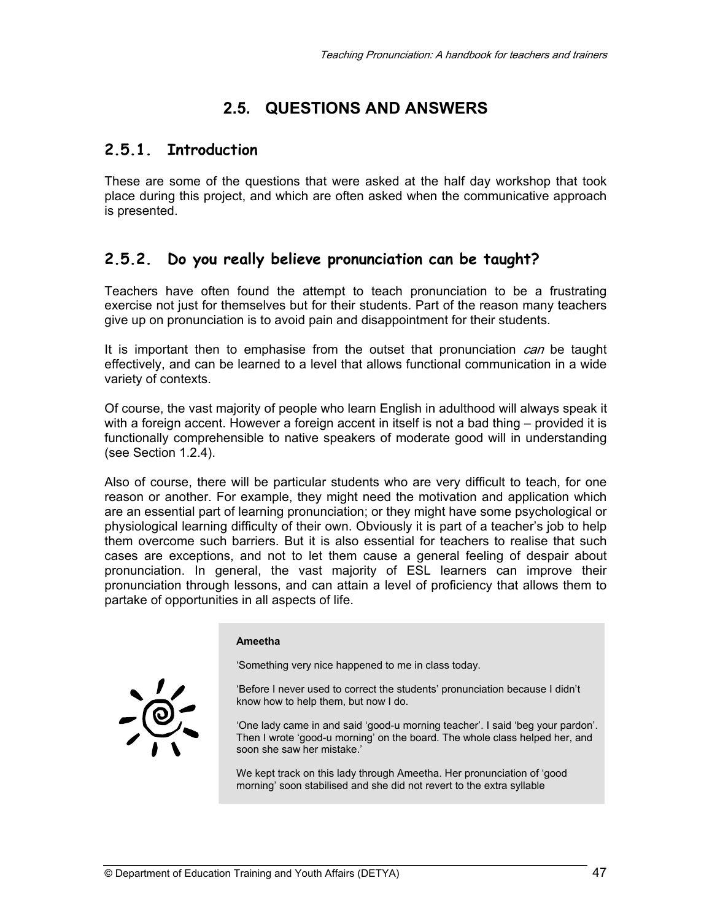## 2.5. QUESTIONS AND ANSWERS

### 2.5.1. Introduction

These are some of the questions that were asked at the half day workshop that took place during this project, and which are often asked when the communicative approach is presented.

### 2.5.2. Do you really believe pronunciation can be taught?

Teachers have often found the attempt to teach pronunciation to be a frustrating exercise not just for themselves but for their students. Part of the reason many teachers give up on pronunciation is to avoid pain and disappointment for their students.

It is important then to emphasise from the outset that pronunciation *can* be taught effectively, and can be learned to a level that allows functional communication in a wide variety of contexts.

Of course, the vast majority of people who learn English in adulthood will always speak it with a foreign accent. However a foreign accent in itself is not a bad thing – provided it is functionally comprehensible to native speakers of moderate good will in understanding (see Section 1.2.4).

Also of course, there will be particular students who are very difficult to teach, for one reason or another. For example, they might need the motivation and application which are an essential part of learning pronunciation; or they might have some psychological or physiological learning difficulty of their own. Obviously it is part of a teacher's job to help them overcome such barriers. But it is also essential for teachers to realise that such cases are exceptions, and not to let them cause a general feeling of despair about pronunciation. In general, the vast majority of ESL learners can improve their pronunciation through lessons, and can attain a level of proficiency that allows them to partake of opportunities in all aspects of life.

> **Ameetha**
>
> 'Something very nice happened to me in class today.
>
> 'Before I never used to correct the students' pronunciation because I didn't know how to help them, but now I do.
>
> 'One lady came in and said 'good-u morning teacher'. I said 'beg your pardon'. Then I wrote 'good-u morning' on the board. The whole class helped her, and soon she saw her mistake.'
>
> We kept track on this lady through Ameetha. Her pronunciation of 'good morning' soon stabilised and she did not revert to the extra syllable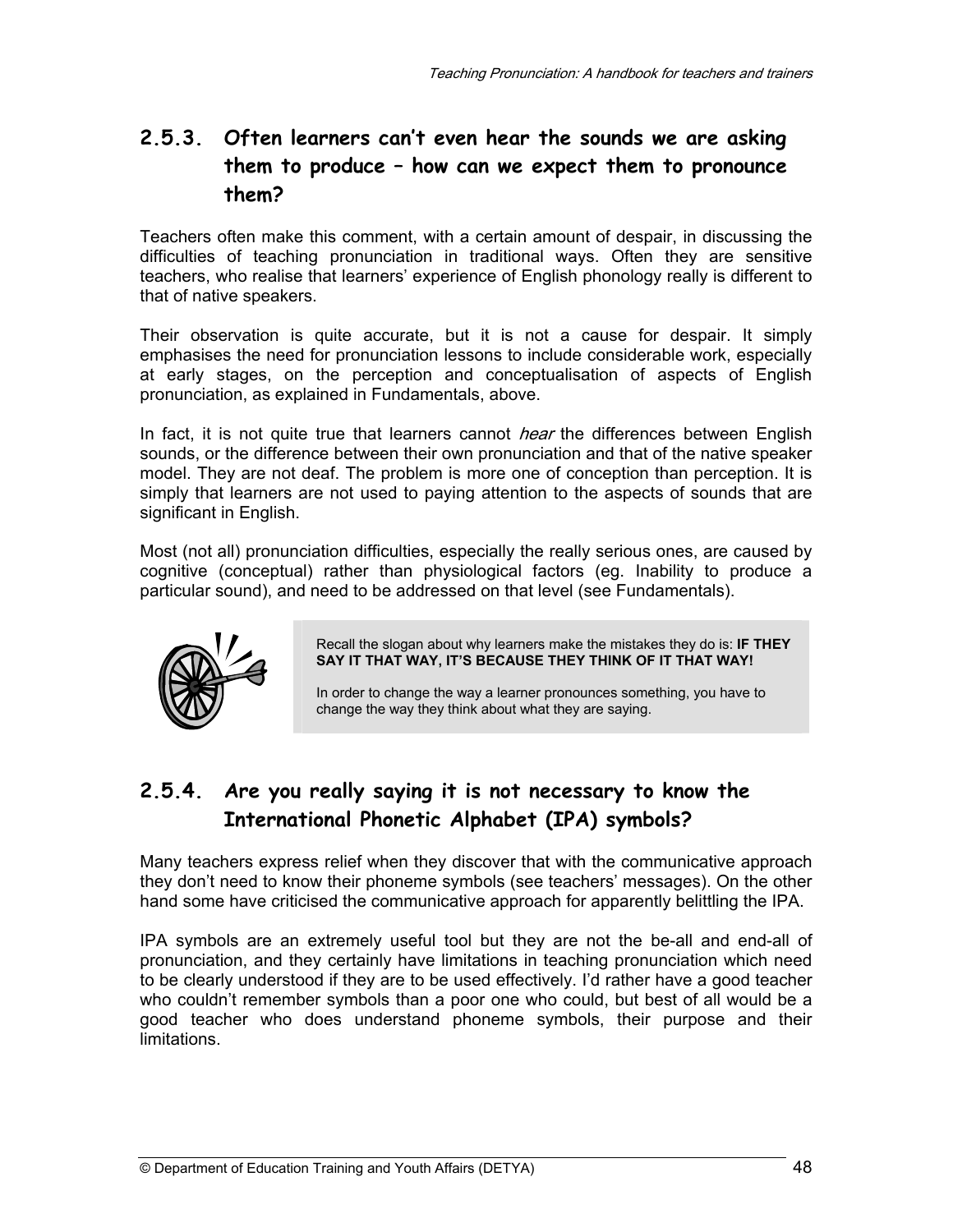## 2.5.3. Often learners can't even hear the sounds we are asking them to produce – how can we expect them to pronounce them?

Teachers often make this comment, with a certain amount of despair, in discussing the difficulties of teaching pronunciation in traditional ways. Often they are sensitive teachers, who realise that learners' experience of English phonology really is different to that of native speakers.

Their observation is quite accurate, but it is not a cause for despair. It simply emphasises the need for pronunciation lessons to include considerable work, especially at early stages, on the perception and conceptualisation of aspects of English pronunciation, as explained in Fundamentals, above.

In fact, it is not quite true that learners cannot *hear* the differences between English sounds, or the difference between their own pronunciation and that of the native speaker model. They are not deaf. The problem is more one of conception than perception. It is simply that learners are not used to paying attention to the aspects of sounds that are significant in English.

Most (not all) pronunciation difficulties, especially the really serious ones, are caused by cognitive (conceptual) rather than physiological factors (eg. Inability to produce a particular sound), and need to be addressed on that level (see Fundamentals).

> Recall the slogan about why learners make the mistakes they do is: **IF THEY SAY IT THAT WAY, IT'S BECAUSE THEY THINK OF IT THAT WAY!**
>
> In order to change the way a learner pronounces something, you have to change the way they think about what they are saying.

## 2.5.4. Are you really saying it is not necessary to know the International Phonetic Alphabet (IPA) symbols?

Many teachers express relief when they discover that with the communicative approach they don't need to know their phoneme symbols (see teachers' messages). On the other hand some have criticised the communicative approach for apparently belittling the IPA.

IPA symbols are an extremely useful tool but they are not the be-all and end-all of pronunciation, and they certainly have limitations in teaching pronunciation which need to be clearly understood if they are to be used effectively. I'd rather have a good teacher who couldn't remember symbols than a poor one who could, but best of all would be a good teacher who does understand phoneme symbols, their purpose and their limitations.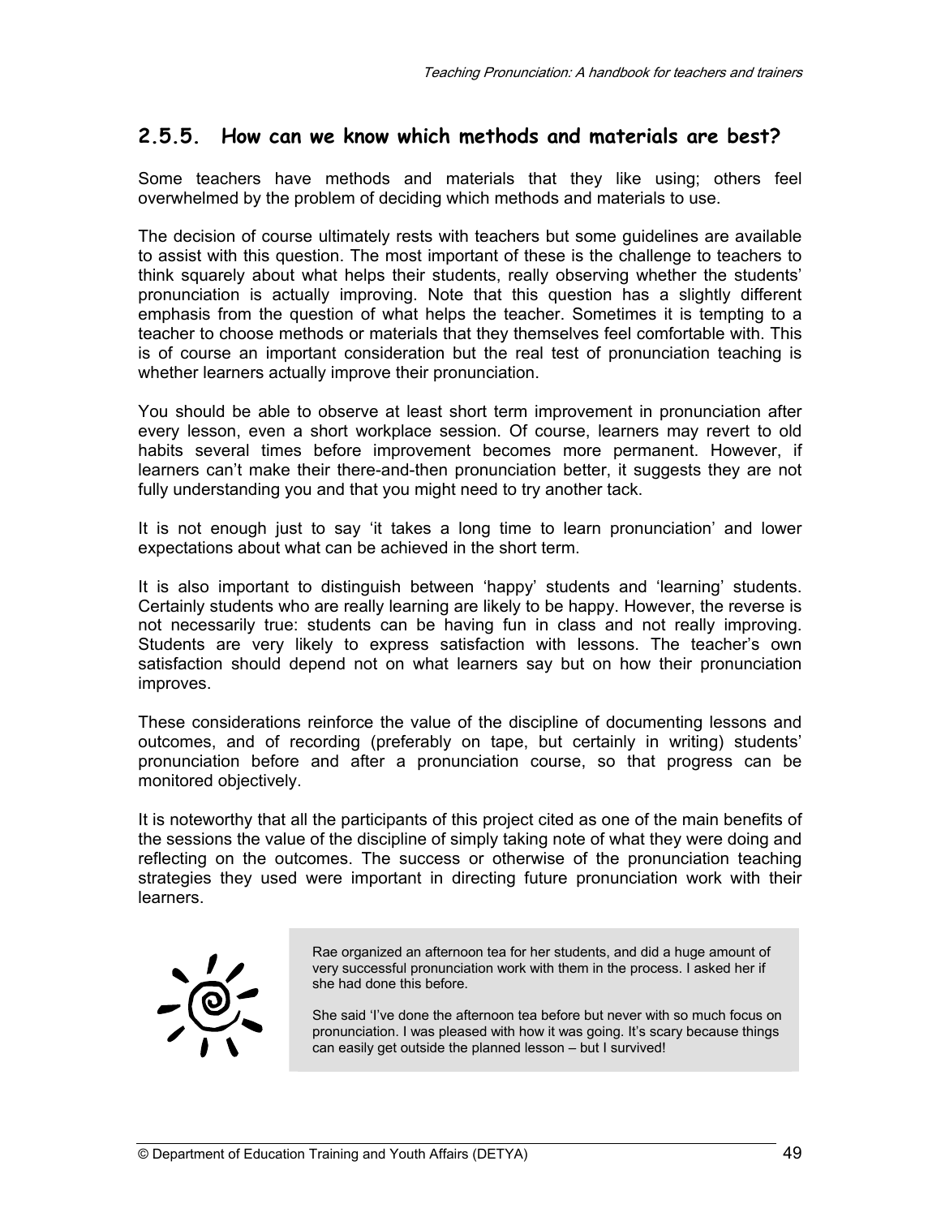## 2.5.5. How can we know which methods and materials are best?

Some teachers have methods and materials that they like using; others feel overwhelmed by the problem of deciding which methods and materials to use.

The decision of course ultimately rests with teachers but some guidelines are available to assist with this question. The most important of these is the challenge to teachers to think squarely about what helps their students, really observing whether the students' pronunciation is actually improving. Note that this question has a slightly different emphasis from the question of what helps the teacher. Sometimes it is tempting to a teacher to choose methods or materials that they themselves feel comfortable with. This is of course an important consideration but the real test of pronunciation teaching is whether learners actually improve their pronunciation.

You should be able to observe at least short term improvement in pronunciation after every lesson, even a short workplace session. Of course, learners may revert to old habits several times before improvement becomes more permanent. However, if learners can't make their there-and-then pronunciation better, it suggests they are not fully understanding you and that you might need to try another tack.

It is not enough just to say 'it takes a long time to learn pronunciation' and lower expectations about what can be achieved in the short term.

It is also important to distinguish between 'happy' students and 'learning' students. Certainly students who are really learning are likely to be happy. However, the reverse is not necessarily true: students can be having fun in class and not really improving. Students are very likely to express satisfaction with lessons. The teacher's own satisfaction should depend not on what learners say but on how their pronunciation improves.

These considerations reinforce the value of the discipline of documenting lessons and outcomes, and of recording (preferably on tape, but certainly in writing) students' pronunciation before and after a pronunciation course, so that progress can be monitored objectively.

It is noteworthy that all the participants of this project cited as one of the main benefits of the sessions the value of the discipline of simply taking note of what they were doing and reflecting on the outcomes. The success or otherwise of the pronunciation teaching strategies they used were important in directing future pronunciation work with their learners.

> Rae organized an afternoon tea for her students, and did a huge amount of very successful pronunciation work with them in the process. I asked her if she had done this before.
>
> She said 'I've done the afternoon tea before but never with so much focus on pronunciation. I was pleased with how it was going. It's scary because things can easily get outside the planned lesson – but I survived!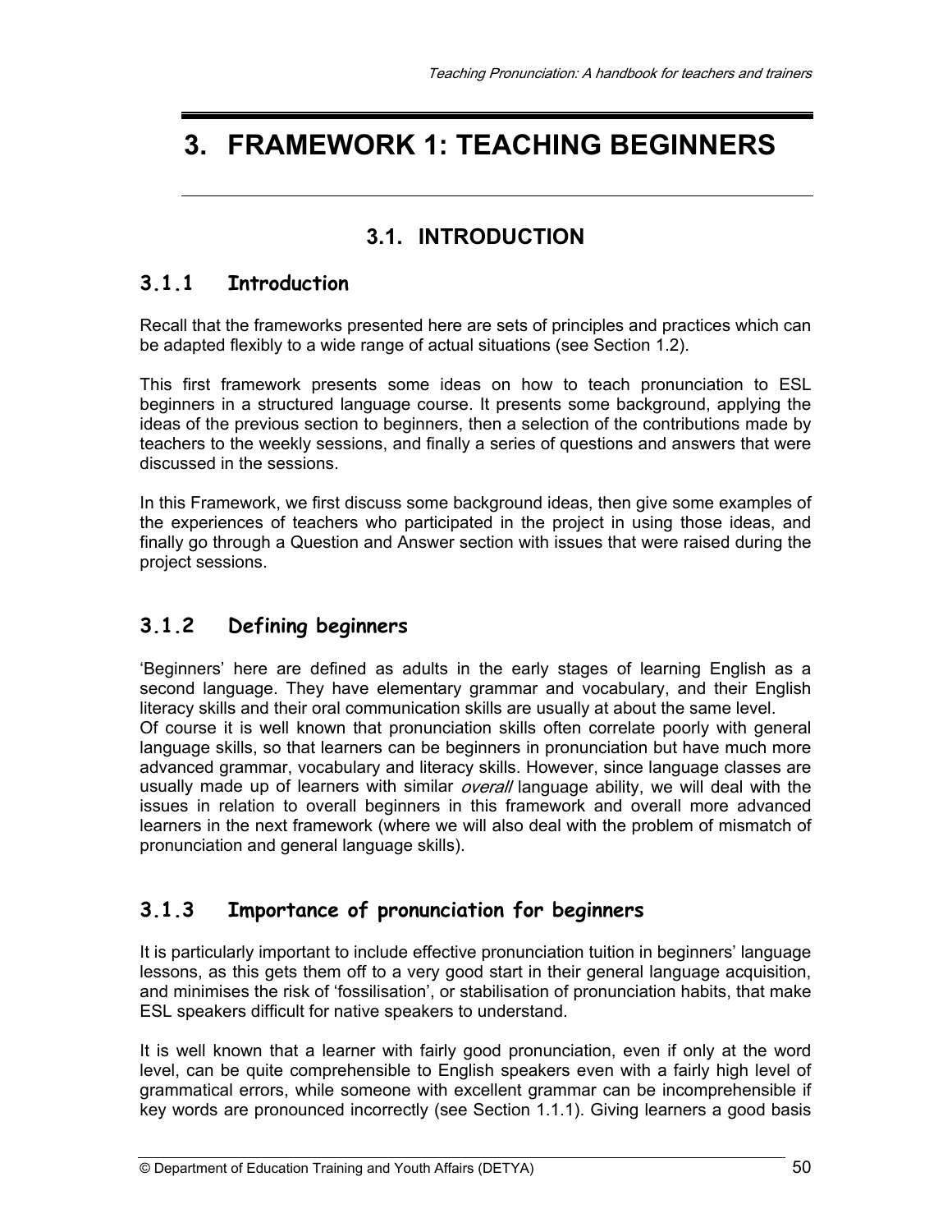# 3. FRAMEWORK 1: TEACHING BEGINNERS

## 3.1. INTRODUCTION

### 3.1.1 Introduction

Recall that the frameworks presented here are sets of principles and practices which can be adapted flexibly to a wide range of actual situations (see Section 1.2).

This first framework presents some ideas on how to teach pronunciation to ESL beginners in a structured language course. It presents some background, applying the ideas of the previous section to beginners, then a selection of the contributions made by teachers to the weekly sessions, and finally a series of questions and answers that were discussed in the sessions.

In this Framework, we first discuss some background ideas, then give some examples of the experiences of teachers who participated in the project in using those ideas, and finally go through a Question and Answer section with issues that were raised during the project sessions.

### 3.1.2 Defining beginners

'Beginners' here are defined as adults in the early stages of learning English as a second language. They have elementary grammar and vocabulary, and their English literacy skills and their oral communication skills are usually at about the same level.

Of course it is well known that pronunciation skills often correlate poorly with general language skills, so that learners can be beginners in pronunciation but have much more advanced grammar, vocabulary and literacy skills. However, since language classes are usually made up of learners with similar *overall* language ability, we will deal with the issues in relation to overall beginners in this framework and overall more advanced learners in the next framework (where we will also deal with the problem of mismatch of pronunciation and general language skills).

### 3.1.3 Importance of pronunciation for beginners

It is particularly important to include effective pronunciation tuition in beginners' language lessons, as this gets them off to a very good start in their general language acquisition, and minimises the risk of 'fossilisation', or stabilisation of pronunciation habits, that make ESL speakers difficult for native speakers to understand.

It is well known that a learner with fairly good pronunciation, even if only at the word level, can be quite comprehensible to English speakers even with a fairly high level of grammatical errors, while someone with excellent grammar can be incomprehensible if key words are pronounced incorrectly (see Section 1.1.1). Giving learners a good basis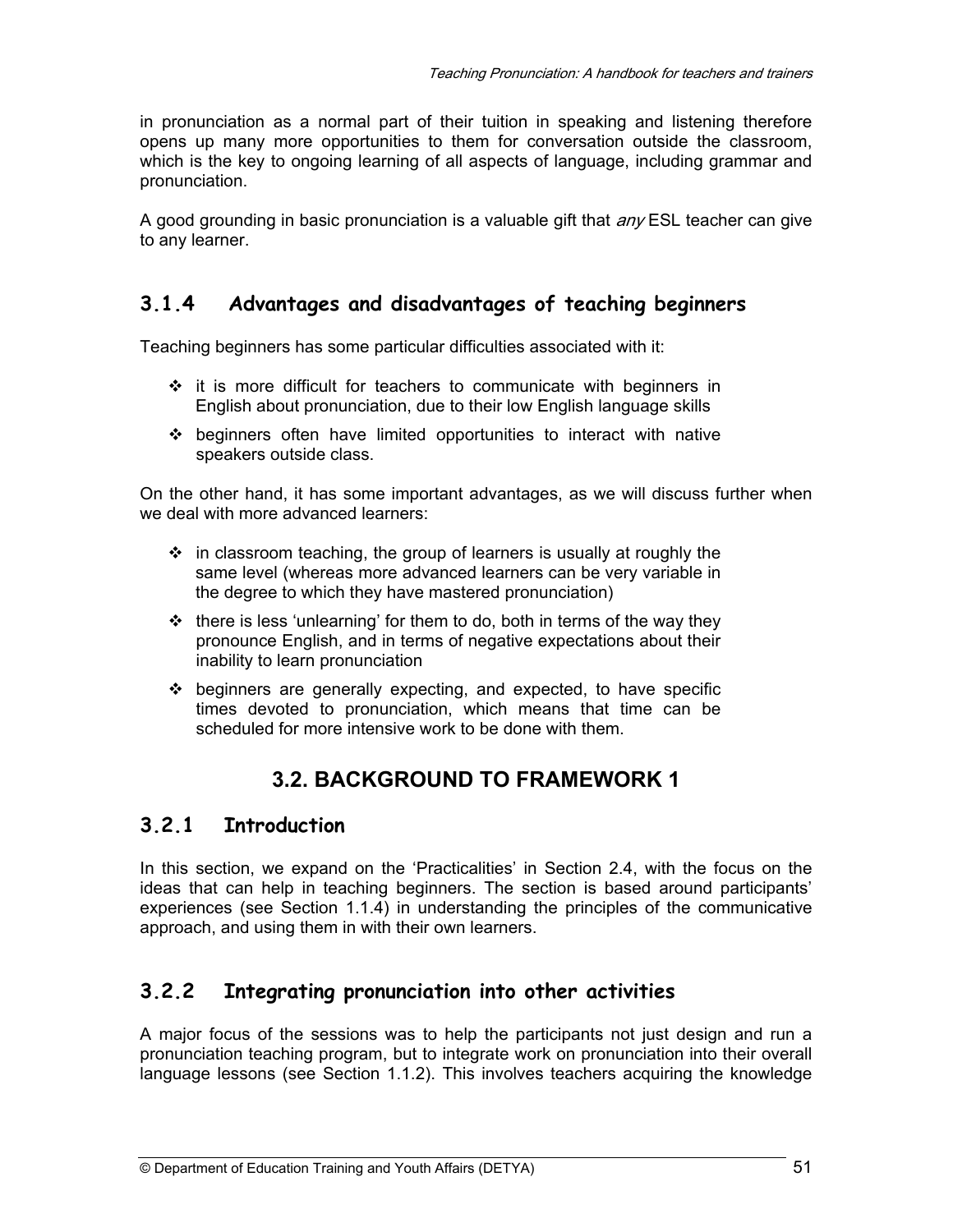in pronunciation as a normal part of their tuition in speaking and listening therefore opens up many more opportunities to them for conversation outside the classroom, which is the key to ongoing learning of all aspects of language, including grammar and pronunciation.

A good grounding in basic pronunciation is a valuable gift that *any* ESL teacher can give to any learner.

### 3.1.4 Advantages and disadvantages of teaching beginners

Teaching beginners has some particular difficulties associated with it:

- it is more difficult for teachers to communicate with beginners in English about pronunciation, due to their low English language skills
- beginners often have limited opportunities to interact with native speakers outside class.

On the other hand, it has some important advantages, as we will discuss further when we deal with more advanced learners:

- in classroom teaching, the group of learners is usually at roughly the same level (whereas more advanced learners can be very variable in the degree to which they have mastered pronunciation)
- there is less 'unlearning' for them to do, both in terms of the way they pronounce English, and in terms of negative expectations about their inability to learn pronunciation
- beginners are generally expecting, and expected, to have specific times devoted to pronunciation, which means that time can be scheduled for more intensive work to be done with them.

## 3.2. BACKGROUND TO FRAMEWORK 1

### 3.2.1 Introduction

In this section, we expand on the 'Practicalities' in Section 2.4, with the focus on the ideas that can help in teaching beginners. The section is based around participants' experiences (see Section 1.1.4) in understanding the principles of the communicative approach, and using them in with their own learners.

### 3.2.2 Integrating pronunciation into other activities

A major focus of the sessions was to help the participants not just design and run a pronunciation teaching program, but to integrate work on pronunciation into their overall language lessons (see Section 1.1.2). This involves teachers acquiring the knowledge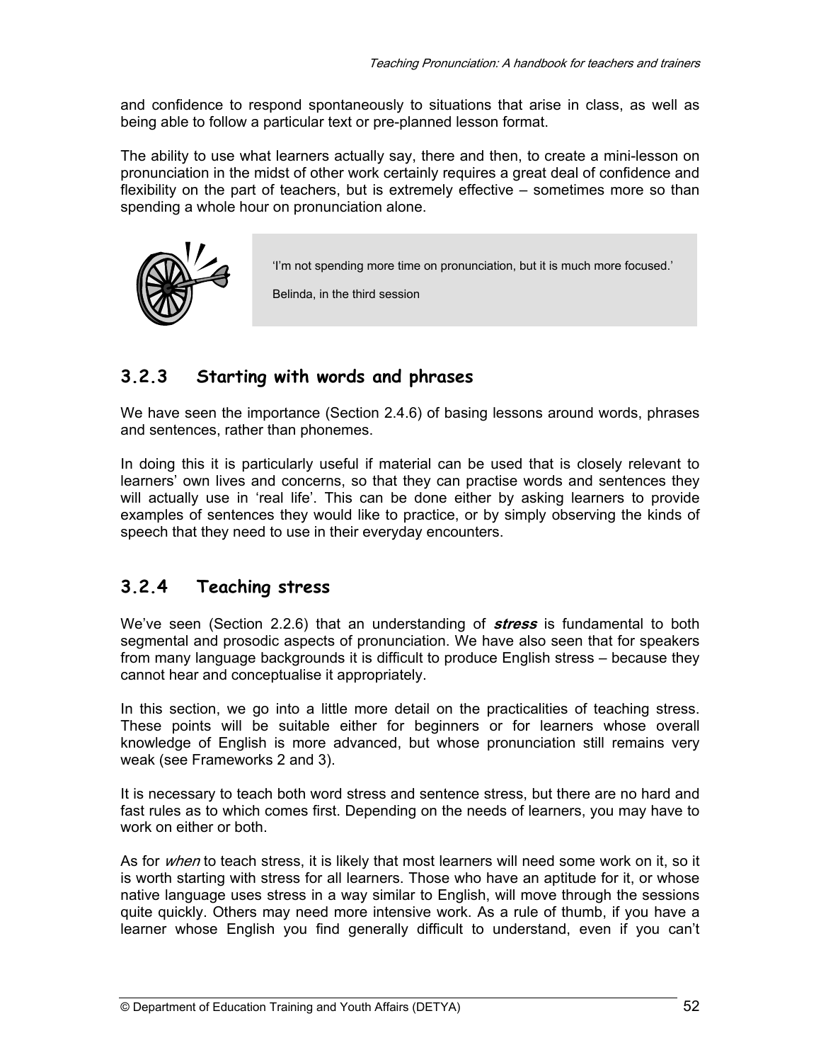and confidence to respond spontaneously to situations that arise in class, as well as being able to follow a particular text or pre-planned lesson format.

The ability to use what learners actually say, there and then, to create a mini-lesson on pronunciation in the midst of other work certainly requires a great deal of confidence and flexibility on the part of teachers, but is extremely effective – sometimes more so than spending a whole hour on pronunciation alone.

> 'I'm not spending more time on pronunciation, but it is much more focused.'
>
> Belinda, in the third session

### 3.2.3 Starting with words and phrases

We have seen the importance (Section 2.4.6) of basing lessons around words, phrases and sentences, rather than phonemes.

In doing this it is particularly useful if material can be used that is closely relevant to learners' own lives and concerns, so that they can practise words and sentences they will actually use in 'real life'. This can be done either by asking learners to provide examples of sentences they would like to practice, or by simply observing the kinds of speech that they need to use in their everyday encounters.

### 3.2.4 Teaching stress

We've seen (Section 2.2.6) that an understanding of ***stress*** is fundamental to both segmental and prosodic aspects of pronunciation. We have also seen that for speakers from many language backgrounds it is difficult to produce English stress – because they cannot hear and conceptualise it appropriately.

In this section, we go into a little more detail on the practicalities of teaching stress. These points will be suitable either for beginners or for learners whose overall knowledge of English is more advanced, but whose pronunciation still remains very weak (see Frameworks 2 and 3).

It is necessary to teach both word stress and sentence stress, but there are no hard and fast rules as to which comes first. Depending on the needs of learners, you may have to work on either or both.

As for *when* to teach stress, it is likely that most learners will need some work on it, so it is worth starting with stress for all learners. Those who have an aptitude for it, or whose native language uses stress in a way similar to English, will move through the sessions quite quickly. Others may need more intensive work. As a rule of thumb, if you have a learner whose English you find generally difficult to understand, even if you can't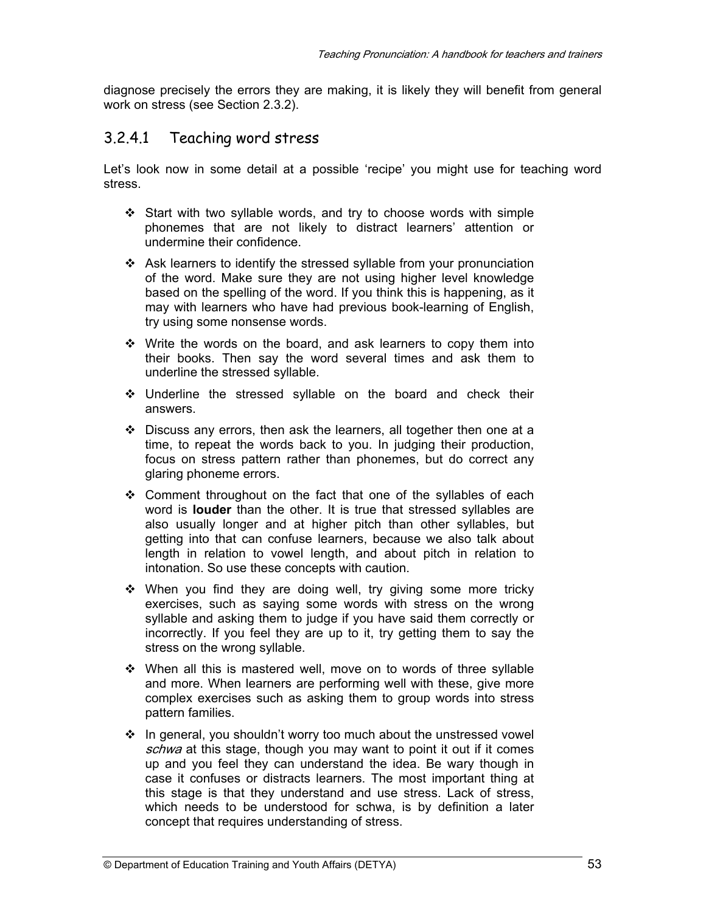diagnose precisely the errors they are making, it is likely they will benefit from general work on stress (see Section 2.3.2).

### 3.2.4.1 Teaching word stress

Let's look now in some detail at a possible 'recipe' you might use for teaching word stress.

- Start with two syllable words, and try to choose words with simple phonemes that are not likely to distract learners' attention or undermine their confidence.
- Ask learners to identify the stressed syllable from your pronunciation of the word. Make sure they are not using higher level knowledge based on the spelling of the word. If you think this is happening, as it may with learners who have had previous book-learning of English, try using some nonsense words.
- Write the words on the board, and ask learners to copy them into their books. Then say the word several times and ask them to underline the stressed syllable.
- Underline the stressed syllable on the board and check their answers.
- Discuss any errors, then ask the learners, all together then one at a time, to repeat the words back to you. In judging their production, focus on stress pattern rather than phonemes, but do correct any glaring phoneme errors.
- Comment throughout on the fact that one of the syllables of each word is **louder** than the other. It is true that stressed syllables are also usually longer and at higher pitch than other syllables, but getting into that can confuse learners, because we also talk about length in relation to vowel length, and about pitch in relation to intonation. So use these concepts with caution.
- When you find they are doing well, try giving some more tricky exercises, such as saying some words with stress on the wrong syllable and asking them to judge if you have said them correctly or incorrectly. If you feel they are up to it, try getting them to say the stress on the wrong syllable.
- When all this is mastered well, move on to words of three syllable and more. When learners are performing well with these, give more complex exercises such as asking them to group words into stress pattern families.
- In general, you shouldn't worry too much about the unstressed vowel *schwa* at this stage, though you may want to point it out if it comes up and you feel they can understand the idea. Be wary though in case it confuses or distracts learners. The most important thing at this stage is that they understand and use stress. Lack of stress, which needs to be understood for schwa, is by definition a later concept that requires understanding of stress.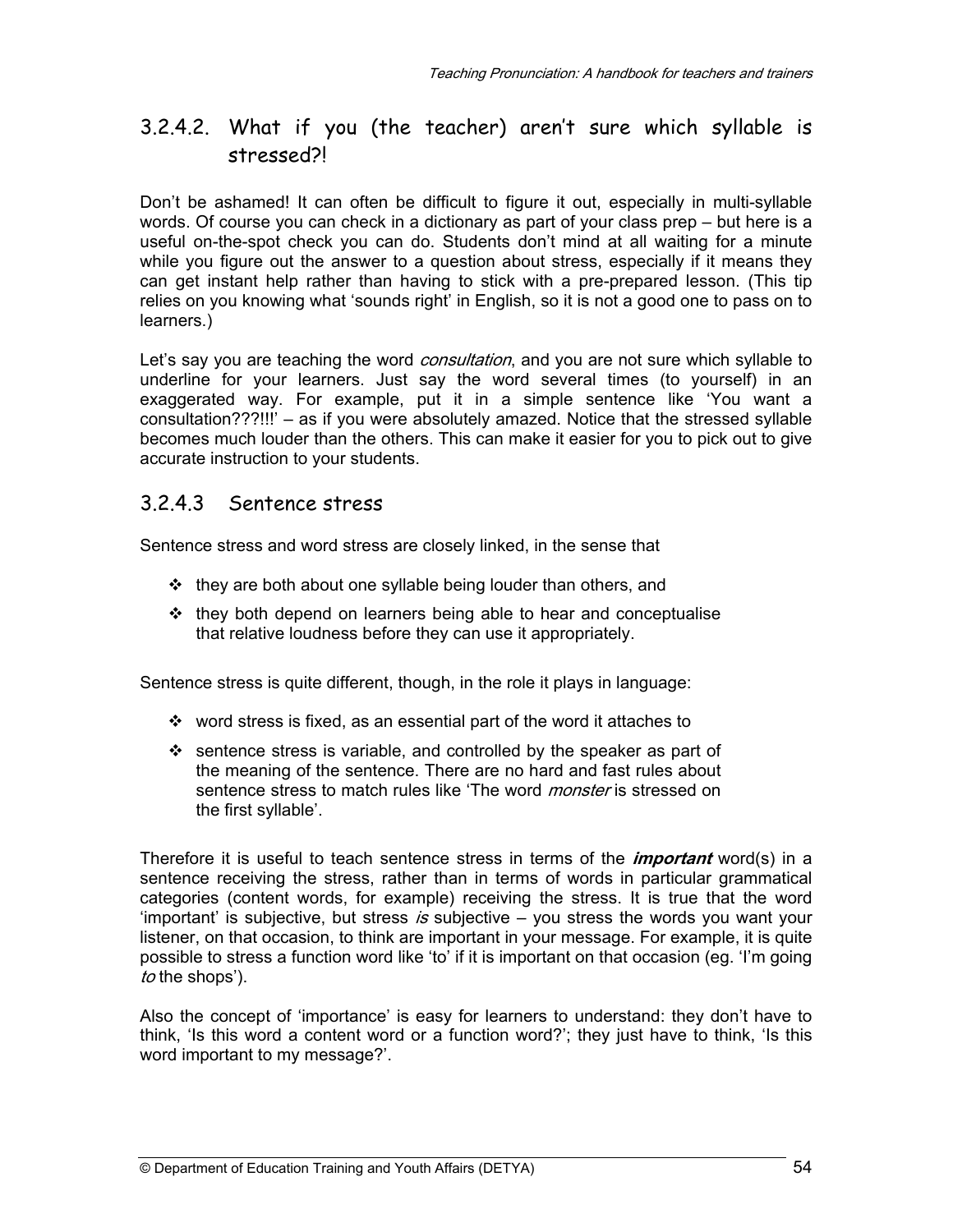### 3.2.4.2. What if you (the teacher) aren't sure which syllable is stressed?!

Don't be ashamed! It can often be difficult to figure it out, especially in multi-syllable words. Of course you can check in a dictionary as part of your class prep – but here is a useful on-the-spot check you can do. Students don't mind at all waiting for a minute while you figure out the answer to a question about stress, especially if it means they can get instant help rather than having to stick with a pre-prepared lesson. (This tip relies on you knowing what 'sounds right' in English, so it is not a good one to pass on to learners.)

Let's say you are teaching the word *consultation*, and you are not sure which syllable to underline for your learners. Just say the word several times (to yourself) in an exaggerated way. For example, put it in a simple sentence like 'You want a consultation???!!!' – as if you were absolutely amazed. Notice that the stressed syllable becomes much louder than the others. This can make it easier for you to pick out to give accurate instruction to your students.

### 3.2.4.3 Sentence stress

Sentence stress and word stress are closely linked, in the sense that

- they are both about one syllable being louder than others, and
- they both depend on learners being able to hear and conceptualise that relative loudness before they can use it appropriately.

Sentence stress is quite different, though, in the role it plays in language:

- word stress is fixed, as an essential part of the word it attaches to
- sentence stress is variable, and controlled by the speaker as part of the meaning of the sentence. There are no hard and fast rules about sentence stress to match rules like 'The word *monster* is stressed on the first syllable'.

Therefore it is useful to teach sentence stress in terms of the ***important*** word(s) in a sentence receiving the stress, rather than in terms of words in particular grammatical categories (content words, for example) receiving the stress. It is true that the word 'important' is subjective, but stress *is* subjective – you stress the words you want your listener, on that occasion, to think are important in your message. For example, it is quite possible to stress a function word like 'to' if it is important on that occasion (eg. 'I'm going *to* the shops').

Also the concept of 'importance' is easy for learners to understand: they don't have to think, 'Is this word a content word or a function word?'; they just have to think, 'Is this word important to my message?'.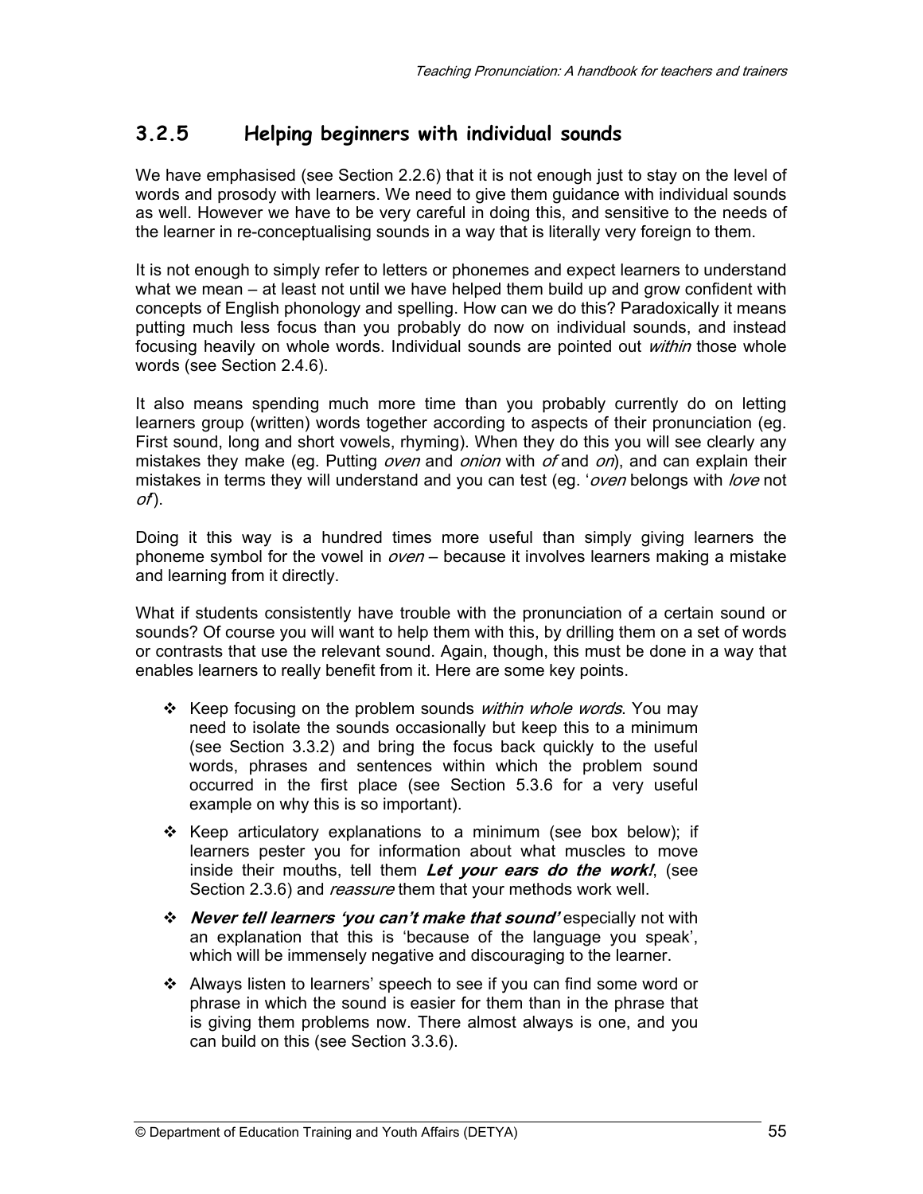### 3.2.5 Helping beginners with individual sounds

We have emphasised (see Section 2.2.6) that it is not enough just to stay on the level of words and prosody with learners. We need to give them guidance with individual sounds as well. However we have to be very careful in doing this, and sensitive to the needs of the learner in re-conceptualising sounds in a way that is literally very foreign to them.

It is not enough to simply refer to letters or phonemes and expect learners to understand what we mean – at least not until we have helped them build up and grow confident with concepts of English phonology and spelling. How can we do this? Paradoxically it means putting much less focus than you probably do now on individual sounds, and instead focusing heavily on whole words. Individual sounds are pointed out *within* those whole words (see Section 2.4.6).

It also means spending much more time than you probably currently do on letting learners group (written) words together according to aspects of their pronunciation (eg. First sound, long and short vowels, rhyming). When they do this you will see clearly any mistakes they make (eg. Putting *oven* and *onion* with *of* and *on*), and can explain their mistakes in terms they will understand and you can test (eg. '*oven* belongs with *love* not *of*').

Doing it this way is a hundred times more useful than simply giving learners the phoneme symbol for the vowel in *oven* – because it involves learners making a mistake and learning from it directly.

What if students consistently have trouble with the pronunciation of a certain sound or sounds? Of course you will want to help them with this, by drilling them on a set of words or contrasts that use the relevant sound. Again, though, this must be done in a way that enables learners to really benefit from it. Here are some key points.

- Keep focusing on the problem sounds *within whole words*. You may need to isolate the sounds occasionally but keep this to a minimum (see Section 3.3.2) and bring the focus back quickly to the useful words, phrases and sentences within which the problem sound occurred in the first place (see Section 5.3.6 for a very useful example on why this is so important).
- Keep articulatory explanations to a minimum (see box below); if learners pester you for information about what muscles to move inside their mouths, tell them ***Let your ears do the work!***, (see Section 2.3.6) and *reassure* them that your methods work well.
- ***Never tell learners 'you can't make that sound'*** especially not with an explanation that this is 'because of the language you speak', which will be immensely negative and discouraging to the learner.
- Always listen to learners' speech to see if you can find some word or phrase in which the sound is easier for them than in the phrase that is giving them problems now. There almost always is one, and you can build on this (see Section 3.3.6).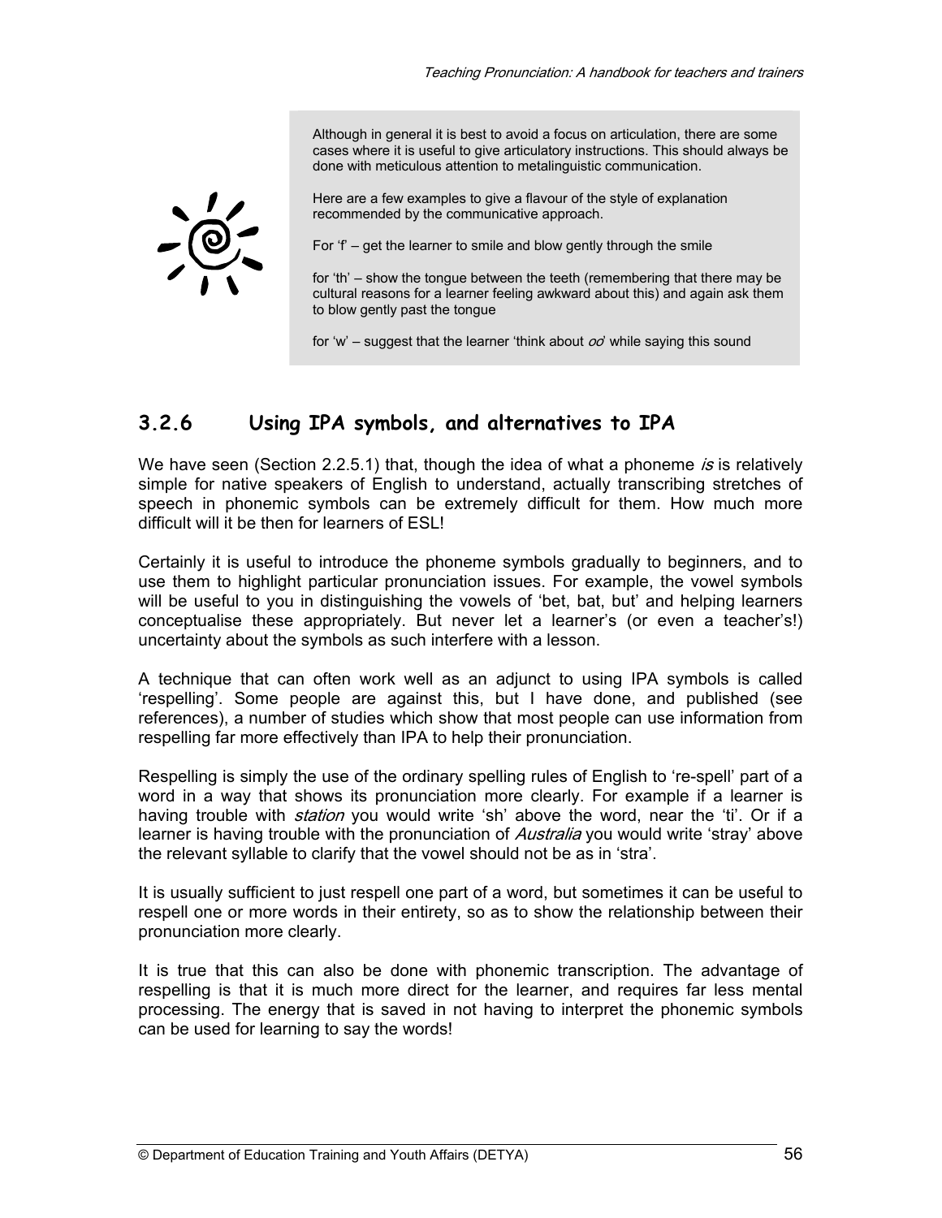> Although in general it is best to avoid a focus on articulation, there are some cases where it is useful to give articulatory instructions. This should always be done with meticulous attention to metalinguistic communication.
>
> Here are a few examples to give a flavour of the style of explanation recommended by the communicative approach.
>
> For 'f' – get the learner to smile and blow gently through the smile
>
> for 'th' – show the tongue between the teeth (remembering that there may be cultural reasons for a learner feeling awkward about this) and again ask them to blow gently past the tongue
>
> for 'w' – suggest that the learner 'think about *oo*' while saying this sound

### 3.2.6 Using IPA symbols, and alternatives to IPA

We have seen (Section 2.2.5.1) that, though the idea of what a phoneme *is* is relatively simple for native speakers of English to understand, actually transcribing stretches of speech in phonemic symbols can be extremely difficult for them. How much more difficult will it be then for learners of ESL!

Certainly it is useful to introduce the phoneme symbols gradually to beginners, and to use them to highlight particular pronunciation issues. For example, the vowel symbols will be useful to you in distinguishing the vowels of 'bet, bat, but' and helping learners conceptualise these appropriately. But never let a learner's (or even a teacher's!) uncertainty about the symbols as such interfere with a lesson.

A technique that can often work well as an adjunct to using IPA symbols is called 'respelling'. Some people are against this, but I have done, and published (see references), a number of studies which show that most people can use information from respelling far more effectively than IPA to help their pronunciation.

Respelling is simply the use of the ordinary spelling rules of English to 're-spell' part of a word in a way that shows its pronunciation more clearly. For example if a learner is having trouble with *station* you would write 'sh' above the word, near the 'ti'. Or if a learner is having trouble with the pronunciation of *Australia* you would write 'stray' above the relevant syllable to clarify that the vowel should not be as in 'stra'.

It is usually sufficient to just respell one part of a word, but sometimes it can be useful to respell one or more words in their entirety, so as to show the relationship between their pronunciation more clearly.

It is true that this can also be done with phonemic transcription. The advantage of respelling is that it is much more direct for the learner, and requires far less mental processing. The energy that is saved in not having to interpret the phonemic symbols can be used for learning to say the words!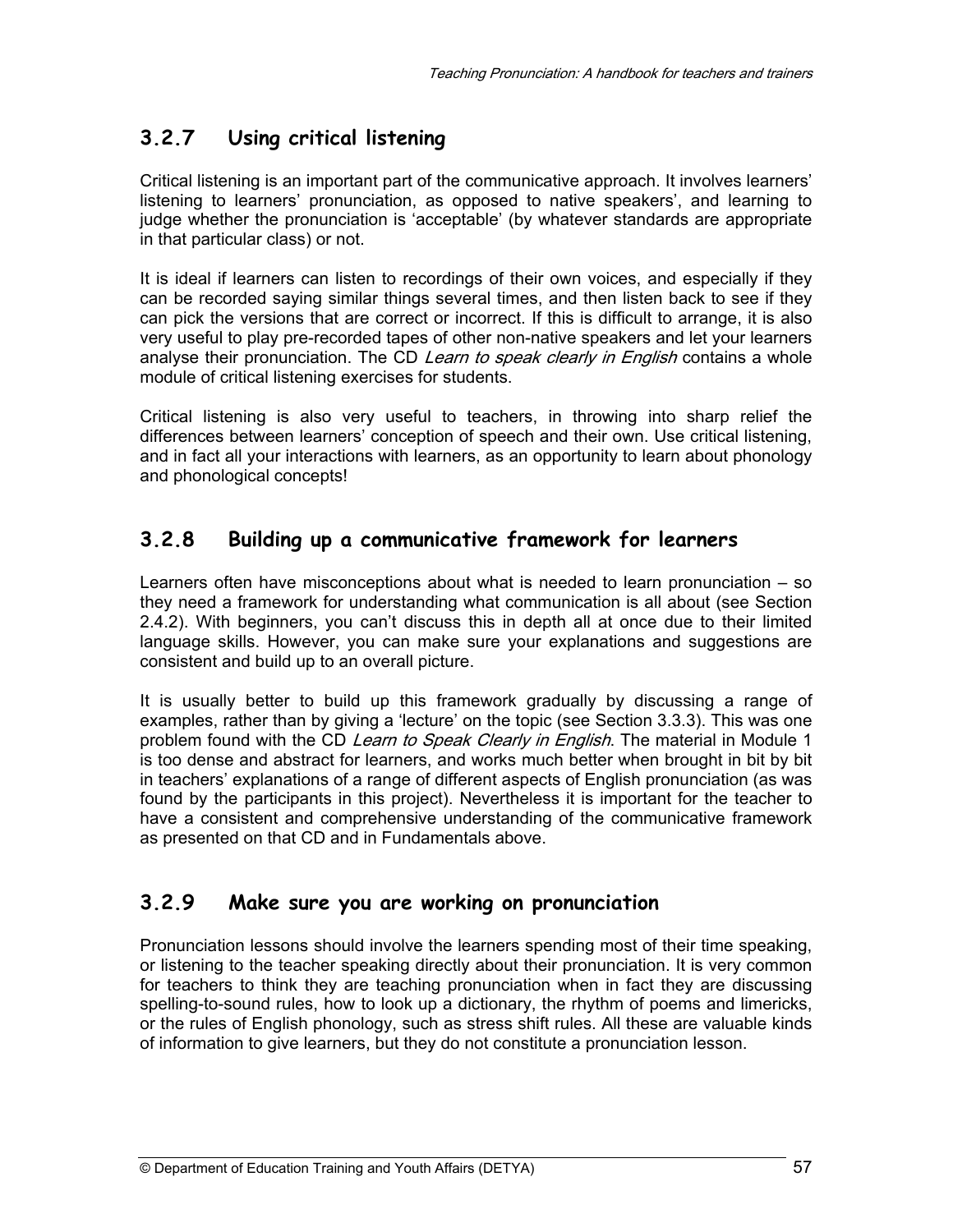### 3.2.7 Using critical listening

Critical listening is an important part of the communicative approach. It involves learners' listening to learners' pronunciation, as opposed to native speakers', and learning to judge whether the pronunciation is 'acceptable' (by whatever standards are appropriate in that particular class) or not.

It is ideal if learners can listen to recordings of their own voices, and especially if they can be recorded saying similar things several times, and then listen back to see if they can pick the versions that are correct or incorrect. If this is difficult to arrange, it is also very useful to play pre-recorded tapes of other non-native speakers and let your learners analyse their pronunciation. The CD *Learn to speak clearly in English* contains a whole module of critical listening exercises for students.

Critical listening is also very useful to teachers, in throwing into sharp relief the differences between learners' conception of speech and their own. Use critical listening, and in fact all your interactions with learners, as an opportunity to learn about phonology and phonological concepts!

### 3.2.8 Building up a communicative framework for learners

Learners often have misconceptions about what is needed to learn pronunciation – so they need a framework for understanding what communication is all about (see Section 2.4.2). With beginners, you can't discuss this in depth all at once due to their limited language skills. However, you can make sure your explanations and suggestions are consistent and build up to an overall picture.

It is usually better to build up this framework gradually by discussing a range of examples, rather than by giving a 'lecture' on the topic (see Section 3.3.3). This was one problem found with the CD *Learn to Speak Clearly in English*. The material in Module 1 is too dense and abstract for learners, and works much better when brought in bit by bit in teachers' explanations of a range of different aspects of English pronunciation (as was found by the participants in this project). Nevertheless it is important for the teacher to have a consistent and comprehensive understanding of the communicative framework as presented on that CD and in Fundamentals above.

### 3.2.9 Make sure you are working on pronunciation

Pronunciation lessons should involve the learners spending most of their time speaking, or listening to the teacher speaking directly about their pronunciation. It is very common for teachers to think they are teaching pronunciation when in fact they are discussing spelling-to-sound rules, how to look up a dictionary, the rhythm of poems and limericks, or the rules of English phonology, such as stress shift rules. All these are valuable kinds of information to give learners, but they do not constitute a pronunciation lesson.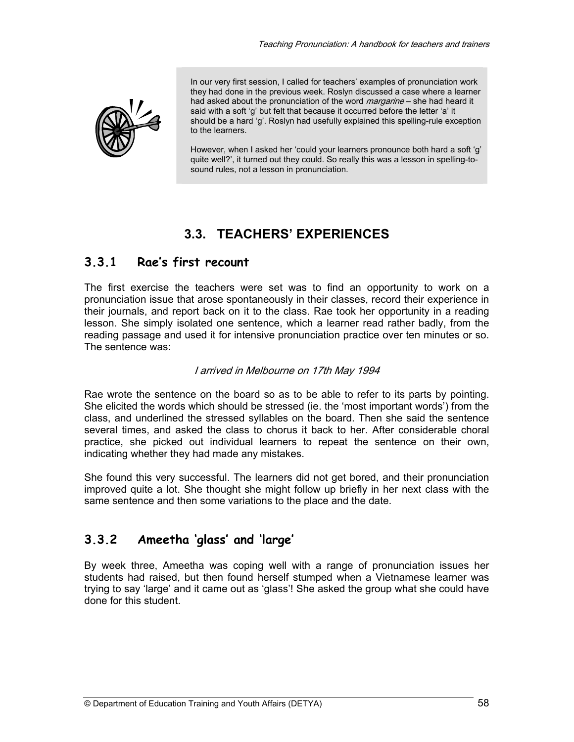In our very first session, I called for teachers' examples of pronunciation work they had done in the previous week. Roslyn discussed a case where a learner had asked about the pronunciation of the word *margarine* – she had heard it said with a soft 'g' but felt that because it occurred before the letter 'a' it should be a hard 'g'. Roslyn had usefully explained this spelling-rule exception to the learners.

However, when I asked her 'could your learners pronounce both hard a soft 'g' quite well?', it turned out they could. So really this was a lesson in spelling-to-sound rules, not a lesson in pronunciation.

## 3.3. TEACHERS' EXPERIENCES

### 3.3.1 Rae's first recount

The first exercise the teachers were set was to find an opportunity to work on a pronunciation issue that arose spontaneously in their classes, record their experience in their journals, and report back on it to the class. Rae took her opportunity in a reading lesson. She simply isolated one sentence, which a learner read rather badly, from the reading passage and used it for intensive pronunciation practice over ten minutes or so. The sentence was:

*I arrived in Melbourne on 17th May 1994*

Rae wrote the sentence on the board so as to be able to refer to its parts by pointing. She elicited the words which should be stressed (ie. the 'most important words') from the class, and underlined the stressed syllables on the board. Then she said the sentence several times, and asked the class to chorus it back to her. After considerable choral practice, she picked out individual learners to repeat the sentence on their own, indicating whether they had made any mistakes.

She found this very successful. The learners did not get bored, and their pronunciation improved quite a lot. She thought she might follow up briefly in her next class with the same sentence and then some variations to the place and the date.

### 3.3.2 Ameetha 'glass' and 'large'

By week three, Ameetha was coping well with a range of pronunciation issues her students had raised, but then found herself stumped when a Vietnamese learner was trying to say 'large' and it came out as 'glass'! She asked the group what she could have done for this student.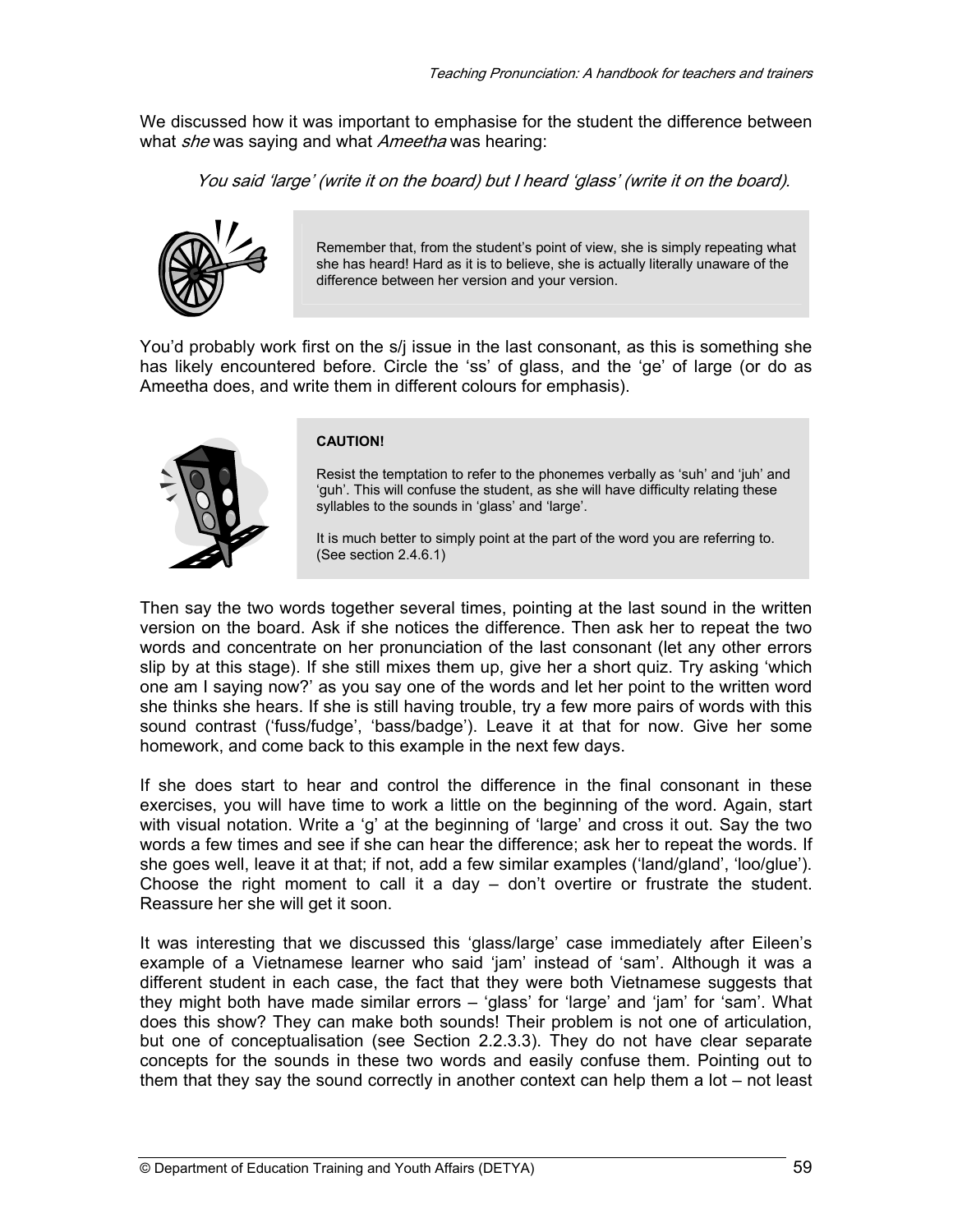We discussed how it was important to emphasise for the student the difference between what *she* was saying and what *Ameetha* was hearing:

> *You said 'large' (write it on the board) but I heard 'glass' (write it on the board).*

> Remember that, from the student's point of view, she is simply repeating what she has heard! Hard as it is to believe, she is actually literally unaware of the difference between her version and your version.

You'd probably work first on the s/j issue in the last consonant, as this is something she has likely encountered before. Circle the 'ss' of glass, and the 'ge' of large (or do as Ameetha does, and write them in different colours for emphasis).

> **CAUTION!**
>
> Resist the temptation to refer to the phonemes verbally as 'suh' and 'juh' and 'guh'. This will confuse the student, as she will have difficulty relating these syllables to the sounds in 'glass' and 'large'.
>
> It is much better to simply point at the part of the word you are referring to. (See section 2.4.6.1)

Then say the two words together several times, pointing at the last sound in the written version on the board. Ask if she notices the difference. Then ask her to repeat the two words and concentrate on her pronunciation of the last consonant (let any other errors slip by at this stage). If she still mixes them up, give her a short quiz. Try asking 'which one am I saying now?' as you say one of the words and let her point to the written word she thinks she hears. If she is still having trouble, try a few more pairs of words with this sound contrast ('fuss/fudge', 'bass/badge'). Leave it at that for now. Give her some homework, and come back to this example in the next few days.

If she does start to hear and control the difference in the final consonant in these exercises, you will have time to work a little on the beginning of the word. Again, start with visual notation. Write a 'g' at the beginning of 'large' and cross it out. Say the two words a few times and see if she can hear the difference; ask her to repeat the words. If she goes well, leave it at that; if not, add a few similar examples ('land/gland', 'loo/glue'). Choose the right moment to call it a day – don't overtire or frustrate the student. Reassure her she will get it soon.

It was interesting that we discussed this 'glass/large' case immediately after Eileen's example of a Vietnamese learner who said 'jam' instead of 'sam'. Although it was a different student in each case, the fact that they were both Vietnamese suggests that they might both have made similar errors – 'glass' for 'large' and 'jam' for 'sam'. What does this show? They can make both sounds! Their problem is not one of articulation, but one of conceptualisation (see Section 2.2.3.3). They do not have clear separate concepts for the sounds in these two words and easily confuse them. Pointing out to them that they say the sound correctly in another context can help them a lot – not least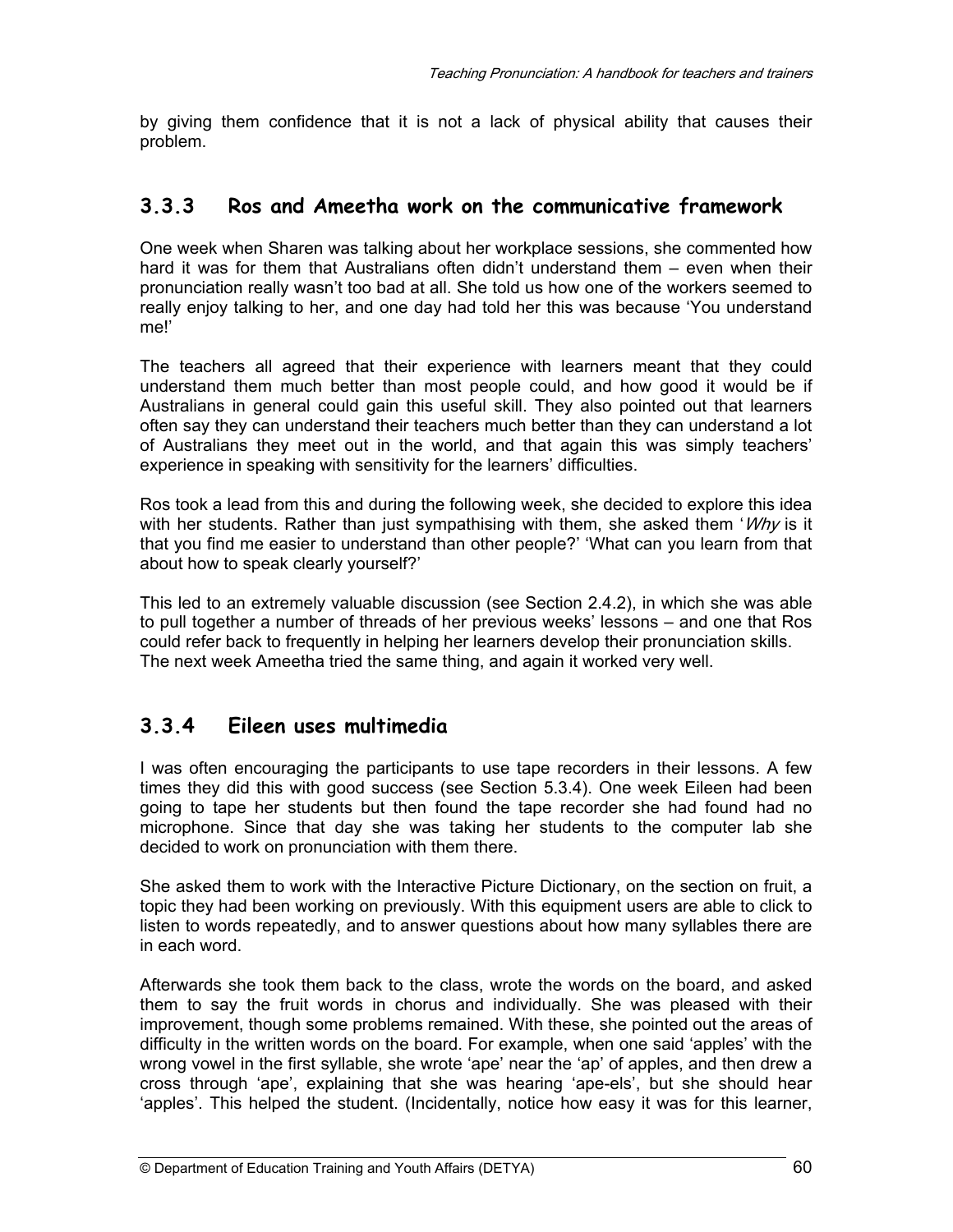by giving them confidence that it is not a lack of physical ability that causes their problem.

### 3.3.3 Ros and Ameetha work on the communicative framework

One week when Sharen was talking about her workplace sessions, she commented how hard it was for them that Australians often didn't understand them – even when their pronunciation really wasn't too bad at all. She told us how one of the workers seemed to really enjoy talking to her, and one day had told her this was because 'You understand me!'

The teachers all agreed that their experience with learners meant that they could understand them much better than most people could, and how good it would be if Australians in general could gain this useful skill. They also pointed out that learners often say they can understand their teachers much better than they can understand a lot of Australians they meet out in the world, and that again this was simply teachers' experience in speaking with sensitivity for the learners' difficulties.

Ros took a lead from this and during the following week, she decided to explore this idea with her students. Rather than just sympathising with them, she asked them '*Why* is it that you find me easier to understand than other people?' 'What can you learn from that about how to speak clearly yourself?'

This led to an extremely valuable discussion (see Section 2.4.2), in which she was able to pull together a number of threads of her previous weeks' lessons – and one that Ros could refer back to frequently in helping her learners develop their pronunciation skills. The next week Ameetha tried the same thing, and again it worked very well.

### 3.3.4 Eileen uses multimedia

I was often encouraging the participants to use tape recorders in their lessons. A few times they did this with good success (see Section 5.3.4). One week Eileen had been going to tape her students but then found the tape recorder she had found had no microphone. Since that day she was taking her students to the computer lab she decided to work on pronunciation with them there.

She asked them to work with the Interactive Picture Dictionary, on the section on fruit, a topic they had been working on previously. With this equipment users are able to click to listen to words repeatedly, and to answer questions about how many syllables there are in each word.

Afterwards she took them back to the class, wrote the words on the board, and asked them to say the fruit words in chorus and individually. She was pleased with their improvement, though some problems remained. With these, she pointed out the areas of difficulty in the written words on the board. For example, when one said 'apples' with the wrong vowel in the first syllable, she wrote 'ape' near the 'ap' of apples, and then drew a cross through 'ape', explaining that she was hearing 'ape-els', but she should hear 'apples'. This helped the student. (Incidentally, notice how easy it was for this learner,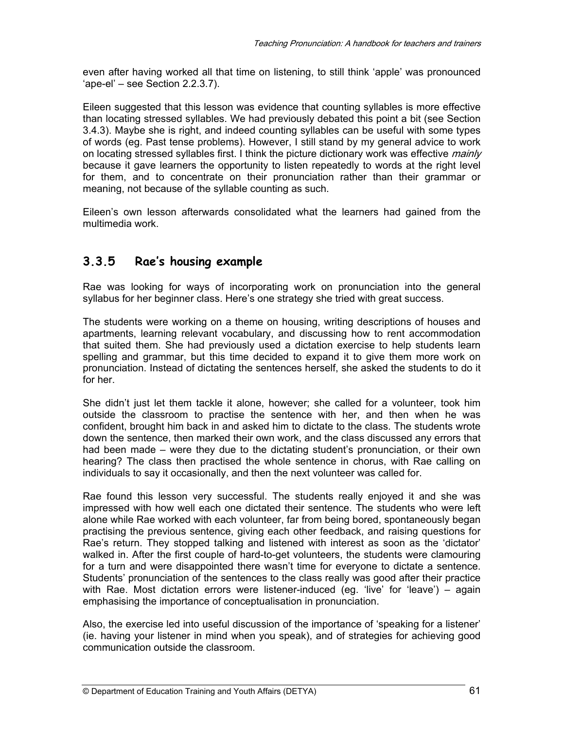even after having worked all that time on listening, to still think 'apple' was pronounced 'ape-el' – see Section 2.2.3.7).

Eileen suggested that this lesson was evidence that counting syllables is more effective than locating stressed syllables. We had previously debated this point a bit (see Section 3.4.3). Maybe she is right, and indeed counting syllables can be useful with some types of words (eg. Past tense problems). However, I still stand by my general advice to work on locating stressed syllables first. I think the picture dictionary work was effective *mainly* because it gave learners the opportunity to listen repeatedly to words at the right level for them, and to concentrate on their pronunciation rather than their grammar or meaning, not because of the syllable counting as such.

Eileen's own lesson afterwards consolidated what the learners had gained from the multimedia work.

### 3.3.5 Rae's housing example

Rae was looking for ways of incorporating work on pronunciation into the general syllabus for her beginner class. Here's one strategy she tried with great success.

The students were working on a theme on housing, writing descriptions of houses and apartments, learning relevant vocabulary, and discussing how to rent accommodation that suited them. She had previously used a dictation exercise to help students learn spelling and grammar, but this time decided to expand it to give them more work on pronunciation. Instead of dictating the sentences herself, she asked the students to do it for her.

She didn't just let them tackle it alone, however; she called for a volunteer, took him outside the classroom to practise the sentence with her, and then when he was confident, brought him back in and asked him to dictate to the class. The students wrote down the sentence, then marked their own work, and the class discussed any errors that had been made – were they due to the dictating student's pronunciation, or their own hearing? The class then practised the whole sentence in chorus, with Rae calling on individuals to say it occasionally, and then the next volunteer was called for.

Rae found this lesson very successful. The students really enjoyed it and she was impressed with how well each one dictated their sentence. The students who were left alone while Rae worked with each volunteer, far from being bored, spontaneously began practising the previous sentence, giving each other feedback, and raising questions for Rae's return. They stopped talking and listened with interest as soon as the 'dictator' walked in. After the first couple of hard-to-get volunteers, the students were clamouring for a turn and were disappointed there wasn't time for everyone to dictate a sentence. Students' pronunciation of the sentences to the class really was good after their practice with Rae. Most dictation errors were listener-induced (eg. 'live' for 'leave') – again emphasising the importance of conceptualisation in pronunciation.

Also, the exercise led into useful discussion of the importance of 'speaking for a listener' (ie. having your listener in mind when you speak), and of strategies for achieving good communication outside the classroom.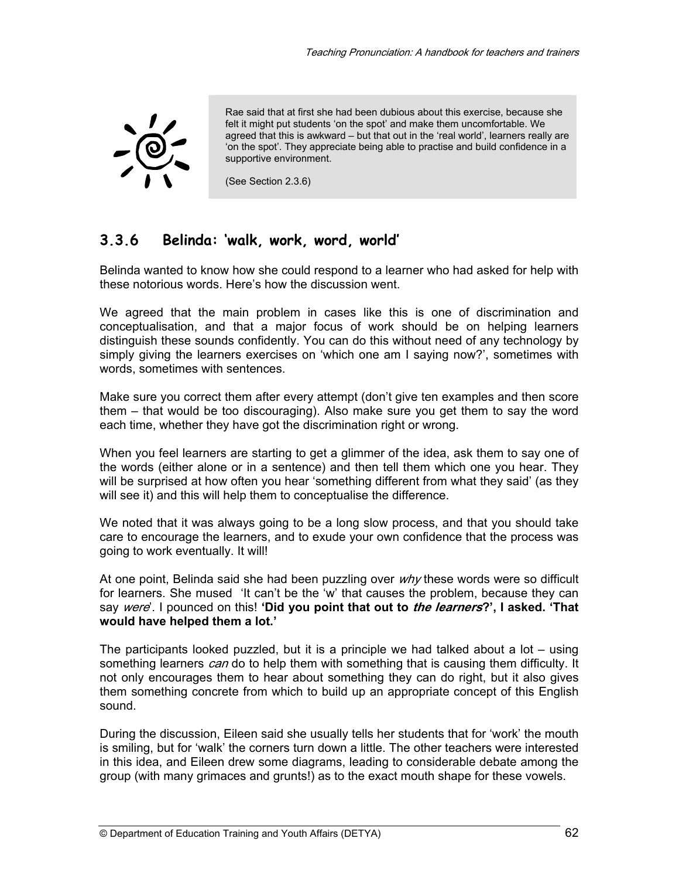Rae said that at first she had been dubious about this exercise, because she felt it might put students 'on the spot' and make them uncomfortable. We agreed that this is awkward – but that out in the 'real world', learners really are 'on the spot'. They appreciate being able to practise and build confidence in a supportive environment.

(See Section 2.3.6)

### 3.3.6 Belinda: 'walk, work, word, world'

Belinda wanted to know how she could respond to a learner who had asked for help with these notorious words. Here's how the discussion went.

We agreed that the main problem in cases like this is one of discrimination and conceptualisation, and that a major focus of work should be on helping learners distinguish these sounds confidently. You can do this without need of any technology by simply giving the learners exercises on 'which one am I saying now?', sometimes with words, sometimes with sentences.

Make sure you correct them after every attempt (don't give ten examples and then score them – that would be too discouraging). Also make sure you get them to say the word each time, whether they have got the discrimination right or wrong.

When you feel learners are starting to get a glimmer of the idea, ask them to say one of the words (either alone or in a sentence) and then tell them which one you hear. They will be surprised at how often you hear 'something different from what they said' (as they will see it) and this will help them to conceptualise the difference.

We noted that it was always going to be a long slow process, and that you should take care to encourage the learners, and to exude your own confidence that the process was going to work eventually. It will!

At one point, Belinda said she had been puzzling over *why* these words were so difficult for learners. She mused 'It can't be the 'w' that causes the problem, because they can say *were*'. I pounced on this! **'Did you point that out to *the learners*?', I asked. 'That would have helped them a lot.'**

The participants looked puzzled, but it is a principle we had talked about a lot – using something learners *can* do to help them with something that is causing them difficulty. It not only encourages them to hear about something they can do right, but it also gives them something concrete from which to build up an appropriate concept of this English sound.

During the discussion, Eileen said she usually tells her students that for 'work' the mouth is smiling, but for 'walk' the corners turn down a little. The other teachers were interested in this idea, and Eileen drew some diagrams, leading to considerable debate among the group (with many grimaces and grunts!) as to the exact mouth shape for these vowels.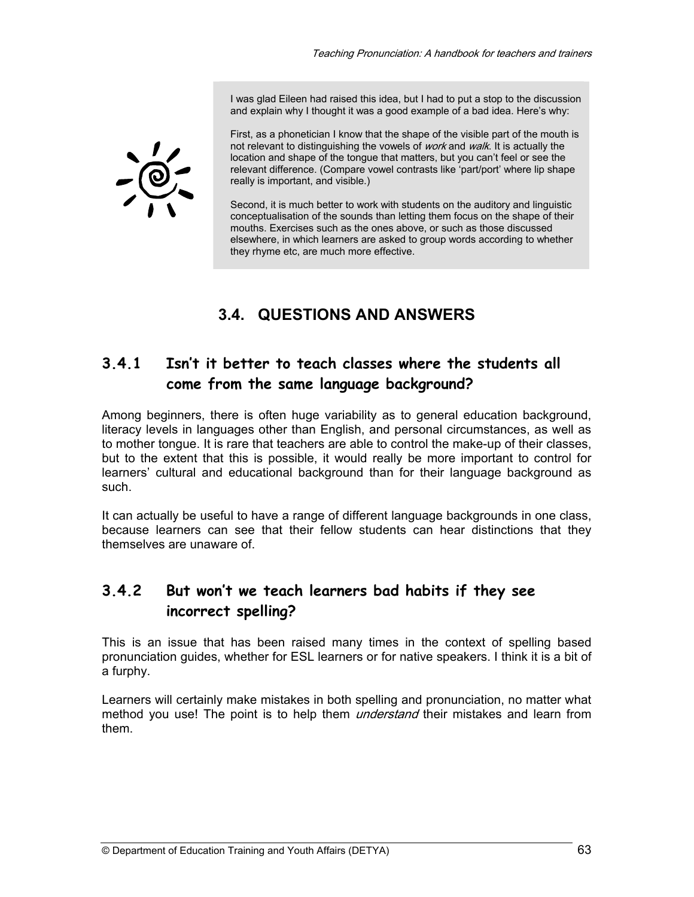> I was glad Eileen had raised this idea, but I had to put a stop to the discussion and explain why I thought it was a good example of a bad idea. Here's why:
>
> First, as a phonetician I know that the shape of the visible part of the mouth is not relevant to distinguishing the vowels of *work* and *walk*. It is actually the location and shape of the tongue that matters, but you can't feel or see the relevant difference. (Compare vowel contrasts like 'part/port' where lip shape really is important, and visible.)
>
> Second, it is much better to work with students on the auditory and linguistic conceptualisation of the sounds than letting them focus on the shape of their mouths. Exercises such as the ones above, or such as those discussed elsewhere, in which learners are asked to group words according to whether they rhyme etc, are much more effective.

## 3.4. QUESTIONS AND ANSWERS

### 3.4.1 Isn't it better to teach classes where the students all come from the same language background?

Among beginners, there is often huge variability as to general education background, literacy levels in languages other than English, and personal circumstances, as well as to mother tongue. It is rare that teachers are able to control the make-up of their classes, but to the extent that this is possible, it would really be more important to control for learners' cultural and educational background than for their language background as such.

It can actually be useful to have a range of different language backgrounds in one class, because learners can see that their fellow students can hear distinctions that they themselves are unaware of.

### 3.4.2 But won't we teach learners bad habits if they see incorrect spelling?

This is an issue that has been raised many times in the context of spelling based pronunciation guides, whether for ESL learners or for native speakers. I think it is a bit of a furphy.

Learners will certainly make mistakes in both spelling and pronunciation, no matter what method you use! The point is to help them *understand* their mistakes and learn from them.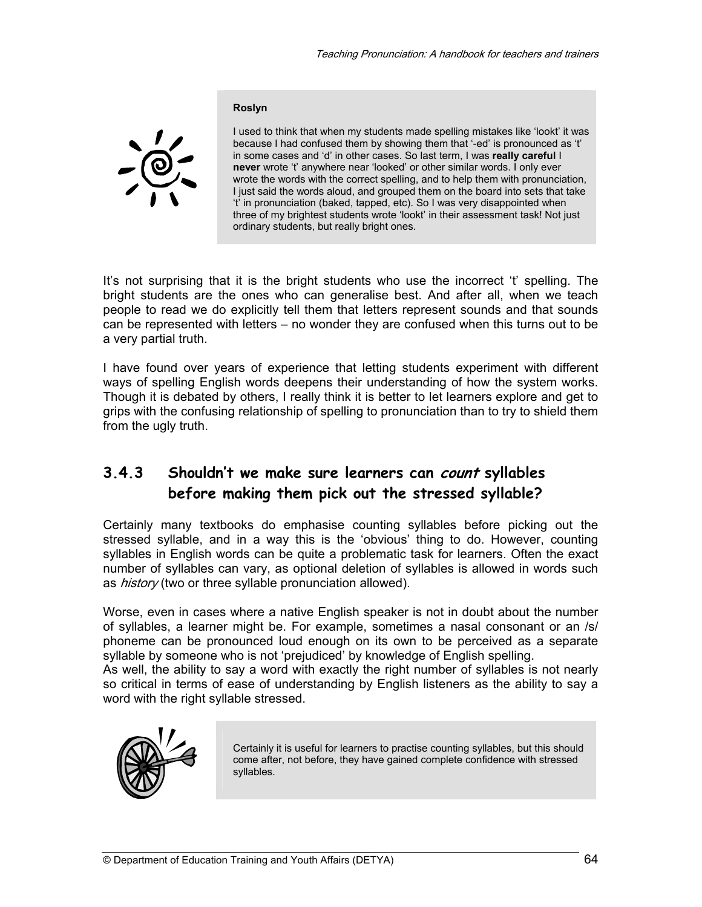**Roslyn**

I used to think that when my students made spelling mistakes like 'lookt' it was because I had confused them by showing them that '-ed' is pronounced as 't' in some cases and 'd' in other cases. So last term, I was **really careful** I **never** wrote 't' anywhere near 'looked' or other similar words. I only ever wrote the words with the correct spelling, and to help them with pronunciation, I just said the words aloud, and grouped them on the board into sets that take 't' in pronunciation (baked, tapped, etc). So I was very disappointed when three of my brightest students wrote 'lookt' in their assessment task! Not just ordinary students, but really bright ones.

It's not surprising that it is the bright students who use the incorrect 't' spelling. The bright students are the ones who can generalise best. And after all, when we teach people to read we do explicitly tell them that letters represent sounds and that sounds can be represented with letters – no wonder they are confused when this turns out to be a very partial truth.

I have found over years of experience that letting students experiment with different ways of spelling English words deepens their understanding of how the system works. Though it is debated by others, I really think it is better to let learners explore and get to grips with the confusing relationship of spelling to pronunciation than to try to shield them from the ugly truth.

### 3.4.3 Shouldn't we make sure learners can *count* syllables before making them pick out the stressed syllable?

Certainly many textbooks do emphasise counting syllables before picking out the stressed syllable, and in a way this is the 'obvious' thing to do. However, counting syllables in English words can be quite a problematic task for learners. Often the exact number of syllables can vary, as optional deletion of syllables is allowed in words such as *history* (two or three syllable pronunciation allowed).

Worse, even in cases where a native English speaker is not in doubt about the number of syllables, a learner might be. For example, sometimes a nasal consonant or an /s/ phoneme can be pronounced loud enough on its own to be perceived as a separate syllable by someone who is not 'prejudiced' by knowledge of English spelling.
As well, the ability to say a word with exactly the right number of syllables is not nearly so critical in terms of ease of understanding by English listeners as the ability to say a word with the right syllable stressed.

Certainly it is useful for learners to practise counting syllables, but this should come after, not before, they have gained complete confidence with stressed syllables.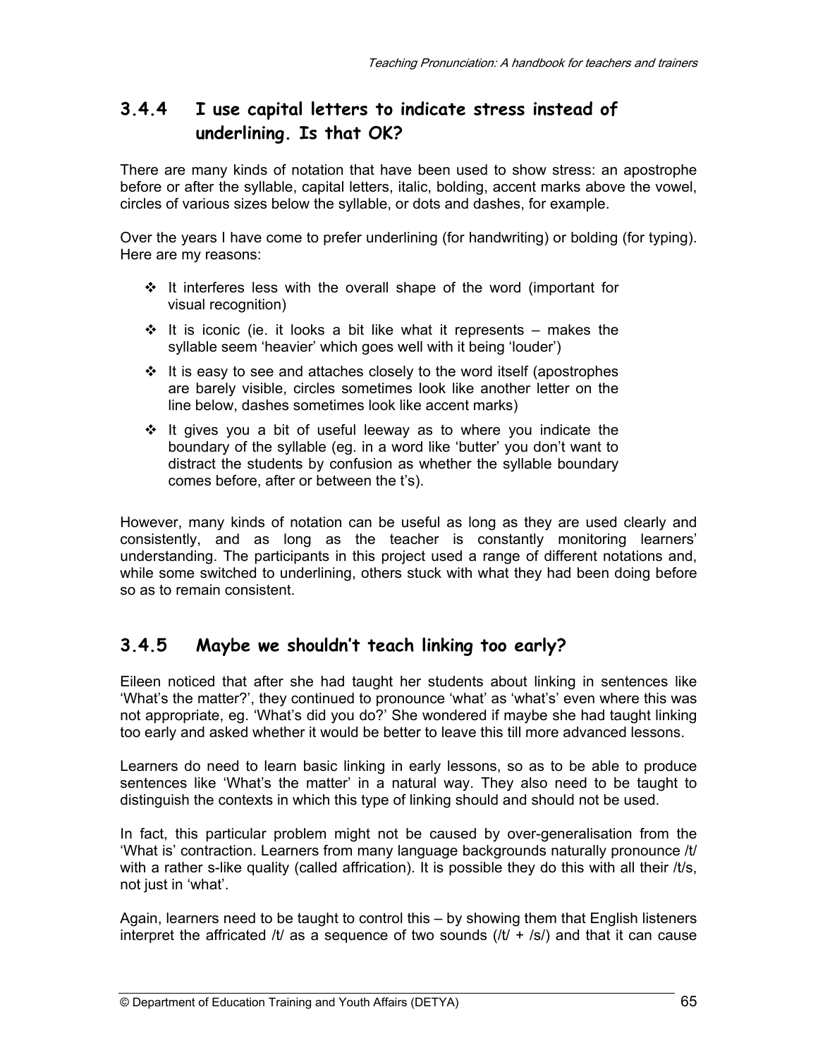### 3.4.4 I use capital letters to indicate stress instead of underlining. Is that OK?

There are many kinds of notation that have been used to show stress: an apostrophe before or after the syllable, capital letters, italic, bolding, accent marks above the vowel, circles of various sizes below the syllable, or dots and dashes, for example.

Over the years I have come to prefer underlining (for handwriting) or bolding (for typing). Here are my reasons:

- It interferes less with the overall shape of the word (important for visual recognition)
- It is iconic (ie. it looks a bit like what it represents – makes the syllable seem 'heavier' which goes well with it being 'louder')
- It is easy to see and attaches closely to the word itself (apostrophes are barely visible, circles sometimes look like another letter on the line below, dashes sometimes look like accent marks)
- It gives you a bit of useful leeway as to where you indicate the boundary of the syllable (eg. in a word like 'butter' you don't want to distract the students by confusion as whether the syllable boundary comes before, after or between the t's).

However, many kinds of notation can be useful as long as they are used clearly and consistently, and as long as the teacher is constantly monitoring learners' understanding. The participants in this project used a range of different notations and, while some switched to underlining, others stuck with what they had been doing before so as to remain consistent.

### 3.4.5 Maybe we shouldn't teach linking too early?

Eileen noticed that after she had taught her students about linking in sentences like 'What's the matter?', they continued to pronounce 'what' as 'what's' even where this was not appropriate, eg. 'What's did you do?' She wondered if maybe she had taught linking too early and asked whether it would be better to leave this till more advanced lessons.

Learners do need to learn basic linking in early lessons, so as to be able to produce sentences like 'What's the matter' in a natural way. They also need to be taught to distinguish the contexts in which this type of linking should and should not be used.

In fact, this particular problem might not be caused by over-generalisation from the 'What is' contraction. Learners from many language backgrounds naturally pronounce /t/ with a rather s-like quality (called affrication). It is possible they do this with all their /t/s, not just in 'what'.

Again, learners need to be taught to control this – by showing them that English listeners interpret the affricated /t/ as a sequence of two sounds (/t/ + /s/) and that it can cause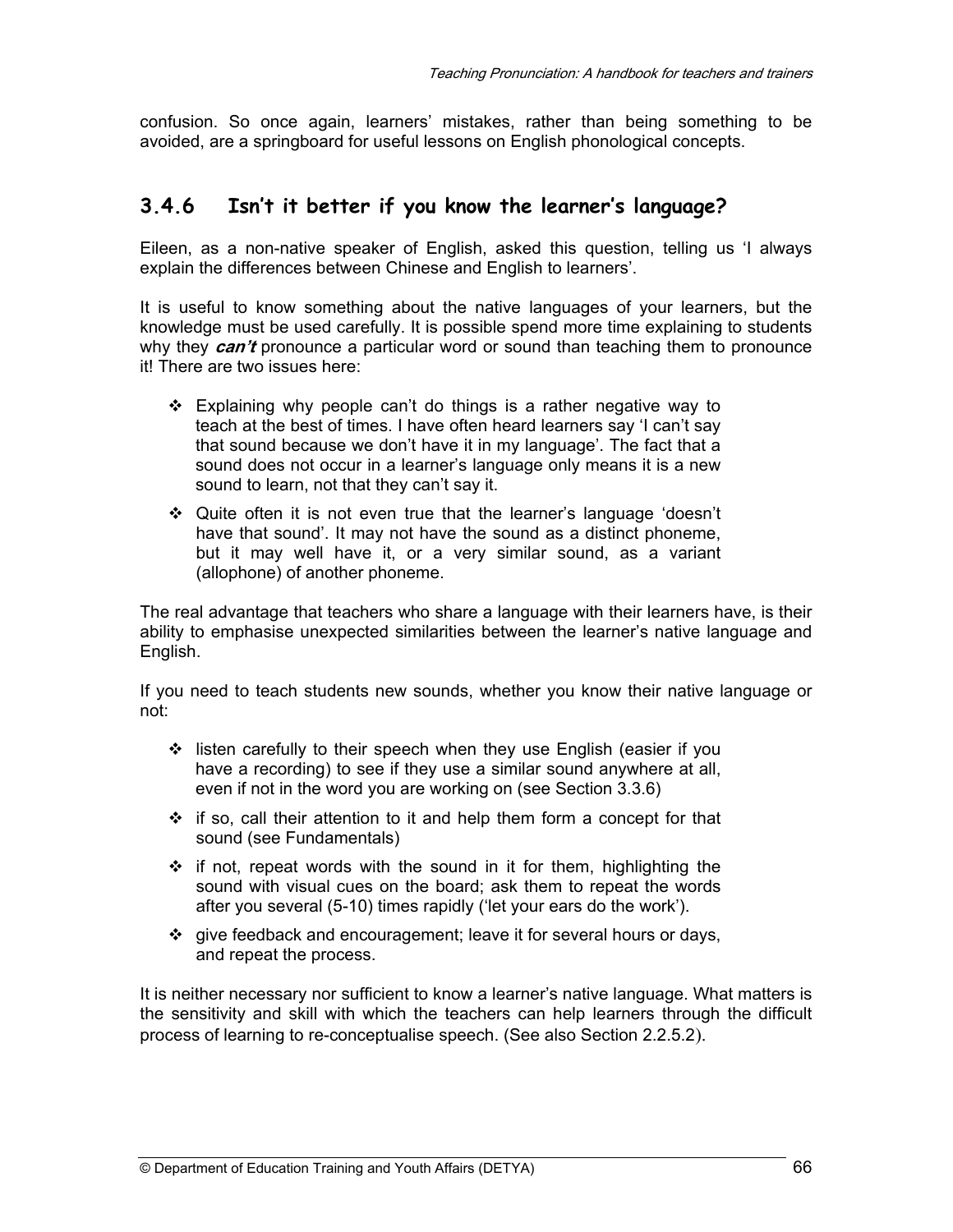confusion. So once again, learners' mistakes, rather than being something to be avoided, are a springboard for useful lessons on English phonological concepts.

### 3.4.6 Isn't it better if you know the learner's language?

Eileen, as a non-native speaker of English, asked this question, telling us 'I always explain the differences between Chinese and English to learners'.

It is useful to know something about the native languages of your learners, but the knowledge must be used carefully. It is possible spend more time explaining to students why they ***can't*** pronounce a particular word or sound than teaching them to pronounce it! There are two issues here:

- Explaining why people can't do things is a rather negative way to teach at the best of times. I have often heard learners say 'I can't say that sound because we don't have it in my language'. The fact that a sound does not occur in a learner's language only means it is a new sound to learn, not that they can't say it.
- Quite often it is not even true that the learner's language 'doesn't have that sound'. It may not have the sound as a distinct phoneme, but it may well have it, or a very similar sound, as a variant (allophone) of another phoneme.

The real advantage that teachers who share a language with their learners have, is their ability to emphasise unexpected similarities between the learner's native language and English.

If you need to teach students new sounds, whether you know their native language or not:

- listen carefully to their speech when they use English (easier if you have a recording) to see if they use a similar sound anywhere at all, even if not in the word you are working on (see Section 3.3.6)
- if so, call their attention to it and help them form a concept for that sound (see Fundamentals)
- if not, repeat words with the sound in it for them, highlighting the sound with visual cues on the board; ask them to repeat the words after you several (5-10) times rapidly ('let your ears do the work').
- give feedback and encouragement; leave it for several hours or days, and repeat the process.

It is neither necessary nor sufficient to know a learner's native language. What matters is the sensitivity and skill with which the teachers can help learners through the difficult process of learning to re-conceptualise speech. (See also Section 2.2.5.2).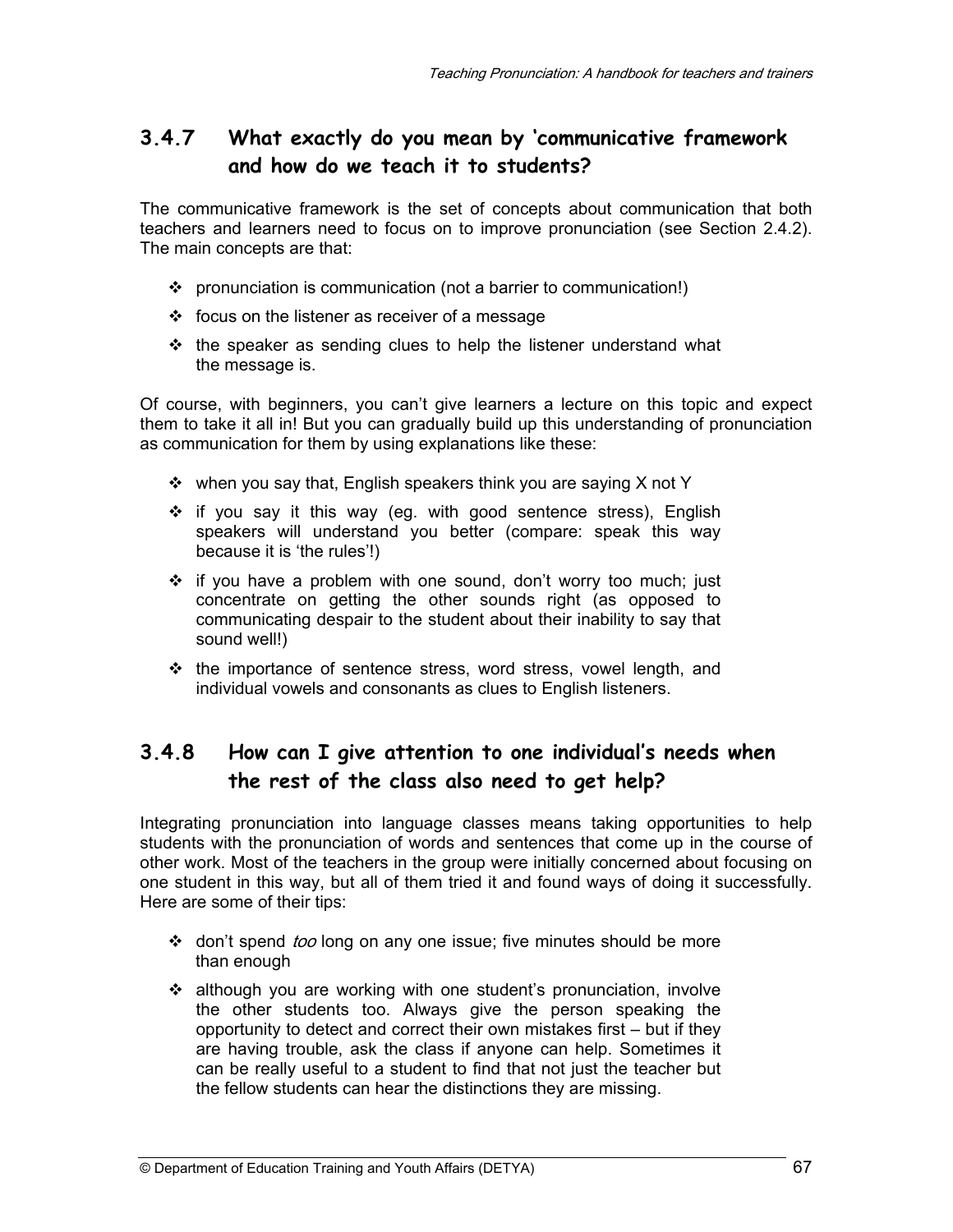### 3.4.7 What exactly do you mean by 'communicative framework and how do we teach it to students?

The communicative framework is the set of concepts about communication that both teachers and learners need to focus on to improve pronunciation (see Section 2.4.2). The main concepts are that:

- pronunciation is communication (not a barrier to communication!)
- focus on the listener as receiver of a message
- the speaker as sending clues to help the listener understand what the message is.

Of course, with beginners, you can't give learners a lecture on this topic and expect them to take it all in! But you can gradually build up this understanding of pronunciation as communication for them by using explanations like these:

- when you say that, English speakers think you are saying X not Y
- if you say it this way (eg. with good sentence stress), English speakers will understand you better (compare: speak this way because it is 'the rules'!)
- if you have a problem with one sound, don't worry too much; just concentrate on getting the other sounds right (as opposed to communicating despair to the student about their inability to say that sound well!)
- the importance of sentence stress, word stress, vowel length, and individual vowels and consonants as clues to English listeners.

### 3.4.8 How can I give attention to one individual's needs when the rest of the class also need to get help?

Integrating pronunciation into language classes means taking opportunities to help students with the pronunciation of words and sentences that come up in the course of other work. Most of the teachers in the group were initially concerned about focusing on one student in this way, but all of them tried it and found ways of doing it successfully. Here are some of their tips:

- don't spend *too* long on any one issue; five minutes should be more than enough
- although you are working with one student's pronunciation, involve the other students too. Always give the person speaking the opportunity to detect and correct their own mistakes first – but if they are having trouble, ask the class if anyone can help. Sometimes it can be really useful to a student to find that not just the teacher but the fellow students can hear the distinctions they are missing.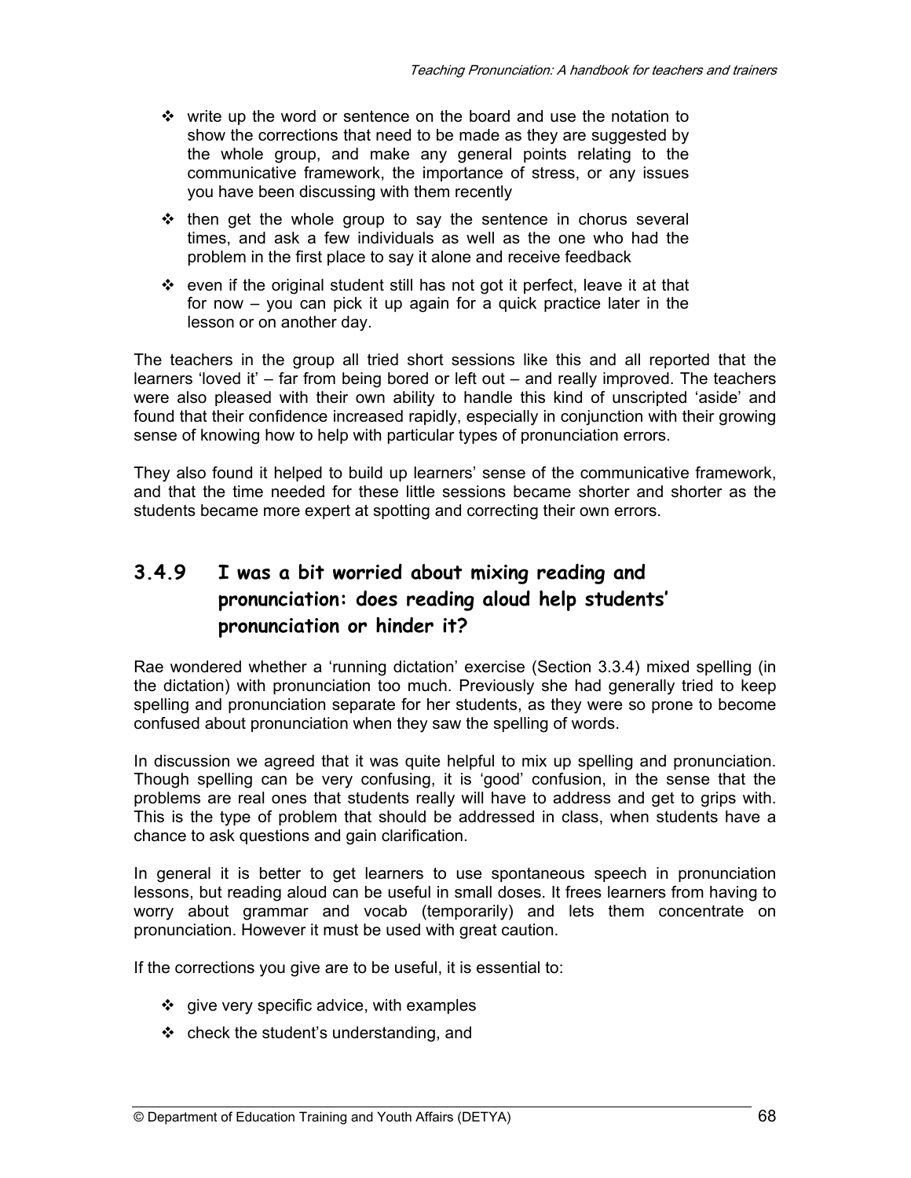- write up the word or sentence on the board and use the notation to show the corrections that need to be made as they are suggested by the whole group, and make any general points relating to the communicative framework, the importance of stress, or any issues you have been discussing with them recently
- then get the whole group to say the sentence in chorus several times, and ask a few individuals as well as the one who had the problem in the first place to say it alone and receive feedback
- even if the original student still has not got it perfect, leave it at that for now – you can pick it up again for a quick practice later in the lesson or on another day.

The teachers in the group all tried short sessions like this and all reported that the learners 'loved it' – far from being bored or left out – and really improved. The teachers were also pleased with their own ability to handle this kind of unscripted 'aside' and found that their confidence increased rapidly, especially in conjunction with their growing sense of knowing how to help with particular types of pronunciation errors.

They also found it helped to build up learners' sense of the communicative framework, and that the time needed for these little sessions became shorter and shorter as the students became more expert at spotting and correcting their own errors.

### 3.4.9 I was a bit worried about mixing reading and pronunciation: does reading aloud help students' pronunciation or hinder it?

Rae wondered whether a 'running dictation' exercise (Section 3.3.4) mixed spelling (in the dictation) with pronunciation too much. Previously she had generally tried to keep spelling and pronunciation separate for her students, as they were so prone to become confused about pronunciation when they saw the spelling of words.

In discussion we agreed that it was quite helpful to mix up spelling and pronunciation. Though spelling can be very confusing, it is 'good' confusion, in the sense that the problems are real ones that students really will have to address and get to grips with. This is the type of problem that should be addressed in class, when students have a chance to ask questions and gain clarification.

In general it is better to get learners to use spontaneous speech in pronunciation lessons, but reading aloud can be useful in small doses. It frees learners from having to worry about grammar and vocab (temporarily) and lets them concentrate on pronunciation. However it must be used with great caution.

If the corrections you give are to be useful, it is essential to:

- give very specific advice, with examples
- check the student's understanding, and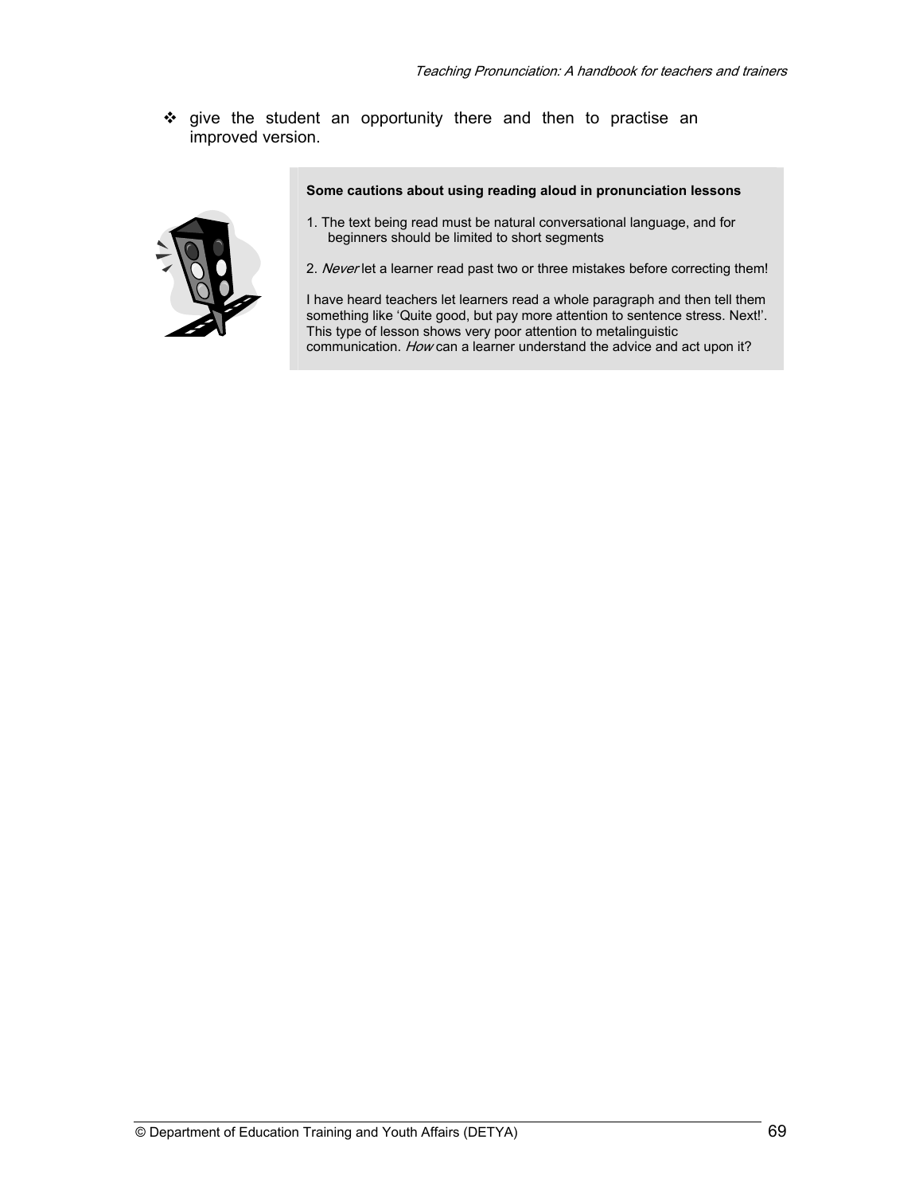- give the student an opportunity there and then to practise an improved version.

**Some cautions about using reading aloud in pronunciation lessons**

1. The text being read must be natural conversational language, and for beginners should be limited to short segments

2. *Never* let a learner read past two or three mistakes before correcting them!

I have heard teachers let learners read a whole paragraph and then tell them something like 'Quite good, but pay more attention to sentence stress. Next!'. This type of lesson shows very poor attention to metalinguistic communication. *How* can a learner understand the advice and act upon it?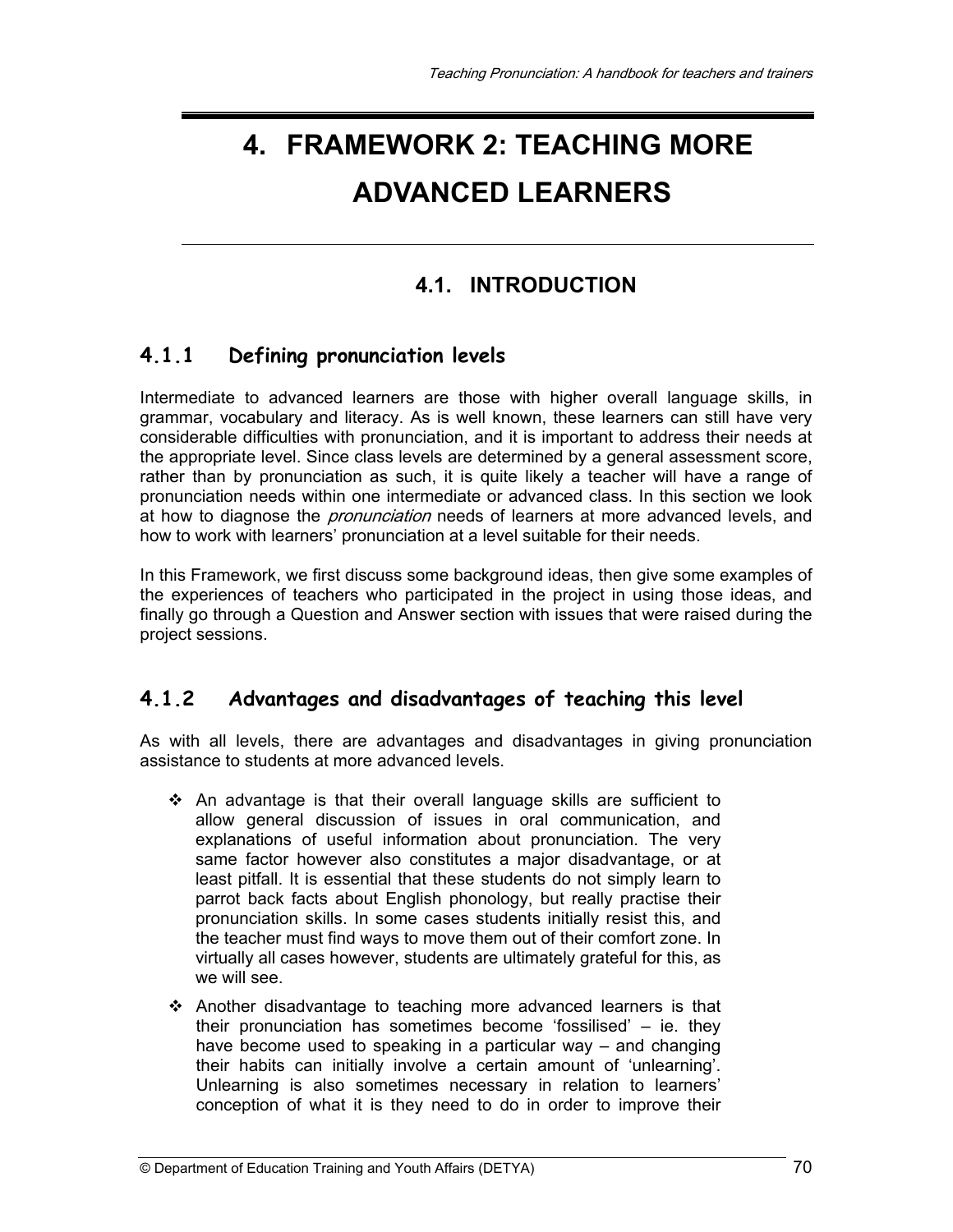# 4. FRAMEWORK 2: TEACHING MORE ADVANCED LEARNERS

## 4.1. INTRODUCTION

### 4.1.1 Defining pronunciation levels

Intermediate to advanced learners are those with higher overall language skills, in grammar, vocabulary and literacy. As is well known, these learners can still have very considerable difficulties with pronunciation, and it is important to address their needs at the appropriate level. Since class levels are determined by a general assessment score, rather than by pronunciation as such, it is quite likely a teacher will have a range of pronunciation needs within one intermediate or advanced class. In this section we look at how to diagnose the *pronunciation* needs of learners at more advanced levels, and how to work with learners' pronunciation at a level suitable for their needs.

In this Framework, we first discuss some background ideas, then give some examples of the experiences of teachers who participated in the project in using those ideas, and finally go through a Question and Answer section with issues that were raised during the project sessions.

### 4.1.2 Advantages and disadvantages of teaching this level

As with all levels, there are advantages and disadvantages in giving pronunciation assistance to students at more advanced levels.

- An advantage is that their overall language skills are sufficient to allow general discussion of issues in oral communication, and explanations of useful information about pronunciation. The very same factor however also constitutes a major disadvantage, or at least pitfall. It is essential that these students do not simply learn to parrot back facts about English phonology, but really practise their pronunciation skills. In some cases students initially resist this, and the teacher must find ways to move them out of their comfort zone. In virtually all cases however, students are ultimately grateful for this, as we will see.
- Another disadvantage to teaching more advanced learners is that their pronunciation has sometimes become 'fossilised' – ie. they have become used to speaking in a particular way – and changing their habits can initially involve a certain amount of 'unlearning'. Unlearning is also sometimes necessary in relation to learners' conception of what it is they need to do in order to improve their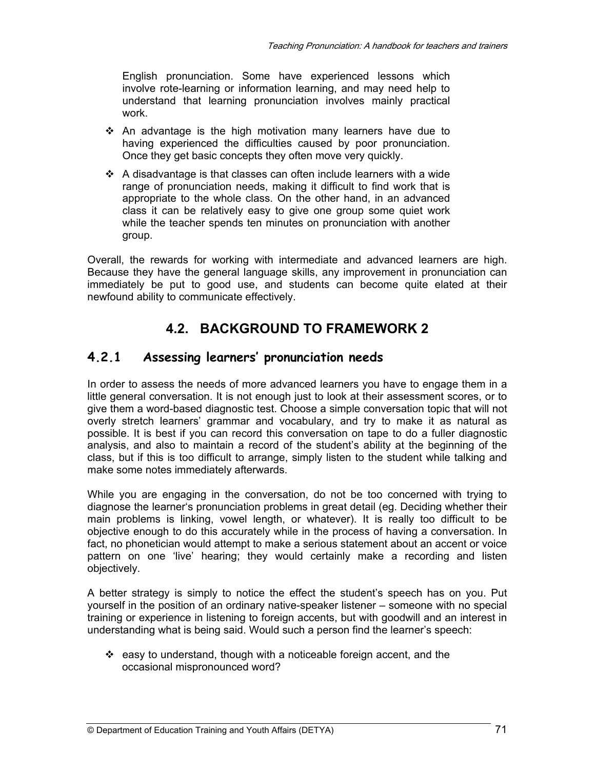English pronunciation. Some have experienced lessons which involve rote-learning or information learning, and may need help to understand that learning pronunciation involves mainly practical work.

- An advantage is the high motivation many learners have due to having experienced the difficulties caused by poor pronunciation. Once they get basic concepts they often move very quickly.
- A disadvantage is that classes can often include learners with a wide range of pronunciation needs, making it difficult to find work that is appropriate to the whole class. On the other hand, in an advanced class it can be relatively easy to give one group some quiet work while the teacher spends ten minutes on pronunciation with another group.

Overall, the rewards for working with intermediate and advanced learners are high. Because they have the general language skills, any improvement in pronunciation can immediately be put to good use, and students can become quite elated at their newfound ability to communicate effectively.

## 4.2. BACKGROUND TO FRAMEWORK 2

### 4.2.1 *Assessing learners' pronunciation needs*

In order to assess the needs of more advanced learners you have to engage them in a little general conversation. It is not enough just to look at their assessment scores, or to give them a word-based diagnostic test. Choose a simple conversation topic that will not overly stretch learners' grammar and vocabulary, and try to make it as natural as possible. It is best if you can record this conversation on tape to do a fuller diagnostic analysis, and also to maintain a record of the student's ability at the beginning of the class, but if this is too difficult to arrange, simply listen to the student while talking and make some notes immediately afterwards.

While you are engaging in the conversation, do not be too concerned with trying to diagnose the learner's pronunciation problems in great detail (eg. Deciding whether their main problems is linking, vowel length, or whatever). It is really too difficult to be objective enough to do this accurately while in the process of having a conversation. In fact, no phonetician would attempt to make a serious statement about an accent or voice pattern on one 'live' hearing; they would certainly make a recording and listen objectively.

A better strategy is simply to notice the effect the student's speech has on you. Put yourself in the position of an ordinary native-speaker listener – someone with no special training or experience in listening to foreign accents, but with goodwill and an interest in understanding what is being said. Would such a person find the learner's speech:

- easy to understand, though with a noticeable foreign accent, and the occasional mispronounced word?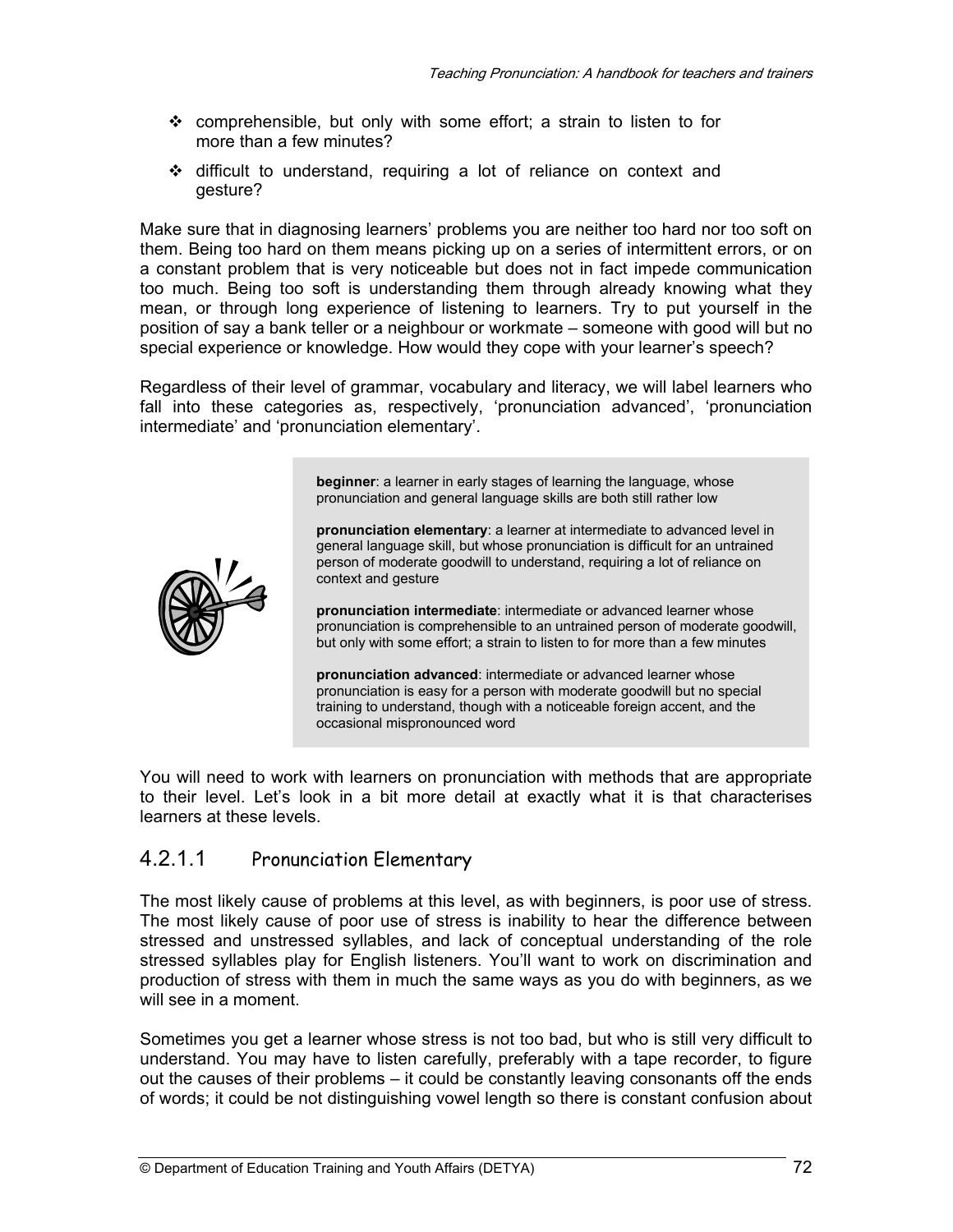- comprehensible, but only with some effort; a strain to listen to for more than a few minutes?
- difficult to understand, requiring a lot of reliance on context and gesture?

Make sure that in diagnosing learners' problems you are neither too hard nor too soft on them. Being too hard on them means picking up on a series of intermittent errors, or on a constant problem that is very noticeable but does not in fact impede communication too much. Being too soft is understanding them through already knowing what they mean, or through long experience of listening to learners. Try to put yourself in the position of say a bank teller or a neighbour or workmate – someone with good will but no special experience or knowledge. How would they cope with your learner's speech?

Regardless of their level of grammar, vocabulary and literacy, we will label learners who fall into these categories as, respectively, 'pronunciation advanced', 'pronunciation intermediate' and 'pronunciation elementary'.

> **beginner**: a learner in early stages of learning the language, whose pronunciation and general language skills are both still rather low
>
> **pronunciation elementary**: a learner at intermediate to advanced level in general language skill, but whose pronunciation is difficult for an untrained person of moderate goodwill to understand, requiring a lot of reliance on context and gesture
>
> **pronunciation intermediate**: intermediate or advanced learner whose pronunciation is comprehensible to an untrained person of moderate goodwill, but only with some effort; a strain to listen to for more than a few minutes
>
> **pronunciation advanced**: intermediate or advanced learner whose pronunciation is easy for a person with moderate goodwill but no special training to understand, though with a noticeable foreign accent, and the occasional mispronounced word

You will need to work with learners on pronunciation with methods that are appropriate to their level. Let's look in a bit more detail at exactly what it is that characterises learners at these levels.

#### 4.2.1.1 Pronunciation Elementary

The most likely cause of problems at this level, as with beginners, is poor use of stress. The most likely cause of poor use of stress is inability to hear the difference between stressed and unstressed syllables, and lack of conceptual understanding of the role stressed syllables play for English listeners. You'll want to work on discrimination and production of stress with them in much the same ways as you do with beginners, as we will see in a moment.

Sometimes you get a learner whose stress is not too bad, but who is still very difficult to understand. You may have to listen carefully, preferably with a tape recorder, to figure out the causes of their problems – it could be constantly leaving consonants off the ends of words; it could be not distinguishing vowel length so there is constant confusion about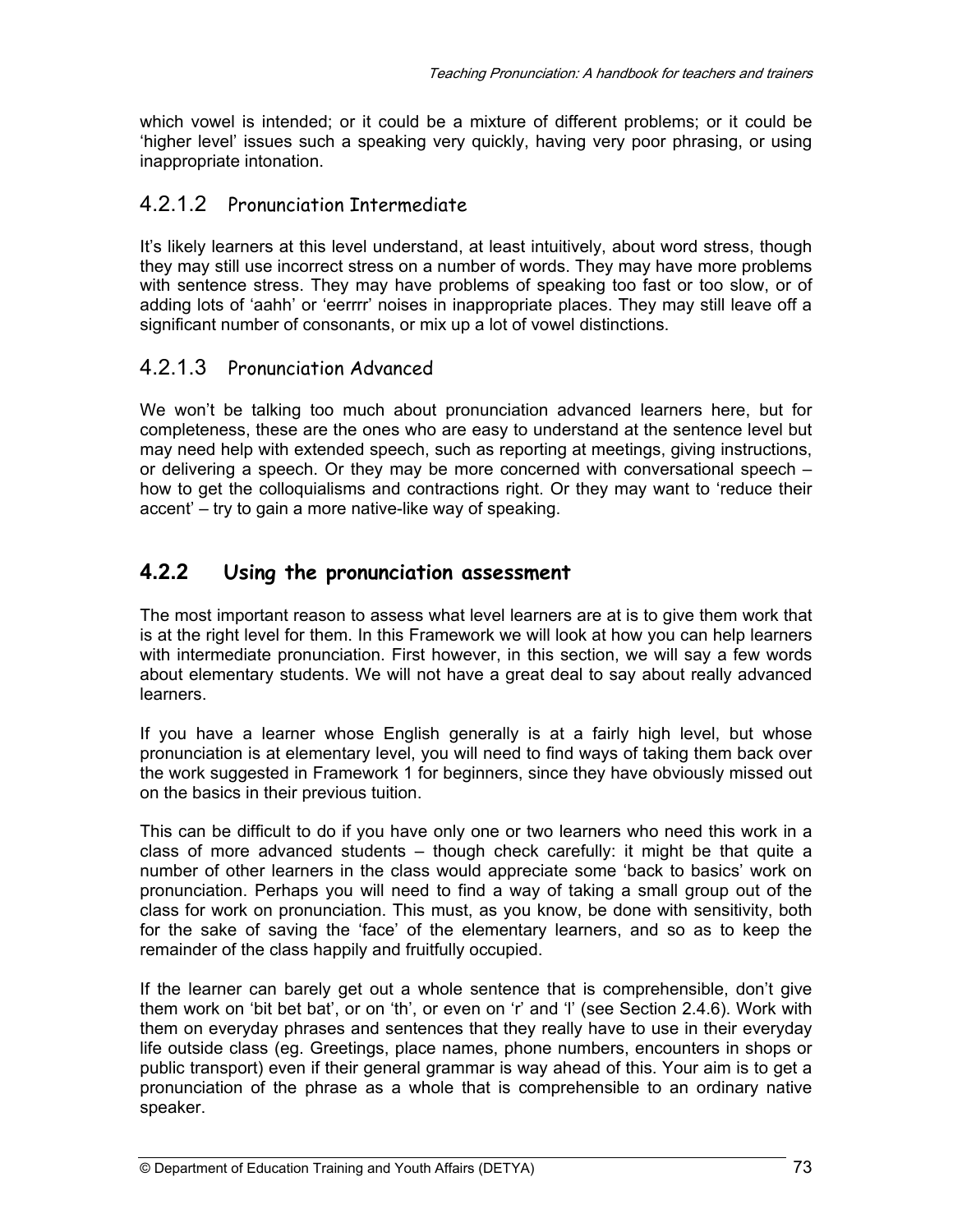which vowel is intended; or it could be a mixture of different problems; or it could be 'higher level' issues such a speaking very quickly, having very poor phrasing, or using inappropriate intonation.

### 4.2.1.2 Pronunciation Intermediate

It's likely learners at this level understand, at least intuitively, about word stress, though they may still use incorrect stress on a number of words. They may have more problems with sentence stress. They may have problems of speaking too fast or too slow, or of adding lots of 'aahh' or 'eerrrr' noises in inappropriate places. They may still leave off a significant number of consonants, or mix up a lot of vowel distinctions.

### 4.2.1.3 Pronunciation Advanced

We won't be talking too much about pronunciation advanced learners here, but for completeness, these are the ones who are easy to understand at the sentence level but may need help with extended speech, such as reporting at meetings, giving instructions, or delivering a speech. Or they may be more concerned with conversational speech – how to get the colloquialisms and contractions right. Or they may want to 'reduce their accent' – try to gain a more native-like way of speaking.

## 4.2.2 Using the pronunciation assessment

The most important reason to assess what level learners are at is to give them work that is at the right level for them. In this Framework we will look at how you can help learners with intermediate pronunciation. First however, in this section, we will say a few words about elementary students. We will not have a great deal to say about really advanced learners.

If you have a learner whose English generally is at a fairly high level, but whose pronunciation is at elementary level, you will need to find ways of taking them back over the work suggested in Framework 1 for beginners, since they have obviously missed out on the basics in their previous tuition.

This can be difficult to do if you have only one or two learners who need this work in a class of more advanced students – though check carefully: it might be that quite a number of other learners in the class would appreciate some 'back to basics' work on pronunciation. Perhaps you will need to find a way of taking a small group out of the class for work on pronunciation. This must, as you know, be done with sensitivity, both for the sake of saving the 'face' of the elementary learners, and so as to keep the remainder of the class happily and fruitfully occupied.

If the learner can barely get out a whole sentence that is comprehensible, don't give them work on 'bit bet bat', or on 'th', or even on 'r' and 'l' (see Section 2.4.6). Work with them on everyday phrases and sentences that they really have to use in their everyday life outside class (eg. Greetings, place names, phone numbers, encounters in shops or public transport) even if their general grammar is way ahead of this. Your aim is to get a pronunciation of the phrase as a whole that is comprehensible to an ordinary native speaker.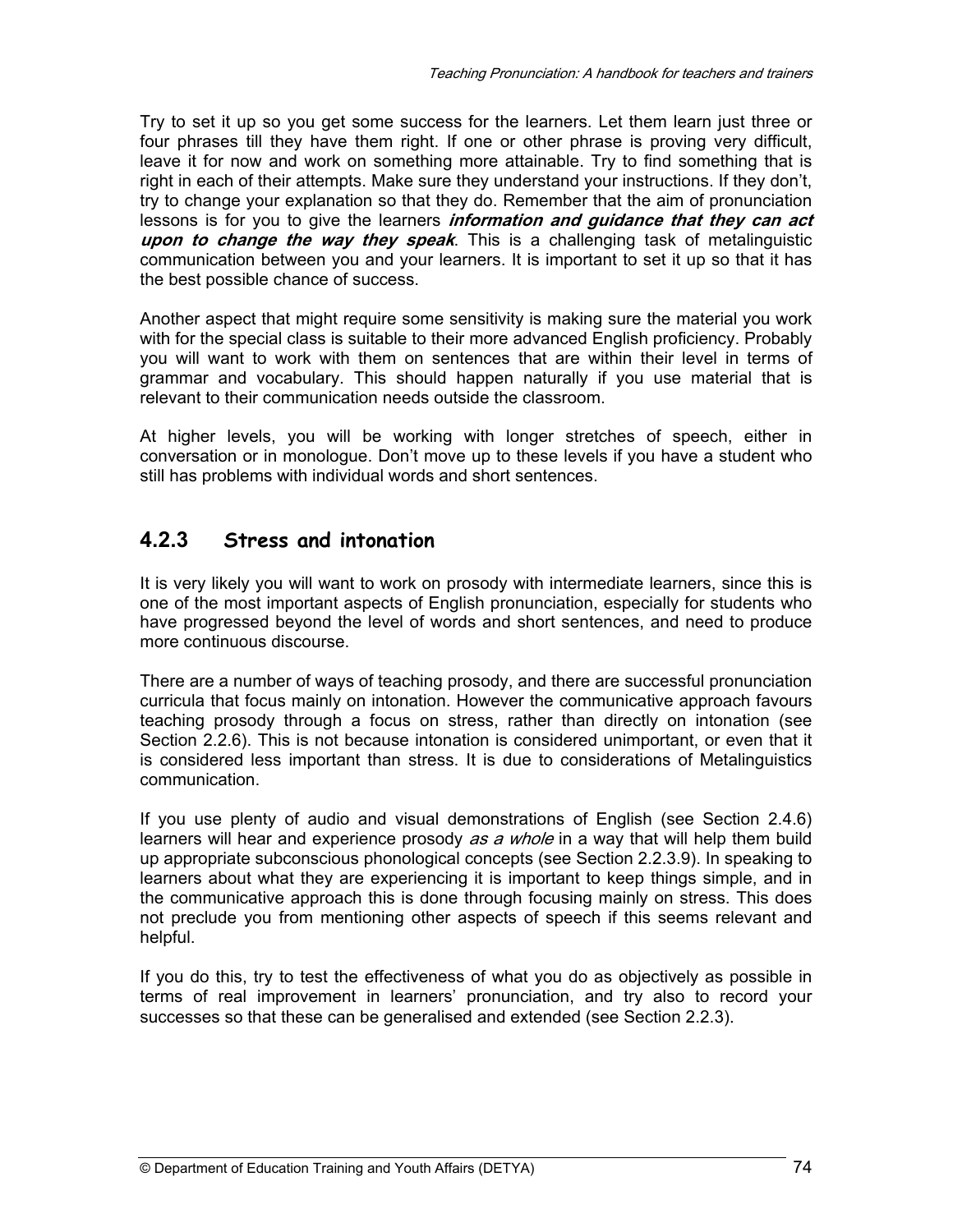Try to set it up so you get some success for the learners. Let them learn just three or four phrases till they have them right. If one or other phrase is proving very difficult, leave it for now and work on something more attainable. Try to find something that is right in each of their attempts. Make sure they understand your instructions. If they don't, try to change your explanation so that they do. Remember that the aim of pronunciation lessons is for you to give the learners ***information and guidance that they can act upon to change the way they speak***. This is a challenging task of metalinguistic communication between you and your learners. It is important to set it up so that it has the best possible chance of success.

Another aspect that might require some sensitivity is making sure the material you work with for the special class is suitable to their more advanced English proficiency. Probably you will want to work with them on sentences that are within their level in terms of grammar and vocabulary. This should happen naturally if you use material that is relevant to their communication needs outside the classroom.

At higher levels, you will be working with longer stretches of speech, either in conversation or in monologue. Don't move up to these levels if you have a student who still has problems with individual words and short sentences.

### 4.2.3 Stress and intonation

It is very likely you will want to work on prosody with intermediate learners, since this is one of the most important aspects of English pronunciation, especially for students who have progressed beyond the level of words and short sentences, and need to produce more continuous discourse.

There are a number of ways of teaching prosody, and there are successful pronunciation curricula that focus mainly on intonation. However the communicative approach favours teaching prosody through a focus on stress, rather than directly on intonation (see Section 2.2.6). This is not because intonation is considered unimportant, or even that it is considered less important than stress. It is due to considerations of Metalinguistics communication.

If you use plenty of audio and visual demonstrations of English (see Section 2.4.6) learners will hear and experience prosody *as a whole* in a way that will help them build up appropriate subconscious phonological concepts (see Section 2.2.3.9). In speaking to learners about what they are experiencing it is important to keep things simple, and in the communicative approach this is done through focusing mainly on stress. This does not preclude you from mentioning other aspects of speech if this seems relevant and helpful.

If you do this, try to test the effectiveness of what you do as objectively as possible in terms of real improvement in learners' pronunciation, and try also to record your successes so that these can be generalised and extended (see Section 2.2.3).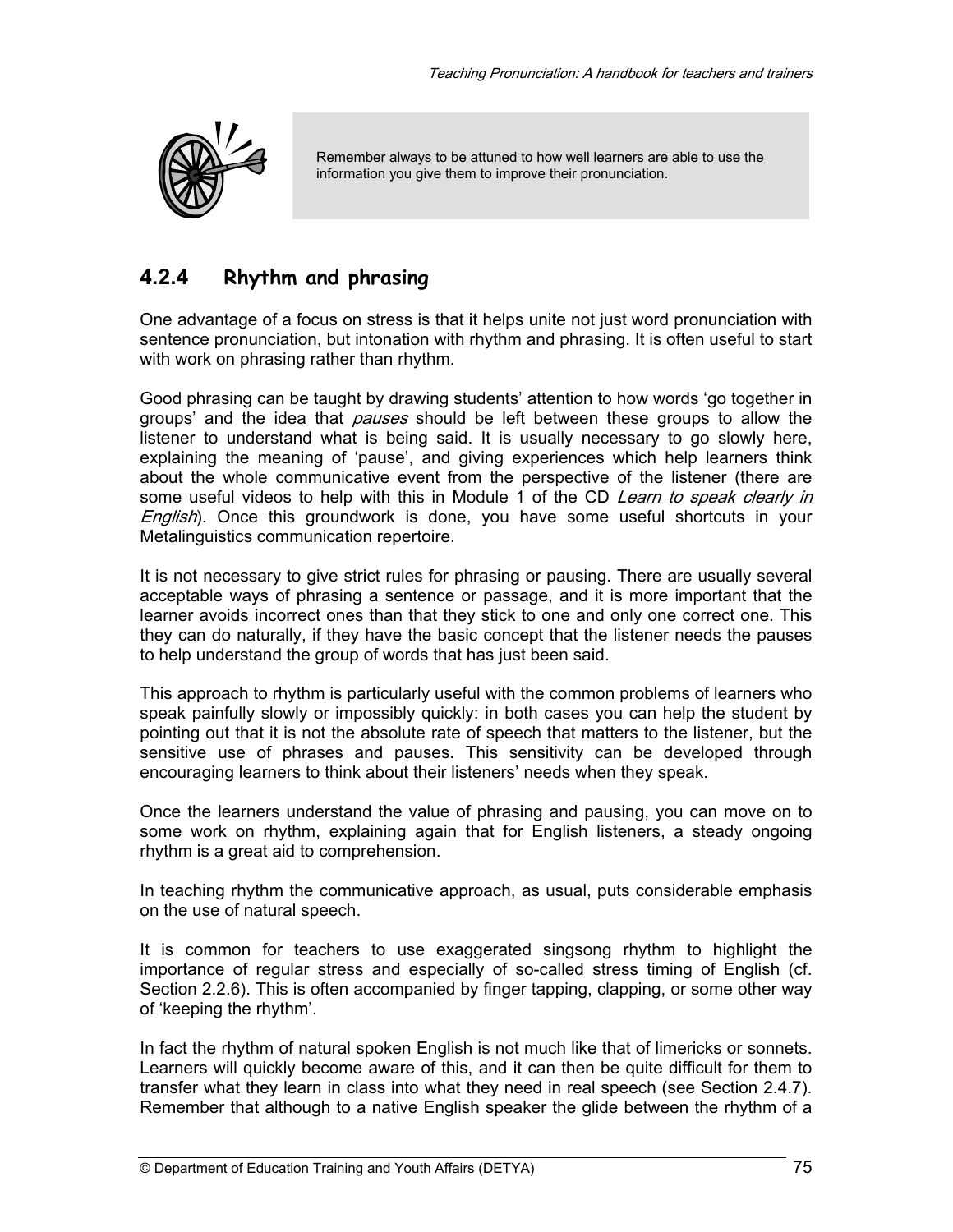> Remember always to be attuned to how well learners are able to use the information you give them to improve their pronunciation.

## 4.2.4 Rhythm and phrasing

One advantage of a focus on stress is that it helps unite not just word pronunciation with sentence pronunciation, but intonation with rhythm and phrasing. It is often useful to start with work on phrasing rather than rhythm.

Good phrasing can be taught by drawing students' attention to how words 'go together in groups' and the idea that *pauses* should be left between these groups to allow the listener to understand what is being said. It is usually necessary to go slowly here, explaining the meaning of 'pause', and giving experiences which help learners think about the whole communicative event from the perspective of the listener (there are some useful videos to help with this in Module 1 of the CD *Learn to speak clearly in English*). Once this groundwork is done, you have some useful shortcuts in your Metalinguistics communication repertoire.

It is not necessary to give strict rules for phrasing or pausing. There are usually several acceptable ways of phrasing a sentence or passage, and it is more important that the learner avoids incorrect ones than that they stick to one and only one correct one. This they can do naturally, if they have the basic concept that the listener needs the pauses to help understand the group of words that has just been said.

This approach to rhythm is particularly useful with the common problems of learners who speak painfully slowly or impossibly quickly: in both cases you can help the student by pointing out that it is not the absolute rate of speech that matters to the listener, but the sensitive use of phrases and pauses. This sensitivity can be developed through encouraging learners to think about their listeners' needs when they speak.

Once the learners understand the value of phrasing and pausing, you can move on to some work on rhythm, explaining again that for English listeners, a steady ongoing rhythm is a great aid to comprehension.

In teaching rhythm the communicative approach, as usual, puts considerable emphasis on the use of natural speech.

It is common for teachers to use exaggerated singsong rhythm to highlight the importance of regular stress and especially of so-called stress timing of English (cf. Section 2.2.6). This is often accompanied by finger tapping, clapping, or some other way of 'keeping the rhythm'.

In fact the rhythm of natural spoken English is not much like that of limericks or sonnets. Learners will quickly become aware of this, and it can then be quite difficult for them to transfer what they learn in class into what they need in real speech (see Section 2.4.7). Remember that although to a native English speaker the glide between the rhythm of a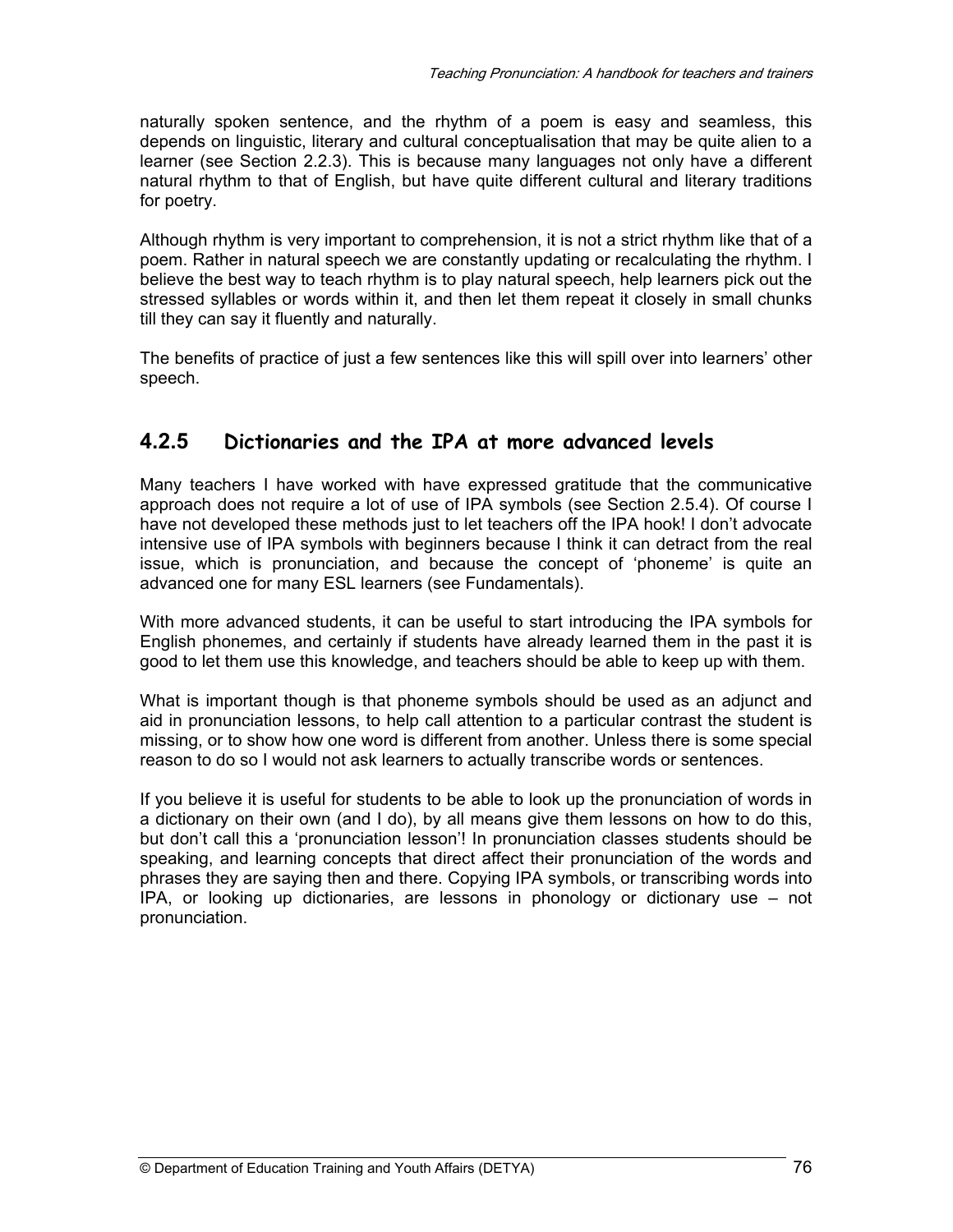naturally spoken sentence, and the rhythm of a poem is easy and seamless, this depends on linguistic, literary and cultural conceptualisation that may be quite alien to a learner (see Section 2.2.3). This is because many languages not only have a different natural rhythm to that of English, but have quite different cultural and literary traditions for poetry.

Although rhythm is very important to comprehension, it is not a strict rhythm like that of a poem. Rather in natural speech we are constantly updating or recalculating the rhythm. I believe the best way to teach rhythm is to play natural speech, help learners pick out the stressed syllables or words within it, and then let them repeat it closely in small chunks till they can say it fluently and naturally.

The benefits of practice of just a few sentences like this will spill over into learners' other speech.

### 4.2.5 Dictionaries and the IPA at more advanced levels

Many teachers I have worked with have expressed gratitude that the communicative approach does not require a lot of use of IPA symbols (see Section 2.5.4). Of course I have not developed these methods just to let teachers off the IPA hook! I don't advocate intensive use of IPA symbols with beginners because I think it can detract from the real issue, which is pronunciation, and because the concept of 'phoneme' is quite an advanced one for many ESL learners (see Fundamentals).

With more advanced students, it can be useful to start introducing the IPA symbols for English phonemes, and certainly if students have already learned them in the past it is good to let them use this knowledge, and teachers should be able to keep up with them.

What is important though is that phoneme symbols should be used as an adjunct and aid in pronunciation lessons, to help call attention to a particular contrast the student is missing, or to show how one word is different from another. Unless there is some special reason to do so I would not ask learners to actually transcribe words or sentences.

If you believe it is useful for students to be able to look up the pronunciation of words in a dictionary on their own (and I do), by all means give them lessons on how to do this, but don't call this a 'pronunciation lesson'! In pronunciation classes students should be speaking, and learning concepts that direct affect their pronunciation of the words and phrases they are saying then and there. Copying IPA symbols, or transcribing words into IPA, or looking up dictionaries, are lessons in phonology or dictionary use – not pronunciation.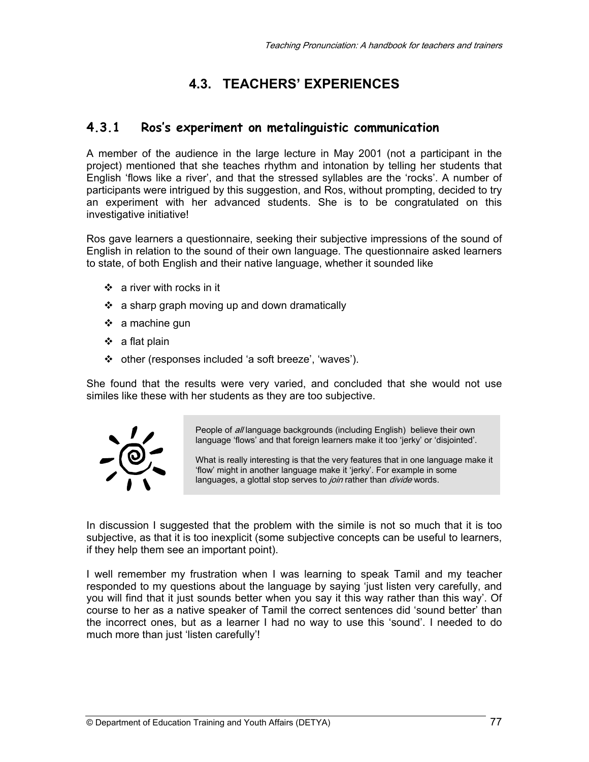# 4.3. TEACHERS' EXPERIENCES

## 4.3.1 Ros's experiment on metalinguistic communication

A member of the audience in the large lecture in May 2001 (not a participant in the project) mentioned that she teaches rhythm and intonation by telling her students that English 'flows like a river', and that the stressed syllables are the 'rocks'. A number of participants were intrigued by this suggestion, and Ros, without prompting, decided to try an experiment with her advanced students. She is to be congratulated on this investigative initiative!

Ros gave learners a questionnaire, seeking their subjective impressions of the sound of English in relation to the sound of their own language. The questionnaire asked learners to state, of both English and their native language, whether it sounded like

- a river with rocks in it
- a sharp graph moving up and down dramatically
- a machine gun
- a flat plain
- other (responses included 'a soft breeze', 'waves').

She found that the results were very varied, and concluded that she would not use similes like these with her students as they are too subjective.

> People of *all* language backgrounds (including English) believe their own language 'flows' and that foreign learners make it too 'jerky' or 'disjointed'.
>
> What is really interesting is that the very features that in one language make it 'flow' might in another language make it 'jerky'. For example in some languages, a glottal stop serves to *join* rather than *divide* words.

In discussion I suggested that the problem with the simile is not so much that it is too subjective, as that it is too inexplicit (some subjective concepts can be useful to learners, if they help them see an important point).

I well remember my frustration when I was learning to speak Tamil and my teacher responded to my questions about the language by saying 'just listen very carefully, and you will find that it just sounds better when you say it this way rather than this way'. Of course to her as a native speaker of Tamil the correct sentences did 'sound better' than the incorrect ones, but as a learner I had no way to use this 'sound'. I needed to do much more than just 'listen carefully'!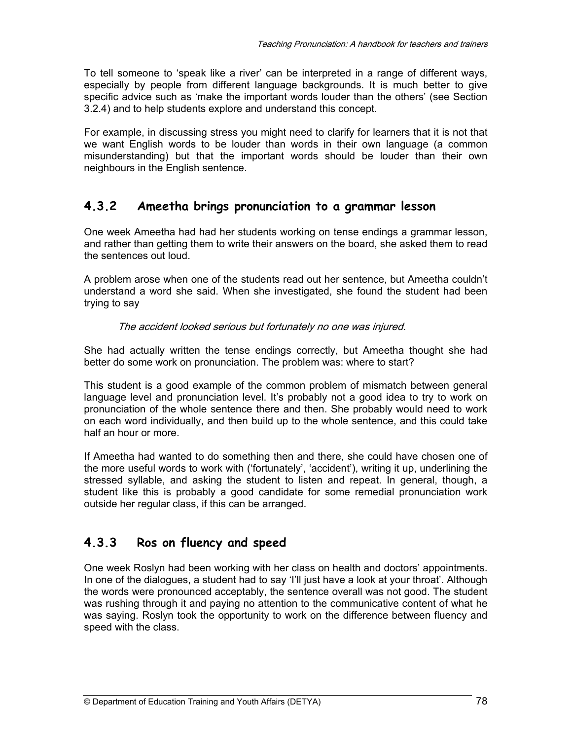To tell someone to 'speak like a river' can be interpreted in a range of different ways, especially by people from different language backgrounds. It is much better to give specific advice such as 'make the important words louder than the others' (see Section 3.2.4) and to help students explore and understand this concept.

For example, in discussing stress you might need to clarify for learners that it is not that we want English words to be louder than words in their own language (a common misunderstanding) but that the important words should be louder than their own neighbours in the English sentence.

### 4.3.2 Ameetha brings pronunciation to a grammar lesson

One week Ameetha had had her students working on tense endings a grammar lesson, and rather than getting them to write their answers on the board, she asked them to read the sentences out loud.

A problem arose when one of the students read out her sentence, but Ameetha couldn't understand a word she said. When she investigated, she found the student had been trying to say

> *The accident looked serious but fortunately no one was injured.*

She had actually written the tense endings correctly, but Ameetha thought she had better do some work on pronunciation. The problem was: where to start?

This student is a good example of the common problem of mismatch between general language level and pronunciation level. It's probably not a good idea to try to work on pronunciation of the whole sentence there and then. She probably would need to work on each word individually, and then build up to the whole sentence, and this could take half an hour or more.

If Ameetha had wanted to do something then and there, she could have chosen one of the more useful words to work with ('fortunately', 'accident'), writing it up, underlining the stressed syllable, and asking the student to listen and repeat. In general, though, a student like this is probably a good candidate for some remedial pronunciation work outside her regular class, if this can be arranged.

### 4.3.3 Ros on fluency and speed

One week Roslyn had been working with her class on health and doctors' appointments. In one of the dialogues, a student had to say 'I'll just have a look at your throat'. Although the words were pronounced acceptably, the sentence overall was not good. The student was rushing through it and paying no attention to the communicative content of what he was saying. Roslyn took the opportunity to work on the difference between fluency and speed with the class.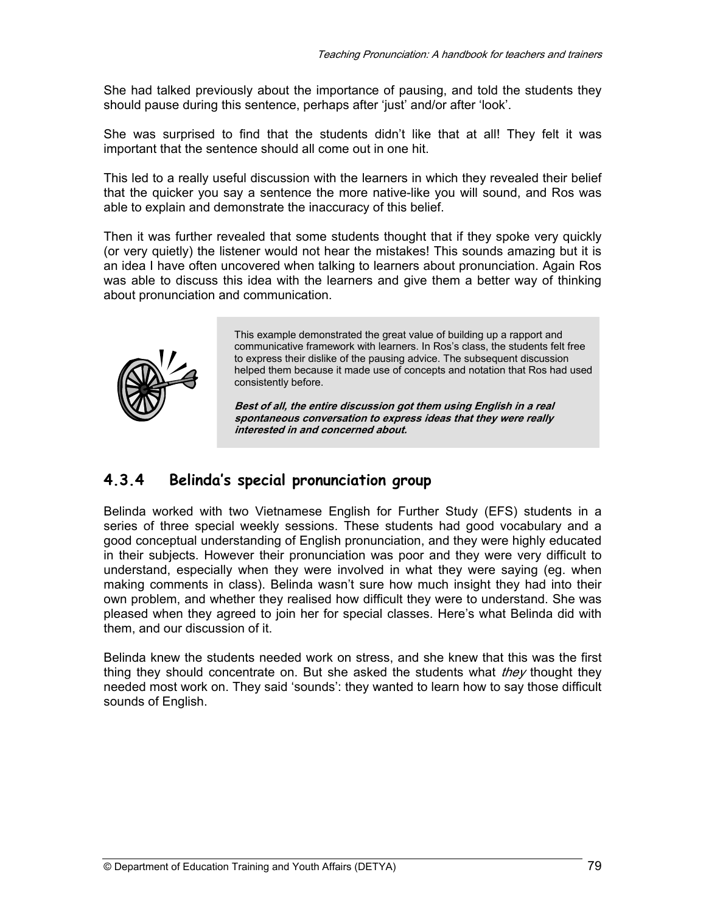She had talked previously about the importance of pausing, and told the students they should pause during this sentence, perhaps after 'just' and/or after 'look'.

She was surprised to find that the students didn't like that at all! They felt it was important that the sentence should all come out in one hit.

This led to a really useful discussion with the learners in which they revealed their belief that the quicker you say a sentence the more native-like you will sound, and Ros was able to explain and demonstrate the inaccuracy of this belief.

Then it was further revealed that some students thought that if they spoke very quickly (or very quietly) the listener would not hear the mistakes! This sounds amazing but it is an idea I have often uncovered when talking to learners about pronunciation. Again Ros was able to discuss this idea with the learners and give them a better way of thinking about pronunciation and communication.

> This example demonstrated the great value of building up a rapport and communicative framework with learners. In Ros's class, the students felt free to express their dislike of the pausing advice. The subsequent discussion helped them because it made use of concepts and notation that Ros had used consistently before.
>
> ***Best of all, the entire discussion got them using English in a real spontaneous conversation to express ideas that they were really interested in and concerned about.***

## 4.3.4 Belinda's special pronunciation group

Belinda worked with two Vietnamese English for Further Study (EFS) students in a series of three special weekly sessions. These students had good vocabulary and a good conceptual understanding of English pronunciation, and they were highly educated in their subjects. However their pronunciation was poor and they were very difficult to understand, especially when they were involved in what they were saying (eg. when making comments in class). Belinda wasn't sure how much insight they had into their own problem, and whether they realised how difficult they were to understand. She was pleased when they agreed to join her for special classes. Here's what Belinda did with them, and our discussion of it.

Belinda knew the students needed work on stress, and she knew that this was the first thing they should concentrate on. But she asked the students what *they* thought they needed most work on. They said 'sounds': they wanted to learn how to say those difficult sounds of English.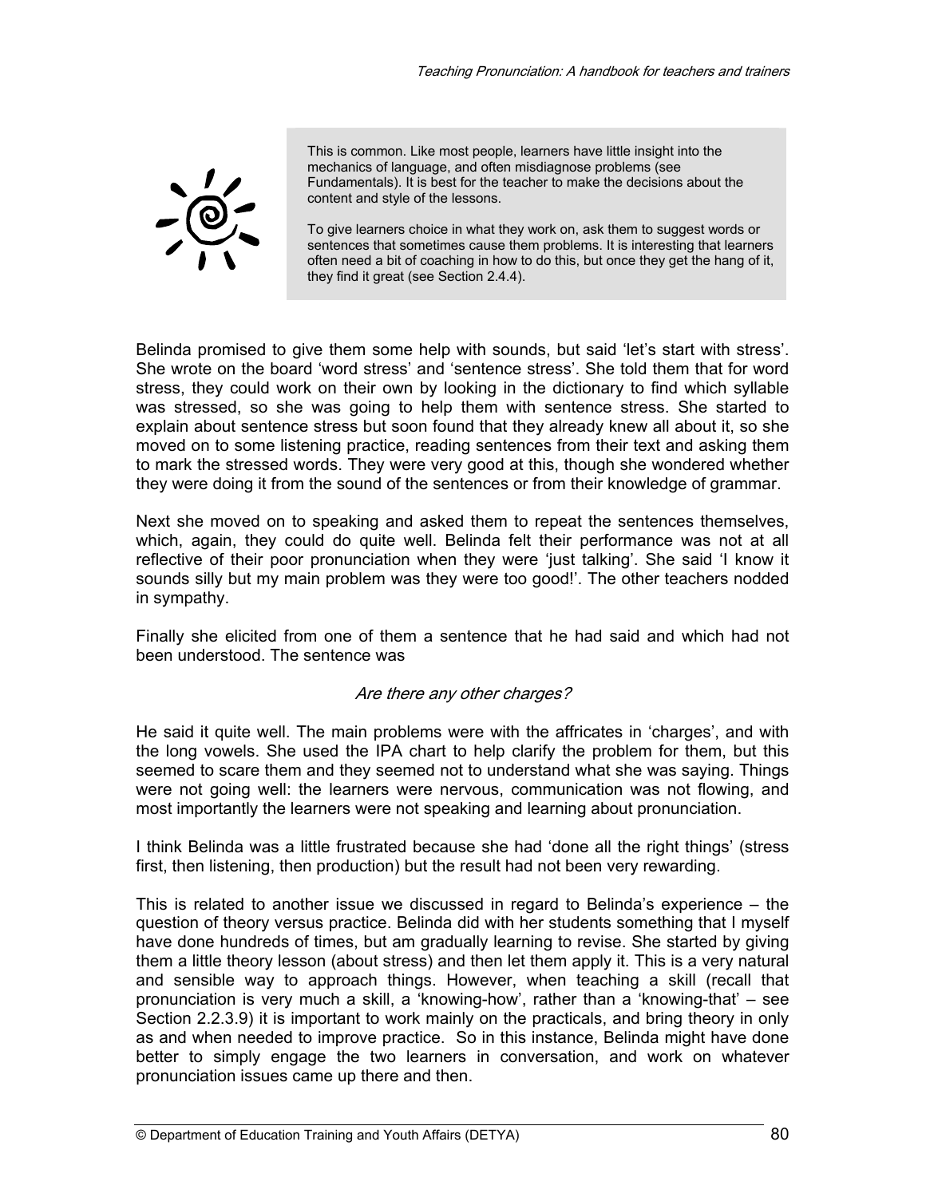> This is common. Like most people, learners have little insight into the mechanics of language, and often misdiagnose problems (see Fundamentals). It is best for the teacher to make the decisions about the content and style of the lessons.
>
> To give learners choice in what they work on, ask them to suggest words or sentences that sometimes cause them problems. It is interesting that learners often need a bit of coaching in how to do this, but once they get the hang of it, they find it great (see Section 2.4.4).

Belinda promised to give them some help with sounds, but said 'let's start with stress'. She wrote on the board 'word stress' and 'sentence stress'. She told them that for word stress, they could work on their own by looking in the dictionary to find which syllable was stressed, so she was going to help them with sentence stress. She started to explain about sentence stress but soon found that they already knew all about it, so she moved on to some listening practice, reading sentences from their text and asking them to mark the stressed words. They were very good at this, though she wondered whether they were doing it from the sound of the sentences or from their knowledge of grammar.

Next she moved on to speaking and asked them to repeat the sentences themselves, which, again, they could do quite well. Belinda felt their performance was not at all reflective of their poor pronunciation when they were 'just talking'. She said 'I know it sounds silly but my main problem was they were too good!'. The other teachers nodded in sympathy.

Finally she elicited from one of them a sentence that he had said and which had not been understood. The sentence was

*Are there any other charges?*

He said it quite well. The main problems were with the affricates in 'charges', and with the long vowels. She used the IPA chart to help clarify the problem for them, but this seemed to scare them and they seemed not to understand what she was saying. Things were not going well: the learners were nervous, communication was not flowing, and most importantly the learners were not speaking and learning about pronunciation.

I think Belinda was a little frustrated because she had 'done all the right things' (stress first, then listening, then production) but the result had not been very rewarding.

This is related to another issue we discussed in regard to Belinda's experience – the question of theory versus practice. Belinda did with her students something that I myself have done hundreds of times, but am gradually learning to revise. She started by giving them a little theory lesson (about stress) and then let them apply it. This is a very natural and sensible way to approach things. However, when teaching a skill (recall that pronunciation is very much a skill, a 'knowing-how', rather than a 'knowing-that' – see Section 2.2.3.9) it is important to work mainly on the practicals, and bring theory in only as and when needed to improve practice. So in this instance, Belinda might have done better to simply engage the two learners in conversation, and work on whatever pronunciation issues came up there and then.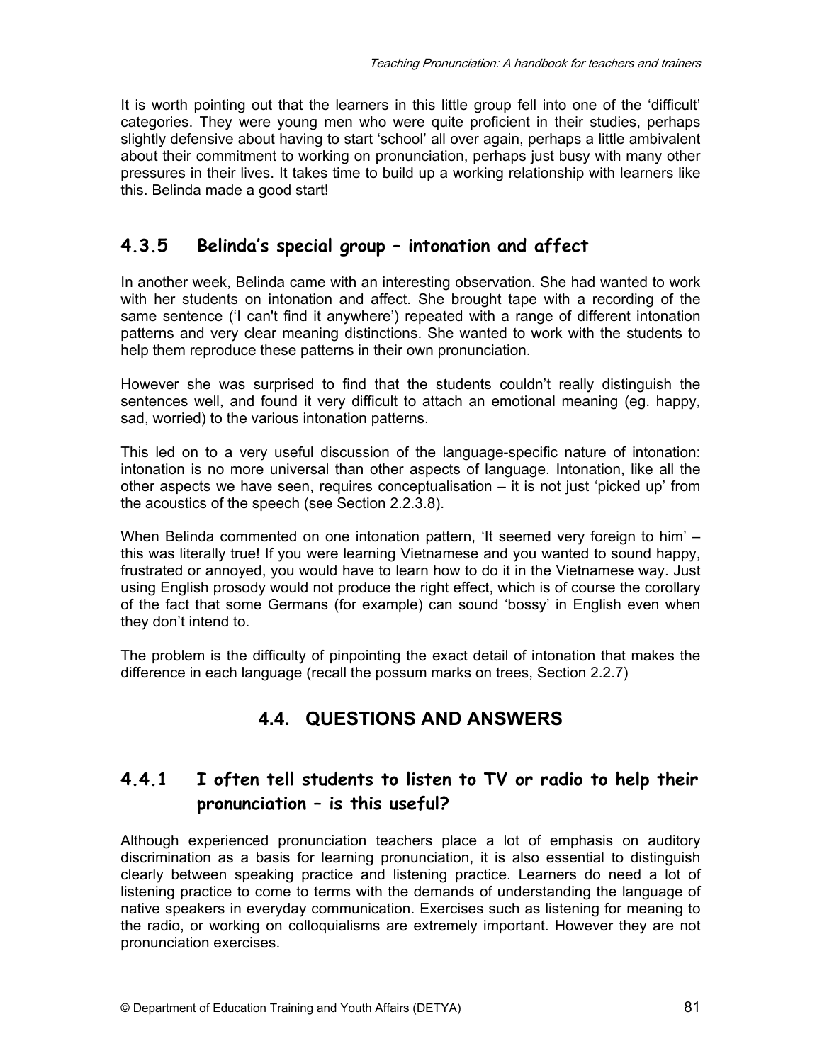It is worth pointing out that the learners in this little group fell into one of the 'difficult' categories. They were young men who were quite proficient in their studies, perhaps slightly defensive about having to start 'school' all over again, perhaps a little ambivalent about their commitment to working on pronunciation, perhaps just busy with many other pressures in their lives. It takes time to build up a working relationship with learners like this. Belinda made a good start!

### 4.3.5 Belinda's special group – intonation and affect

In another week, Belinda came with an interesting observation. She had wanted to work with her students on intonation and affect. She brought tape with a recording of the same sentence ('I can't find it anywhere') repeated with a range of different intonation patterns and very clear meaning distinctions. She wanted to work with the students to help them reproduce these patterns in their own pronunciation.

However she was surprised to find that the students couldn't really distinguish the sentences well, and found it very difficult to attach an emotional meaning (eg. happy, sad, worried) to the various intonation patterns.

This led on to a very useful discussion of the language-specific nature of intonation: intonation is no more universal than other aspects of language. Intonation, like all the other aspects we have seen, requires conceptualisation – it is not just 'picked up' from the acoustics of the speech (see Section 2.2.3.8).

When Belinda commented on one intonation pattern, 'It seemed very foreign to him' – this was literally true! If you were learning Vietnamese and you wanted to sound happy, frustrated or annoyed, you would have to learn how to do it in the Vietnamese way. Just using English prosody would not produce the right effect, which is of course the corollary of the fact that some Germans (for example) can sound 'bossy' in English even when they don't intend to.

The problem is the difficulty of pinpointing the exact detail of intonation that makes the difference in each language (recall the possum marks on trees, Section 2.2.7)

## 4.4. QUESTIONS AND ANSWERS

### 4.4.1 I often tell students to listen to TV or radio to help their pronunciation – is this useful?

Although experienced pronunciation teachers place a lot of emphasis on auditory discrimination as a basis for learning pronunciation, it is also essential to distinguish clearly between speaking practice and listening practice. Learners do need a lot of listening practice to come to terms with the demands of understanding the language of native speakers in everyday communication. Exercises such as listening for meaning to the radio, or working on colloquialisms are extremely important. However they are not pronunciation exercises.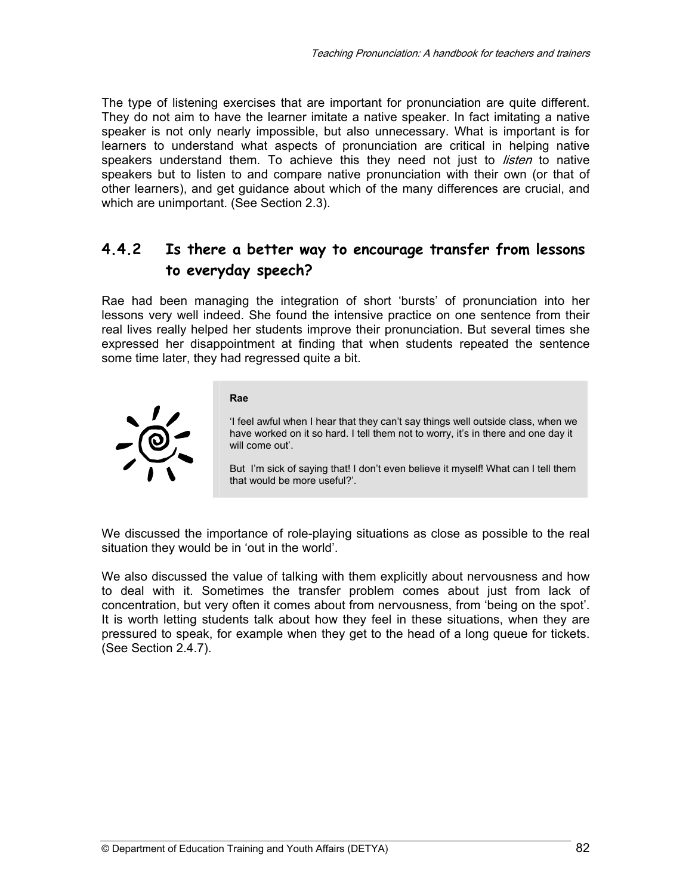The type of listening exercises that are important for pronunciation are quite different. They do not aim to have the learner imitate a native speaker. In fact imitating a native speaker is not only nearly impossible, but also unnecessary. What is important is for learners to understand what aspects of pronunciation are critical in helping native speakers understand them. To achieve this they need not just to *listen* to native speakers but to listen to and compare native pronunciation with their own (or that of other learners), and get guidance about which of the many differences are crucial, and which are unimportant. (See Section 2.3).

### 4.4.2 Is there a better way to encourage transfer from lessons to everyday speech?

Rae had been managing the integration of short 'bursts' of pronunciation into her lessons very well indeed. She found the intensive practice on one sentence from their real lives really helped her students improve their pronunciation. But several times she expressed her disappointment at finding that when students repeated the sentence some time later, they had regressed quite a bit.

> **Rae**
>
> 'I feel awful when I hear that they can't say things well outside class, when we have worked on it so hard. I tell them not to worry, it's in there and one day it will come out'.
>
> But I'm sick of saying that! I don't even believe it myself! What can I tell them that would be more useful?'.

We discussed the importance of role-playing situations as close as possible to the real situation they would be in 'out in the world'.

We also discussed the value of talking with them explicitly about nervousness and how to deal with it. Sometimes the transfer problem comes about just from lack of concentration, but very often it comes about from nervousness, from 'being on the spot'. It is worth letting students talk about how they feel in these situations, when they are pressured to speak, for example when they get to the head of a long queue for tickets. (See Section 2.4.7).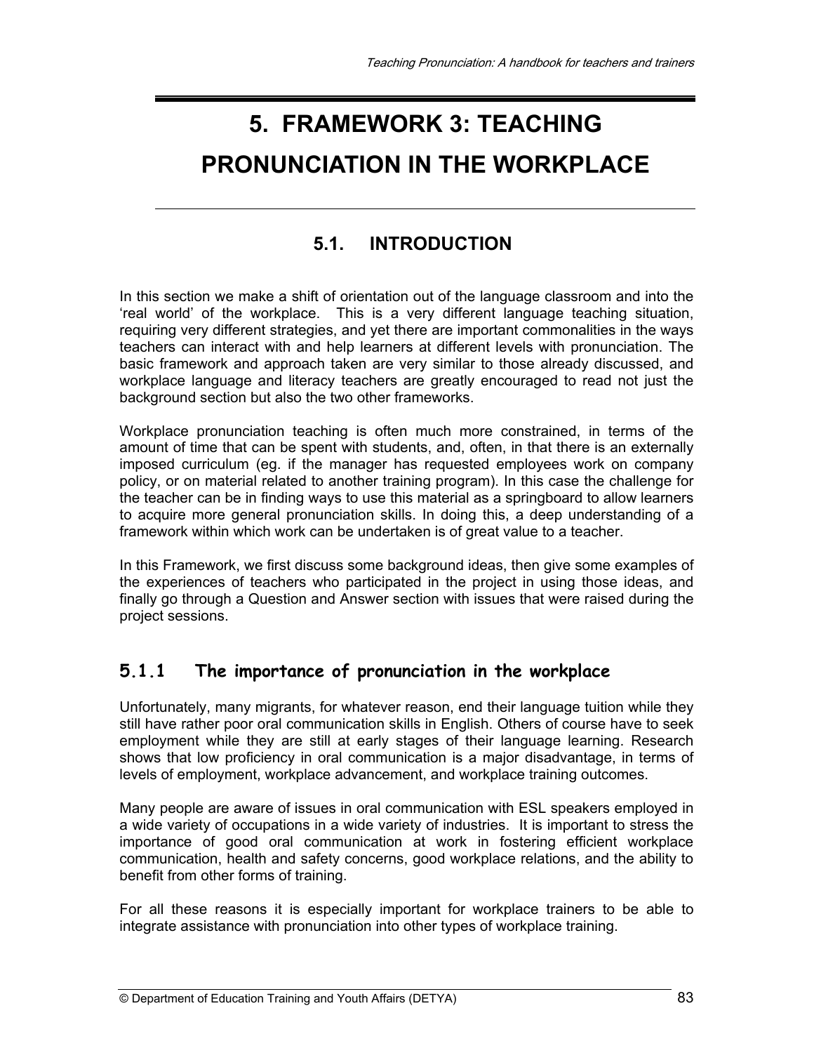# 5. FRAMEWORK 3: TEACHING PRONUNCIATION IN THE WORKPLACE

## 5.1. INTRODUCTION

In this section we make a shift of orientation out of the language classroom and into the 'real world' of the workplace. This is a very different language teaching situation, requiring very different strategies, and yet there are important commonalities in the ways teachers can interact with and help learners at different levels with pronunciation. The basic framework and approach taken are very similar to those already discussed, and workplace language and literacy teachers are greatly encouraged to read not just the background section but also the two other frameworks.

Workplace pronunciation teaching is often much more constrained, in terms of the amount of time that can be spent with students, and, often, in that there is an externally imposed curriculum (eg. if the manager has requested employees work on company policy, or on material related to another training program). In this case the challenge for the teacher can be in finding ways to use this material as a springboard to allow learners to acquire more general pronunciation skills. In doing this, a deep understanding of a framework within which work can be undertaken is of great value to a teacher.

In this Framework, we first discuss some background ideas, then give some examples of the experiences of teachers who participated in the project in using those ideas, and finally go through a Question and Answer section with issues that were raised during the project sessions.

### 5.1.1 The importance of pronunciation in the workplace

Unfortunately, many migrants, for whatever reason, end their language tuition while they still have rather poor oral communication skills in English. Others of course have to seek employment while they are still at early stages of their language learning. Research shows that low proficiency in oral communication is a major disadvantage, in terms of levels of employment, workplace advancement, and workplace training outcomes.

Many people are aware of issues in oral communication with ESL speakers employed in a wide variety of occupations in a wide variety of industries. It is important to stress the importance of good oral communication at work in fostering efficient workplace communication, health and safety concerns, good workplace relations, and the ability to benefit from other forms of training.

For all these reasons it is especially important for workplace trainers to be able to integrate assistance with pronunciation into other types of workplace training.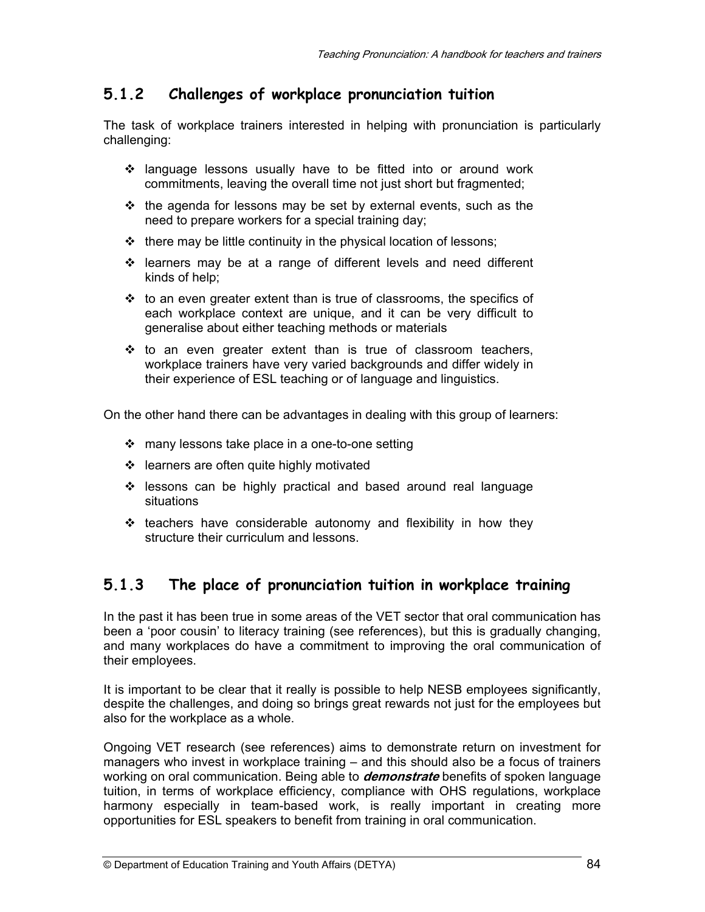### 5.1.2 Challenges of workplace pronunciation tuition

The task of workplace trainers interested in helping with pronunciation is particularly challenging:

- language lessons usually have to be fitted into or around work commitments, leaving the overall time not just short but fragmented;
- the agenda for lessons may be set by external events, such as the need to prepare workers for a special training day;
- there may be little continuity in the physical location of lessons;
- learners may be at a range of different levels and need different kinds of help;
- to an even greater extent than is true of classrooms, the specifics of each workplace context are unique, and it can be very difficult to generalise about either teaching methods or materials
- to an even greater extent than is true of classroom teachers, workplace trainers have very varied backgrounds and differ widely in their experience of ESL teaching or of language and linguistics.

On the other hand there can be advantages in dealing with this group of learners:

- many lessons take place in a one-to-one setting
- learners are often quite highly motivated
- lessons can be highly practical and based around real language situations
- teachers have considerable autonomy and flexibility in how they structure their curriculum and lessons.

### 5.1.3 The place of pronunciation tuition in workplace training

In the past it has been true in some areas of the VET sector that oral communication has been a 'poor cousin' to literacy training (see references), but this is gradually changing, and many workplaces do have a commitment to improving the oral communication of their employees.

It is important to be clear that it really is possible to help NESB employees significantly, despite the challenges, and doing so brings great rewards not just for the employees but also for the workplace as a whole.

Ongoing VET research (see references) aims to demonstrate return on investment for managers who invest in workplace training – and this should also be a focus of trainers working on oral communication. Being able to ***demonstrate*** benefits of spoken language tuition, in terms of workplace efficiency, compliance with OHS regulations, workplace harmony especially in team-based work, is really important in creating more opportunities for ESL speakers to benefit from training in oral communication.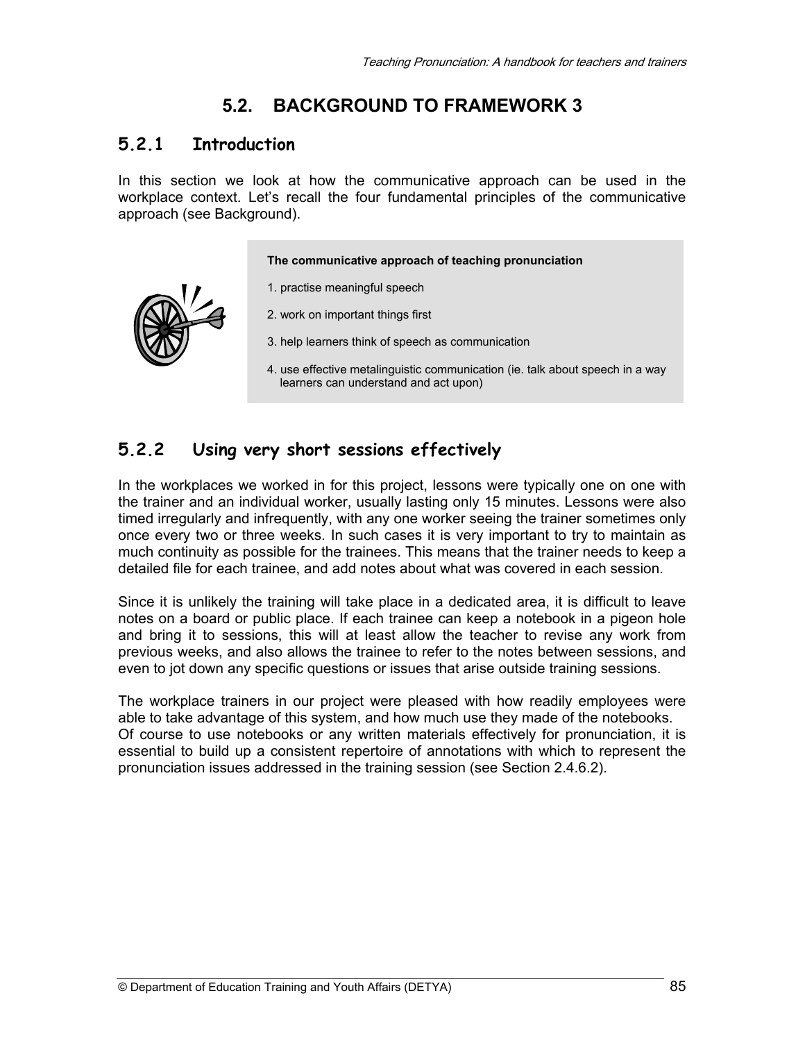## 5.2. BACKGROUND TO FRAMEWORK 3

### 5.2.1 Introduction

In this section we look at how the communicative approach can be used in the workplace context. Let's recall the four fundamental principles of the communicative approach (see Background).

**The communicative approach of teaching pronunciation**

1. practise meaningful speech
2. work on important things first
3. help learners think of speech as communication
4. use effective metalinguistic communication (ie. talk about speech in a way learners can understand and act upon)

### 5.2.2 Using very short sessions effectively

In the workplaces we worked in for this project, lessons were typically one on one with the trainer and an individual worker, usually lasting only 15 minutes. Lessons were also timed irregularly and infrequently, with any one worker seeing the trainer sometimes only once every two or three weeks. In such cases it is very important to try to maintain as much continuity as possible for the trainees. This means that the trainer needs to keep a detailed file for each trainee, and add notes about what was covered in each session.

Since it is unlikely the training will take place in a dedicated area, it is difficult to leave notes on a board or public place. If each trainee can keep a notebook in a pigeon hole and bring it to sessions, this will at least allow the teacher to revise any work from previous weeks, and also allows the trainee to refer to the notes between sessions, and even to jot down any specific questions or issues that arise outside training sessions.

The workplace trainers in our project were pleased with how readily employees were able to take advantage of this system, and how much use they made of the notebooks. Of course to use notebooks or any written materials effectively for pronunciation, it is essential to build up a consistent repertoire of annotations with which to represent the pronunciation issues addressed in the training session (see Section 2.4.6.2).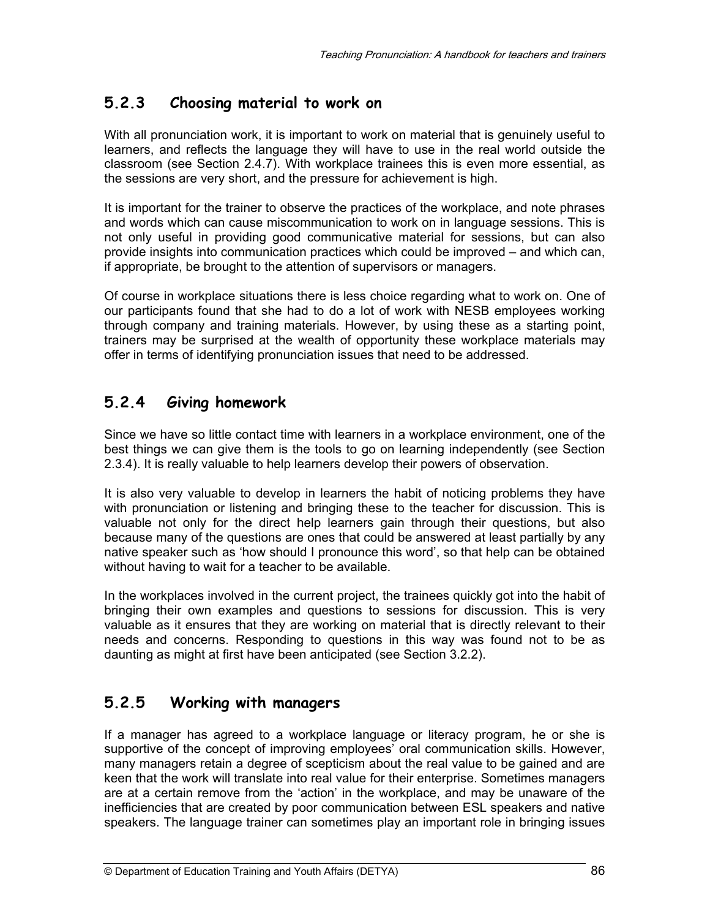### 5.2.3 Choosing material to work on

With all pronunciation work, it is important to work on material that is genuinely useful to learners, and reflects the language they will have to use in the real world outside the classroom (see Section 2.4.7). With workplace trainees this is even more essential, as the sessions are very short, and the pressure for achievement is high.

It is important for the trainer to observe the practices of the workplace, and note phrases and words which can cause miscommunication to work on in language sessions. This is not only useful in providing good communicative material for sessions, but can also provide insights into communication practices which could be improved – and which can, if appropriate, be brought to the attention of supervisors or managers.

Of course in workplace situations there is less choice regarding what to work on. One of our participants found that she had to do a lot of work with NESB employees working through company and training materials. However, by using these as a starting point, trainers may be surprised at the wealth of opportunity these workplace materials may offer in terms of identifying pronunciation issues that need to be addressed.

### 5.2.4 Giving homework

Since we have so little contact time with learners in a workplace environment, one of the best things we can give them is the tools to go on learning independently (see Section 2.3.4). It is really valuable to help learners develop their powers of observation.

It is also very valuable to develop in learners the habit of noticing problems they have with pronunciation or listening and bringing these to the teacher for discussion. This is valuable not only for the direct help learners gain through their questions, but also because many of the questions are ones that could be answered at least partially by any native speaker such as 'how should I pronounce this word', so that help can be obtained without having to wait for a teacher to be available.

In the workplaces involved in the current project, the trainees quickly got into the habit of bringing their own examples and questions to sessions for discussion. This is very valuable as it ensures that they are working on material that is directly relevant to their needs and concerns. Responding to questions in this way was found not to be as daunting as might at first have been anticipated (see Section 3.2.2).

### 5.2.5 Working with managers

If a manager has agreed to a workplace language or literacy program, he or she is supportive of the concept of improving employees' oral communication skills. However, many managers retain a degree of scepticism about the real value to be gained and are keen that the work will translate into real value for their enterprise. Sometimes managers are at a certain remove from the 'action' in the workplace, and may be unaware of the inefficiencies that are created by poor communication between ESL speakers and native speakers. The language trainer can sometimes play an important role in bringing issues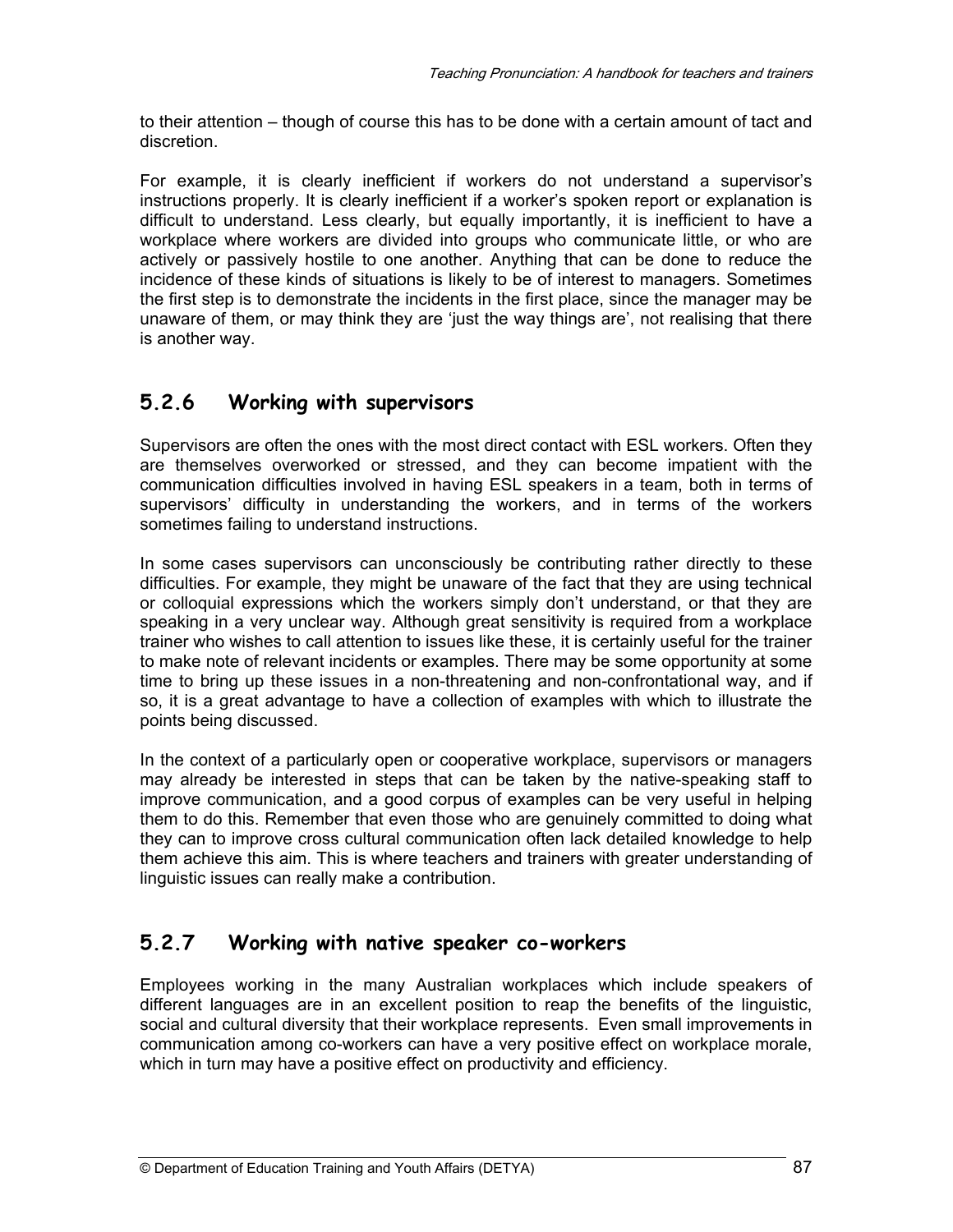to their attention – though of course this has to be done with a certain amount of tact and discretion.

For example, it is clearly inefficient if workers do not understand a supervisor's instructions properly. It is clearly inefficient if a worker's spoken report or explanation is difficult to understand. Less clearly, but equally importantly, it is inefficient to have a workplace where workers are divided into groups who communicate little, or who are actively or passively hostile to one another. Anything that can be done to reduce the incidence of these kinds of situations is likely to be of interest to managers. Sometimes the first step is to demonstrate the incidents in the first place, since the manager may be unaware of them, or may think they are 'just the way things are', not realising that there is another way.

### 5.2.6 Working with supervisors

Supervisors are often the ones with the most direct contact with ESL workers. Often they are themselves overworked or stressed, and they can become impatient with the communication difficulties involved in having ESL speakers in a team, both in terms of supervisors' difficulty in understanding the workers, and in terms of the workers sometimes failing to understand instructions.

In some cases supervisors can unconsciously be contributing rather directly to these difficulties. For example, they might be unaware of the fact that they are using technical or colloquial expressions which the workers simply don't understand, or that they are speaking in a very unclear way. Although great sensitivity is required from a workplace trainer who wishes to call attention to issues like these, it is certainly useful for the trainer to make note of relevant incidents or examples. There may be some opportunity at some time to bring up these issues in a non-threatening and non-confrontational way, and if so, it is a great advantage to have a collection of examples with which to illustrate the points being discussed.

In the context of a particularly open or cooperative workplace, supervisors or managers may already be interested in steps that can be taken by the native-speaking staff to improve communication, and a good corpus of examples can be very useful in helping them to do this. Remember that even those who are genuinely committed to doing what they can to improve cross cultural communication often lack detailed knowledge to help them achieve this aim. This is where teachers and trainers with greater understanding of linguistic issues can really make a contribution.

### 5.2.7 Working with native speaker co-workers

Employees working in the many Australian workplaces which include speakers of different languages are in an excellent position to reap the benefits of the linguistic, social and cultural diversity that their workplace represents. Even small improvements in communication among co-workers can have a very positive effect on workplace morale, which in turn may have a positive effect on productivity and efficiency.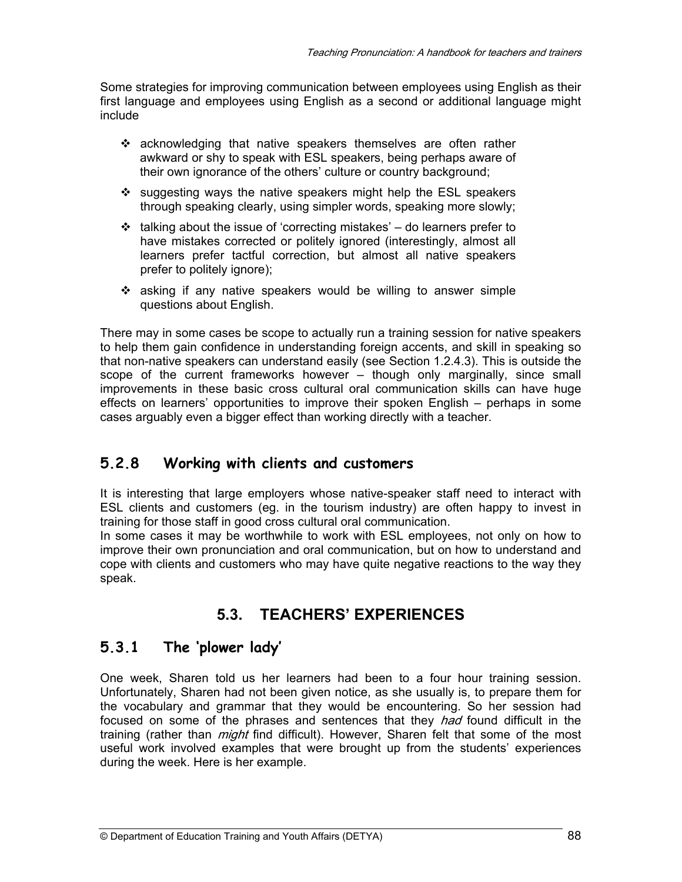Some strategies for improving communication between employees using English as their first language and employees using English as a second or additional language might include

- acknowledging that native speakers themselves are often rather awkward or shy to speak with ESL speakers, being perhaps aware of their own ignorance of the others' culture or country background;
- suggesting ways the native speakers might help the ESL speakers through speaking clearly, using simpler words, speaking more slowly;
- talking about the issue of 'correcting mistakes' – do learners prefer to have mistakes corrected or politely ignored (interestingly, almost all learners prefer tactful correction, but almost all native speakers prefer to politely ignore);
- asking if any native speakers would be willing to answer simple questions about English.

There may in some cases be scope to actually run a training session for native speakers to help them gain confidence in understanding foreign accents, and skill in speaking so that non-native speakers can understand easily (see Section 1.2.4.3). This is outside the scope of the current frameworks however – though only marginally, since small improvements in these basic cross cultural oral communication skills can have huge effects on learners' opportunities to improve their spoken English – perhaps in some cases arguably even a bigger effect than working directly with a teacher.

### 5.2.8 Working with clients and customers

It is interesting that large employers whose native-speaker staff need to interact with ESL clients and customers (eg. in the tourism industry) are often happy to invest in training for those staff in good cross cultural oral communication.

In some cases it may be worthwhile to work with ESL employees, not only on how to improve their own pronunciation and oral communication, but on how to understand and cope with clients and customers who may have quite negative reactions to the way they speak.

## 5.3. TEACHERS' EXPERIENCES

### 5.3.1 The 'plower lady'

One week, Sharen told us her learners had been to a four hour training session. Unfortunately, Sharen had not been given notice, as she usually is, to prepare them for the vocabulary and grammar that they would be encountering. So her session had focused on some of the phrases and sentences that they *had* found difficult in the training (rather than *might* find difficult). However, Sharen felt that some of the most useful work involved examples that were brought up from the students' experiences during the week. Here is her example.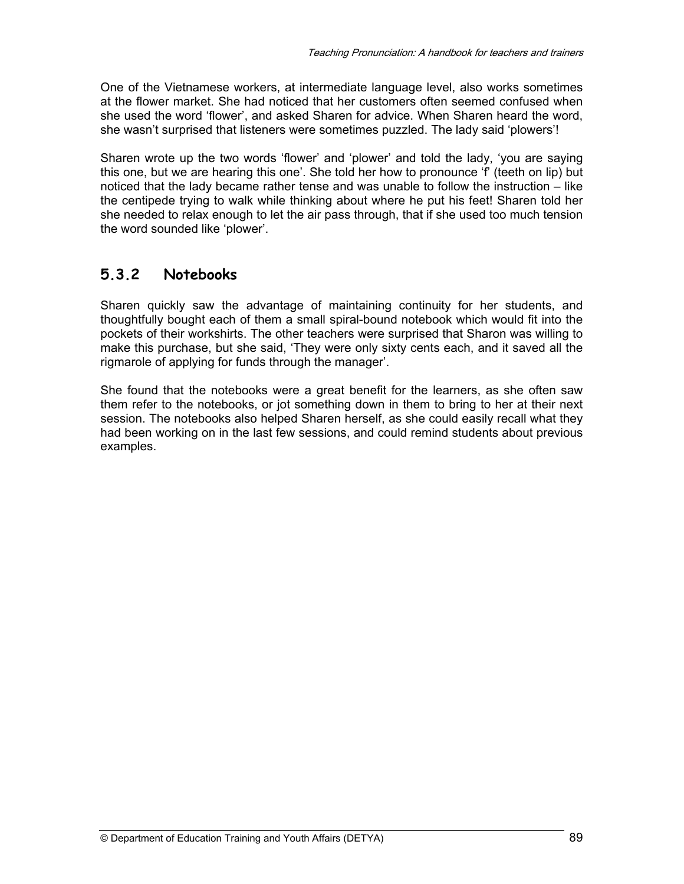One of the Vietnamese workers, at intermediate language level, also works sometimes at the flower market. She had noticed that her customers often seemed confused when she used the word 'flower', and asked Sharen for advice. When Sharen heard the word, she wasn't surprised that listeners were sometimes puzzled. The lady said 'plowers'!

Sharen wrote up the two words 'flower' and 'plower' and told the lady, 'you are saying this one, but we are hearing this one'. She told her how to pronounce 'f' (teeth on lip) but noticed that the lady became rather tense and was unable to follow the instruction – like the centipede trying to walk while thinking about where he put his feet! Sharen told her she needed to relax enough to let the air pass through, that if she used too much tension the word sounded like 'plower'.

## 5.3.2 Notebooks

Sharen quickly saw the advantage of maintaining continuity for her students, and thoughtfully bought each of them a small spiral-bound notebook which would fit into the pockets of their workshirts. The other teachers were surprised that Sharon was willing to make this purchase, but she said, 'They were only sixty cents each, and it saved all the rigmarole of applying for funds through the manager'.

She found that the notebooks were a great benefit for the learners, as she often saw them refer to the notebooks, or jot something down in them to bring to her at their next session. The notebooks also helped Sharen herself, as she could easily recall what they had been working on in the last few sessions, and could remind students about previous examples.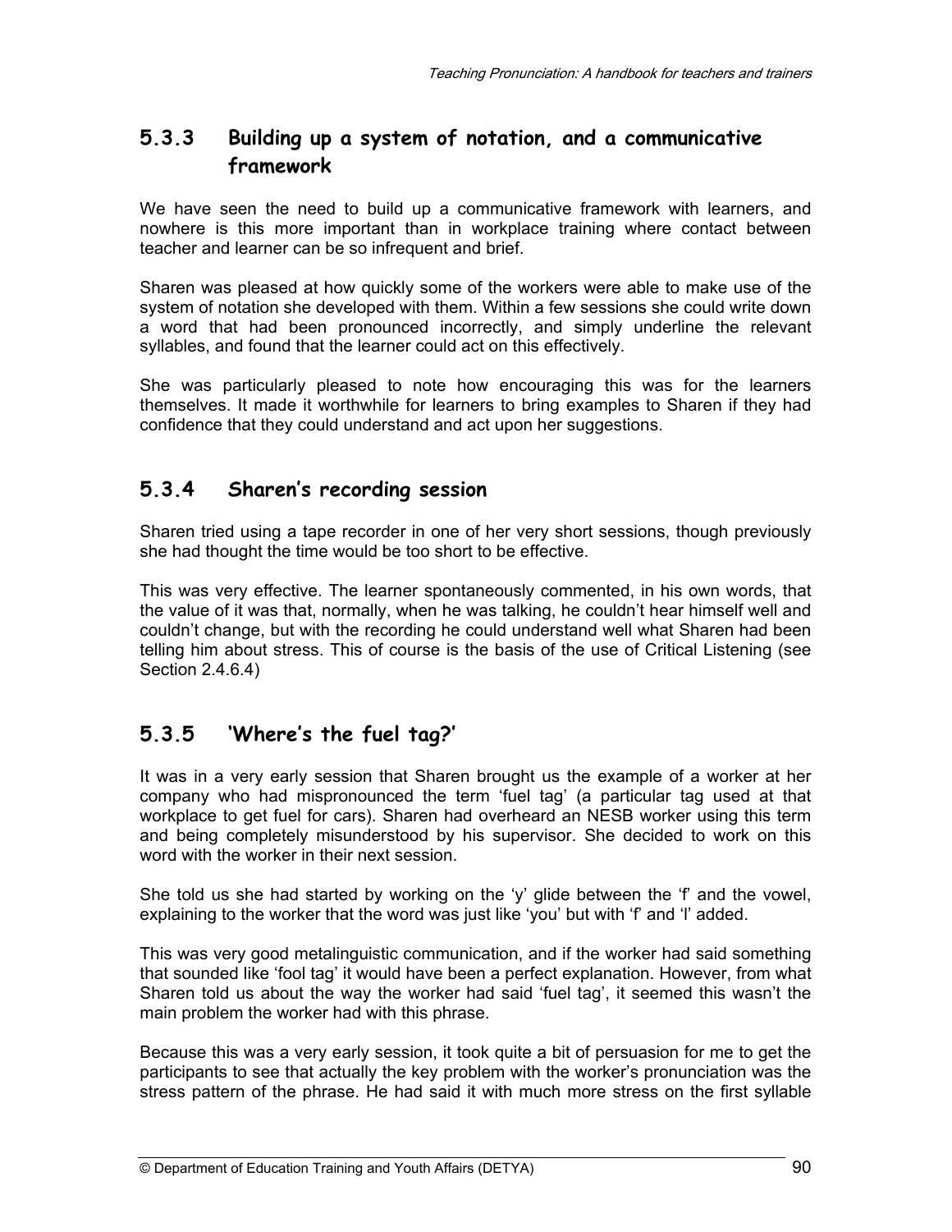### 5.3.3 Building up a system of notation, and a communicative framework

We have seen the need to build up a communicative framework with learners, and nowhere is this more important than in workplace training where contact between teacher and learner can be so infrequent and brief.

Sharen was pleased at how quickly some of the workers were able to make use of the system of notation she developed with them. Within a few sessions she could write down a word that had been pronounced incorrectly, and simply underline the relevant syllables, and found that the learner could act on this effectively.

She was particularly pleased to note how encouraging this was for the learners themselves. It made it worthwhile for learners to bring examples to Sharen if they had confidence that they could understand and act upon her suggestions.

### 5.3.4 Sharen's recording session

Sharen tried using a tape recorder in one of her very short sessions, though previously she had thought the time would be too short to be effective.

This was very effective. The learner spontaneously commented, in his own words, that the value of it was that, normally, when he was talking, he couldn't hear himself well and couldn't change, but with the recording he could understand well what Sharen had been telling him about stress. This of course is the basis of the use of Critical Listening (see Section 2.4.6.4)

### 5.3.5 'Where's the fuel tag?'

It was in a very early session that Sharen brought us the example of a worker at her company who had mispronounced the term 'fuel tag' (a particular tag used at that workplace to get fuel for cars). Sharen had overheard an NESB worker using this term and being completely misunderstood by his supervisor. She decided to work on this word with the worker in their next session.

She told us she had started by working on the 'y' glide between the 'f' and the vowel, explaining to the worker that the word was just like 'you' but with 'f' and 'l' added.

This was very good metalinguistic communication, and if the worker had said something that sounded like 'fool tag' it would have been a perfect explanation. However, from what Sharen told us about the way the worker had said 'fuel tag', it seemed this wasn't the main problem the worker had with this phrase.

Because this was a very early session, it took quite a bit of persuasion for me to get the participants to see that actually the key problem with the worker's pronunciation was the stress pattern of the phrase. He had said it with much more stress on the first syllable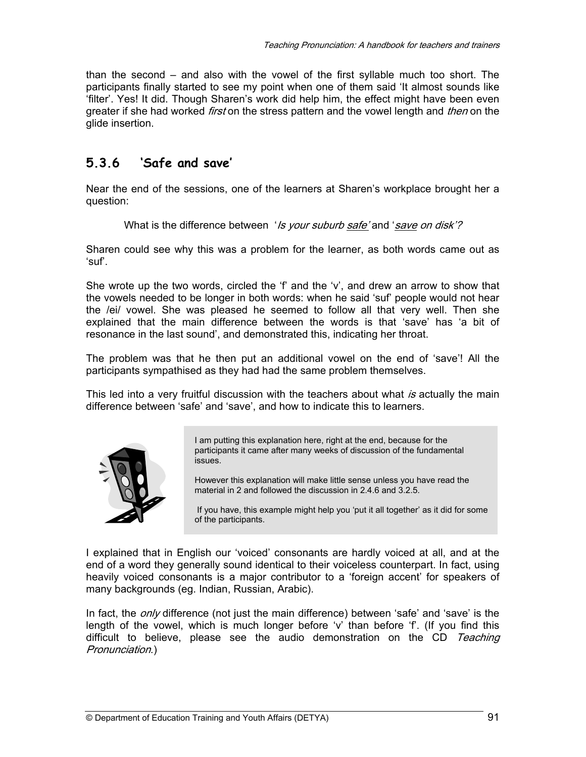than the second – and also with the vowel of the first syllable much too short. The participants finally started to see my point when one of them said 'It almost sounds like 'filter'. Yes! It did. Though Sharen's work did help him, the effect might have been even greater if she had worked *first* on the stress pattern and the vowel length and *then* on the glide insertion.

### 5.3.6 'Safe and save'

Near the end of the sessions, one of the learners at Sharen's workplace brought her a question:

> What is the difference between '*Is your suburb <u>safe</u>*' and '*<u>save</u> on disk*'?

Sharen could see why this was a problem for the learner, as both words came out as 'suf'.

She wrote up the two words, circled the 'f' and the 'v', and drew an arrow to show that the vowels needed to be longer in both words: when he said 'suf' people would not hear the /ei/ vowel. She was pleased he seemed to follow all that very well. Then she explained that the main difference between the words is that 'save' has 'a bit of resonance in the last sound', and demonstrated this, indicating her throat.

The problem was that he then put an additional vowel on the end of 'save'! All the participants sympathised as they had had the same problem themselves.

This led into a very fruitful discussion with the teachers about what *is* actually the main difference between 'safe' and 'save', and how to indicate this to learners.

> I am putting this explanation here, right at the end, because for the participants it came after many weeks of discussion of the fundamental issues.
>
> However this explanation will make little sense unless you have read the material in 2 and followed the discussion in 2.4.6 and 3.2.5.
>
> If you have, this example might help you 'put it all together' as it did for some of the participants.

I explained that in English our 'voiced' consonants are hardly voiced at all, and at the end of a word they generally sound identical to their voiceless counterpart. In fact, using heavily voiced consonants is a major contributor to a 'foreign accent' for speakers of many backgrounds (eg. Indian, Russian, Arabic).

In fact, the *only* difference (not just the main difference) between 'safe' and 'save' is the length of the vowel, which is much longer before 'v' than before 'f'. (If you find this difficult to believe, please see the audio demonstration on the CD *Teaching Pronunciation*.)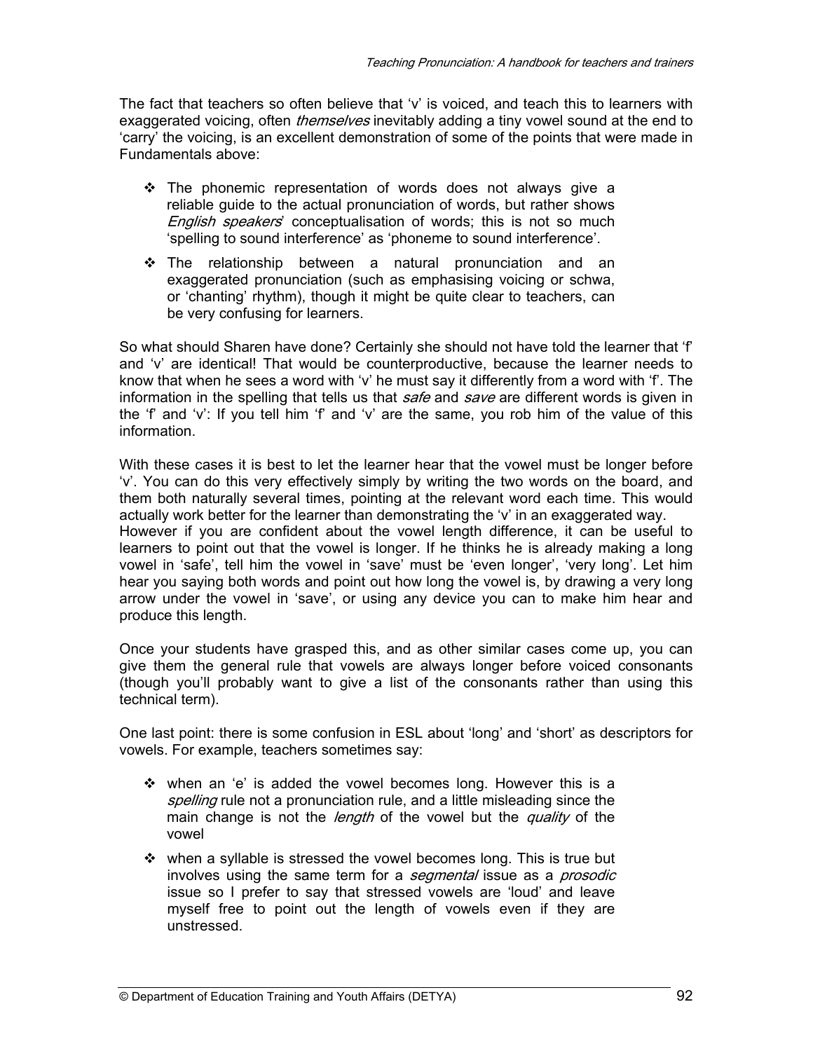The fact that teachers so often believe that 'v' is voiced, and teach this to learners with exaggerated voicing, often *themselves* inevitably adding a tiny vowel sound at the end to 'carry' the voicing, is an excellent demonstration of some of the points that were made in Fundamentals above:

- The phonemic representation of words does not always give a reliable guide to the actual pronunciation of words, but rather shows *English speakers*' conceptualisation of words; this is not so much 'spelling to sound interference' as 'phoneme to sound interference'.
- The relationship between a natural pronunciation and an exaggerated pronunciation (such as emphasising voicing or schwa, or 'chanting' rhythm), though it might be quite clear to teachers, can be very confusing for learners.

So what should Sharen have done? Certainly she should not have told the learner that 'f' and 'v' are identical! That would be counterproductive, because the learner needs to know that when he sees a word with 'v' he must say it differently from a word with 'f'. The information in the spelling that tells us that *safe* and *save* are different words is given in the 'f' and 'v': If you tell him 'f' and 'v' are the same, you rob him of the value of this information.

With these cases it is best to let the learner hear that the vowel must be longer before 'v'. You can do this very effectively simply by writing the two words on the board, and them both naturally several times, pointing at the relevant word each time. This would actually work better for the learner than demonstrating the 'v' in an exaggerated way.
However if you are confident about the vowel length difference, it can be useful to learners to point out that the vowel is longer. If he thinks he is already making a long vowel in 'safe', tell him the vowel in 'save' must be 'even longer', 'very long'. Let him hear you saying both words and point out how long the vowel is, by drawing a very long arrow under the vowel in 'save', or using any device you can to make him hear and produce this length.

Once your students have grasped this, and as other similar cases come up, you can give them the general rule that vowels are always longer before voiced consonants (though you'll probably want to give a list of the consonants rather than using this technical term).

One last point: there is some confusion in ESL about 'long' and 'short' as descriptors for vowels. For example, teachers sometimes say:

- when an 'e' is added the vowel becomes long. However this is a *spelling* rule not a pronunciation rule, and a little misleading since the main change is not the *length* of the vowel but the *quality* of the vowel
- when a syllable is stressed the vowel becomes long. This is true but involves using the same term for a *segmental* issue as a *prosodic* issue so I prefer to say that stressed vowels are 'loud' and leave myself free to point out the length of vowels even if they are unstressed.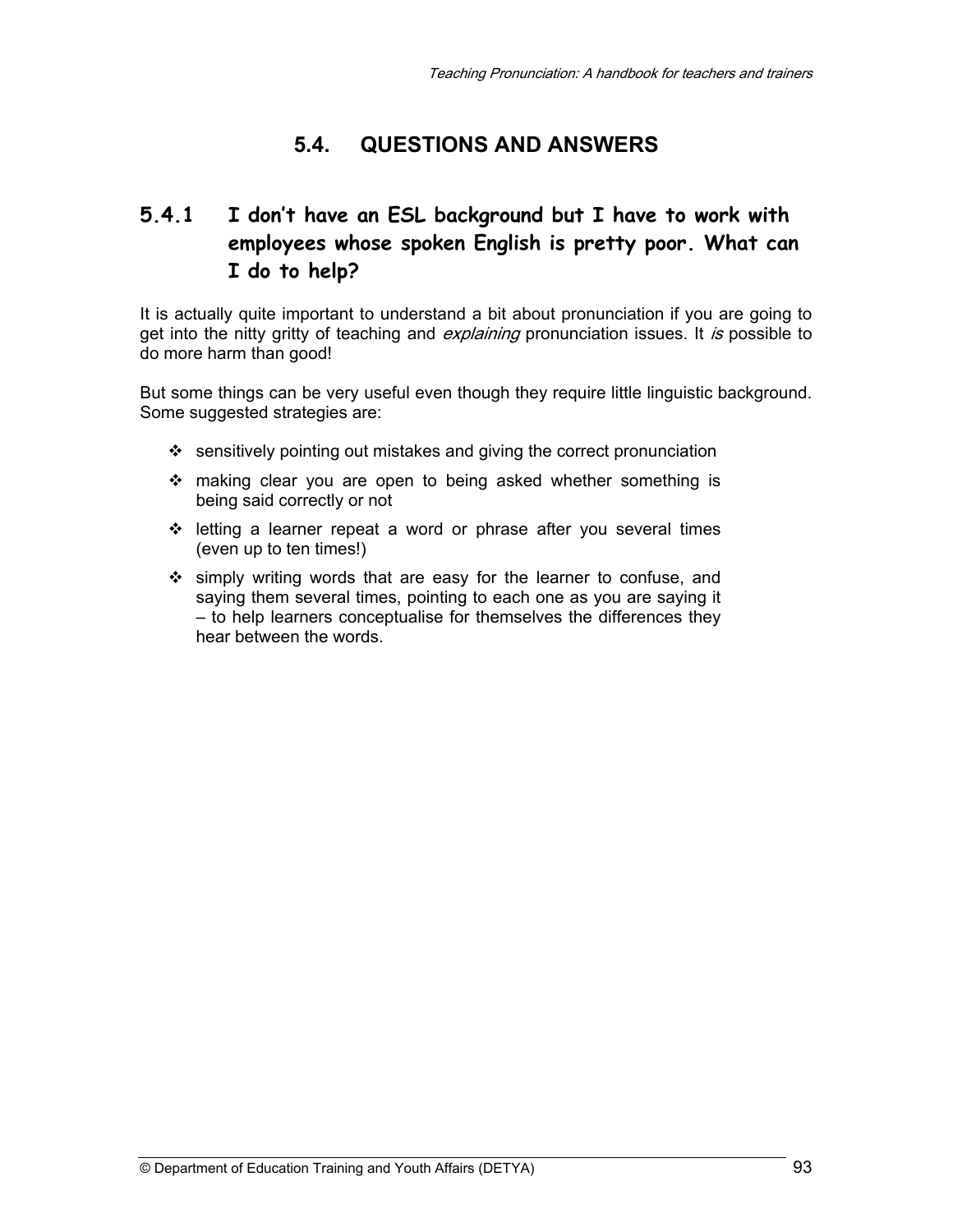## 5.4. QUESTIONS AND ANSWERS

### 5.4.1 I don't have an ESL background but I have to work with employees whose spoken English is pretty poor. What can I do to help?

It is actually quite important to understand a bit about pronunciation if you are going to get into the nitty gritty of teaching and *explaining* pronunciation issues. It *is* possible to do more harm than good!

But some things can be very useful even though they require little linguistic background. Some suggested strategies are:

- sensitively pointing out mistakes and giving the correct pronunciation
- making clear you are open to being asked whether something is being said correctly or not
- letting a learner repeat a word or phrase after you several times (even up to ten times!)
- simply writing words that are easy for the learner to confuse, and saying them several times, pointing to each one as you are saying it – to help learners conceptualise for themselves the differences they hear between the words.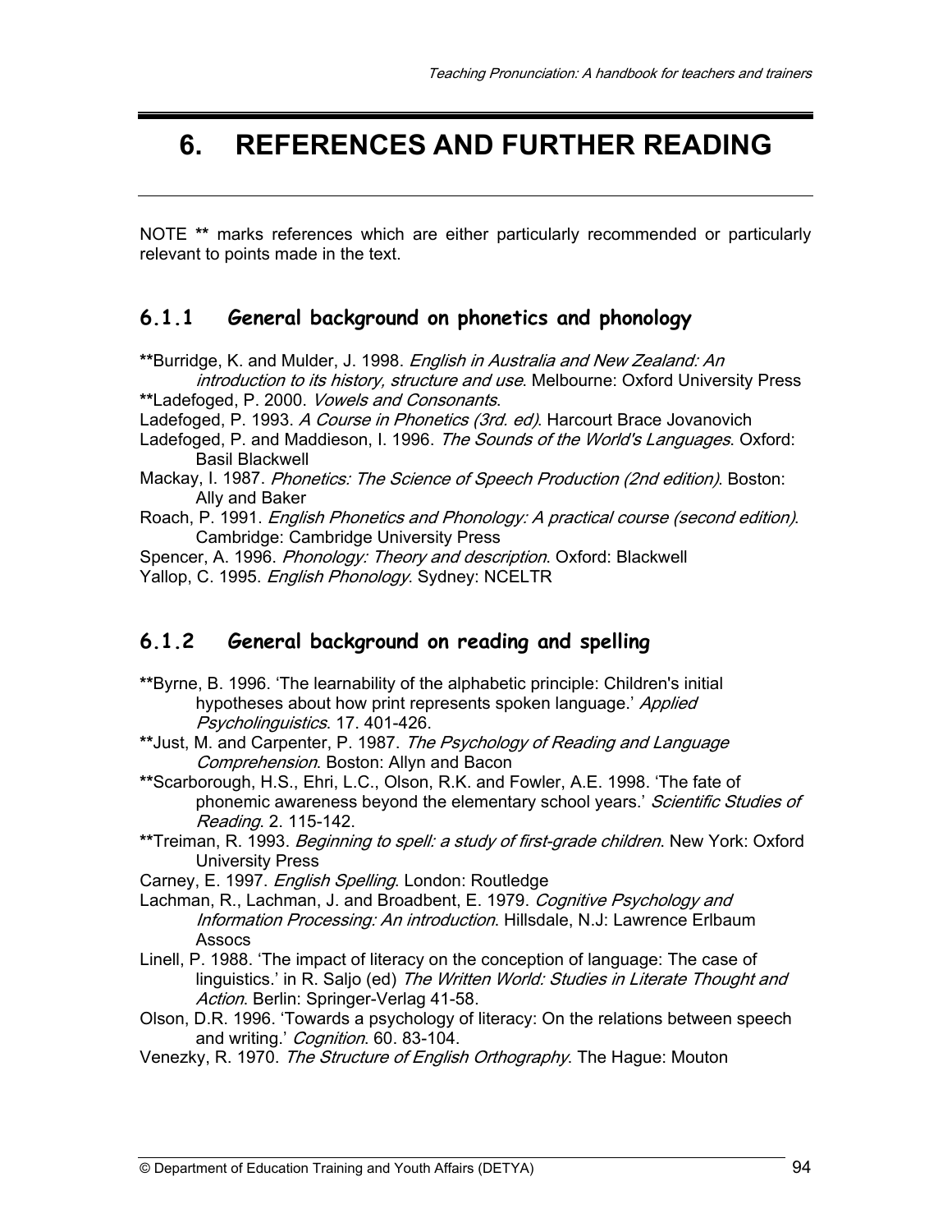# 6. REFERENCES AND FURTHER READING

NOTE ** marks references which are either particularly recommended or particularly relevant to points made in the text.

### 6.1.1 General background on phonetics and phonology

**Burridge, K. and Mulder, J. 1998. *English in Australia and New Zealand: An introduction to its history, structure and use*. Melbourne: Oxford University Press

**Ladefoged, P. 2000. *Vowels and Consonants*.

Ladefoged, P. 1993. *A Course in Phonetics (3rd. ed)*. Harcourt Brace Jovanovich

Ladefoged, P. and Maddieson, I. 1996. *The Sounds of the World's Languages*. Oxford: Basil Blackwell

Mackay, I. 1987. *Phonetics: The Science of Speech Production (2nd edition)*. Boston: Ally and Baker

Roach, P. 1991. *English Phonetics and Phonology: A practical course (second edition)*. Cambridge: Cambridge University Press

Spencer, A. 1996. *Phonology: Theory and description*. Oxford: Blackwell

Yallop, C. 1995. *English Phonology*. Sydney: NCELTR

### 6.1.2 General background on reading and spelling

**Byrne, B. 1996. 'The learnability of the alphabetic principle: Children's initial hypotheses about how print represents spoken language.' *Applied Psycholinguistics*. 17. 401-426.

**Just, M. and Carpenter, P. 1987. *The Psychology of Reading and Language Comprehension*. Boston: Allyn and Bacon

**Scarborough, H.S., Ehri, L.C., Olson, R.K. and Fowler, A.E. 1998. 'The fate of phonemic awareness beyond the elementary school years.' *Scientific Studies of Reading*. 2. 115-142.

**Treiman, R. 1993. *Beginning to spell: a study of first-grade children*. New York: Oxford University Press

Carney, E. 1997. *English Spelling*. London: Routledge

Lachman, R., Lachman, J. and Broadbent, E. 1979. *Cognitive Psychology and Information Processing: An introduction*. Hillsdale, N.J: Lawrence Erlbaum Assocs

Linell, P. 1988. 'The impact of literacy on the conception of language: The case of linguistics.' in R. Saljo (ed) *The Written World: Studies in Literate Thought and Action*. Berlin: Springer-Verlag 41-58.

Olson, D.R. 1996. 'Towards a psychology of literacy: On the relations between speech and writing.' *Cognition*. 60. 83-104.

Venezky, R. 1970. *The Structure of English Orthography*. The Hague: Mouton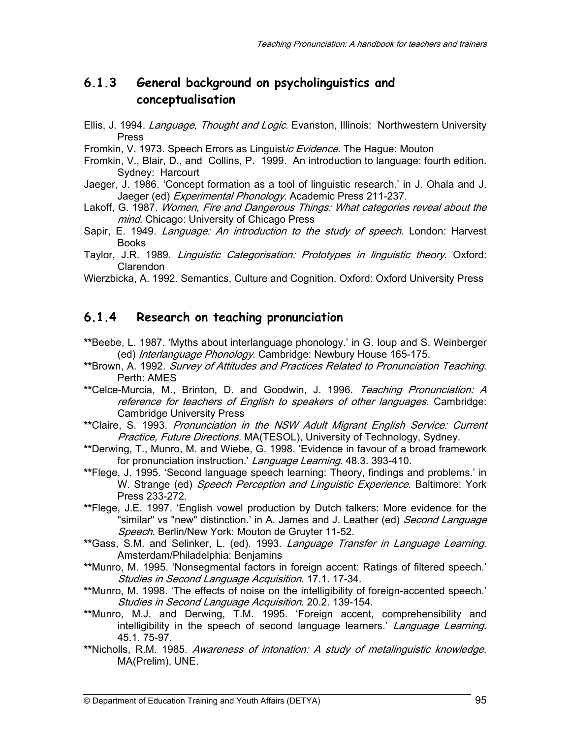### 6.1.3 General background on psycholinguistics and conceptualisation

Ellis, J. 1994. *Language, Thought and Logic*. Evanston, Illinois: Northwestern University Press

Fromkin, V. 1973. Speech Errors as Linguist*ic Evidence*. The Hague: Mouton

Fromkin, V., Blair, D., and Collins, P. 1999. An introduction to language: fourth edition. Sydney: Harcourt

Jaeger, J. 1986. 'Concept formation as a tool of linguistic research.' in J. Ohala and J. Jaeger (ed) *Experimental Phonology*. Academic Press 211-237.

Lakoff, G. 1987. *Women, Fire and Dangerous Things: What categories reveal about the mind*. Chicago: University of Chicago Press

Sapir, E. 1949. *Language: An introduction to the study of speech*. London: Harvest Books

Taylor, J.R. 1989. *Linguistic Categorisation: Prototypes in linguistic theory*. Oxford: Clarendon

Wierzbicka, A. 1992. Semantics, Culture and Cognition. Oxford: Oxford University Press

### 6.1.4 Research on teaching pronunciation

**Beebe, L. 1987. 'Myths about interlanguage phonology.' in G. Ioup and S. Weinberger (ed) *Interlanguage Phonology*. Cambridge: Newbury House 165-175.

**Brown, A. 1992. *Survey of Attitudes and Practices Related to Pronunciation Teaching*. Perth: AMES

**Celce-Murcia, M., Brinton, D. and Goodwin, J. 1996. *Teaching Pronunciation: A reference for teachers of English to speakers of other languages*. Cambridge: Cambridge University Press

**Claire, S. 1993. *Pronunciation in the NSW Adult Migrant English Service: Current Practice, Future Directions.* MA(TESOL), University of Technology, Sydney.

**Derwing, T., Munro, M. and Wiebe, G. 1998. 'Evidence in favour of a broad framework for pronunciation instruction.' *Language Learning*. 48.3. 393-410.

**Flege, J. 1995. 'Second language speech learning: Theory, findings and problems.' in W. Strange (ed) *Speech Perception and Linguistic Experience*. Baltimore: York Press 233-272.

**Flege, J.E. 1997. 'English vowel production by Dutch talkers: More evidence for the "similar" vs "new" distinction.' in A. James and J. Leather (ed) *Second Language Speech*. Berlin/New York: Mouton de Gruyter 11-52.

**Gass, S.M. and Selinker, L. (ed). 1993. *Language Transfer in Language Learning*. Amsterdam/Philadelphia: Benjamins

**Munro, M. 1995. 'Nonsegmental factors in foreign accent: Ratings of filtered speech.' *Studies in Second Language Acquisition*. 17.1. 17-34.

**Munro, M. 1998. 'The effects of noise on the intelligibility of foreign-accented speech.' *Studies in Second Language Acquisition*. 20.2. 139-154.

**Munro, M.J. and Derwing, T.M. 1995. 'Foreign accent, comprehensibility and intelligibility in the speech of second language learners.' *Language Learning*. 45.1. 75-97.

**Nicholls, R.M. 1985. *Awareness of intonation: A study of metalinguistic knowledge.* MA(Prelim), UNE.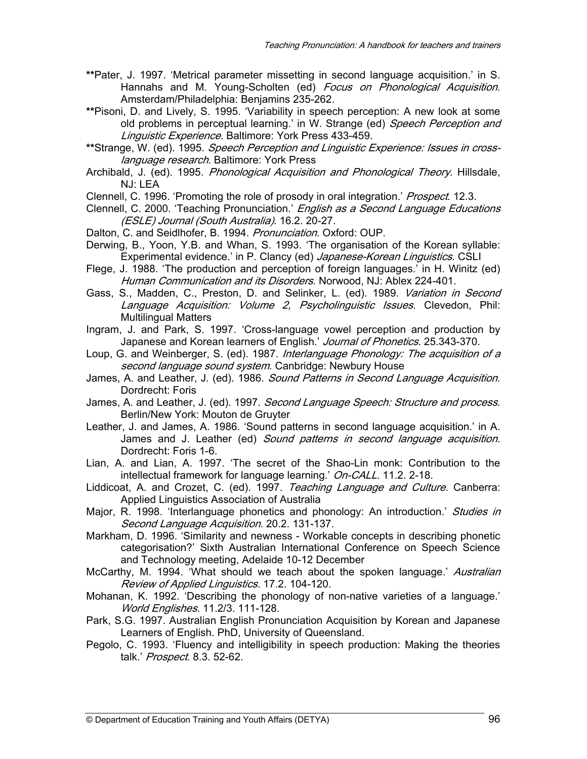**Pater, J. 1997. 'Metrical parameter missetting in second language acquisition.' in S. Hannahs and M. Young-Scholten (ed) *Focus on Phonological Acquisition*. Amsterdam/Philadelphia: Benjamins 235-262.

**Pisoni, D. and Lively, S. 1995. 'Variability in speech perception: A new look at some old problems in perceptual learning.' in W. Strange (ed) *Speech Perception and Linguistic Experience*. Baltimore: York Press 433-459.

**Strange, W. (ed). 1995. *Speech Perception and Linguistic Experience: Issues in cross-language research*. Baltimore: York Press

Archibald, J. (ed). 1995. *Phonological Acquisition and Phonological Theory*. Hillsdale, NJ: LEA

Clennell, C. 1996. 'Promoting the role of prosody in oral integration.' *Prospect*. 12.3.

Clennell, C. 2000. 'Teaching Pronunciation.' *English as a Second Language Educations (ESLE) Journal (South Australia)*. 16.2. 20-27.

Dalton, C. and Seidlhofer, B. 1994. *Pronunciation*. Oxford: OUP.

Derwing, B., Yoon, Y.B. and Whan, S. 1993. 'The organisation of the Korean syllable: Experimental evidence.' in P. Clancy (ed) *Japanese-Korean Linguistics*. CSLI

Flege, J. 1988. 'The production and perception of foreign languages.' in H. Winitz (ed) *Human Communication and its Disorders*. Norwood, NJ: Ablex 224-401.

Gass, S., Madden, C., Preston, D. and Selinker, L. (ed). 1989. *Variation in Second Language Acquisition: Volume 2, Psycholinguistic Issues*. Clevedon, Phil: Multilingual Matters

Ingram, J. and Park, S. 1997. 'Cross-language vowel perception and production by Japanese and Korean learners of English.' *Journal of Phonetics*. 25.343-370.

Loup, G. and Weinberger, S. (ed). 1987. *Interlanguage Phonology: The acquisition of a second language sound system*. Canbridge: Newbury House

James, A. and Leather, J. (ed). 1986. *Sound Patterns in Second Language Acquisition*. Dordrecht: Foris

James, A. and Leather, J. (ed). 1997. *Second Language Speech: Structure and process*. Berlin/New York: Mouton de Gruyter

Leather, J. and James, A. 1986. 'Sound patterns in second language acquisition.' in A. James and J. Leather (ed) *Sound patterns in second language acquisition*. Dordrecht: Foris 1-6.

Lian, A. and Lian, A. 1997. 'The secret of the Shao-Lin monk: Contribution to the intellectual framework for language learning.' *On-CALL*. 11.2. 2-18.

Liddicoat, A. and Crozet, C. (ed). 1997. *Teaching Language and Culture.* Canberra: Applied Linguistics Association of Australia

Major, R. 1998. 'Interlanguage phonetics and phonology: An introduction.' *Studies in Second Language Acquisition*. 20.2. 131-137.

Markham, D. 1996. 'Similarity and newness - Workable concepts in describing phonetic categorisation?' Sixth Australian International Conference on Speech Science and Technology meeting, Adelaide 10-12 December

McCarthy, M. 1994. 'What should we teach about the spoken language.' *Australian Review of Applied Linguistics*. 17.2. 104-120.

Mohanan, K. 1992. 'Describing the phonology of non-native varieties of a language.' *World Englishes*. 11.2/3. 111-128.

Park, S.G. 1997. Australian English Pronunciation Acquisition by Korean and Japanese Learners of English. PhD, University of Queensland.

Pegolo, C. 1993. 'Fluency and intelligibility in speech production: Making the theories talk.' *Prospect*. 8.3. 52-62.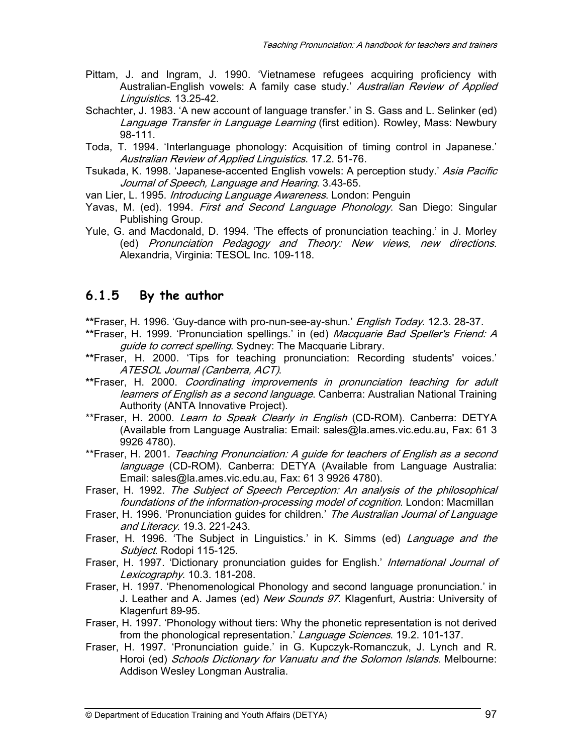Pittam, J. and Ingram, J. 1990. 'Vietnamese refugees acquiring proficiency with Australian-English vowels: A family case study.' *Australian Review of Applied Linguistics*. 13.25-42.

Schachter, J. 1983. 'A new account of language transfer.' in S. Gass and L. Selinker (ed) *Language Transfer in Language Learning* (first edition). Rowley, Mass: Newbury 98-111.

Toda, T. 1994. 'Interlanguage phonology: Acquisition of timing control in Japanese.' *Australian Review of Applied Linguistics*. 17.2. 51-76.

Tsukada, K. 1998. 'Japanese-accented English vowels: A perception study.' *Asia Pacific Journal of Speech, Language and Hearing*. 3.43-65.

van Lier, L. 1995. *Introducing Language Awareness*. London: Penguin

Yavas, M. (ed). 1994. *First and Second Language Phonology*. San Diego: Singular Publishing Group.

Yule, G. and Macdonald, D. 1994. 'The effects of pronunciation teaching.' in J. Morley (ed) *Pronunciation Pedagogy and Theory: New views, new directions*. Alexandria, Virginia: TESOL Inc. 109-118.

### 6.1.5 By the author

**Fraser, H. 1996. 'Guy-dance with pro-nun-see-ay-shun.' *English Today*. 12.3. 28-37.

**Fraser, H. 1999. 'Pronunciation spellings.' in (ed) *Macquarie Bad Speller's Friend: A guide to correct spelling*. Sydney: The Macquarie Library.

**Fraser, H. 2000. 'Tips for teaching pronunciation: Recording students' voices.' *ATESOL Journal (Canberra, ACT)*.

**Fraser, H. 2000. *Coordinating improvements in pronunciation teaching for adult learners of English as a second language*. Canberra: Australian National Training Authority (ANTA Innovative Project).

**Fraser, H. 2000. *Learn to Speak Clearly in English* (CD-ROM). Canberra: DETYA (Available from Language Australia: Email: sales@la.ames.vic.edu.au, Fax: 61 3 9926 4780).

**Fraser, H. 2001. *Teaching Pronunciation: A guide for teachers of English as a second language* (CD-ROM). Canberra: DETYA (Available from Language Australia: Email: sales@la.ames.vic.edu.au, Fax: 61 3 9926 4780).

Fraser, H. 1992. *The Subject of Speech Perception: An analysis of the philosophical foundations of the information-processing model of cognition*. London: Macmillan

Fraser, H. 1996. 'Pronunciation guides for children.' *The Australian Journal of Language and Literacy*. 19.3. 221-243.

Fraser, H. 1996. 'The Subject in Linguistics.' in K. Simms (ed) *Language and the Subject*. Rodopi 115-125.

Fraser, H. 1997. 'Dictionary pronunciation guides for English.' *International Journal of Lexicography*. 10.3. 181-208.

Fraser, H. 1997. 'Phenomenological Phonology and second language pronunciation.' in J. Leather and A. James (ed) *New Sounds 97*. Klagenfurt, Austria: University of Klagenfurt 89-95.

Fraser, H. 1997. 'Phonology without tiers: Why the phonetic representation is not derived from the phonological representation.' *Language Sciences*. 19.2. 101-137.

Fraser, H. 1997. 'Pronunciation guide.' in G. Kupczyk-Romanczuk, J. Lynch and R. Horoi (ed) *Schools Dictionary for Vanuatu and the Solomon Islands*. Melbourne: Addison Wesley Longman Australia.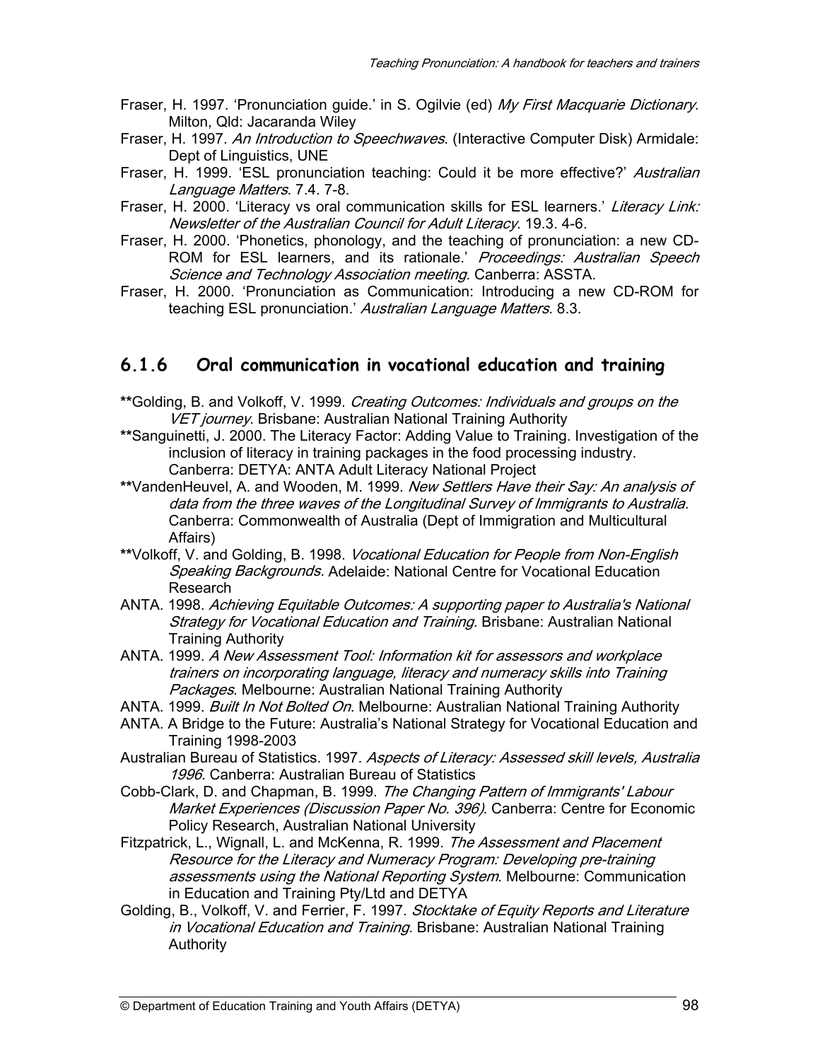Fraser, H. 1997. 'Pronunciation guide.' in S. Ogilvie (ed) *My First Macquarie Dictionary*. Milton, Qld: Jacaranda Wiley

Fraser, H. 1997. *An Introduction to Speechwaves*. (Interactive Computer Disk) Armidale: Dept of Linguistics, UNE

Fraser, H. 1999. 'ESL pronunciation teaching: Could it be more effective?' *Australian Language Matters*. 7.4. 7-8.

Fraser, H. 2000. 'Literacy vs oral communication skills for ESL learners.' *Literacy Link: Newsletter of the Australian Council for Adult Literacy*. 19.3. 4-6.

Fraser, H. 2000. 'Phonetics, phonology, and the teaching of pronunciation: a new CD-ROM for ESL learners, and its rationale.' *Proceedings: Australian Speech Science and Technology Association meeting.* Canberra: ASSTA.

Fraser, H. 2000. 'Pronunciation as Communication: Introducing a new CD-ROM for teaching ESL pronunciation.' *Australian Language Matters*. 8.3.

### 6.1.6 Oral communication in vocational education and training

**Golding, B. and Volkoff, V. 1999. *Creating Outcomes: Individuals and groups on the VET journey*. Brisbane: Australian National Training Authority

**Sanguinetti, J. 2000. The Literacy Factor: Adding Value to Training. Investigation of the inclusion of literacy in training packages in the food processing industry. Canberra: DETYA: ANTA Adult Literacy National Project

**VandenHeuvel, A. and Wooden, M. 1999. *New Settlers Have their Say: An analysis of data from the three waves of the Longitudinal Survey of Immigrants to Australia.* Canberra: Commonwealth of Australia (Dept of Immigration and Multicultural Affairs)

**Volkoff, V. and Golding, B. 1998. *Vocational Education for People from Non-English Speaking Backgrounds.* Adelaide: National Centre for Vocational Education Research

ANTA. 1998. *Achieving Equitable Outcomes: A supporting paper to Australia's National Strategy for Vocational Education and Training.* Brisbane: Australian National Training Authority

ANTA. 1999. *A New Assessment Tool: Information kit for assessors and workplace trainers on incorporating language, literacy and numeracy skills into Training Packages*. Melbourne: Australian National Training Authority

ANTA. 1999. *Built In Not Bolted On*. Melbourne: Australian National Training Authority

ANTA. A Bridge to the Future: Australia's National Strategy for Vocational Education and Training 1998-2003

Australian Bureau of Statistics. 1997. *Aspects of Literacy: Assessed skill levels, Australia 1996*. Canberra: Australian Bureau of Statistics

Cobb-Clark, D. and Chapman, B. 1999. *The Changing Pattern of Immigrants' Labour Market Experiences (Discussion Paper No. 396)*. Canberra: Centre for Economic Policy Research, Australian National University

Fitzpatrick, L., Wignall, L. and McKenna, R. 1999. *The Assessment and Placement Resource for the Literacy and Numeracy Program: Developing pre-training assessments using the National Reporting System*. Melbourne: Communication in Education and Training Pty/Ltd and DETYA

Golding, B., Volkoff, V. and Ferrier, F. 1997. *Stocktake of Equity Reports and Literature in Vocational Education and Training*. Brisbane: Australian National Training Authority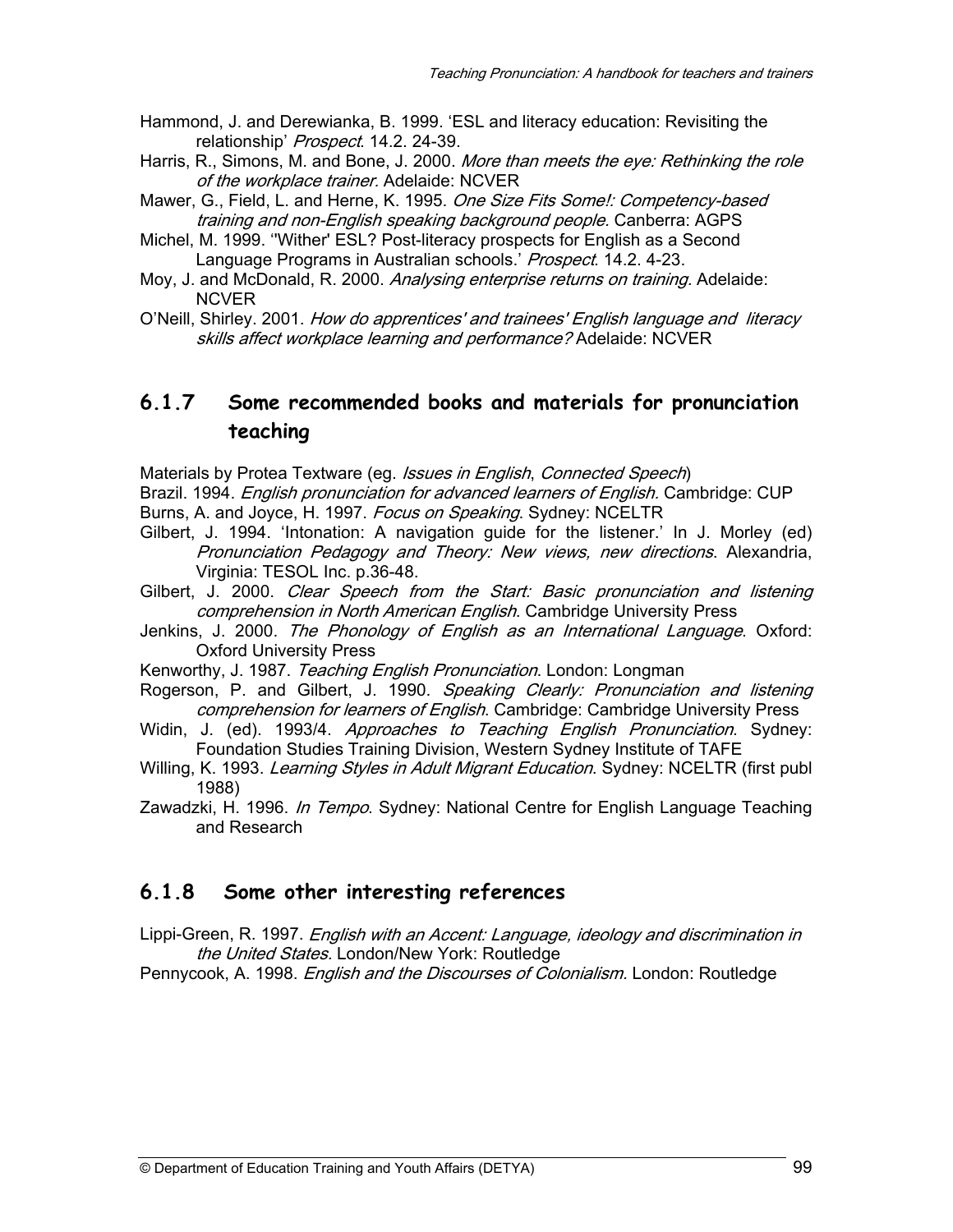Hammond, J. and Derewianka, B. 1999. 'ESL and literacy education: Revisiting the relationship' *Prospect*. 14.2. 24-39.

Harris, R., Simons, M. and Bone, J. 2000. *More than meets the eye: Rethinking the role of the workplace trainer.* Adelaide: NCVER

Mawer, G., Field, L. and Herne, K. 1995. *One Size Fits Some!: Competency-based training and non-English speaking background people*. Canberra: AGPS

Michel, M. 1999. ''Wither' ESL? Post-literacy prospects for English as a Second Language Programs in Australian schools.' *Prospect*. 14.2. 4-23.

Moy, J. and McDonald, R. 2000. *Analysing enterprise returns on training.* Adelaide: NCVER

O'Neill, Shirley. 2001. *How do apprentices' and trainees' English language and literacy skills affect workplace learning and performance?* Adelaide: NCVER

### 6.1.7 Some recommended books and materials for pronunciation teaching

Materials by Protea Textware (eg. *Issues in English*, *Connected Speech*)

Brazil. 1994. *English pronunciation for advanced learners of English.* Cambridge: CUP

Burns, A. and Joyce, H. 1997. *Focus on Speaking*. Sydney: NCELTR

Gilbert, J. 1994. 'Intonation: A navigation guide for the listener.' In J. Morley (ed) *Pronunciation Pedagogy and Theory: New views, new directions*. Alexandria, Virginia: TESOL Inc. p.36-48.

Gilbert, J. 2000. *Clear Speech from the Start: Basic pronunciation and listening comprehension in North American English*. Cambridge University Press

Jenkins, J. 2000. *The Phonology of English as an International Language*. Oxford: Oxford University Press

Kenworthy, J. 1987. *Teaching English Pronunciation*. London: Longman

Rogerson, P. and Gilbert, J. 1990. *Speaking Clearly: Pronunciation and listening comprehension for learners of English*. Cambridge: Cambridge University Press

Widin, J. (ed). 1993/4. *Approaches to Teaching English Pronunciation*. Sydney: Foundation Studies Training Division, Western Sydney Institute of TAFE

Willing, K. 1993. *Learning Styles in Adult Migrant Education*. Sydney: NCELTR (first publ 1988)

Zawadzki, H. 1996. *In Tempo*. Sydney: National Centre for English Language Teaching and Research

### 6.1.8 Some other interesting references

Lippi-Green, R. 1997. *English with an Accent: Language, ideology and discrimination in the United States.* London/New York: Routledge

Pennycook, A. 1998. *English and the Discourses of Colonialism.* London: Routledge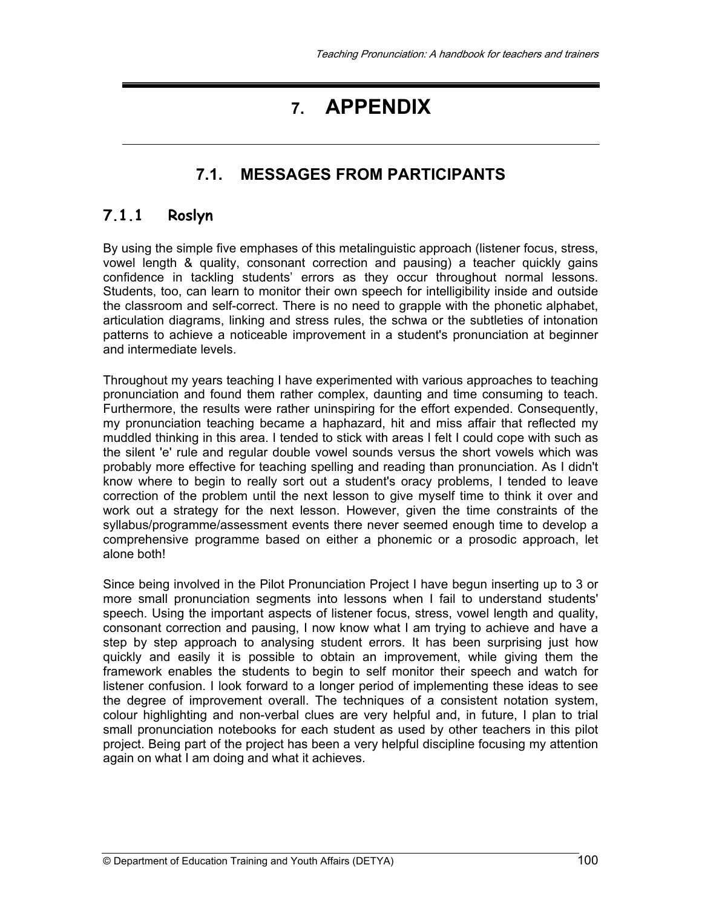# 7. APPENDIX

## 7.1. MESSAGES FROM PARTICIPANTS

### 7.1.1 Roslyn

By using the simple five emphases of this metalinguistic approach (listener focus, stress, vowel length & quality, consonant correction and pausing) a teacher quickly gains confidence in tackling students' errors as they occur throughout normal lessons. Students, too, can learn to monitor their own speech for intelligibility inside and outside the classroom and self-correct. There is no need to grapple with the phonetic alphabet, articulation diagrams, linking and stress rules, the schwa or the subtleties of intonation patterns to achieve a noticeable improvement in a student's pronunciation at beginner and intermediate levels.

Throughout my years teaching I have experimented with various approaches to teaching pronunciation and found them rather complex, daunting and time consuming to teach. Furthermore, the results were rather uninspiring for the effort expended. Consequently, my pronunciation teaching became a haphazard, hit and miss affair that reflected my muddled thinking in this area. I tended to stick with areas I felt I could cope with such as the silent 'e' rule and regular double vowel sounds versus the short vowels which was probably more effective for teaching spelling and reading than pronunciation. As I didn't know where to begin to really sort out a student's oracy problems, I tended to leave correction of the problem until the next lesson to give myself time to think it over and work out a strategy for the next lesson. However, given the time constraints of the syllabus/programme/assessment events there never seemed enough time to develop a comprehensive programme based on either a phonemic or a prosodic approach, let alone both!

Since being involved in the Pilot Pronunciation Project I have begun inserting up to 3 or more small pronunciation segments into lessons when I fail to understand students' speech. Using the important aspects of listener focus, stress, vowel length and quality, consonant correction and pausing, I now know what I am trying to achieve and have a step by step approach to analysing student errors. It has been surprising just how quickly and easily it is possible to obtain an improvement, while giving them the framework enables the students to begin to self monitor their speech and watch for listener confusion. I look forward to a longer period of implementing these ideas to see the degree of improvement overall. The techniques of a consistent notation system, colour highlighting and non-verbal clues are very helpful and, in future, I plan to trial small pronunciation notebooks for each student as used by other teachers in this pilot project. Being part of the project has been a very helpful discipline focusing my attention again on what I am doing and what it achieves.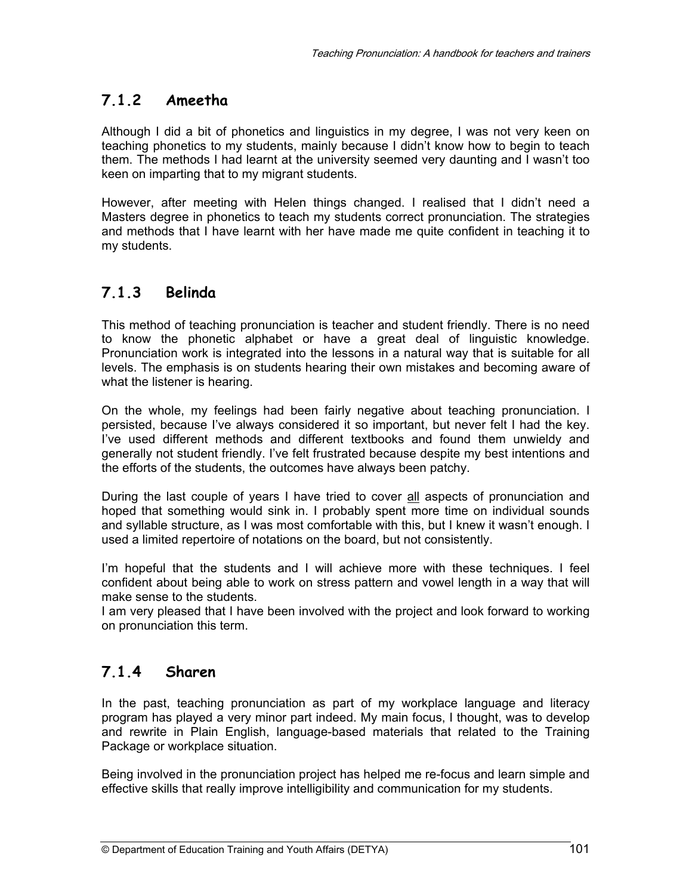### 7.1.2 Ameetha

Although I did a bit of phonetics and linguistics in my degree, I was not very keen on teaching phonetics to my students, mainly because I didn't know how to begin to teach them. The methods I had learnt at the university seemed very daunting and I wasn't too keen on imparting that to my migrant students.

However, after meeting with Helen things changed. I realised that I didn't need a Masters degree in phonetics to teach my students correct pronunciation. The strategies and methods that I have learnt with her have made me quite confident in teaching it to my students.

### 7.1.3 Belinda

This method of teaching pronunciation is teacher and student friendly. There is no need to know the phonetic alphabet or have a great deal of linguistic knowledge. Pronunciation work is integrated into the lessons in a natural way that is suitable for all levels. The emphasis is on students hearing their own mistakes and becoming aware of what the listener is hearing.

On the whole, my feelings had been fairly negative about teaching pronunciation. I persisted, because I've always considered it so important, but never felt I had the key. I've used different methods and different textbooks and found them unwieldy and generally not student friendly. I've felt frustrated because despite my best intentions and the efforts of the students, the outcomes have always been patchy.

During the last couple of years I have tried to cover <u>all</u> aspects of pronunciation and hoped that something would sink in. I probably spent more time on individual sounds and syllable structure, as I was most comfortable with this, but I knew it wasn't enough. I used a limited repertoire of notations on the board, but not consistently.

I'm hopeful that the students and I will achieve more with these techniques. I feel confident about being able to work on stress pattern and vowel length in a way that will make sense to the students.
I am very pleased that I have been involved with the project and look forward to working on pronunciation this term.

### 7.1.4 Sharen

In the past, teaching pronunciation as part of my workplace language and literacy program has played a very minor part indeed. My main focus, I thought, was to develop and rewrite in Plain English, language-based materials that related to the Training Package or workplace situation.

Being involved in the pronunciation project has helped me re-focus and learn simple and effective skills that really improve intelligibility and communication for my students.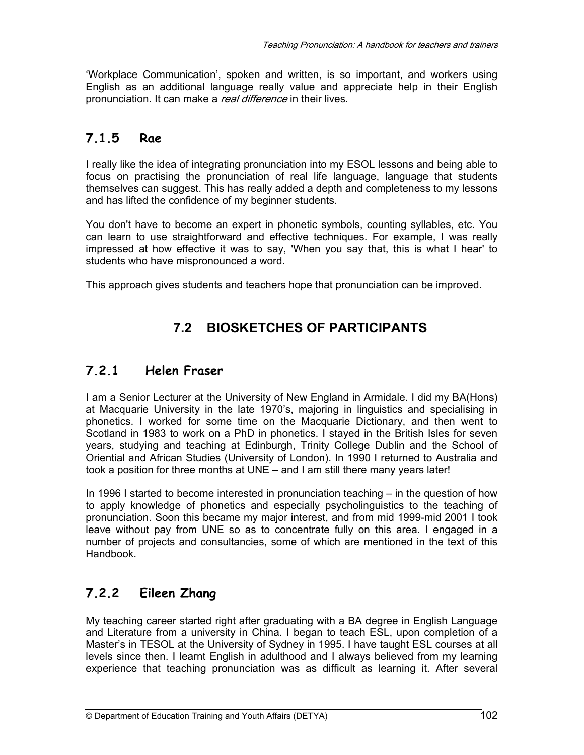'Workplace Communication', spoken and written, is so important, and workers using English as an additional language really value and appreciate help in their English pronunciation. It can make a *real difference* in their lives.

### 7.1.5 Rae

I really like the idea of integrating pronunciation into my ESOL lessons and being able to focus on practising the pronunciation of real life language, language that students themselves can suggest. This has really added a depth and completeness to my lessons and has lifted the confidence of my beginner students.

You don't have to become an expert in phonetic symbols, counting syllables, etc. You can learn to use straightforward and effective techniques. For example, I was really impressed at how effective it was to say, 'When you say that, this is what I hear' to students who have mispronounced a word.

This approach gives students and teachers hope that pronunciation can be improved.

## 7.2 BIOSKETCHES OF PARTICIPANTS

### 7.2.1 Helen Fraser

I am a Senior Lecturer at the University of New England in Armidale. I did my BA(Hons) at Macquarie University in the late 1970's, majoring in linguistics and specialising in phonetics. I worked for some time on the Macquarie Dictionary, and then went to Scotland in 1983 to work on a PhD in phonetics. I stayed in the British Isles for seven years, studying and teaching at Edinburgh, Trinity College Dublin and the School of Oriential and African Studies (University of London). In 1990 I returned to Australia and took a position for three months at UNE – and I am still there many years later!

In 1996 I started to become interested in pronunciation teaching – in the question of how to apply knowledge of phonetics and especially psycholinguistics to the teaching of pronunciation. Soon this became my major interest, and from mid 1999-mid 2001 I took leave without pay from UNE so as to concentrate fully on this area. I engaged in a number of projects and consultancies, some of which are mentioned in the text of this Handbook.

### 7.2.2 Eileen Zhang

My teaching career started right after graduating with a BA degree in English Language and Literature from a university in China. I began to teach ESL, upon completion of a Master's in TESOL at the University of Sydney in 1995. I have taught ESL courses at all levels since then. I learnt English in adulthood and I always believed from my learning experience that teaching pronunciation was as difficult as learning it. After several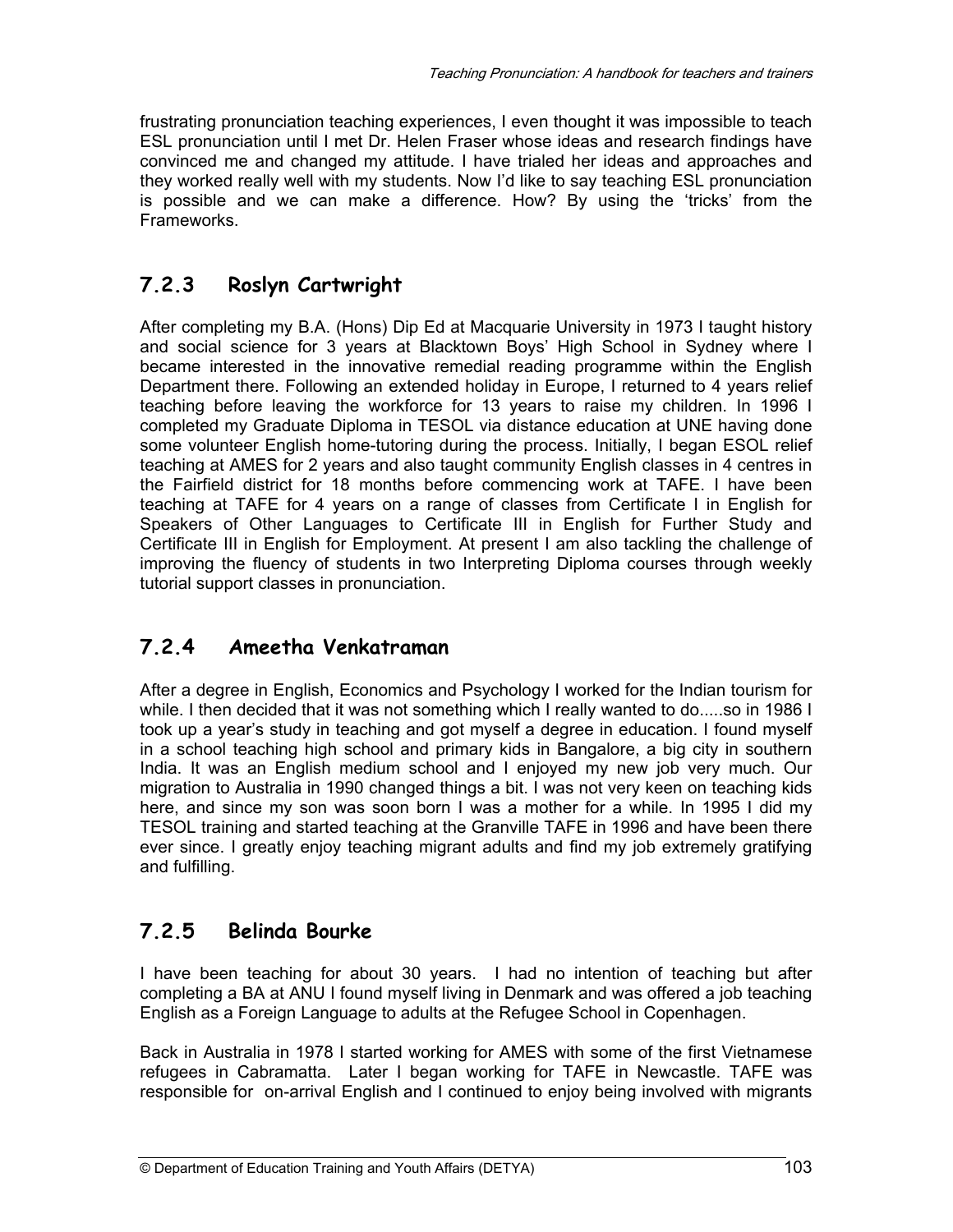frustrating pronunciation teaching experiences, I even thought it was impossible to teach ESL pronunciation until I met Dr. Helen Fraser whose ideas and research findings have convinced me and changed my attitude. I have trialed her ideas and approaches and they worked really well with my students. Now I'd like to say teaching ESL pronunciation is possible and we can make a difference. How? By using the 'tricks' from the Frameworks.

### 7.2.3 Roslyn Cartwright

After completing my B.A. (Hons) Dip Ed at Macquarie University in 1973 I taught history and social science for 3 years at Blacktown Boys' High School in Sydney where I became interested in the innovative remedial reading programme within the English Department there. Following an extended holiday in Europe, I returned to 4 years relief teaching before leaving the workforce for 13 years to raise my children. In 1996 I completed my Graduate Diploma in TESOL via distance education at UNE having done some volunteer English home-tutoring during the process. Initially, I began ESOL relief teaching at AMES for 2 years and also taught community English classes in 4 centres in the Fairfield district for 18 months before commencing work at TAFE. I have been teaching at TAFE for 4 years on a range of classes from Certificate I in English for Speakers of Other Languages to Certificate III in English for Further Study and Certificate III in English for Employment. At present I am also tackling the challenge of improving the fluency of students in two Interpreting Diploma courses through weekly tutorial support classes in pronunciation.

### 7.2.4 Ameetha Venkatraman

After a degree in English, Economics and Psychology I worked for the Indian tourism for while. I then decided that it was not something which I really wanted to do.....so in 1986 I took up a year's study in teaching and got myself a degree in education. I found myself in a school teaching high school and primary kids in Bangalore, a big city in southern India. It was an English medium school and I enjoyed my new job very much. Our migration to Australia in 1990 changed things a bit. I was not very keen on teaching kids here, and since my son was soon born I was a mother for a while. In 1995 I did my TESOL training and started teaching at the Granville TAFE in 1996 and have been there ever since. I greatly enjoy teaching migrant adults and find my job extremely gratifying and fulfilling.

### 7.2.5 Belinda Bourke

I have been teaching for about 30 years. I had no intention of teaching but after completing a BA at ANU I found myself living in Denmark and was offered a job teaching English as a Foreign Language to adults at the Refugee School in Copenhagen.

Back in Australia in 1978 I started working for AMES with some of the first Vietnamese refugees in Cabramatta. Later I began working for TAFE in Newcastle. TAFE was responsible for on-arrival English and I continued to enjoy being involved with migrants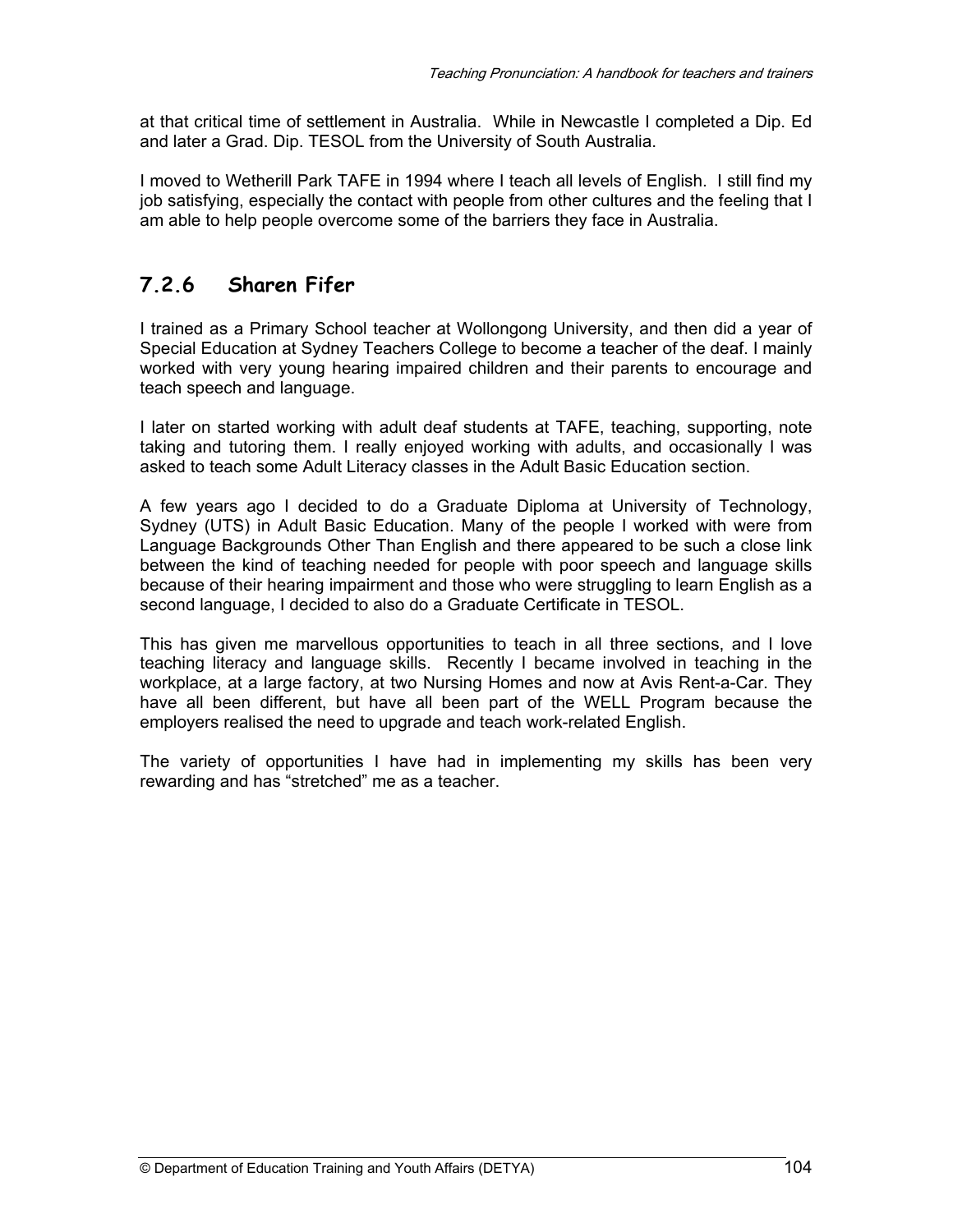at that critical time of settlement in Australia. While in Newcastle I completed a Dip. Ed and later a Grad. Dip. TESOL from the University of South Australia.

I moved to Wetherill Park TAFE in 1994 where I teach all levels of English. I still find my job satisfying, especially the contact with people from other cultures and the feeling that I am able to help people overcome some of the barriers they face in Australia.

### 7.2.6 Sharen Fifer

I trained as a Primary School teacher at Wollongong University, and then did a year of Special Education at Sydney Teachers College to become a teacher of the deaf. I mainly worked with very young hearing impaired children and their parents to encourage and teach speech and language.

I later on started working with adult deaf students at TAFE, teaching, supporting, note taking and tutoring them. I really enjoyed working with adults, and occasionally I was asked to teach some Adult Literacy classes in the Adult Basic Education section.

A few years ago I decided to do a Graduate Diploma at University of Technology, Sydney (UTS) in Adult Basic Education. Many of the people I worked with were from Language Backgrounds Other Than English and there appeared to be such a close link between the kind of teaching needed for people with poor speech and language skills because of their hearing impairment and those who were struggling to learn English as a second language, I decided to also do a Graduate Certificate in TESOL.

This has given me marvellous opportunities to teach in all three sections, and I love teaching literacy and language skills. Recently I became involved in teaching in the workplace, at a large factory, at two Nursing Homes and now at Avis Rent-a-Car. They have all been different, but have all been part of the WELL Program because the employers realised the need to upgrade and teach work-related English.

The variety of opportunities I have had in implementing my skills has been very rewarding and has "stretched" me as a teacher.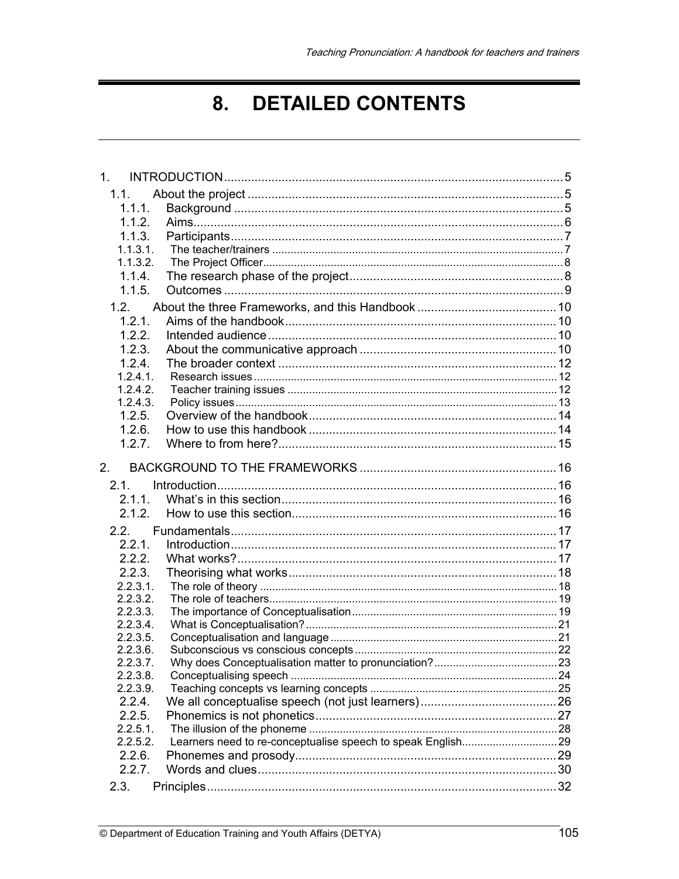# 8. DETAILED CONTENTS

1. INTRODUCTION ..... 5
   - 1.1. About the project ..... 5
     - 1.1.1. Background ..... 5
     - 1.1.2. Aims ..... 6
     - 1.1.3. Participants ..... 7
       - 1.1.3.1. The teacher/trainers ..... 7
       - 1.1.3.2. The Project Officer ..... 8
     - 1.1.4. The research phase of the project ..... 8
     - 1.1.5. Outcomes ..... 9
   - 1.2. About the three Frameworks, and this Handbook ..... 10
     - 1.2.1. Aims of the handbook ..... 10
     - 1.2.2. Intended audience ..... 10
     - 1.2.3. About the communicative approach ..... 10
     - 1.2.4. The broader context ..... 12
       - 1.2.4.1. Research issues ..... 12
       - 1.2.4.2. Teacher training issues ..... 12
       - 1.2.4.3. Policy issues ..... 13
     - 1.2.5. Overview of the handbook ..... 14
     - 1.2.6. How to use this handbook ..... 14
     - 1.2.7. Where to from here? ..... 15
2. BACKGROUND TO THE FRAMEWORKS ..... 16
   - 2.1. Introduction ..... 16
     - 2.1.1. What's in this section ..... 16
     - 2.1.2. How to use this section ..... 16
   - 2.2. Fundamentals ..... 17
     - 2.2.1. Introduction ..... 17
     - 2.2.2. What works? ..... 17
     - 2.2.3. Theorising what works ..... 18
       - 2.2.3.1. The role of theory ..... 18
       - 2.2.3.2. The role of teachers ..... 19
       - 2.2.3.3. The importance of Conceptualisation ..... 19
       - 2.2.3.4. What is Conceptualisation? ..... 21
       - 2.2.3.5. Conceptualisation and language ..... 21
       - 2.2.3.6. Subconscious vs conscious concepts ..... 22
       - 2.2.3.7. Why does Conceptualisation matter to pronunciation? ..... 23
       - 2.2.3.8. Conceptualising speech ..... 24
       - 2.2.3.9. Teaching concepts vs learning concepts ..... 25
     - 2.2.4. We all conceptualise speech (not just learners) ..... 26
     - 2.2.5. Phonemics is not phonetics ..... 27
       - 2.2.5.1. The illusion of the phoneme ..... 28
       - 2.2.5.2. Learners need to re-conceptualise speech to speak English ..... 29
     - 2.2.6. Phonemes and prosody ..... 29
     - 2.2.7. Words and clues ..... 30
   - 2.3. Principles ..... 32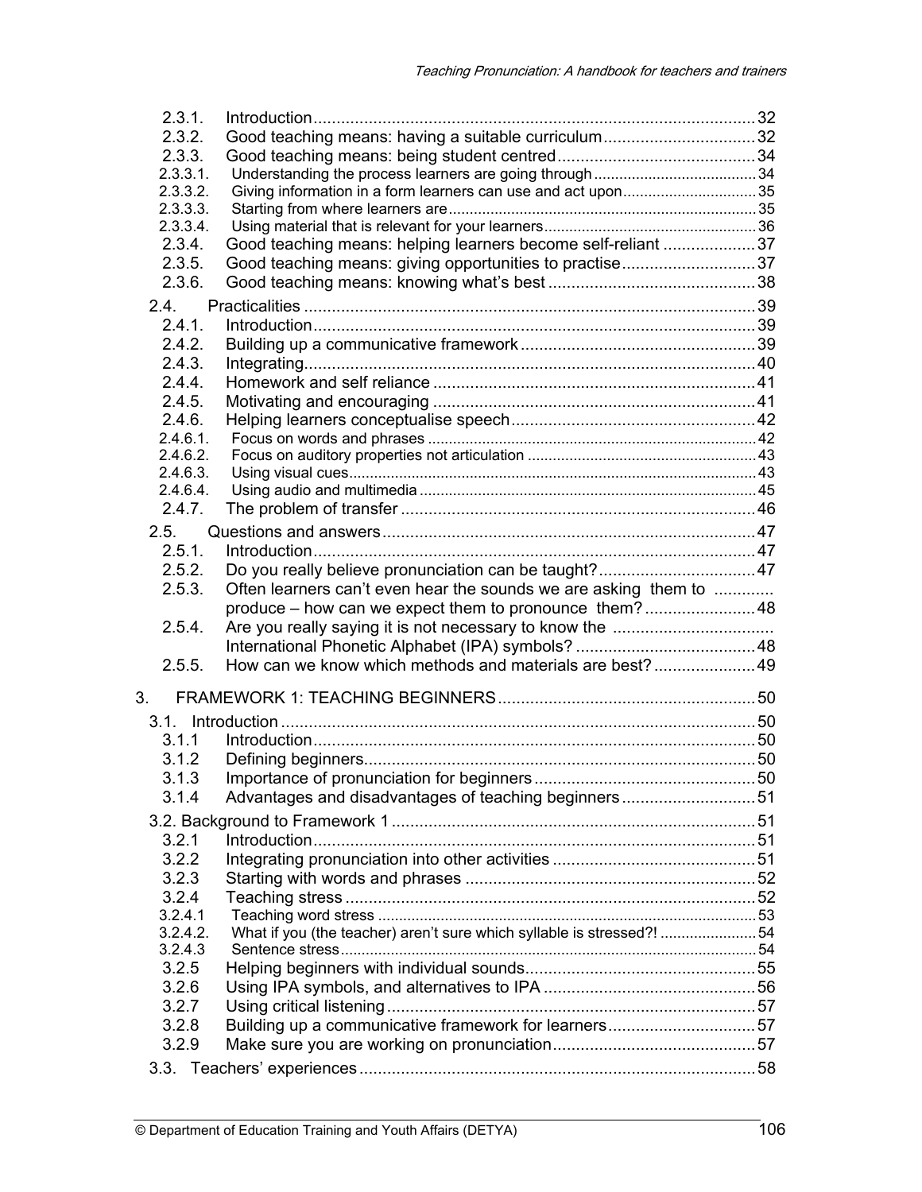- 2.3.1. Introduction ... 32
- 2.3.2. Good teaching means: having a suitable curriculum ... 32
- 2.3.3. Good teaching means: being student centred ... 34
  - 2.3.3.1. Understanding the process learners are going through ... 34
  - 2.3.3.2. Giving information in a form learners can use and act upon ... 35
  - 2.3.3.3. Starting from where learners are ... 35
  - 2.3.3.4. Using material that is relevant for your learners ... 36
- 2.3.4. Good teaching means: helping learners become self-reliant ... 37
- 2.3.5. Good teaching means: giving opportunities to practise ... 37
- 2.3.6. Good teaching means: knowing what's best ... 38

2.4. Practicalities ... 39
- 2.4.1. Introduction ... 39
- 2.4.2. Building up a communicative framework ... 39
- 2.4.3. Integrating ... 40
- 2.4.4. Homework and self reliance ... 41
- 2.4.5. Motivating and encouraging ... 41
- 2.4.6. Helping learners conceptualise speech ... 42
  - 2.4.6.1. Focus on words and phrases ... 42
  - 2.4.6.2. Focus on auditory properties not articulation ... 43
  - 2.4.6.3. Using visual cues ... 43
  - 2.4.6.4. Using audio and multimedia ... 45
- 2.4.7. The problem of transfer ... 46

2.5. Questions and answers ... 47
- 2.5.1. Introduction ... 47
- 2.5.2. Do you really believe pronunciation can be taught? ... 47
- 2.5.3. Often learners can't even hear the sounds we are asking them to produce – how can we expect them to pronounce them? ... 48
- 2.5.4. Are you really saying it is not necessary to know the International Phonetic Alphabet (IPA) symbols? ... 48
- 2.5.5. How can we know which methods and materials are best? ... 49

3. FRAMEWORK 1: TEACHING BEGINNERS ... 50

3.1. Introduction ... 50
- 3.1.1 Introduction ... 50
- 3.1.2 Defining beginners ... 50
- 3.1.3 Importance of pronunciation for beginners ... 50
- 3.1.4 Advantages and disadvantages of teaching beginners ... 51

3.2. Background to Framework 1 ... 51
- 3.2.1 Introduction ... 51
- 3.2.2 Integrating pronunciation into other activities ... 51
- 3.2.3 Starting with words and phrases ... 52
- 3.2.4 Teaching stress ... 52
  - 3.2.4.1 Teaching word stress ... 53
  - 3.2.4.2. What if you (the teacher) aren't sure which syllable is stressed?! ... 54
  - 3.2.4.3 Sentence stress ... 54
- 3.2.5 Helping beginners with individual sounds ... 55
- 3.2.6 Using IPA symbols, and alternatives to IPA ... 56
- 3.2.7 Using critical listening ... 57
- 3.2.8 Building up a communicative framework for learners ... 57
- 3.2.9 Make sure you are working on pronunciation ... 57

3.3. Teachers' experiences ... 58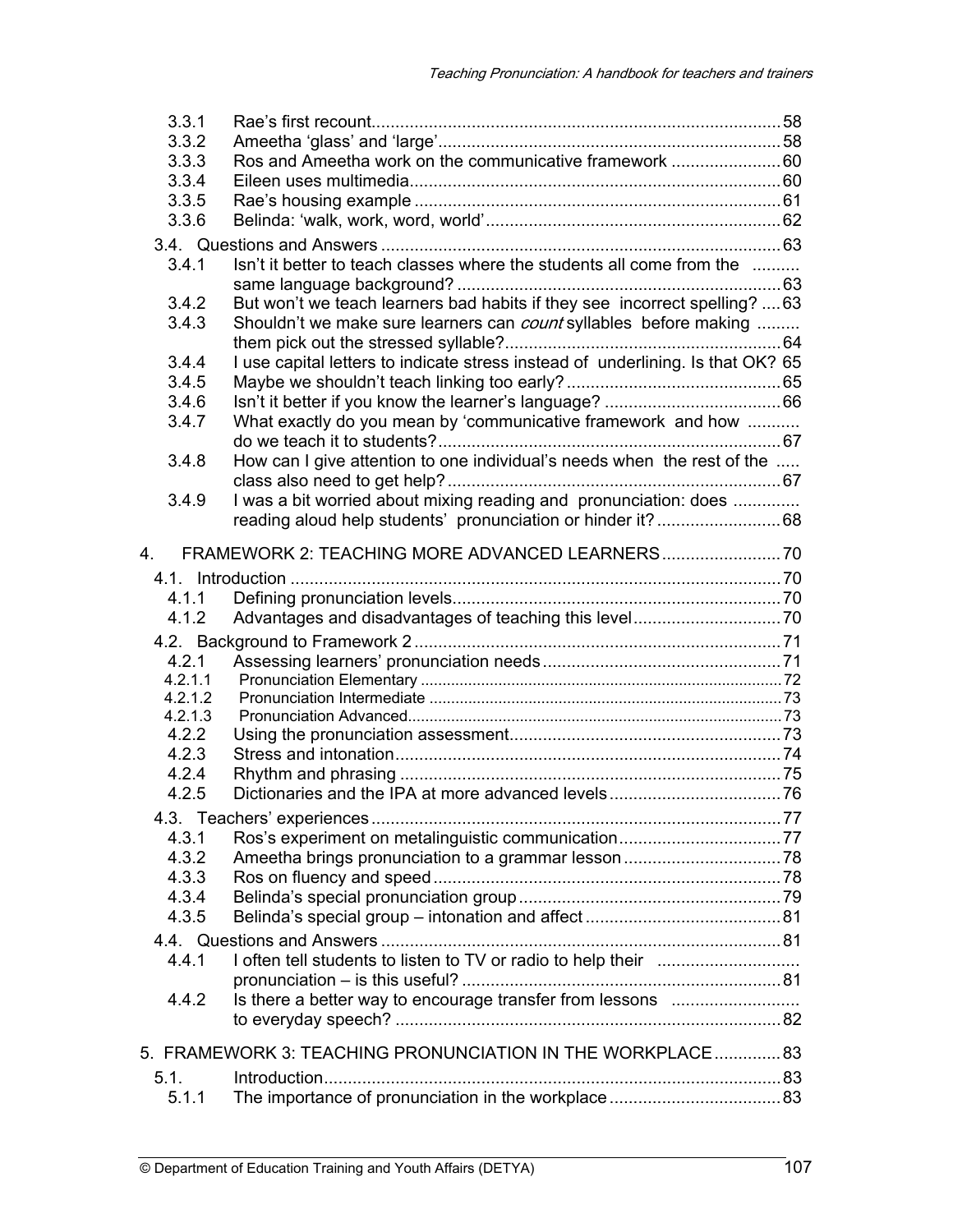3.3.1 Rae's first recount ........ 58
3.3.2 Ameetha 'glass' and 'large' ........ 58
3.3.3 Ros and Ameetha work on the communicative framework ........ 60
3.3.4 Eileen uses multimedia ........ 60
3.3.5 Rae's housing example ........ 61
3.3.6 Belinda: 'walk, work, word, world' ........ 62

3.4. Questions and Answers ........ 63
3.4.1 Isn't it better to teach classes where the students all come from the same language background? ........ 63
3.4.2 But won't we teach learners bad habits if they see incorrect spelling? ........ 63
3.4.3 Shouldn't we make sure learners can *count* syllables before making them pick out the stressed syllable? ........ 64
3.4.4 I use capital letters to indicate stress instead of underlining. Is that OK? ........ 65
3.4.5 Maybe we shouldn't teach linking too early? ........ 65
3.4.6 Isn't it better if you know the learner's language? ........ 66
3.4.7 What exactly do you mean by 'communicative framework and how do we teach it to students? ........ 67
3.4.8 How can I give attention to one individual's needs when the rest of the class also need to get help? ........ 67
3.4.9 I was a bit worried about mixing reading and pronunciation: does reading aloud help students' pronunciation or hinder it? ........ 68

4. FRAMEWORK 2: TEACHING MORE ADVANCED LEARNERS ........ 70

4.1. Introduction ........ 70
4.1.1 Defining pronunciation levels ........ 70
4.1.2 Advantages and disadvantages of teaching this level ........ 70

4.2. Background to Framework 2 ........ 71
4.2.1 Assessing learners' pronunciation needs ........ 71
4.2.1.1 Pronunciation Elementary ........ 72
4.2.1.2 Pronunciation Intermediate ........ 73
4.2.1.3 Pronunciation Advanced ........ 73
4.2.2 Using the pronunciation assessment ........ 73
4.2.3 Stress and intonation ........ 74
4.2.4 Rhythm and phrasing ........ 75
4.2.5 Dictionaries and the IPA at more advanced levels ........ 76

4.3. Teachers' experiences ........ 77
4.3.1 Ros's experiment on metalinguistic communication ........ 77
4.3.2 Ameetha brings pronunciation to a grammar lesson ........ 78
4.3.3 Ros on fluency and speed ........ 78
4.3.4 Belinda's special pronunciation group ........ 79
4.3.5 Belinda's special group – intonation and affect ........ 81

4.4. Questions and Answers ........ 81
4.4.1 I often tell students to listen to TV or radio to help their pronunciation – is this useful? ........ 81
4.4.2 Is there a better way to encourage transfer from lessons to everyday speech? ........ 82

5. FRAMEWORK 3: TEACHING PRONUNCIATION IN THE WORKPLACE ........ 83

5.1. Introduction ........ 83
5.1.1 The importance of pronunciation in the workplace ........ 83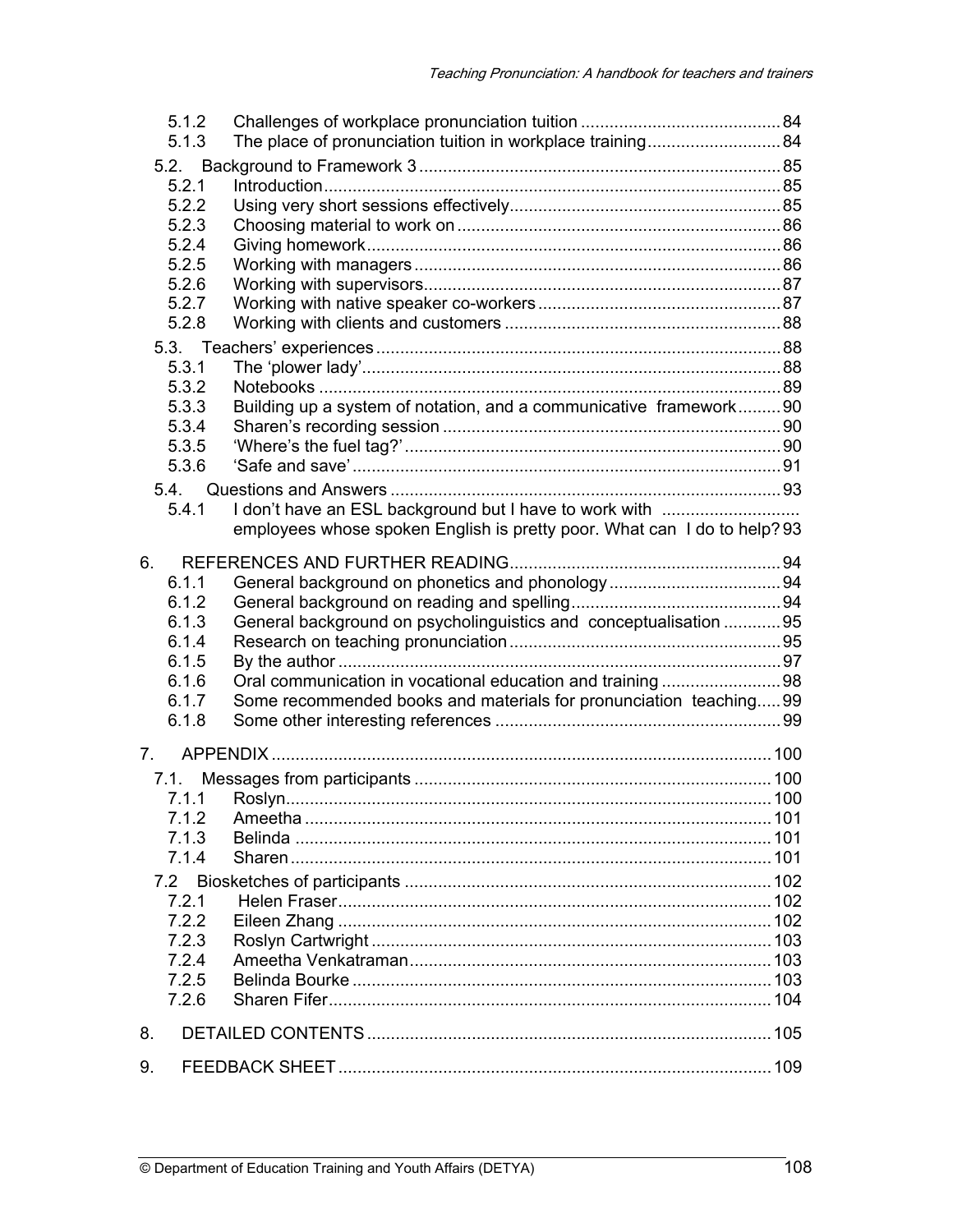5.1.2 Challenges of workplace pronunciation tuition .......................................... 84
5.1.3 The place of pronunciation tuition in workplace training............................ 84

5.2. Background to Framework 3 ............................................................................ 85
5.2.1 Introduction................................................................................................ 85
5.2.2 Using very short sessions effectively......................................................... 85
5.2.3 Choosing material to work on .................................................................... 86
5.2.4 Giving homework....................................................................................... 86
5.2.5 Working with managers ............................................................................. 86
5.2.6 Working with supervisors........................................................................... 87
5.2.7 Working with native speaker co-workers ................................................... 87
5.2.8 Working with clients and customers .......................................................... 88

5.3. Teachers' experiences ..................................................................................... 88
5.3.1 The 'plower lady'........................................................................................ 88
5.3.2 Notebooks ................................................................................................. 89
5.3.3 Building up a system of notation, and a communicative framework......... 90
5.3.4 Sharen's recording session ....................................................................... 90
5.3.5 'Where's the fuel tag?'............................................................................... 90
5.3.6 'Safe and save'........................................................................................... 91

5.4. Questions and Answers .................................................................................. 93
5.4.1 I don't have an ESL background but I have to work with employees whose spoken English is pretty poor. What can I do to help? 93

6. REFERENCES AND FURTHER READING......................................................... 94
6.1.1 General background on phonetics and phonology .................................... 94
6.1.2 General background on reading and spelling............................................ 94
6.1.3 General background on psycholinguistics and conceptualisation ............ 95
6.1.4 Research on teaching pronunciation ......................................................... 95
6.1.5 By the author ............................................................................................. 97
6.1.6 Oral communication in vocational education and training ......................... 98
6.1.7 Some recommended books and materials for pronunciation teaching..... 99
6.1.8 Some other interesting references ............................................................ 99

7. APPENDIX ......................................................................................................... 100

7.1. Messages from participants ........................................................................... 100
7.1.1 Roslyn...................................................................................................... 100
7.1.2 Ameetha .................................................................................................. 101
7.1.3 Belinda .................................................................................................... 101
7.1.4 Sharen ..................................................................................................... 101

7.2 Biosketches of participants ............................................................................. 102
7.2.1 Helen Fraser............................................................................................. 102
7.2.2 Eileen Zhang ............................................................................................ 102
7.2.3 Roslyn Cartwright .................................................................................... 103
7.2.4 Ameetha Venkatraman............................................................................. 103
7.2.5 Belinda Bourke ........................................................................................ 103
7.2.6 Sharen Fifer............................................................................................. 104

8. DETAILED CONTENTS ..................................................................................... 105

9. FEEDBACK SHEET ........................................................................................... 109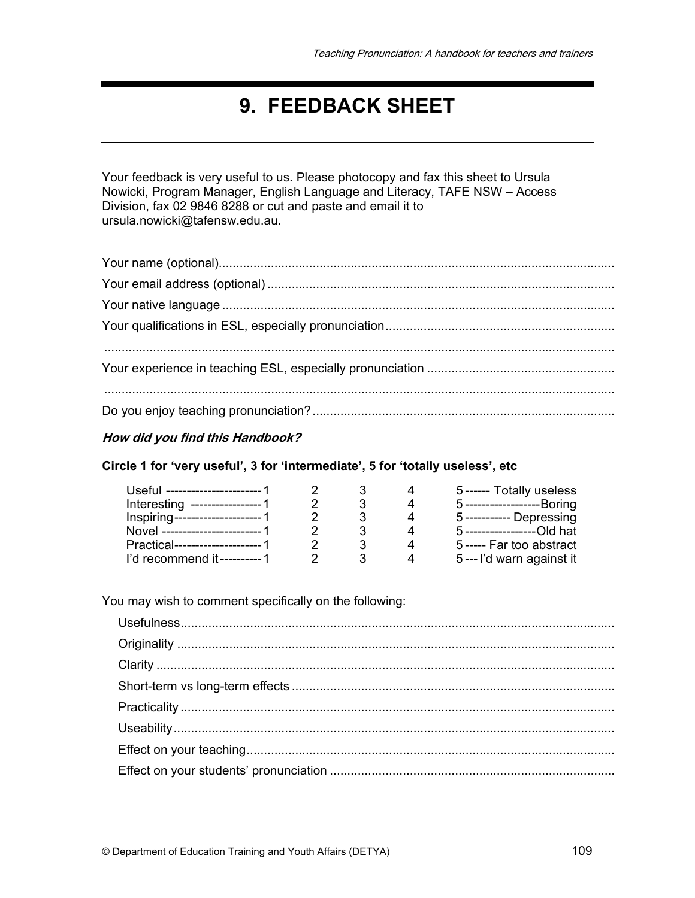# 9. FEEDBACK SHEET

Your feedback is very useful to us. Please photocopy and fax this sheet to Ursula Nowicki, Program Manager, English Language and Literacy, TAFE NSW – Access Division, fax 02 9846 8288 or cut and paste and email it to ursula.nowicki@tafensw.edu.au.

Your name (optional)..................................................................................................................

Your email address (optional) ....................................................................................................

Your native language .................................................................................................................

Your qualifications in ESL, especially pronunciation..................................................................

...................................................................................................................................................

Your experience in teaching ESL, especially pronunciation ......................................................

...................................................................................................................................................

Do you enjoy teaching pronunciation? ......................................................................................

***How did you find this Handbook?***

**Circle 1 for 'very useful', 3 for 'intermediate', 5 for 'totally useless', etc**

| | | | | | |
|---|---|---|---|---|---|
| Useful ----------------------- | 1 | 2 | 3 | 4 | 5 ------ Totally useless |
| Interesting ----------------- | 1 | 2 | 3 | 4 | 5 ------------------Boring |
| Inspiring--------------------- | 1 | 2 | 3 | 4 | 5 ----------- Depressing |
| Novel ------------------------ | 1 | 2 | 3 | 4 | 5 -----------------Old hat |
| Practical--------------------- | 1 | 2 | 3 | 4 | 5 ----- Far too abstract |
| I'd recommend it ---------- | 1 | 2 | 3 | 4 | 5 --- I'd warn against it |

You may wish to comment specifically on the following:

Usefulness.............................................................................................................................

Originality .............................................................................................................................

Clarity ...................................................................................................................................

Short-term vs long-term effects .............................................................................................

Practicality .............................................................................................................................

Useability...............................................................................................................................

Effect on your teaching..........................................................................................................

Effect on your students' pronunciation ..................................................................................

© Department of Education Training and Youth Affairs (DETYA)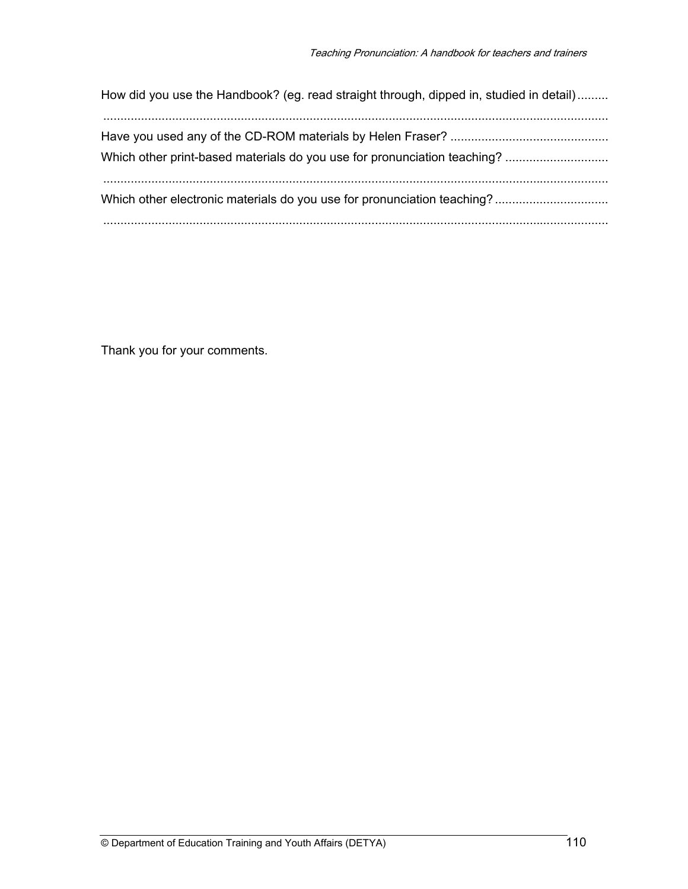How did you use the Handbook? (eg. read straight through, dipped in, studied in detail).........

...................................................................................................................................................

Have you used any of the CD-ROM materials by Helen Fraser? .............................................

Which other print-based materials do you use for pronunciation teaching? ..............................

...................................................................................................................................................

Which other electronic materials do you use for pronunciation teaching? .................................

...................................................................................................................................................

Thank you for your comments.

© Department of Education Training and Youth Affairs (DETYA)